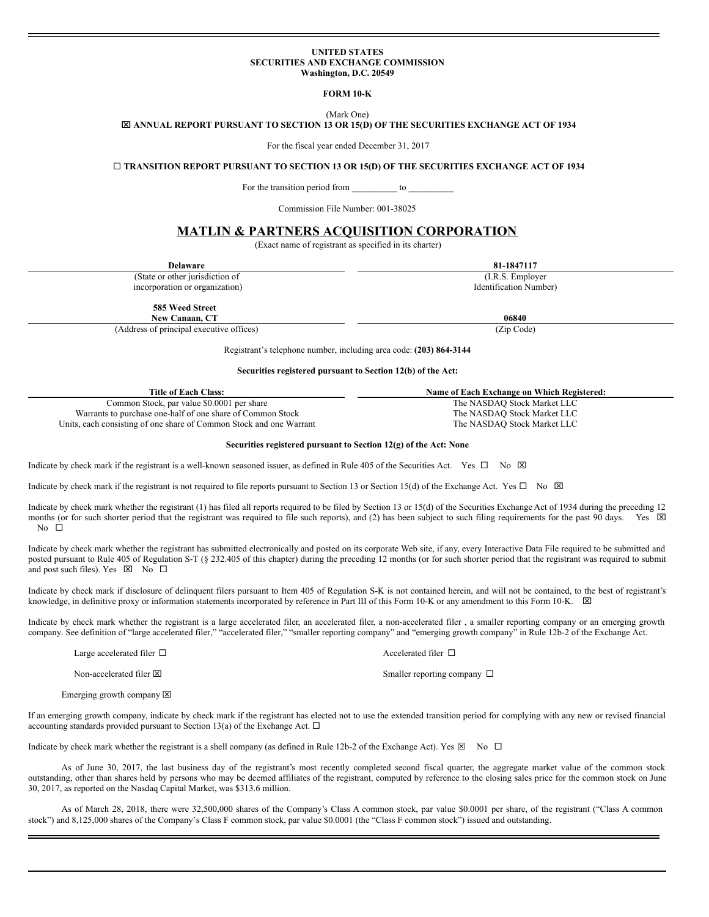**UNITED STATES**
**SECURITIES AND EXCHANGE COMMISSION**
**Washington, D.C. 20549**

**FORM 10-K**

(Mark One)

☒ **ANNUAL REPORT PURSUANT TO SECTION 13 OR 15(D) OF THE SECURITIES EXCHANGE ACT OF 1934**

For the fiscal year ended December 31, 2017

☐ **TRANSITION REPORT PURSUANT TO SECTION 13 OR 15(D) OF THE SECURITIES EXCHANGE ACT OF 1934**

For the transition period from __________ to __________

Commission File Number: 001-38025

# MATLIN & PARTNERS ACQUISITION CORPORATION

(Exact name of registrant as specified in its charter)

| **Delaware** | **81-1847117** |
|---|---|
| (State or other jurisdiction of incorporation or organization) | (I.R.S. Employer Identification Number) |
| **585 Weed Street New Canaan, CT** | **06840** |
| (Address of principal executive offices) | (Zip Code) |

Registrant's telephone number, including area code: **(203) 864-3144**

**Securities registered pursuant to Section 12(b) of the Act:**

| Title of Each Class: | Name of Each Exchange on Which Registered: |
|---|---|
| Common Stock, par value $0.0001 per share | The NASDAQ Stock Market LLC |
| Warrants to purchase one-half of one share of Common Stock | The NASDAQ Stock Market LLC |
| Units, each consisting of one share of Common Stock and one Warrant | The NASDAQ Stock Market LLC |

**Securities registered pursuant to Section 12(g) of the Act: None**

Indicate by check mark if the registrant is a well-known seasoned issuer, as defined in Rule 405 of the Securities Act. Yes ☐ No ☒

Indicate by check mark if the registrant is not required to file reports pursuant to Section 13 or Section 15(d) of the Exchange Act. Yes ☐ No ☒

Indicate by check mark whether the registrant (1) has filed all reports required to be filed by Section 13 or 15(d) of the Securities Exchange Act of 1934 during the preceding 12 months (or for such shorter period that the registrant was required to file such reports), and (2) has been subject to such filing requirements for the past 90 days. Yes ☒ No ☐

Indicate by check mark whether the registrant has submitted electronically and posted on its corporate Web site, if any, every Interactive Data File required to be submitted and posted pursuant to Rule 405 of Regulation S-T (§ 232.405 of this chapter) during the preceding 12 months (or for such shorter period that the registrant was required to submit and post such files). Yes ☒ No ☐

Indicate by check mark if disclosure of delinquent filers pursuant to Item 405 of Regulation S-K is not contained herein, and will not be contained, to the best of registrant's knowledge, in definitive proxy or information statements incorporated by reference in Part III of this Form 10-K or any amendment to this Form 10-K. ☒

Indicate by check mark whether the registrant is a large accelerated filer, an accelerated filer, a non-accelerated filer , a smaller reporting company or an emerging growth company. See definition of "large accelerated filer," "accelerated filer," "smaller reporting company" and "emerging growth company" in Rule 12b-2 of the Exchange Act.

Large accelerated filer ☐ Accelerated filer ☐

Non-accelerated filer ☒ Smaller reporting company ☐

Emerging growth company ☒

If an emerging growth company, indicate by check mark if the registrant has elected not to use the extended transition period for complying with any new or revised financial accounting standards provided pursuant to Section 13(a) of the Exchange Act. ☐

Indicate by check mark whether the registrant is a shell company (as defined in Rule 12b-2 of the Exchange Act). Yes ☒ No ☐

As of June 30, 2017, the last business day of the registrant's most recently completed second fiscal quarter, the aggregate market value of the common stock outstanding, other than shares held by persons who may be deemed affiliates of the registrant, computed by reference to the closing sales price for the common stock on June 30, 2017, as reported on the Nasdaq Capital Market, was $313.6 million.

As of March 28, 2018, there were 32,500,000 shares of the Company's Class A common stock, par value $0.0001 per share, of the registrant ("Class A common stock") and 8,125,000 shares of the Company's Class F common stock, par value $0.0001 (the "Class F common stock") issued and outstanding.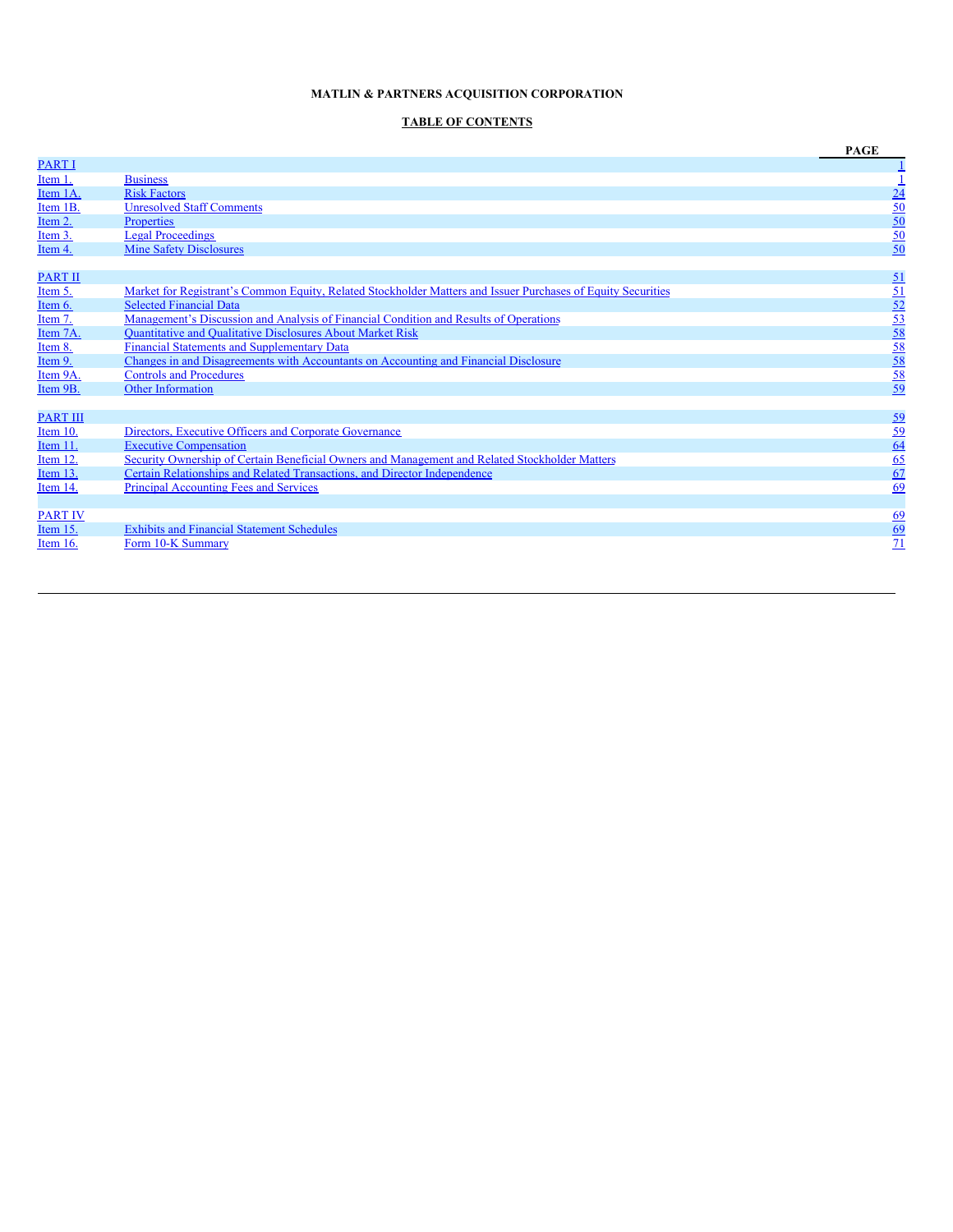**MATLIN & PARTNERS ACQUISITION CORPORATION**

**TABLE OF CONTENTS**

| | | PAGE |
|---|---|---|
| PART I | | 1 |
| Item 1. | Business | 1 |
| Item 1A. | Risk Factors | 24 |
| Item 1B. | Unresolved Staff Comments | 50 |
| Item 2. | Properties | 50 |
| Item 3. | Legal Proceedings | 50 |
| Item 4. | Mine Safety Disclosures | 50 |
| | | |
| PART II | | 51 |
| Item 5. | Market for Registrant's Common Equity, Related Stockholder Matters and Issuer Purchases of Equity Securities | 51 |
| Item 6. | Selected Financial Data | 52 |
| Item 7. | Management's Discussion and Analysis of Financial Condition and Results of Operations | 53 |
| Item 7A. | Quantitative and Qualitative Disclosures About Market Risk | 58 |
| Item 8. | Financial Statements and Supplementary Data | 58 |
| Item 9. | Changes in and Disagreements with Accountants on Accounting and Financial Disclosure | 58 |
| Item 9A. | Controls and Procedures | 58 |
| Item 9B. | Other Information | 59 |
| | | |
| PART III | | 59 |
| Item 10. | Directors, Executive Officers and Corporate Governance | 59 |
| Item 11. | Executive Compensation | 64 |
| Item 12. | Security Ownership of Certain Beneficial Owners and Management and Related Stockholder Matters | 65 |
| Item 13. | Certain Relationships and Related Transactions, and Director Independence | 67 |
| Item 14. | Principal Accounting Fees and Services | 69 |
| | | |
| PART IV | | 69 |
| Item 15. | Exhibits and Financial Statement Schedules | 69 |
| Item 16. | Form 10-K Summary | 71 |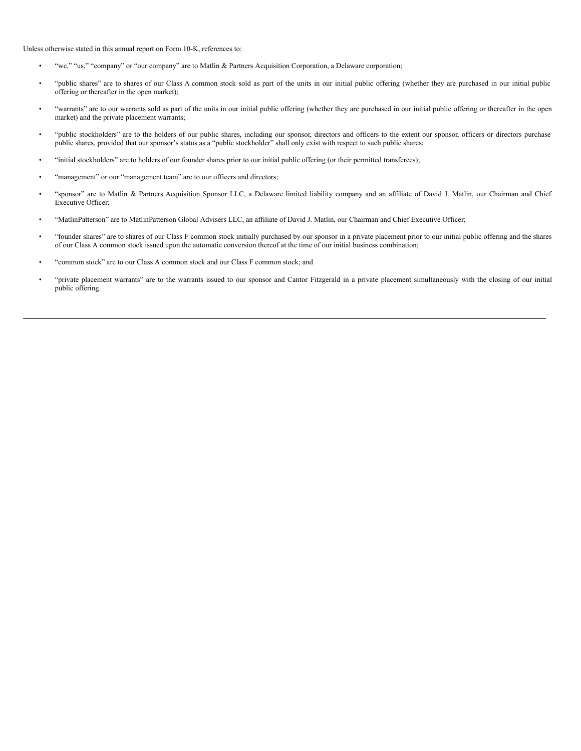Unless otherwise stated in this annual report on Form 10-K, references to:

- "we," "us," "company" or "our company" are to Matlin & Partners Acquisition Corporation, a Delaware corporation;
- "public shares" are to shares of our Class A common stock sold as part of the units in our initial public offering (whether they are purchased in our initial public offering or thereafter in the open market);
- "warrants" are to our warrants sold as part of the units in our initial public offering (whether they are purchased in our initial public offering or thereafter in the open market) and the private placement warrants;
- "public stockholders" are to the holders of our public shares, including our sponsor, directors and officers to the extent our sponsor, officers or directors purchase public shares, provided that our sponsor's status as a "public stockholder" shall only exist with respect to such public shares;
- "initial stockholders" are to holders of our founder shares prior to our initial public offering (or their permitted transferees);
- "management" or our "management team" are to our officers and directors;
- "sponsor" are to Matlin & Partners Acquisition Sponsor LLC, a Delaware limited liability company and an affiliate of David J. Matlin, our Chairman and Chief Executive Officer;
- "MatlinPatterson" are to MatlinPatterson Global Advisers LLC, an affiliate of David J. Matlin, our Chairman and Chief Executive Officer;
- "founder shares" are to shares of our Class F common stock initially purchased by our sponsor in a private placement prior to our initial public offering and the shares of our Class A common stock issued upon the automatic conversion thereof at the time of our initial business combination;
- "common stock" are to our Class A common stock and our Class F common stock; and
- "private placement warrants" are to the warrants issued to our sponsor and Cantor Fitzgerald in a private placement simultaneously with the closing of our initial public offering.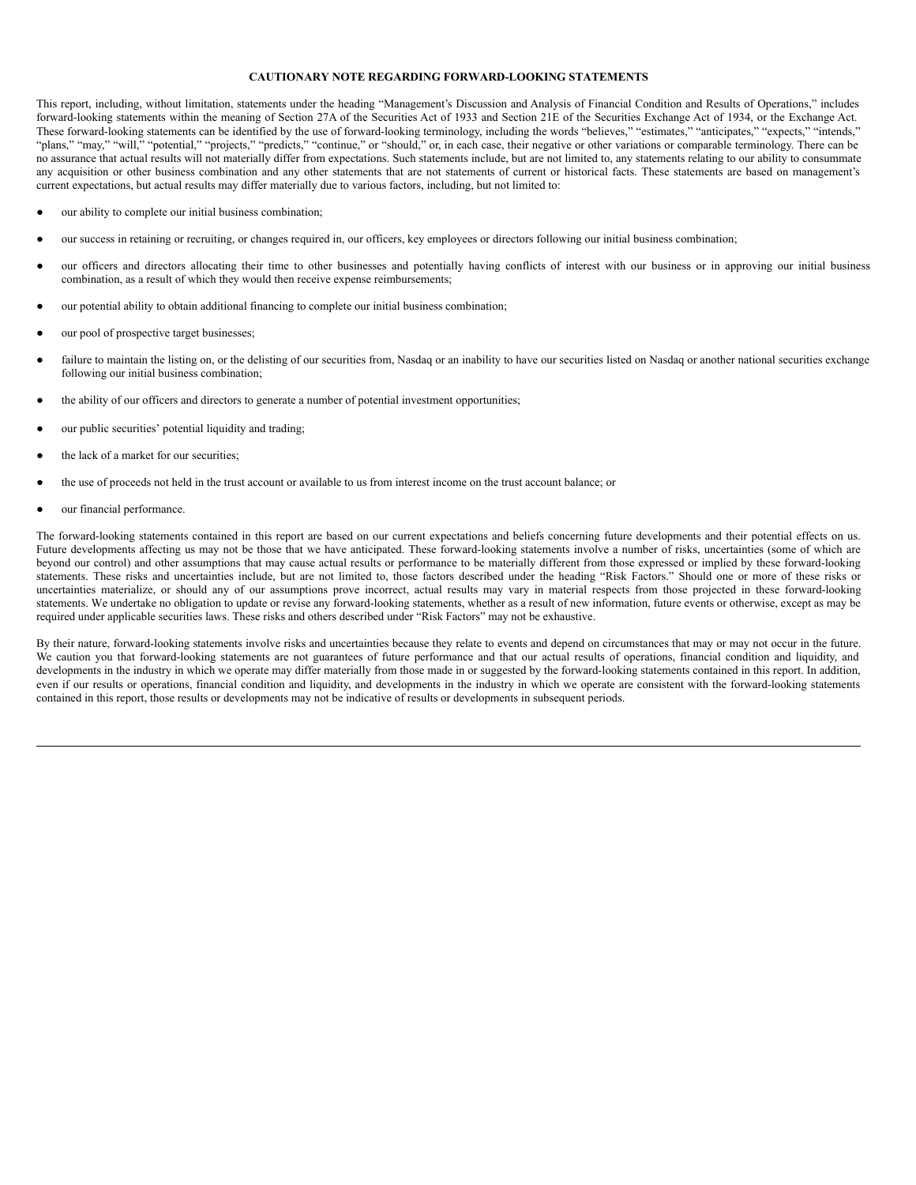# CAUTIONARY NOTE REGARDING FORWARD-LOOKING STATEMENTS

This report, including, without limitation, statements under the heading "Management's Discussion and Analysis of Financial Condition and Results of Operations," includes forward-looking statements within the meaning of Section 27A of the Securities Act of 1933 and Section 21E of the Securities Exchange Act of 1934, or the Exchange Act. These forward-looking statements can be identified by the use of forward-looking terminology, including the words "believes," "estimates," "anticipates," "expects," "intends," "plans," "may," "will," "potential," "projects," "predicts," "continue," or "should," or, in each case, their negative or other variations or comparable terminology. There can be no assurance that actual results will not materially differ from expectations. Such statements include, but are not limited to, any statements relating to our ability to consummate any acquisition or other business combination and any other statements that are not statements of current or historical facts. These statements are based on management's current expectations, but actual results may differ materially due to various factors, including, but not limited to:

- our ability to complete our initial business combination;
- our success in retaining or recruiting, or changes required in, our officers, key employees or directors following our initial business combination;
- our officers and directors allocating their time to other businesses and potentially having conflicts of interest with our business or in approving our initial business combination, as a result of which they would then receive expense reimbursements;
- our potential ability to obtain additional financing to complete our initial business combination;
- our pool of prospective target businesses;
- failure to maintain the listing on, or the delisting of our securities from, Nasdaq or an inability to have our securities listed on Nasdaq or another national securities exchange following our initial business combination;
- the ability of our officers and directors to generate a number of potential investment opportunities;
- our public securities' potential liquidity and trading;
- the lack of a market for our securities;
- the use of proceeds not held in the trust account or available to us from interest income on the trust account balance; or
- our financial performance.

The forward-looking statements contained in this report are based on our current expectations and beliefs concerning future developments and their potential effects on us. Future developments affecting us may not be those that we have anticipated. These forward-looking statements involve a number of risks, uncertainties (some of which are beyond our control) and other assumptions that may cause actual results or performance to be materially different from those expressed or implied by these forward-looking statements. These risks and uncertainties include, but are not limited to, those factors described under the heading "Risk Factors." Should one or more of these risks or uncertainties materialize, or should any of our assumptions prove incorrect, actual results may vary in material respects from those projected in these forward-looking statements. We undertake no obligation to update or revise any forward-looking statements, whether as a result of new information, future events or otherwise, except as may be required under applicable securities laws. These risks and others described under "Risk Factors" may not be exhaustive.

By their nature, forward-looking statements involve risks and uncertainties because they relate to events and depend on circumstances that may or may not occur in the future. We caution you that forward-looking statements are not guarantees of future performance and that our actual results of operations, financial condition and liquidity, and developments in the industry in which we operate may differ materially from those made in or suggested by the forward-looking statements contained in this report. In addition, even if our results or operations, financial condition and liquidity, and developments in the industry in which we operate are consistent with the forward-looking statements contained in this report, those results or developments may not be indicative of results or developments in subsequent periods.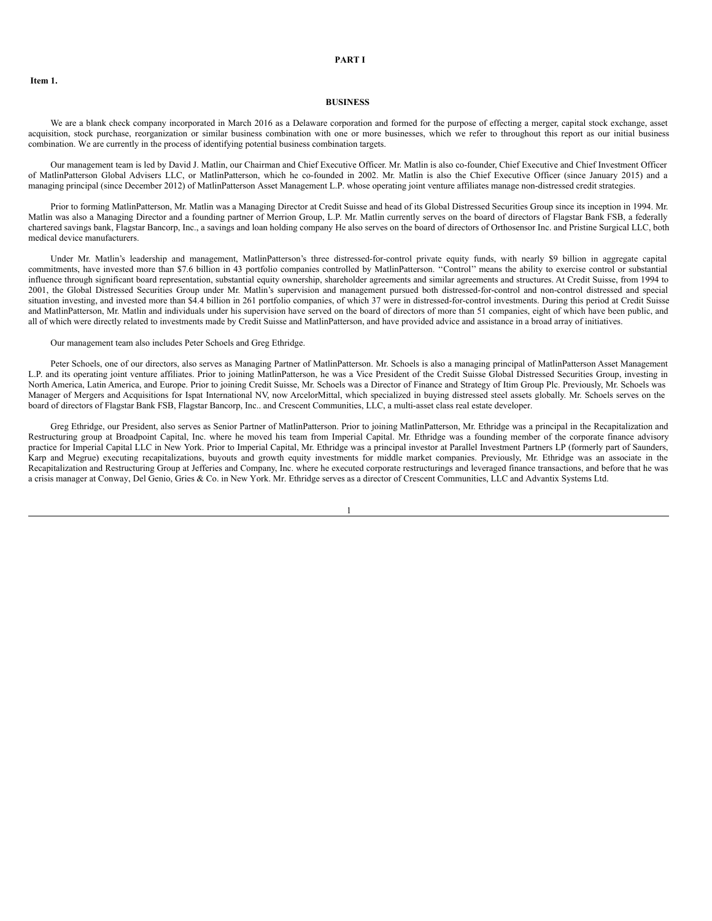# PART I

**Item 1.**

## BUSINESS

We are a blank check company incorporated in March 2016 as a Delaware corporation and formed for the purpose of effecting a merger, capital stock exchange, asset acquisition, stock purchase, reorganization or similar business combination with one or more businesses, which we refer to throughout this report as our initial business combination. We are currently in the process of identifying potential business combination targets.

Our management team is led by David J. Matlin, our Chairman and Chief Executive Officer. Mr. Matlin is also co-founder, Chief Executive and Chief Investment Officer of MatlinPatterson Global Advisers LLC, or MatlinPatterson, which he co-founded in 2002. Mr. Matlin is also the Chief Executive Officer (since January 2015) and a managing principal (since December 2012) of MatlinPatterson Asset Management L.P. whose operating joint venture affiliates manage non-distressed credit strategies.

Prior to forming MatlinPatterson, Mr. Matlin was a Managing Director at Credit Suisse and head of its Global Distressed Securities Group since its inception in 1994. Mr. Matlin was also a Managing Director and a founding partner of Merrion Group, L.P. Mr. Matlin currently serves on the board of directors of Flagstar Bank FSB, a federally chartered savings bank, Flagstar Bancorp, Inc., a savings and loan holding company He also serves on the board of directors of Orthosensor Inc. and Pristine Surgical LLC, both medical device manufacturers.

Under Mr. Matlin's leadership and management, MatlinPatterson's three distressed-for-control private equity funds, with nearly $9 billion in aggregate capital commitments, have invested more than $7.6 billion in 43 portfolio companies controlled by MatlinPatterson. ''Control'' means the ability to exercise control or substantial influence through significant board representation, substantial equity ownership, shareholder agreements and similar agreements and structures. At Credit Suisse, from 1994 to 2001, the Global Distressed Securities Group under Mr. Matlin's supervision and management pursued both distressed-for-control and non-control distressed and special situation investing, and invested more than $4.4 billion in 261 portfolio companies, of which 37 were in distressed-for-control investments. During this period at Credit Suisse and MatlinPatterson, Mr. Matlin and individuals under his supervision have served on the board of directors of more than 51 companies, eight of which have been public, and all of which were directly related to investments made by Credit Suisse and MatlinPatterson, and have provided advice and assistance in a broad array of initiatives.

Our management team also includes Peter Schoels and Greg Ethridge.

Peter Schoels, one of our directors, also serves as Managing Partner of MatlinPatterson. Mr. Schoels is also a managing principal of MatlinPatterson Asset Management L.P. and its operating joint venture affiliates. Prior to joining MatlinPatterson, he was a Vice President of the Credit Suisse Global Distressed Securities Group, investing in North America, Latin America, and Europe. Prior to joining Credit Suisse, Mr. Schoels was a Director of Finance and Strategy of Itim Group Plc. Previously, Mr. Schoels was Manager of Mergers and Acquisitions for Ispat International NV, now ArcelorMittal, which specialized in buying distressed steel assets globally. Mr. Schoels serves on the board of directors of Flagstar Bank FSB, Flagstar Bancorp, Inc.. and Crescent Communities, LLC, a multi-asset class real estate developer.

Greg Ethridge, our President, also serves as Senior Partner of MatlinPatterson. Prior to joining MatlinPatterson, Mr. Ethridge was a principal in the Recapitalization and Restructuring group at Broadpoint Capital, Inc. where he moved his team from Imperial Capital. Mr. Ethridge was a founding member of the corporate finance advisory practice for Imperial Capital LLC in New York. Prior to Imperial Capital, Mr. Ethridge was a principal investor at Parallel Investment Partners LP (formerly part of Saunders, Karp and Megrue) executing recapitalizations, buyouts and growth equity investments for middle market companies. Previously, Mr. Ethridge was an associate in the Recapitalization and Restructuring Group at Jefferies and Company, Inc. where he executed corporate restructurings and leveraged finance transactions, and before that he was a crisis manager at Conway, Del Genio, Gries & Co. in New York. Mr. Ethridge serves as a director of Crescent Communities, LLC and Advantix Systems Ltd.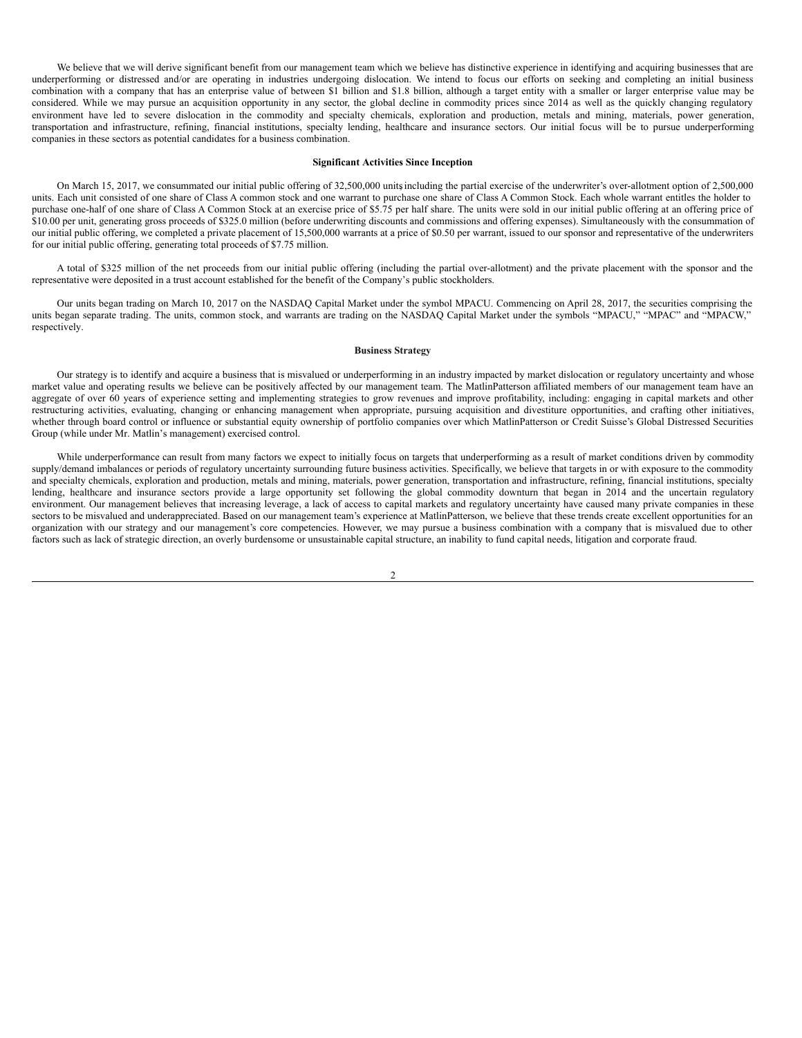We believe that we will derive significant benefit from our management team which we believe has distinctive experience in identifying and acquiring businesses that are underperforming or distressed and/or are operating in industries undergoing dislocation. We intend to focus our efforts on seeking and completing an initial business combination with a company that has an enterprise value of between $1 billion and $1.8 billion, although a target entity with a smaller or larger enterprise value may be considered. While we may pursue an acquisition opportunity in any sector, the global decline in commodity prices since 2014 as well as the quickly changing regulatory environment have led to severe dislocation in the commodity and specialty chemicals, exploration and production, metals and mining, materials, power generation, transportation and infrastructure, refining, financial institutions, specialty lending, healthcare and insurance sectors. Our initial focus will be to pursue underperforming companies in these sectors as potential candidates for a business combination.

### Significant Activities Since Inception

On March 15, 2017, we consummated our initial public offering of 32,500,000 units, including the partial exercise of the underwriter's over-allotment option of 2,500,000 units. Each unit consisted of one share of Class A common stock and one warrant to purchase one share of Class A Common Stock. Each whole warrant entitles the holder to purchase one-half of one share of Class A Common Stock at an exercise price of $5.75 per half share. The units were sold in our initial public offering at an offering price of $10.00 per unit, generating gross proceeds of $325.0 million (before underwriting discounts and commissions and offering expenses). Simultaneously with the consummation of our initial public offering, we completed a private placement of 15,500,000 warrants at a price of $0.50 per warrant, issued to our sponsor and representative of the underwriters for our initial public offering, generating total proceeds of $7.75 million.

A total of $325 million of the net proceeds from our initial public offering (including the partial over-allotment) and the private placement with the sponsor and the representative were deposited in a trust account established for the benefit of the Company's public stockholders.

Our units began trading on March 10, 2017 on the NASDAQ Capital Market under the symbol MPACU. Commencing on April 28, 2017, the securities comprising the units began separate trading. The units, common stock, and warrants are trading on the NASDAQ Capital Market under the symbols "MPACU," "MPAC" and "MPACW," respectively.

### Business Strategy

Our strategy is to identify and acquire a business that is misvalued or underperforming in an industry impacted by market dislocation or regulatory uncertainty and whose market value and operating results we believe can be positively affected by our management team. The MatlinPatterson affiliated members of our management team have an aggregate of over 60 years of experience setting and implementing strategies to grow revenues and improve profitability, including: engaging in capital markets and other restructuring activities, evaluating, changing or enhancing management when appropriate, pursuing acquisition and divestiture opportunities, and crafting other initiatives, whether through board control or influence or substantial equity ownership of portfolio companies over which MatlinPatterson or Credit Suisse's Global Distressed Securities Group (while under Mr. Matlin's management) exercised control.

While underperformance can result from many factors we expect to initially focus on targets that underperforming as a result of market conditions driven by commodity supply/demand imbalances or periods of regulatory uncertainty surrounding future business activities. Specifically, we believe that targets in or with exposure to the commodity and specialty chemicals, exploration and production, metals and mining, materials, power generation, transportation and infrastructure, refining, financial institutions, specialty lending, healthcare and insurance sectors provide a large opportunity set following the global commodity downturn that began in 2014 and the uncertain regulatory environment. Our management believes that increasing leverage, a lack of access to capital markets and regulatory uncertainty have caused many private companies in these sectors to be misvalued and underappreciated. Based on our management team's experience at MatlinPatterson, we believe that these trends create excellent opportunities for an organization with our strategy and our management's core competencies. However, we may pursue a business combination with a company that is misvalued due to other factors such as lack of strategic direction, an overly burdensome or unsustainable capital structure, an inability to fund capital needs, litigation and corporate fraud.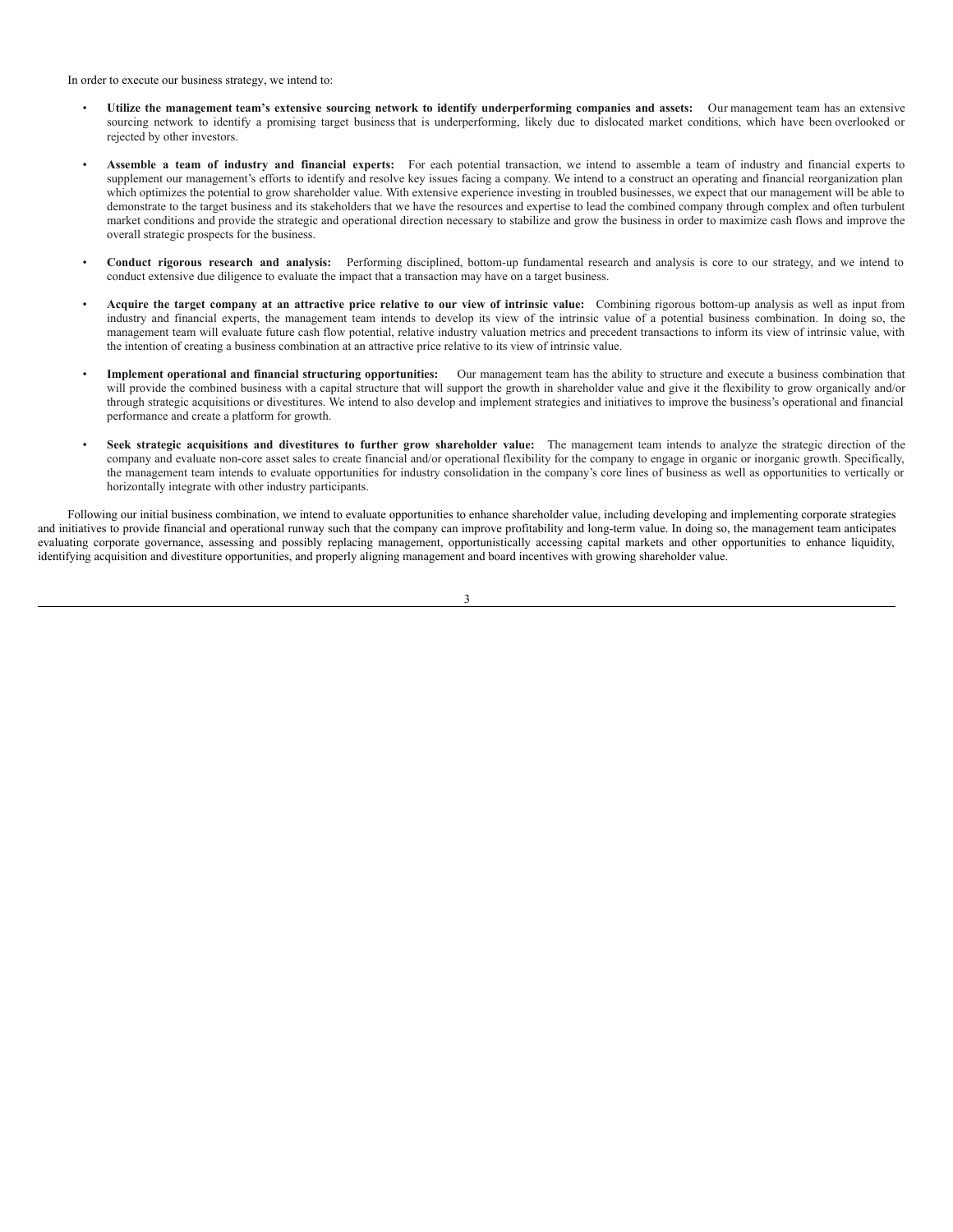In order to execute our business strategy, we intend to:

- **Utilize the management team's extensive sourcing network to identify underperforming companies and assets:** Our management team has an extensive sourcing network to identify a promising target business that is underperforming, likely due to dislocated market conditions, which have been overlooked or rejected by other investors.
- **Assemble a team of industry and financial experts:** For each potential transaction, we intend to assemble a team of industry and financial experts to supplement our management's efforts to identify and resolve key issues facing a company. We intend to a construct an operating and financial reorganization plan which optimizes the potential to grow shareholder value. With extensive experience investing in troubled businesses, we expect that our management will be able to demonstrate to the target business and its stakeholders that we have the resources and expertise to lead the combined company through complex and often turbulent market conditions and provide the strategic and operational direction necessary to stabilize and grow the business in order to maximize cash flows and improve the overall strategic prospects for the business.
- **Conduct rigorous research and analysis:** Performing disciplined, bottom-up fundamental research and analysis is core to our strategy, and we intend to conduct extensive due diligence to evaluate the impact that a transaction may have on a target business.
- **Acquire the target company at an attractive price relative to our view of intrinsic value:** Combining rigorous bottom-up analysis as well as input from industry and financial experts, the management team intends to develop its view of the intrinsic value of a potential business combination. In doing so, the management team will evaluate future cash flow potential, relative industry valuation metrics and precedent transactions to inform its view of intrinsic value, with the intention of creating a business combination at an attractive price relative to its view of intrinsic value.
- **Implement operational and financial structuring opportunities:** Our management team has the ability to structure and execute a business combination that will provide the combined business with a capital structure that will support the growth in shareholder value and give it the flexibility to grow organically and/or through strategic acquisitions or divestitures. We intend to also develop and implement strategies and initiatives to improve the business's operational and financial performance and create a platform for growth.
- **Seek strategic acquisitions and divestitures to further grow shareholder value:** The management team intends to analyze the strategic direction of the company and evaluate non-core asset sales to create financial and/or operational flexibility for the company to engage in organic or inorganic growth. Specifically, the management team intends to evaluate opportunities for industry consolidation in the company's core lines of business as well as opportunities to vertically or horizontally integrate with other industry participants.

Following our initial business combination, we intend to evaluate opportunities to enhance shareholder value, including developing and implementing corporate strategies and initiatives to provide financial and operational runway such that the company can improve profitability and long-term value. In doing so, the management team anticipates evaluating corporate governance, assessing and possibly replacing management, opportunistically accessing capital markets and other opportunities to enhance liquidity, identifying acquisition and divestiture opportunities, and properly aligning management and board incentives with growing shareholder value.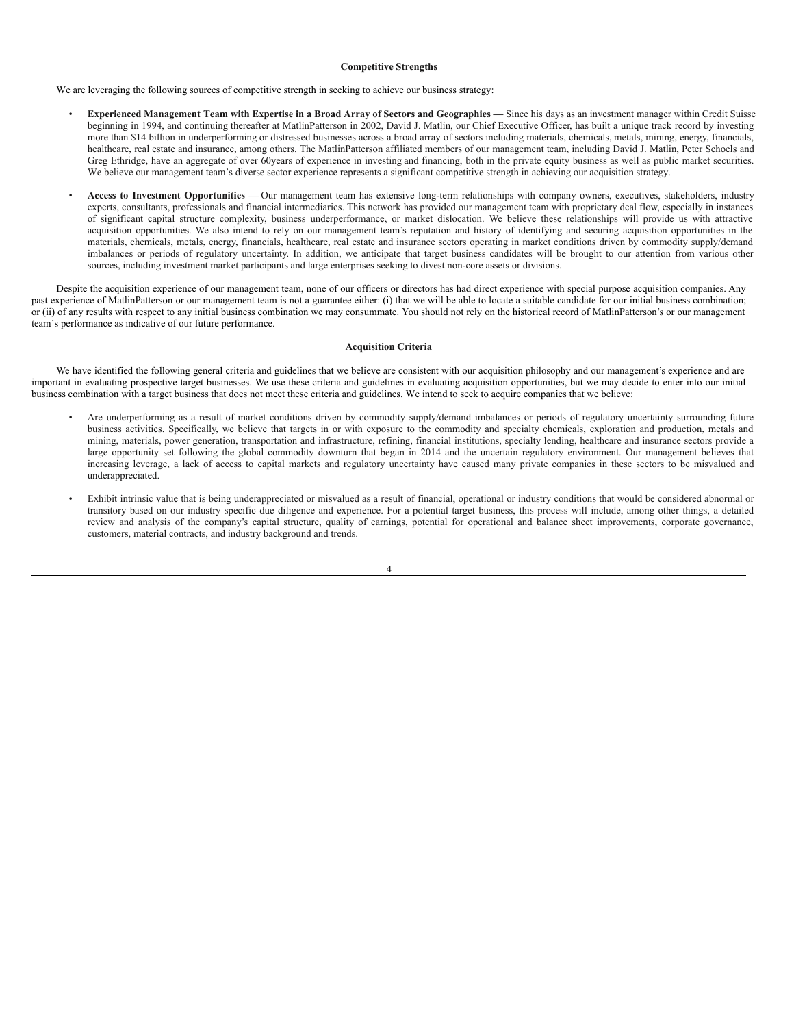## Competitive Strengths

We are leveraging the following sources of competitive strength in seeking to achieve our business strategy:

- **Experienced Management Team with Expertise in a Broad Array of Sectors and Geographies —** Since his days as an investment manager within Credit Suisse beginning in 1994, and continuing thereafter at MatlinPatterson in 2002, David J. Matlin, our Chief Executive Officer, has built a unique track record by investing more than $14 billion in underperforming or distressed businesses across a broad array of sectors including materials, chemicals, metals, mining, energy, financials, healthcare, real estate and insurance, among others. The MatlinPatterson affiliated members of our management team, including David J. Matlin, Peter Schoels and Greg Ethridge, have an aggregate of over 60years of experience in investing and financing, both in the private equity business as well as public market securities. We believe our management team's diverse sector experience represents a significant competitive strength in achieving our acquisition strategy.

- **Access to Investment Opportunities —** Our management team has extensive long-term relationships with company owners, executives, stakeholders, industry experts, consultants, professionals and financial intermediaries. This network has provided our management team with proprietary deal flow, especially in instances of significant capital structure complexity, business underperformance, or market dislocation. We believe these relationships will provide us with attractive acquisition opportunities. We also intend to rely on our management team's reputation and history of identifying and securing acquisition opportunities in the materials, chemicals, metals, energy, financials, healthcare, real estate and insurance sectors operating in market conditions driven by commodity supply/demand imbalances or periods of regulatory uncertainty. In addition, we anticipate that target business candidates will be brought to our attention from various other sources, including investment market participants and large enterprises seeking to divest non-core assets or divisions.

Despite the acquisition experience of our management team, none of our officers or directors has had direct experience with special purpose acquisition companies. Any past experience of MatlinPatterson or our management team is not a guarantee either: (i) that we will be able to locate a suitable candidate for our initial business combination; or (ii) of any results with respect to any initial business combination we may consummate. You should not rely on the historical record of MatlinPatterson's or our management team's performance as indicative of our future performance.

## Acquisition Criteria

We have identified the following general criteria and guidelines that we believe are consistent with our acquisition philosophy and our management's experience and are important in evaluating prospective target businesses. We use these criteria and guidelines in evaluating acquisition opportunities, but we may decide to enter into our initial business combination with a target business that does not meet these criteria and guidelines. We intend to seek to acquire companies that we believe:

- Are underperforming as a result of market conditions driven by commodity supply/demand imbalances or periods of regulatory uncertainty surrounding future business activities. Specifically, we believe that targets in or with exposure to the commodity and specialty chemicals, exploration and production, metals and mining, materials, power generation, transportation and infrastructure, refining, financial institutions, specialty lending, healthcare and insurance sectors provide a large opportunity set following the global commodity downturn that began in 2014 and the uncertain regulatory environment. Our management believes that increasing leverage, a lack of access to capital markets and regulatory uncertainty have caused many private companies in these sectors to be misvalued and underappreciated.

- Exhibit intrinsic value that is being underappreciated or misvalued as a result of financial, operational or industry conditions that would be considered abnormal or transitory based on our industry specific due diligence and experience. For a potential target business, this process will include, among other things, a detailed review and analysis of the company's capital structure, quality of earnings, potential for operational and balance sheet improvements, corporate governance, customers, material contracts, and industry background and trends.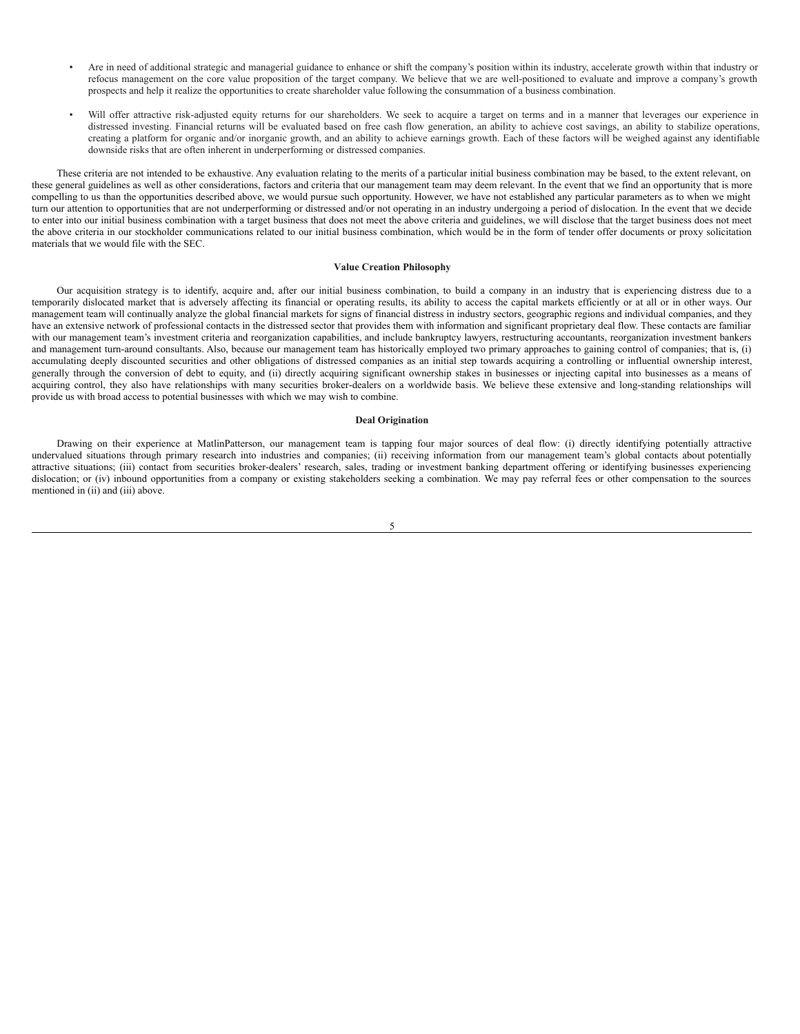- Are in need of additional strategic and managerial guidance to enhance or shift the company's position within its industry, accelerate growth within that industry or refocus management on the core value proposition of the target company. We believe that we are well-positioned to evaluate and improve a company's growth prospects and help it realize the opportunities to create shareholder value following the consummation of a business combination.

- Will offer attractive risk-adjusted equity returns for our shareholders. We seek to acquire a target on terms and in a manner that leverages our experience in distressed investing. Financial returns will be evaluated based on free cash flow generation, an ability to achieve cost savings, an ability to stabilize operations, creating a platform for organic and/or inorganic growth, and an ability to achieve earnings growth. Each of these factors will be weighed against any identifiable downside risks that are often inherent in underperforming or distressed companies.

These criteria are not intended to be exhaustive. Any evaluation relating to the merits of a particular initial business combination may be based, to the extent relevant, on these general guidelines as well as other considerations, factors and criteria that our management team may deem relevant. In the event that we find an opportunity that is more compelling to us than the opportunities described above, we would pursue such opportunity. However, we have not established any particular parameters as to when we might turn our attention to opportunities that are not underperforming or distressed and/or not operating in an industry undergoing a period of dislocation. In the event that we decide to enter into our initial business combination with a target business that does not meet the above criteria and guidelines, we will disclose that the target business does not meet the above criteria in our stockholder communications related to our initial business combination, which would be in the form of tender offer documents or proxy solicitation materials that we would file with the SEC.

**Value Creation Philosophy**

Our acquisition strategy is to identify, acquire and, after our initial business combination, to build a company in an industry that is experiencing distress due to a temporarily dislocated market that is adversely affecting its financial or operating results, its ability to access the capital markets efficiently or at all or in other ways. Our management team will continually analyze the global financial markets for signs of financial distress in industry sectors, geographic regions and individual companies, and they have an extensive network of professional contacts in the distressed sector that provides them with information and significant proprietary deal flow. These contacts are familiar with our management team's investment criteria and reorganization capabilities, and include bankruptcy lawyers, restructuring accountants, reorganization investment bankers and management turn-around consultants. Also, because our management team has historically employed two primary approaches to gaining control of companies; that is, (i) accumulating deeply discounted securities and other obligations of distressed companies as an initial step towards acquiring a controlling or influential ownership interest, generally through the conversion of debt to equity, and (ii) directly acquiring significant ownership stakes in businesses or injecting capital into businesses as a means of acquiring control, they also have relationships with many securities broker-dealers on a worldwide basis. We believe these extensive and long-standing relationships will provide us with broad access to potential businesses with which we may wish to combine.

**Deal Origination**

Drawing on their experience at MatlinPatterson, our management team is tapping four major sources of deal flow: (i) directly identifying potentially attractive undervalued situations through primary research into industries and companies; (ii) receiving information from our management team's global contacts about potentially attractive situations; (iii) contact from securities broker-dealers' research, sales, trading or investment banking department offering or identifying businesses experiencing dislocation; or (iv) inbound opportunities from a company or existing stakeholders seeking a combination. We may pay referral fees or other compensation to the sources mentioned in (ii) and (iii) above.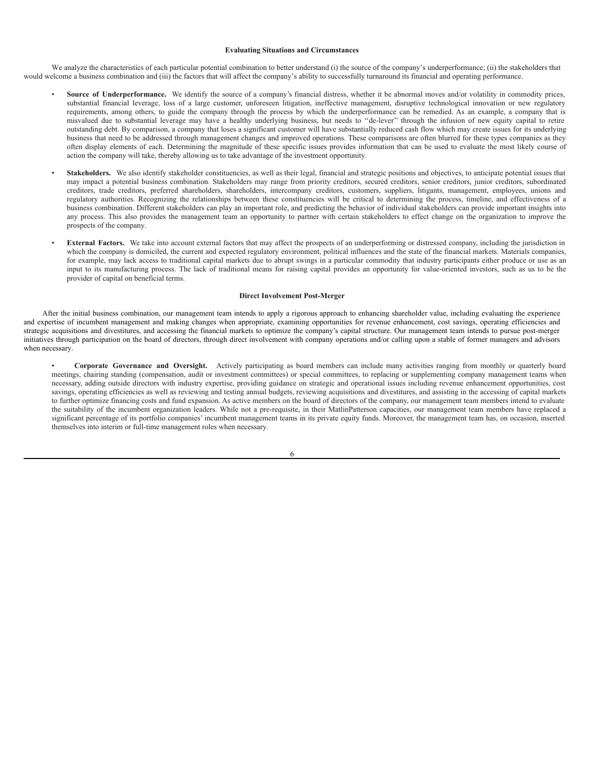### Evaluating Situations and Circumstances

We analyze the characteristics of each particular potential combination to better understand (i) the source of the company's underperformance; (ii) the stakeholders that would welcome a business combination and (iii) the factors that will affect the company's ability to successfully turnaround its financial and operating performance.

- **Source of Underperformance.** We identify the source of a company's financial distress, whether it be abnormal moves and/or volatility in commodity prices, substantial financial leverage, loss of a large customer, unforeseen litigation, ineffective management, disruptive technological innovation or new regulatory requirements, among others, to guide the company through the process by which the underperformance can be remedied. As an example, a company that is misvalued due to substantial leverage may have a healthy underlying business, but needs to "de-lever" through the infusion of new equity capital to retire outstanding debt. By comparison, a company that loses a significant customer will have substantially reduced cash flow which may create issues for its underlying business that need to be addressed through management changes and improved operations. These comparisons are often blurred for these types companies as they often display elements of each. Determining the magnitude of these specific issues provides information that can be used to evaluate the most likely course of action the company will take, thereby allowing us to take advantage of the investment opportunity.

- **Stakeholders.** We also identify stakeholder constituencies, as well as their legal, financial and strategic positions and objectives, to anticipate potential issues that may impact a potential business combination. Stakeholders may range from priority creditors, secured creditors, senior creditors, junior creditors, subordinated creditors, trade creditors, preferred shareholders, shareholders, intercompany creditors, customers, suppliers, litigants, management, employees, unions and regulatory authorities. Recognizing the relationships between these constituencies will be critical to determining the process, timeline, and effectiveness of a business combination. Different stakeholders can play an important role, and predicting the behavior of individual stakeholders can provide important insights into any process. This also provides the management team an opportunity to partner with certain stakeholders to effect change on the organization to improve the prospects of the company.

- **External Factors.** We take into account external factors that may affect the prospects of an underperforming or distressed company, including the jurisdiction in which the company is domiciled, the current and expected regulatory environment, political influences and the state of the financial markets. Materials companies, for example, may lack access to traditional capital markets due to abrupt swings in a particular commodity that industry participants either produce or use as an input to its manufacturing process. The lack of traditional means for raising capital provides an opportunity for value-oriented investors, such as us to be the provider of capital on beneficial terms.

### Direct Involvement Post-Merger

After the initial business combination, our management team intends to apply a rigorous approach to enhancing shareholder value, including evaluating the experience and expertise of incumbent management and making changes when appropriate, examining opportunities for revenue enhancement, cost savings, operating efficiencies and strategic acquisitions and divestitures, and accessing the financial markets to optimize the company's capital structure. Our management team intends to pursue post-merger initiatives through participation on the board of directors, through direct involvement with company operations and/or calling upon a stable of former managers and advisors when necessary.

- **Corporate Governance and Oversight.** Actively participating as board members can include many activities ranging from monthly or quarterly board meetings, chairing standing (compensation, audit or investment committees) or special committees, to replacing or supplementing company management teams when necessary, adding outside directors with industry expertise, providing guidance on strategic and operational issues including revenue enhancement opportunities, cost savings, operating efficiencies as well as reviewing and testing annual budgets, reviewing acquisitions and divestitures, and assisting in the accessing of capital markets to further optimize financing costs and fund expansion. As active members on the board of directors of the company, our management team members intend to evaluate the suitability of the incumbent organization leaders. While not a pre-requisite, in their MatlinPatterson capacities, our management team members have replaced a significant percentage of its portfolio companies' incumbent management teams in its private equity funds. Moreover, the management team has, on occasion, inserted themselves into interim or full-time management roles when necessary.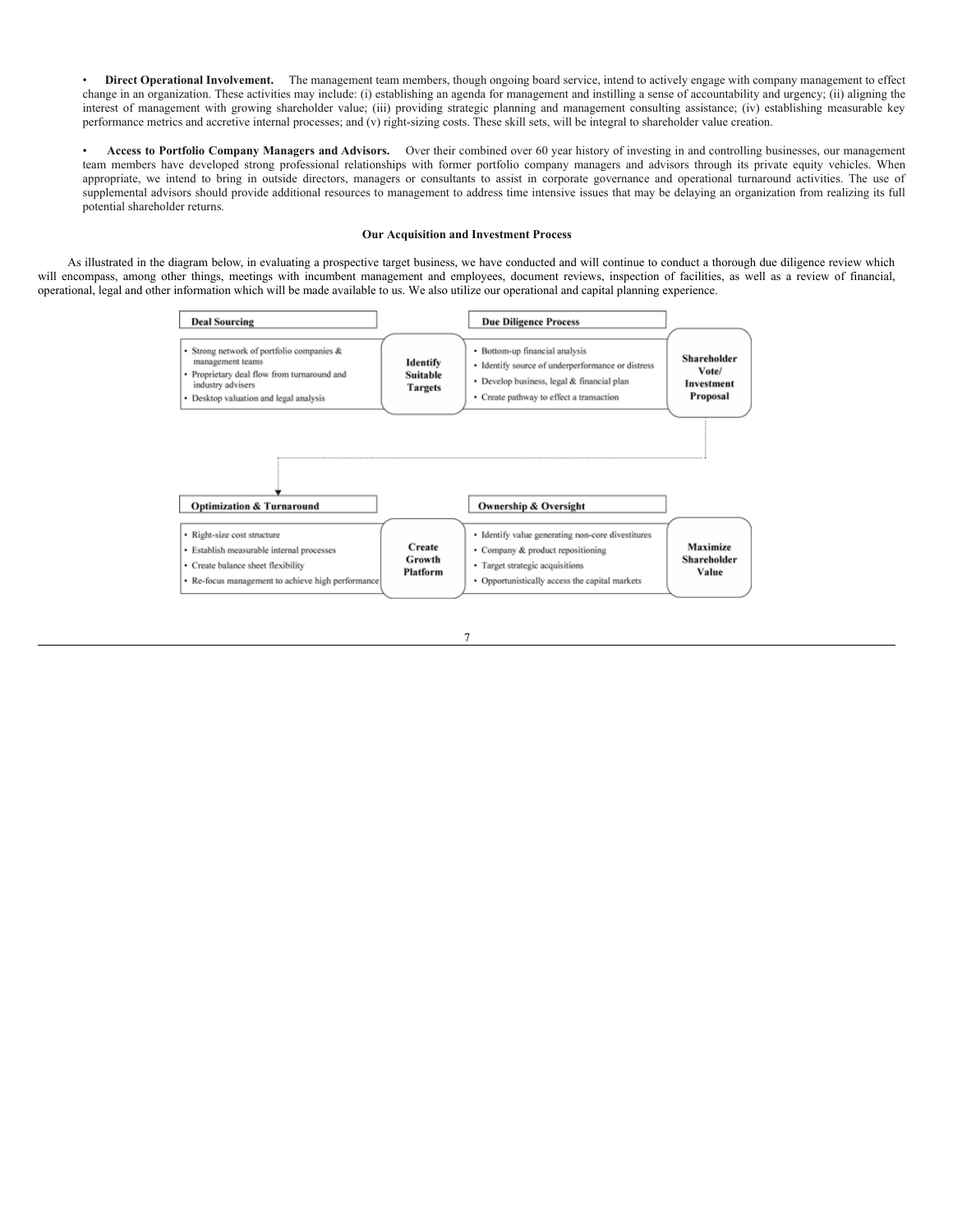- **Direct Operational Involvement.** The management team members, though ongoing board service, intend to actively engage with company management to effect change in an organization. These activities may include: (i) establishing an agenda for management and instilling a sense of accountability and urgency; (ii) aligning the interest of management with growing shareholder value; (iii) providing strategic planning and management consulting assistance; (iv) establishing measurable key performance metrics and accretive internal processes; and (v) right-sizing costs. These skill sets, will be integral to shareholder value creation.

- **Access to Portfolio Company Managers and Advisors.** Over their combined over 60 year history of investing in and controlling businesses, our management team members have developed strong professional relationships with former portfolio company managers and advisors through its private equity vehicles. When appropriate, we intend to bring in outside directors, managers or consultants to assist in corporate governance and operational turnaround activities. The use of supplemental advisors should provide additional resources to management to address time intensive issues that may be delaying an organization from realizing its full potential shareholder returns.

### Our Acquisition and Investment Process

As illustrated in the diagram below, in evaluating a prospective target business, we have conducted and will continue to conduct a thorough due diligence review which will encompass, among other things, meetings with incumbent management and employees, document reviews, inspection of facilities, as well as a review of financial, operational, legal and other information which will be made available to us. We also utilize our operational and capital planning experience.

**Deal Sourcing**
- Strong network of portfolio companies & management teams
- Proprietary deal flow from turnaround and industry advisers
- Desktop valuation and legal analysis

**Identify Suitable Targets**

**Due Diligence Process**
- Bottom-up financial analysis
- Identify source of underperformance or distress
- Develop business, legal & financial plan
- Create pathway to effect a transaction

**Shareholder Vote/ Investment Proposal**

**Optimization & Turnaround**
- Right-size cost structure
- Establish measurable internal processes
- Create balance sheet flexibility
- Re-focus management to achieve high performance

**Create Growth Platform**

**Ownership & Oversight**
- Identify value generating non-core divestitures
- Company & product repositioning
- Target strategic acquisitions
- Opportunistically access the capital markets

**Maximize Shareholder Value**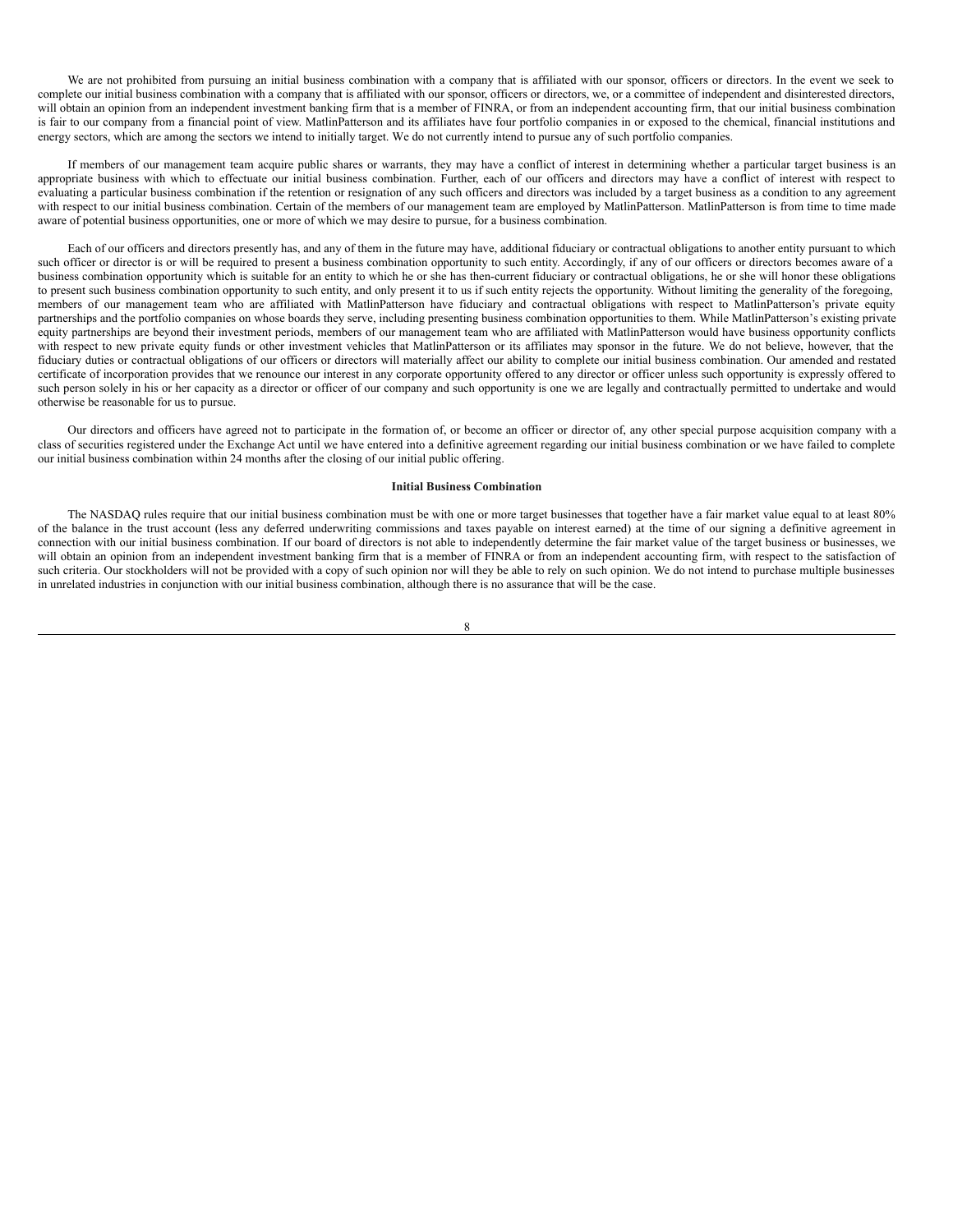We are not prohibited from pursuing an initial business combination with a company that is affiliated with our sponsor, officers or directors. In the event we seek to complete our initial business combination with a company that is affiliated with our sponsor, officers or directors, we, or a committee of independent and disinterested directors, will obtain an opinion from an independent investment banking firm that is a member of FINRA, or from an independent accounting firm, that our initial business combination is fair to our company from a financial point of view. MatlinPatterson and its affiliates have four portfolio companies in or exposed to the chemical, financial institutions and energy sectors, which are among the sectors we intend to initially target. We do not currently intend to pursue any of such portfolio companies.

If members of our management team acquire public shares or warrants, they may have a conflict of interest in determining whether a particular target business is an appropriate business with which to effectuate our initial business combination. Further, each of our officers and directors may have a conflict of interest with respect to evaluating a particular business combination if the retention or resignation of any such officers and directors was included by a target business as a condition to any agreement with respect to our initial business combination. Certain of the members of our management team are employed by MatlinPatterson. MatlinPatterson is from time to time made aware of potential business opportunities, one or more of which we may desire to pursue, for a business combination.

Each of our officers and directors presently has, and any of them in the future may have, additional fiduciary or contractual obligations to another entity pursuant to which such officer or director is or will be required to present a business combination opportunity to such entity. Accordingly, if any of our officers or directors becomes aware of a business combination opportunity which is suitable for an entity to which he or she has then-current fiduciary or contractual obligations, he or she will honor these obligations to present such business combination opportunity to such entity, and only present it to us if such entity rejects the opportunity. Without limiting the generality of the foregoing, members of our management team who are affiliated with MatlinPatterson have fiduciary and contractual obligations with respect to MatlinPatterson's private equity partnerships and the portfolio companies on whose boards they serve, including presenting business combination opportunities to them. While MatlinPatterson's existing private equity partnerships are beyond their investment periods, members of our management team who are affiliated with MatlinPatterson would have business opportunity conflicts with respect to new private equity funds or other investment vehicles that MatlinPatterson or its affiliates may sponsor in the future. We do not believe, however, that the fiduciary duties or contractual obligations of our officers or directors will materially affect our ability to complete our initial business combination. Our amended and restated certificate of incorporation provides that we renounce our interest in any corporate opportunity offered to any director or officer unless such opportunity is expressly offered to such person solely in his or her capacity as a director or officer of our company and such opportunity is one we are legally and contractually permitted to undertake and would otherwise be reasonable for us to pursue.

Our directors and officers have agreed not to participate in the formation of, or become an officer or director of, any other special purpose acquisition company with a class of securities registered under the Exchange Act until we have entered into a definitive agreement regarding our initial business combination or we have failed to complete our initial business combination within 24 months after the closing of our initial public offering.

**Initial Business Combination**

The NASDAQ rules require that our initial business combination must be with one or more target businesses that together have a fair market value equal to at least 80% of the balance in the trust account (less any deferred underwriting commissions and taxes payable on interest earned) at the time of our signing a definitive agreement in connection with our initial business combination. If our board of directors is not able to independently determine the fair market value of the target business or businesses, we will obtain an opinion from an independent investment banking firm that is a member of FINRA or from an independent accounting firm, with respect to the satisfaction of such criteria. Our stockholders will not be provided with a copy of such opinion nor will they be able to rely on such opinion. We do not intend to purchase multiple businesses in unrelated industries in conjunction with our initial business combination, although there is no assurance that will be the case.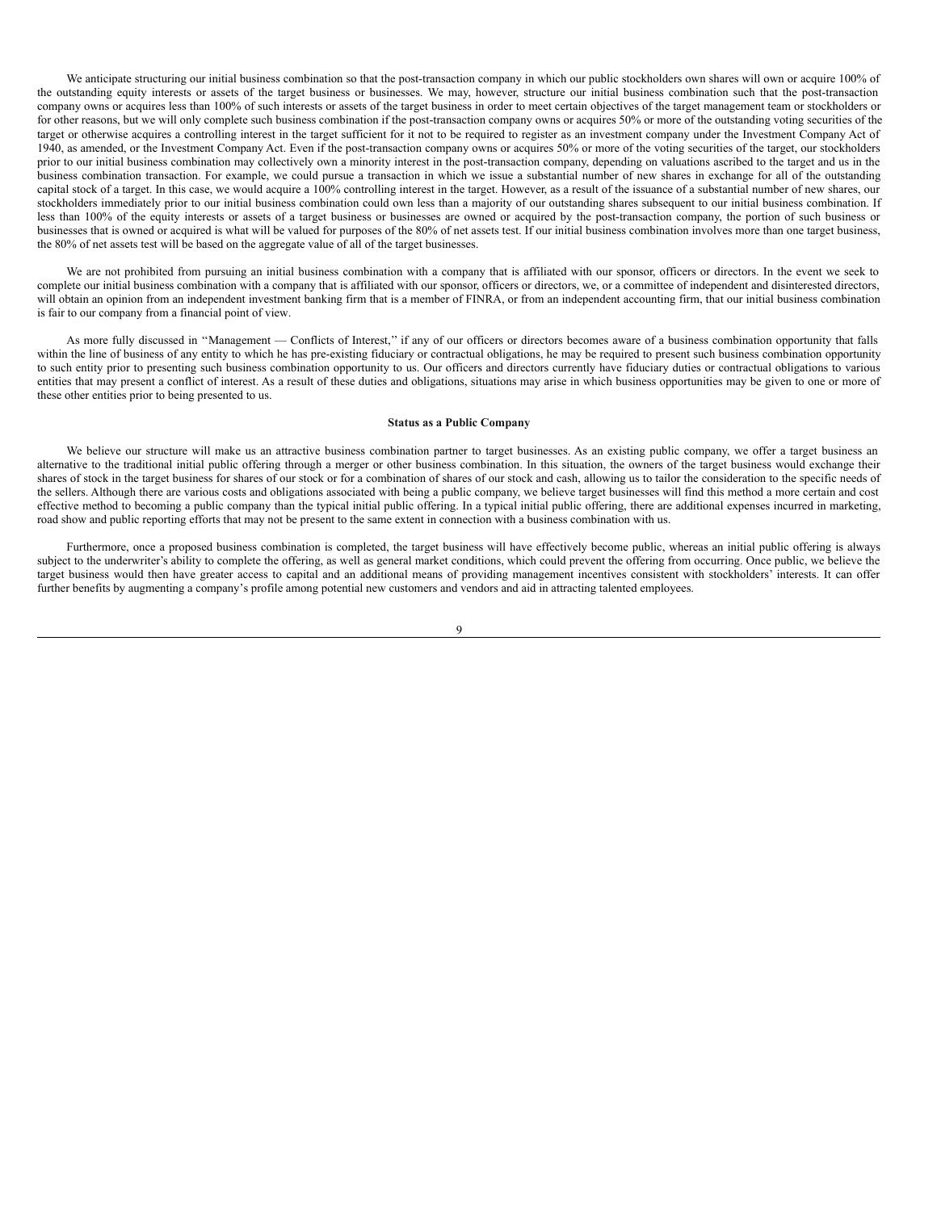We anticipate structuring our initial business combination so that the post-transaction company in which our public stockholders own shares will own or acquire 100% of the outstanding equity interests or assets of the target business or businesses. We may, however, structure our initial business combination such that the post-transaction company owns or acquires less than 100% of such interests or assets of the target business in order to meet certain objectives of the target management team or stockholders or for other reasons, but we will only complete such business combination if the post-transaction company owns or acquires 50% or more of the outstanding voting securities of the target or otherwise acquires a controlling interest in the target sufficient for it not to be required to register as an investment company under the Investment Company Act of 1940, as amended, or the Investment Company Act. Even if the post-transaction company owns or acquires 50% or more of the voting securities of the target, our stockholders prior to our initial business combination may collectively own a minority interest in the post-transaction company, depending on valuations ascribed to the target and us in the business combination transaction. For example, we could pursue a transaction in which we issue a substantial number of new shares in exchange for all of the outstanding capital stock of a target. In this case, we would acquire a 100% controlling interest in the target. However, as a result of the issuance of a substantial number of new shares, our stockholders immediately prior to our initial business combination could own less than a majority of our outstanding shares subsequent to our initial business combination. If less than 100% of the equity interests or assets of a target business or businesses are owned or acquired by the post-transaction company, the portion of such business or businesses that is owned or acquired is what will be valued for purposes of the 80% of net assets test. If our initial business combination involves more than one target business, the 80% of net assets test will be based on the aggregate value of all of the target businesses.

We are not prohibited from pursuing an initial business combination with a company that is affiliated with our sponsor, officers or directors. In the event we seek to complete our initial business combination with a company that is affiliated with our sponsor, officers or directors, we, or a committee of independent and disinterested directors, will obtain an opinion from an independent investment banking firm that is a member of FINRA, or from an independent accounting firm, that our initial business combination is fair to our company from a financial point of view.

As more fully discussed in "Management — Conflicts of Interest," if any of our officers or directors becomes aware of a business combination opportunity that falls within the line of business of any entity to which he has pre-existing fiduciary or contractual obligations, he may be required to present such business combination opportunity to such entity prior to presenting such business combination opportunity to us. Our officers and directors currently have fiduciary duties or contractual obligations to various entities that may present a conflict of interest. As a result of these duties and obligations, situations may arise in which business opportunities may be given to one or more of these other entities prior to being presented to us.

**Status as a Public Company**

We believe our structure will make us an attractive business combination partner to target businesses. As an existing public company, we offer a target business an alternative to the traditional initial public offering through a merger or other business combination. In this situation, the owners of the target business would exchange their shares of stock in the target business for shares of our stock or for a combination of shares of our stock and cash, allowing us to tailor the consideration to the specific needs of the sellers. Although there are various costs and obligations associated with being a public company, we believe target businesses will find this method a more certain and cost effective method to becoming a public company than the typical initial public offering. In a typical initial public offering, there are additional expenses incurred in marketing, road show and public reporting efforts that may not be present to the same extent in connection with a business combination with us.

Furthermore, once a proposed business combination is completed, the target business will have effectively become public, whereas an initial public offering is always subject to the underwriter's ability to complete the offering, as well as general market conditions, which could prevent the offering from occurring. Once public, we believe the target business would then have greater access to capital and an additional means of providing management incentives consistent with stockholders' interests. It can offer further benefits by augmenting a company's profile among potential new customers and vendors and aid in attracting talented employees.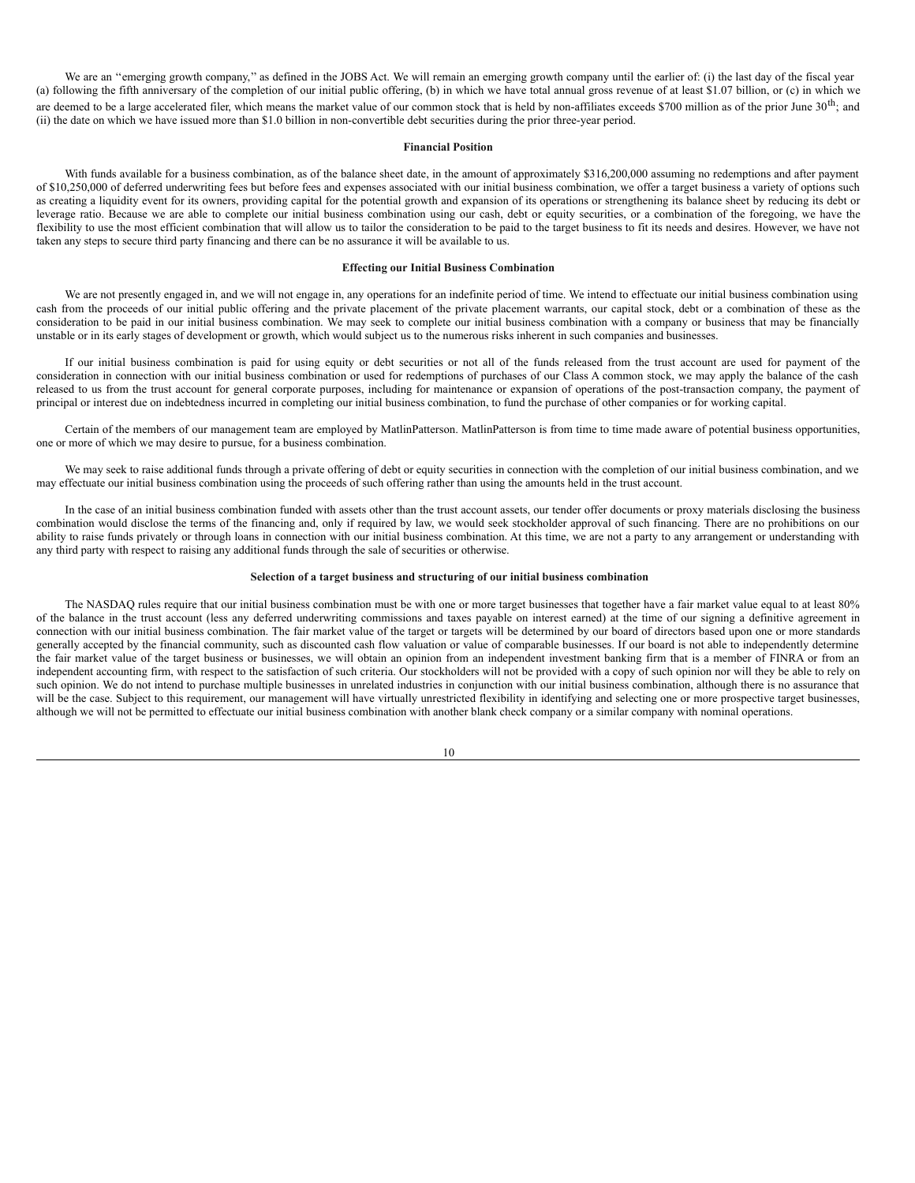We are an "emerging growth company," as defined in the JOBS Act. We will remain an emerging growth company until the earlier of: (i) the last day of the fiscal year (a) following the fifth anniversary of the completion of our initial public offering, (b) in which we have total annual gross revenue of at least $1.07 billion, or (c) in which we are deemed to be a large accelerated filer, which means the market value of our common stock that is held by non-affiliates exceeds $700 million as of the prior June 30$^{th}$; and (ii) the date on which we have issued more than $1.0 billion in non-convertible debt securities during the prior three-year period.

**Financial Position**

With funds available for a business combination, as of the balance sheet date, in the amount of approximately $316,200,000 assuming no redemptions and after payment of $10,250,000 of deferred underwriting fees but before fees and expenses associated with our initial business combination, we offer a target business a variety of options such as creating a liquidity event for its owners, providing capital for the potential growth and expansion of its operations or strengthening its balance sheet by reducing its debt or leverage ratio. Because we are able to complete our initial business combination using our cash, debt or equity securities, or a combination of the foregoing, we have the flexibility to use the most efficient combination that will allow us to tailor the consideration to be paid to the target business to fit its needs and desires. However, we have not taken any steps to secure third party financing and there can be no assurance it will be available to us.

**Effecting our Initial Business Combination**

We are not presently engaged in, and we will not engage in, any operations for an indefinite period of time. We intend to effectuate our initial business combination using cash from the proceeds of our initial public offering and the private placement of the private placement warrants, our capital stock, debt or a combination of these as the consideration to be paid in our initial business combination. We may seek to complete our initial business combination with a company or business that may be financially unstable or in its early stages of development or growth, which would subject us to the numerous risks inherent in such companies and businesses.

If our initial business combination is paid for using equity or debt securities or not all of the funds released from the trust account are used for payment of the consideration in connection with our initial business combination or used for redemptions of purchases of our Class A common stock, we may apply the balance of the cash released to us from the trust account for general corporate purposes, including for maintenance or expansion of operations of the post-transaction company, the payment of principal or interest due on indebtedness incurred in completing our initial business combination, to fund the purchase of other companies or for working capital.

Certain of the members of our management team are employed by MatlinPatterson. MatlinPatterson is from time to time made aware of potential business opportunities, one or more of which we may desire to pursue, for a business combination.

We may seek to raise additional funds through a private offering of debt or equity securities in connection with the completion of our initial business combination, and we may effectuate our initial business combination using the proceeds of such offering rather than using the amounts held in the trust account.

In the case of an initial business combination funded with assets other than the trust account assets, our tender offer documents or proxy materials disclosing the business combination would disclose the terms of the financing and, only if required by law, we would seek stockholder approval of such financing. There are no prohibitions on our ability to raise funds privately or through loans in connection with our initial business combination. At this time, we are not a party to any arrangement or understanding with any third party with respect to raising any additional funds through the sale of securities or otherwise.

**Selection of a target business and structuring of our initial business combination**

The NASDAQ rules require that our initial business combination must be with one or more target businesses that together have a fair market value equal to at least 80% of the balance in the trust account (less any deferred underwriting commissions and taxes payable on interest earned) at the time of our signing a definitive agreement in connection with our initial business combination. The fair market value of the target or targets will be determined by our board of directors based upon one or more standards generally accepted by the financial community, such as discounted cash flow valuation or value of comparable businesses. If our board is not able to independently determine the fair market value of the target business or businesses, we will obtain an opinion from an independent investment banking firm that is a member of FINRA or from an independent accounting firm, with respect to the satisfaction of such criteria. Our stockholders will not be provided with a copy of such opinion nor will they be able to rely on such opinion. We do not intend to purchase multiple businesses in unrelated industries in conjunction with our initial business combination, although there is no assurance that will be the case. Subject to this requirement, our management will have virtually unrestricted flexibility in identifying and selecting one or more prospective target businesses, although we will not be permitted to effectuate our initial business combination with another blank check company or a similar company with nominal operations.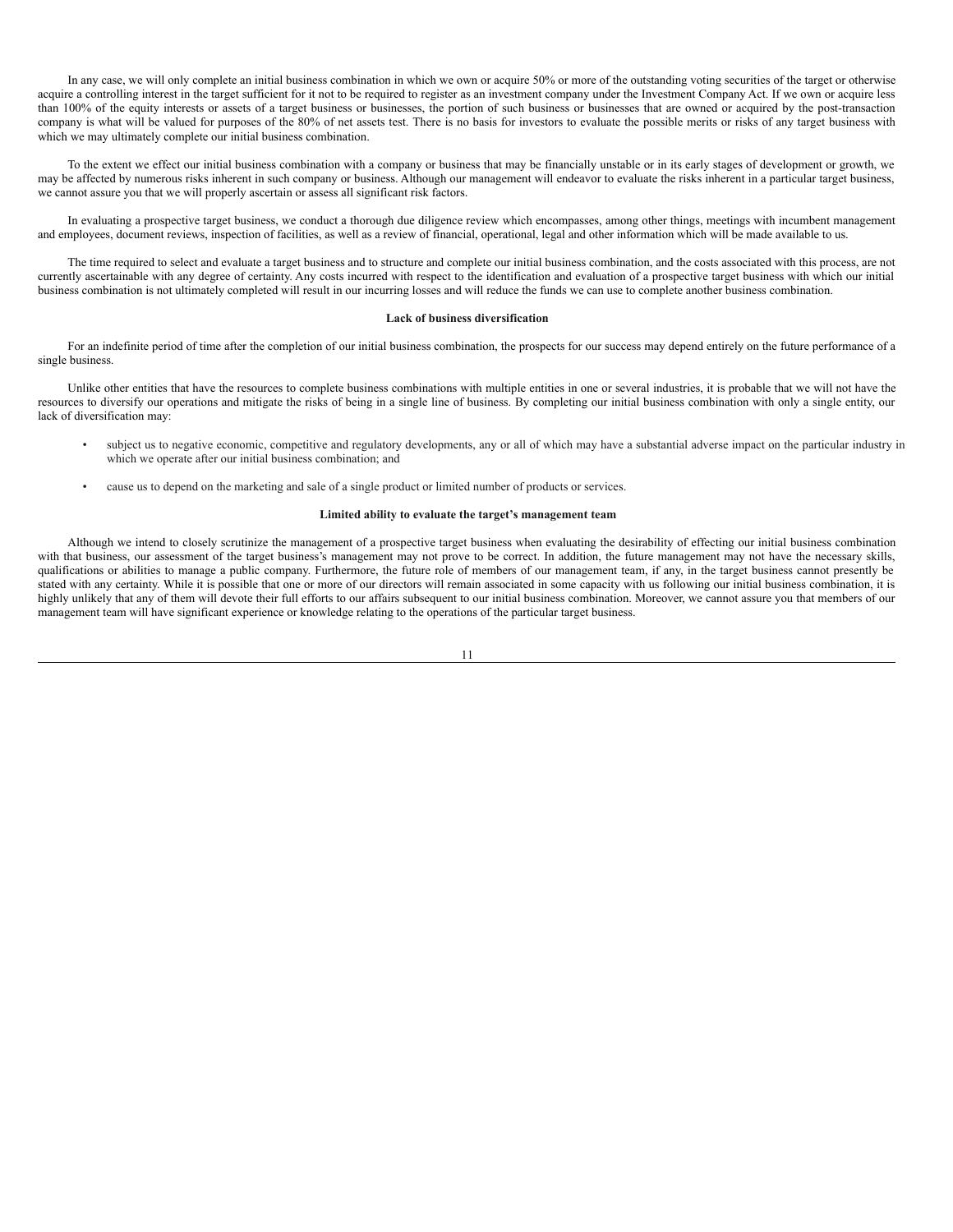In any case, we will only complete an initial business combination in which we own or acquire 50% or more of the outstanding voting securities of the target or otherwise acquire a controlling interest in the target sufficient for it not to be required to register as an investment company under the Investment Company Act. If we own or acquire less than 100% of the equity interests or assets of a target business or businesses, the portion of such business or businesses that are owned or acquired by the post-transaction company is what will be valued for purposes of the 80% of net assets test. There is no basis for investors to evaluate the possible merits or risks of any target business with which we may ultimately complete our initial business combination.

To the extent we effect our initial business combination with a company or business that may be financially unstable or in its early stages of development or growth, we may be affected by numerous risks inherent in such company or business. Although our management will endeavor to evaluate the risks inherent in a particular target business, we cannot assure you that we will properly ascertain or assess all significant risk factors.

In evaluating a prospective target business, we conduct a thorough due diligence review which encompasses, among other things, meetings with incumbent management and employees, document reviews, inspection of facilities, as well as a review of financial, operational, legal and other information which will be made available to us.

The time required to select and evaluate a target business and to structure and complete our initial business combination, and the costs associated with this process, are not currently ascertainable with any degree of certainty. Any costs incurred with respect to the identification and evaluation of a prospective target business with which our initial business combination is not ultimately completed will result in our incurring losses and will reduce the funds we can use to complete another business combination.

**Lack of business diversification**

For an indefinite period of time after the completion of our initial business combination, the prospects for our success may depend entirely on the future performance of a single business.

Unlike other entities that have the resources to complete business combinations with multiple entities in one or several industries, it is probable that we will not have the resources to diversify our operations and mitigate the risks of being in a single line of business. By completing our initial business combination with only a single entity, our lack of diversification may:

- subject us to negative economic, competitive and regulatory developments, any or all of which may have a substantial adverse impact on the particular industry in which we operate after our initial business combination; and
- cause us to depend on the marketing and sale of a single product or limited number of products or services.

**Limited ability to evaluate the target's management team**

Although we intend to closely scrutinize the management of a prospective target business when evaluating the desirability of effecting our initial business combination with that business, our assessment of the target business's management may not prove to be correct. In addition, the future management may not have the necessary skills, qualifications or abilities to manage a public company. Furthermore, the future role of members of our management team, if any, in the target business cannot presently be stated with any certainty. While it is possible that one or more of our directors will remain associated in some capacity with us following our initial business combination, it is highly unlikely that any of them will devote their full efforts to our affairs subsequent to our initial business combination. Moreover, we cannot assure you that members of our management team will have significant experience or knowledge relating to the operations of the particular target business.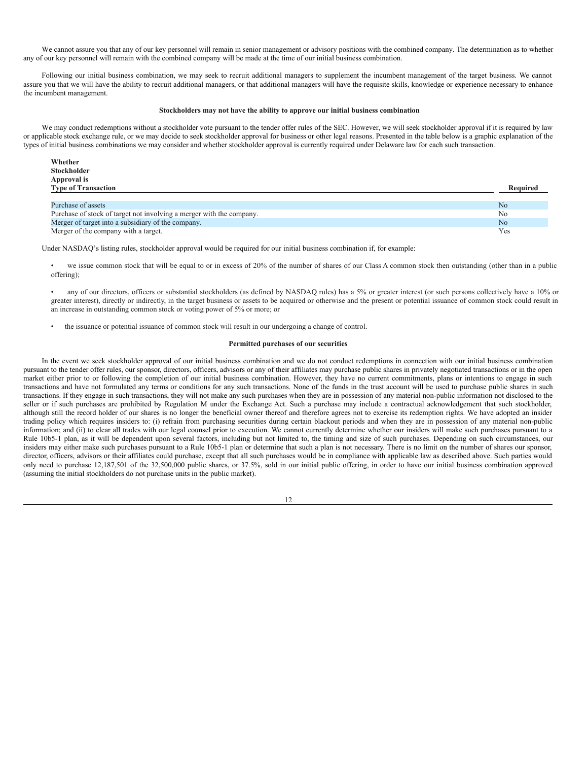We cannot assure you that any of our key personnel will remain in senior management or advisory positions with the combined company. The determination as to whether any of our key personnel will remain with the combined company will be made at the time of our initial business combination.

Following our initial business combination, we may seek to recruit additional managers to supplement the incumbent management of the target business. We cannot assure you that we will have the ability to recruit additional managers, or that additional managers will have the requisite skills, knowledge or experience necessary to enhance the incumbent management.

**Stockholders may not have the ability to approve our initial business combination**

We may conduct redemptions without a stockholder vote pursuant to the tender offer rules of the SEC. However, we will seek stockholder approval if it is required by law or applicable stock exchange rule, or we may decide to seek stockholder approval for business or other legal reasons. Presented in the table below is a graphic explanation of the types of initial business combinations we may consider and whether stockholder approval is currently required under Delaware law for each such transaction.

| Type of Transaction | Whether Stockholder Approval is Required |
| --- | --- |
| Purchase of assets | No |
| Purchase of stock of target not involving a merger with the company. | No |
| Merger of target into a subsidiary of the company. | No |
| Merger of the company with a target. | Yes |

Under NASDAQ's listing rules, stockholder approval would be required for our initial business combination if, for example:

- we issue common stock that will be equal to or in excess of 20% of the number of shares of our Class A common stock then outstanding (other than in a public offering);
- any of our directors, officers or substantial stockholders (as defined by NASDAQ rules) has a 5% or greater interest (or such persons collectively have a 10% or greater interest), directly or indirectly, in the target business or assets to be acquired or otherwise and the present or potential issuance of common stock could result in an increase in outstanding common stock or voting power of 5% or more; or
- the issuance or potential issuance of common stock will result in our undergoing a change of control.

**Permitted purchases of our securities**

In the event we seek stockholder approval of our initial business combination and we do not conduct redemptions in connection with our initial business combination pursuant to the tender offer rules, our sponsor, directors, officers, advisors or any of their affiliates may purchase public shares in privately negotiated transactions or in the open market either prior to or following the completion of our initial business combination. However, they have no current commitments, plans or intentions to engage in such transactions and have not formulated any terms or conditions for any such transactions. None of the funds in the trust account will be used to purchase public shares in such transactions. If they engage in such transactions, they will not make any such purchases when they are in possession of any material non-public information not disclosed to the seller or if such purchases are prohibited by Regulation M under the Exchange Act. Such a purchase may include a contractual acknowledgement that such stockholder, although still the record holder of our shares is no longer the beneficial owner thereof and therefore agrees not to exercise its redemption rights. We have adopted an insider trading policy which requires insiders to: (i) refrain from purchasing securities during certain blackout periods and when they are in possession of any material non-public information; and (ii) to clear all trades with our legal counsel prior to execution. We cannot currently determine whether our insiders will make such purchases pursuant to a Rule 10b5-1 plan, as it will be dependent upon several factors, including but not limited to, the timing and size of such purchases. Depending on such circumstances, our insiders may either make such purchases pursuant to a Rule 10b5-1 plan or determine that such a plan is not necessary. There is no limit on the number of shares our sponsor, director, officers, advisors or their affiliates could purchase, except that all such purchases would be in compliance with applicable law as described above. Such parties would only need to purchase 12,187,501 of the 32,500,000 public shares, or 37.5%, sold in our initial public offering, in order to have our initial business combination approved (assuming the initial stockholders do not purchase units in the public market).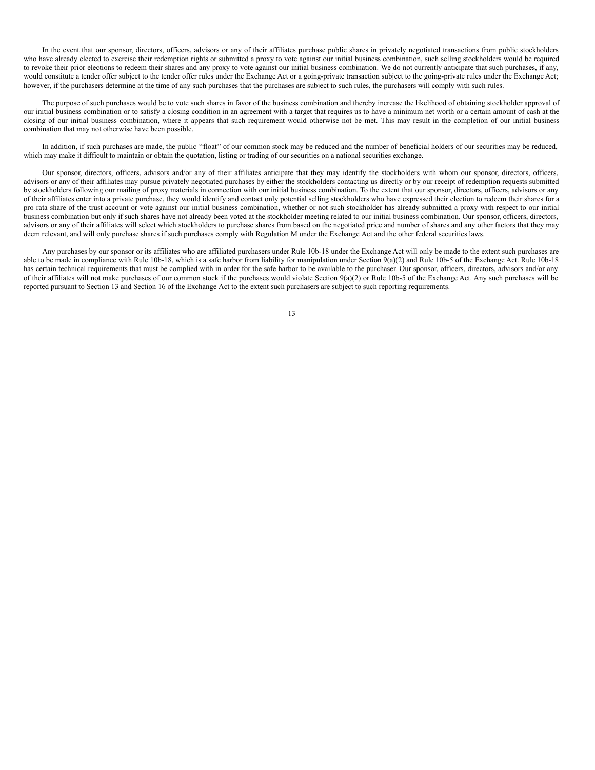In the event that our sponsor, directors, officers, advisors or any of their affiliates purchase public shares in privately negotiated transactions from public stockholders who have already elected to exercise their redemption rights or submitted a proxy to vote against our initial business combination, such selling stockholders would be required to revoke their prior elections to redeem their shares and any proxy to vote against our initial business combination. We do not currently anticipate that such purchases, if any, would constitute a tender offer subject to the tender offer rules under the Exchange Act or a going-private transaction subject to the going-private rules under the Exchange Act; however, if the purchasers determine at the time of any such purchases that the purchases are subject to such rules, the purchasers will comply with such rules.

The purpose of such purchases would be to vote such shares in favor of the business combination and thereby increase the likelihood of obtaining stockholder approval of our initial business combination or to satisfy a closing condition in an agreement with a target that requires us to have a minimum net worth or a certain amount of cash at the closing of our initial business combination, where it appears that such requirement would otherwise not be met. This may result in the completion of our initial business combination that may not otherwise have been possible.

In addition, if such purchases are made, the public "float" of our common stock may be reduced and the number of beneficial holders of our securities may be reduced, which may make it difficult to maintain or obtain the quotation, listing or trading of our securities on a national securities exchange.

Our sponsor, directors, officers, advisors and/or any of their affiliates anticipate that they may identify the stockholders with whom our sponsor, directors, officers, advisors or any of their affiliates may pursue privately negotiated purchases by either the stockholders contacting us directly or by our receipt of redemption requests submitted by stockholders following our mailing of proxy materials in connection with our initial business combination. To the extent that our sponsor, directors, officers, advisors or any of their affiliates enter into a private purchase, they would identify and contact only potential selling stockholders who have expressed their election to redeem their shares for a pro rata share of the trust account or vote against our initial business combination, whether or not such stockholder has already submitted a proxy with respect to our initial business combination but only if such shares have not already been voted at the stockholder meeting related to our initial business combination. Our sponsor, officers, directors, advisors or any of their affiliates will select which stockholders to purchase shares from based on the negotiated price and number of shares and any other factors that they may deem relevant, and will only purchase shares if such purchases comply with Regulation M under the Exchange Act and the other federal securities laws.

Any purchases by our sponsor or its affiliates who are affiliated purchasers under Rule 10b-18 under the Exchange Act will only be made to the extent such purchases are able to be made in compliance with Rule 10b-18, which is a safe harbor from liability for manipulation under Section 9(a)(2) and Rule 10b-5 of the Exchange Act. Rule 10b-18 has certain technical requirements that must be complied with in order for the safe harbor to be available to the purchaser. Our sponsor, officers, directors, advisors and/or any of their affiliates will not make purchases of our common stock if the purchases would violate Section 9(a)(2) or Rule 10b-5 of the Exchange Act. Any such purchases will be reported pursuant to Section 13 and Section 16 of the Exchange Act to the extent such purchasers are subject to such reporting requirements.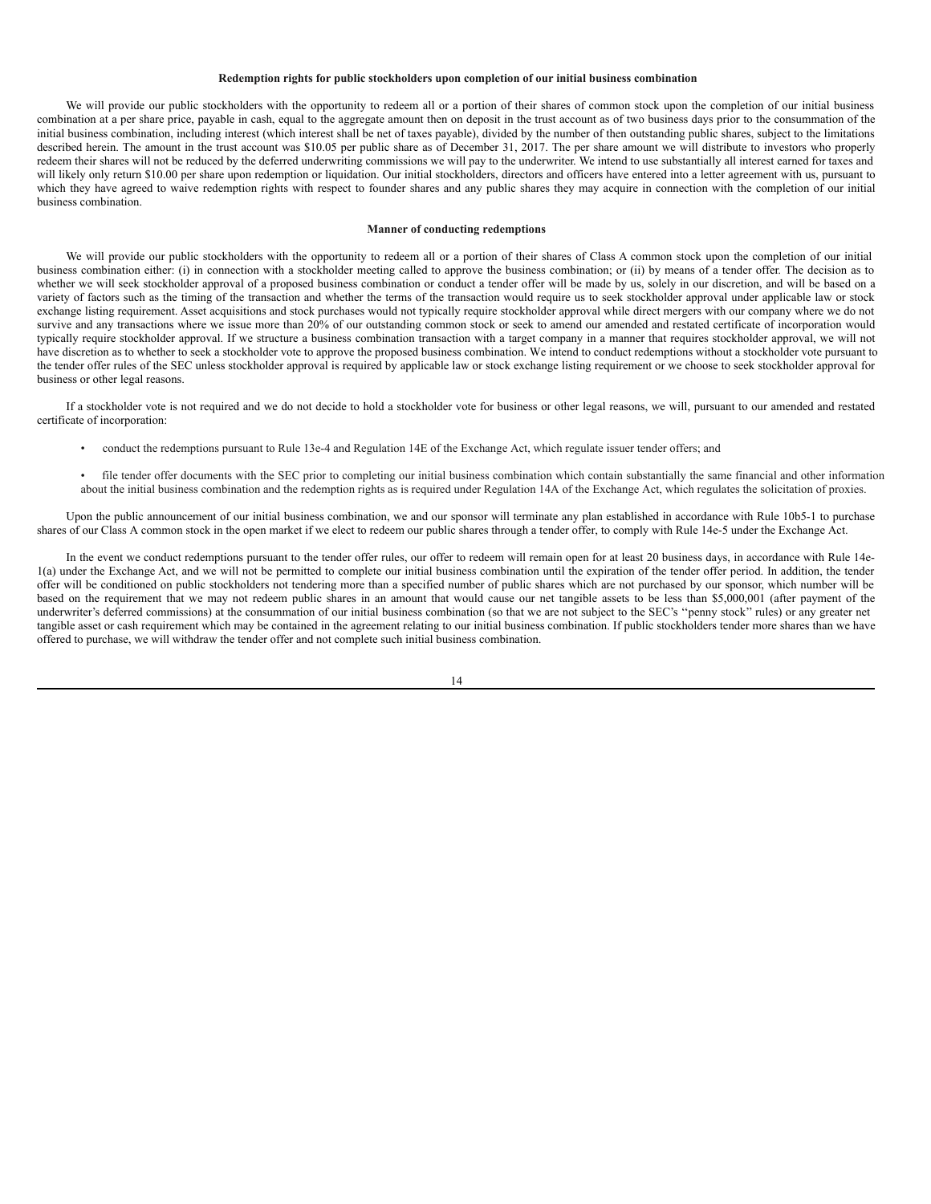### Redemption rights for public stockholders upon completion of our initial business combination

We will provide our public stockholders with the opportunity to redeem all or a portion of their shares of common stock upon the completion of our initial business combination at a per share price, payable in cash, equal to the aggregate amount then on deposit in the trust account as of two business days prior to the consummation of the initial business combination, including interest (which interest shall be net of taxes payable), divided by the number of then outstanding public shares, subject to the limitations described herein. The amount in the trust account was $10.05 per public share as of December 31, 2017. The per share amount we will distribute to investors who properly redeem their shares will not be reduced by the deferred underwriting commissions we will pay to the underwriter. We intend to use substantially all interest earned for taxes and will likely only return $10.00 per share upon redemption or liquidation. Our initial stockholders, directors and officers have entered into a letter agreement with us, pursuant to which they have agreed to waive redemption rights with respect to founder shares and any public shares they may acquire in connection with the completion of our initial business combination.

### Manner of conducting redemptions

We will provide our public stockholders with the opportunity to redeem all or a portion of their shares of Class A common stock upon the completion of our initial business combination either: (i) in connection with a stockholder meeting called to approve the business combination; or (ii) by means of a tender offer. The decision as to whether we will seek stockholder approval of a proposed business combination or conduct a tender offer will be made by us, solely in our discretion, and will be based on a variety of factors such as the timing of the transaction and whether the terms of the transaction would require us to seek stockholder approval under applicable law or stock exchange listing requirement. Asset acquisitions and stock purchases would not typically require stockholder approval while direct mergers with our company where we do not survive and any transactions where we issue more than 20% of our outstanding common stock or seek to amend our amended and restated certificate of incorporation would typically require stockholder approval. If we structure a business combination transaction with a target company in a manner that requires stockholder approval, we will not have discretion as to whether to seek a stockholder vote to approve the proposed business combination. We intend to conduct redemptions without a stockholder vote pursuant to the tender offer rules of the SEC unless stockholder approval is required by applicable law or stock exchange listing requirement or we choose to seek stockholder approval for business or other legal reasons.

If a stockholder vote is not required and we do not decide to hold a stockholder vote for business or other legal reasons, we will, pursuant to our amended and restated certificate of incorporation:

- conduct the redemptions pursuant to Rule 13e-4 and Regulation 14E of the Exchange Act, which regulate issuer tender offers; and
- file tender offer documents with the SEC prior to completing our initial business combination which contain substantially the same financial and other information about the initial business combination and the redemption rights as is required under Regulation 14A of the Exchange Act, which regulates the solicitation of proxies.

Upon the public announcement of our initial business combination, we and our sponsor will terminate any plan established in accordance with Rule 10b5-1 to purchase shares of our Class A common stock in the open market if we elect to redeem our public shares through a tender offer, to comply with Rule 14e-5 under the Exchange Act.

In the event we conduct redemptions pursuant to the tender offer rules, our offer to redeem will remain open for at least 20 business days, in accordance with Rule 14e-1(a) under the Exchange Act, and we will not be permitted to complete our initial business combination until the expiration of the tender offer period. In addition, the tender offer will be conditioned on public stockholders not tendering more than a specified number of public shares which are not purchased by our sponsor, which number will be based on the requirement that we may not redeem public shares in an amount that would cause our net tangible assets to be less than $5,000,001 (after payment of the underwriter's deferred commissions) at the consummation of our initial business combination (so that we are not subject to the SEC's ''penny stock'' rules) or any greater net tangible asset or cash requirement which may be contained in the agreement relating to our initial business combination. If public stockholders tender more shares than we have offered to purchase, we will withdraw the tender offer and not complete such initial business combination.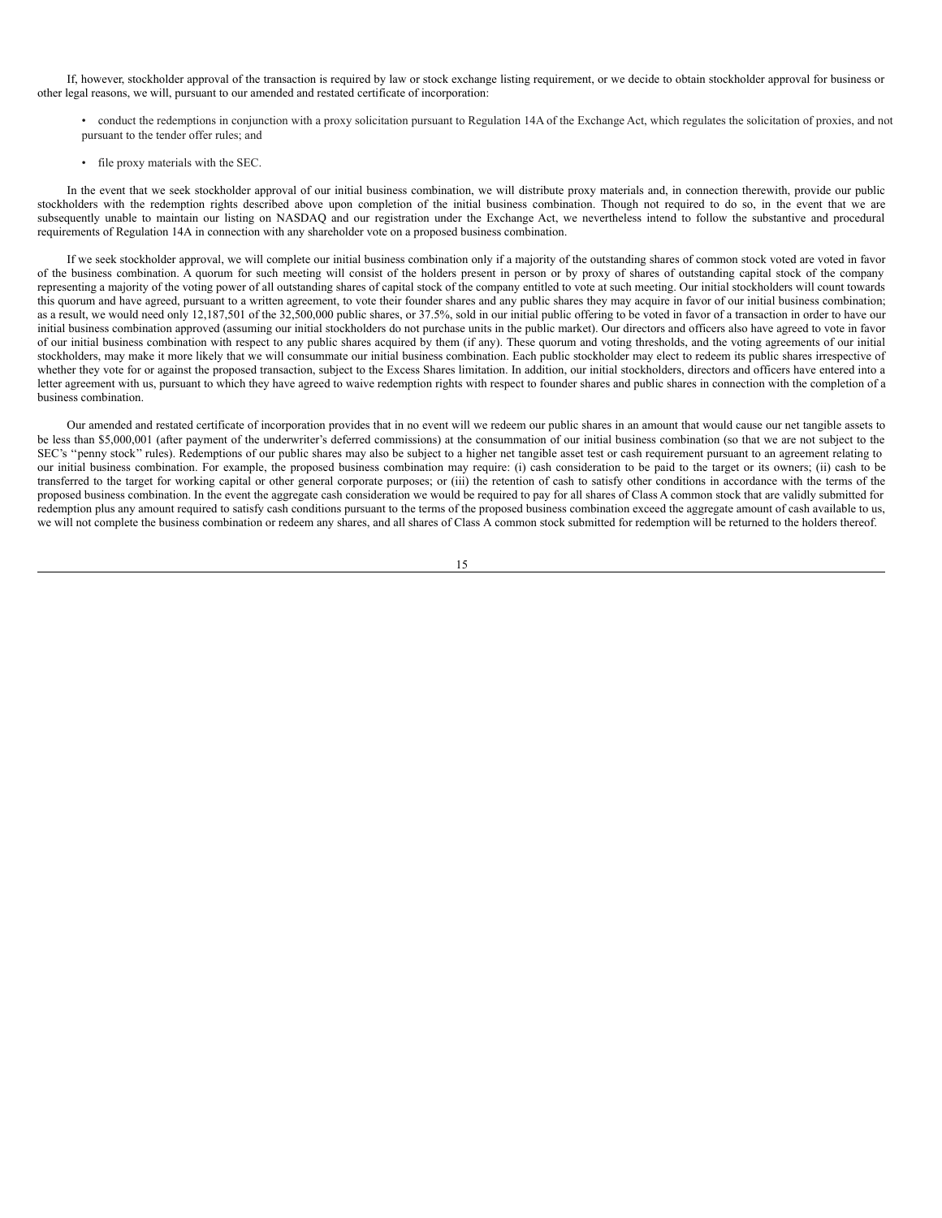If, however, stockholder approval of the transaction is required by law or stock exchange listing requirement, or we decide to obtain stockholder approval for business or other legal reasons, we will, pursuant to our amended and restated certificate of incorporation:

- conduct the redemptions in conjunction with a proxy solicitation pursuant to Regulation 14A of the Exchange Act, which regulates the solicitation of proxies, and not pursuant to the tender offer rules; and
- file proxy materials with the SEC.

In the event that we seek stockholder approval of our initial business combination, we will distribute proxy materials and, in connection therewith, provide our public stockholders with the redemption rights described above upon completion of the initial business combination. Though not required to do so, in the event that we are subsequently unable to maintain our listing on NASDAQ and our registration under the Exchange Act, we nevertheless intend to follow the substantive and procedural requirements of Regulation 14A in connection with any shareholder vote on a proposed business combination.

If we seek stockholder approval, we will complete our initial business combination only if a majority of the outstanding shares of common stock voted are voted in favor of the business combination. A quorum for such meeting will consist of the holders present in person or by proxy of shares of outstanding capital stock of the company representing a majority of the voting power of all outstanding shares of capital stock of the company entitled to vote at such meeting. Our initial stockholders will count towards this quorum and have agreed, pursuant to a written agreement, to vote their founder shares and any public shares they may acquire in favor of our initial business combination; as a result, we would need only 12,187,501 of the 32,500,000 public shares, or 37.5%, sold in our initial public offering to be voted in favor of a transaction in order to have our initial business combination approved (assuming our initial stockholders do not purchase units in the public market). Our directors and officers also have agreed to vote in favor of our initial business combination with respect to any public shares acquired by them (if any). These quorum and voting thresholds, and the voting agreements of our initial stockholders, may make it more likely that we will consummate our initial business combination. Each public stockholder may elect to redeem its public shares irrespective of whether they vote for or against the proposed transaction, subject to the Excess Shares limitation. In addition, our initial stockholders, directors and officers have entered into a letter agreement with us, pursuant to which they have agreed to waive redemption rights with respect to founder shares and public shares in connection with the completion of a business combination.

Our amended and restated certificate of incorporation provides that in no event will we redeem our public shares in an amount that would cause our net tangible assets to be less than $5,000,001 (after payment of the underwriter's deferred commissions) at the consummation of our initial business combination (so that we are not subject to the SEC's ''penny stock'' rules). Redemptions of our public shares may also be subject to a higher net tangible asset test or cash requirement pursuant to an agreement relating to our initial business combination. For example, the proposed business combination may require: (i) cash consideration to be paid to the target or its owners; (ii) cash to be transferred to the target for working capital or other general corporate purposes; or (iii) the retention of cash to satisfy other conditions in accordance with the terms of the proposed business combination. In the event the aggregate cash consideration we would be required to pay for all shares of Class A common stock that are validly submitted for redemption plus any amount required to satisfy cash conditions pursuant to the terms of the proposed business combination exceed the aggregate amount of cash available to us, we will not complete the business combination or redeem any shares, and all shares of Class A common stock submitted for redemption will be returned to the holders thereof.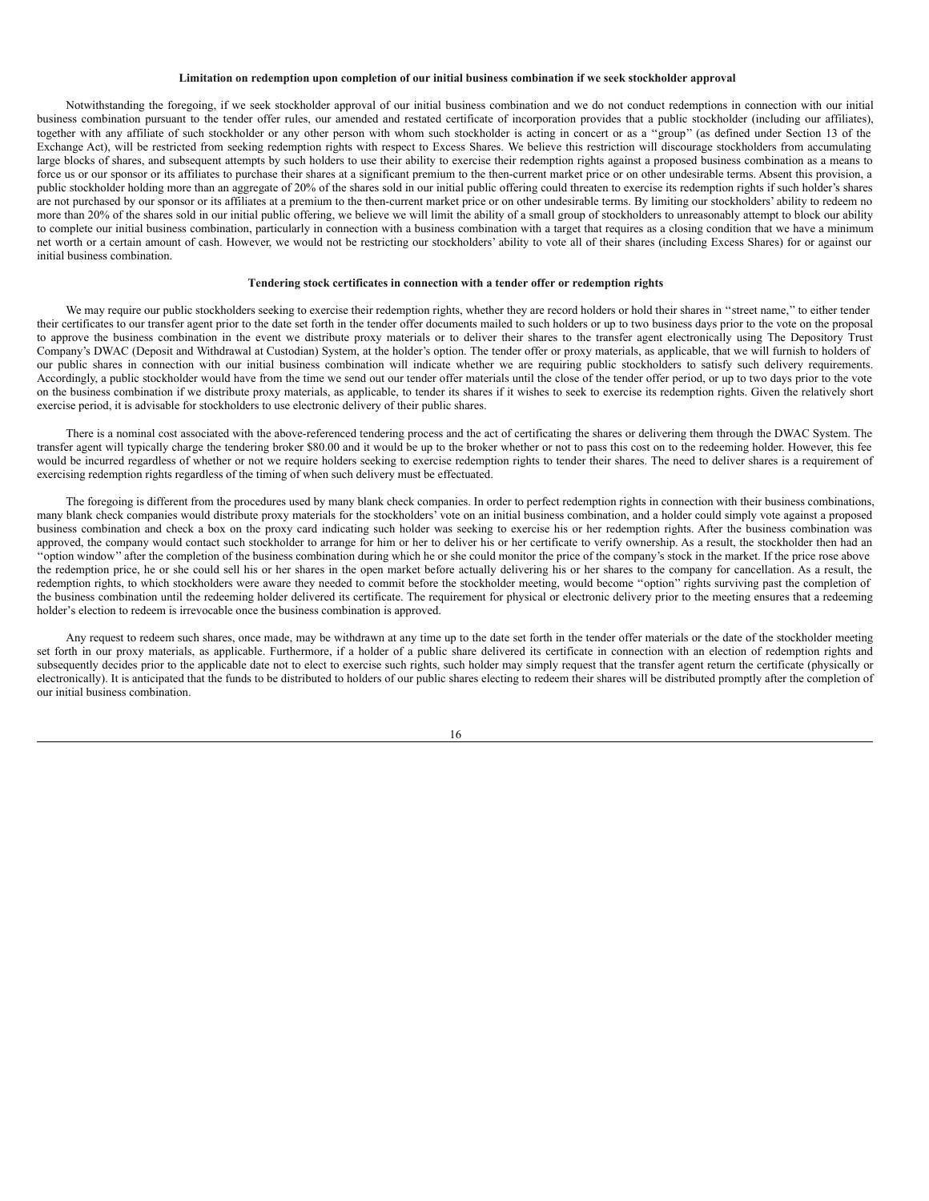**Limitation on redemption upon completion of our initial business combination if we seek stockholder approval**

Notwithstanding the foregoing, if we seek stockholder approval of our initial business combination and we do not conduct redemptions in connection with our initial business combination pursuant to the tender offer rules, our amended and restated certificate of incorporation provides that a public stockholder (including our affiliates), together with any affiliate of such stockholder or any other person with whom such stockholder is acting in concert or as a ''group'' (as defined under Section 13 of the Exchange Act), will be restricted from seeking redemption rights with respect to Excess Shares. We believe this restriction will discourage stockholders from accumulating large blocks of shares, and subsequent attempts by such holders to use their ability to exercise their redemption rights against a proposed business combination as a means to force us or our sponsor or its affiliates to purchase their shares at a significant premium to the then-current market price or on other undesirable terms. Absent this provision, a public stockholder holding more than an aggregate of 20% of the shares sold in our initial public offering could threaten to exercise its redemption rights if such holder's shares are not purchased by our sponsor or its affiliates at a premium to the then-current market price or on other undesirable terms. By limiting our stockholders' ability to redeem no more than 20% of the shares sold in our initial public offering, we believe we will limit the ability of a small group of stockholders to unreasonably attempt to block our ability to complete our initial business combination, particularly in connection with a business combination with a target that requires as a closing condition that we have a minimum net worth or a certain amount of cash. However, we would not be restricting our stockholders' ability to vote all of their shares (including Excess Shares) for or against our initial business combination.

**Tendering stock certificates in connection with a tender offer or redemption rights**

We may require our public stockholders seeking to exercise their redemption rights, whether they are record holders or hold their shares in ''street name,'' to either tender their certificates to our transfer agent prior to the date set forth in the tender offer documents mailed to such holders or up to two business days prior to the vote on the proposal to approve the business combination in the event we distribute proxy materials or to deliver their shares to the transfer agent electronically using The Depository Trust Company's DWAC (Deposit and Withdrawal at Custodian) System, at the holder's option. The tender offer or proxy materials, as applicable, that we will furnish to holders of our public shares in connection with our initial business combination will indicate whether we are requiring public stockholders to satisfy such delivery requirements. Accordingly, a public stockholder would have from the time we send out our tender offer materials until the close of the tender offer period, or up to two days prior to the vote on the business combination if we distribute proxy materials, as applicable, to tender its shares if it wishes to seek to exercise its redemption rights. Given the relatively short exercise period, it is advisable for stockholders to use electronic delivery of their public shares.

There is a nominal cost associated with the above-referenced tendering process and the act of certificating the shares or delivering them through the DWAC System. The transfer agent will typically charge the tendering broker $80.00 and it would be up to the broker whether or not to pass this cost on to the redeeming holder. However, this fee would be incurred regardless of whether or not we require holders seeking to exercise redemption rights to tender their shares. The need to deliver shares is a requirement of exercising redemption rights regardless of the timing of when such delivery must be effectuated.

The foregoing is different from the procedures used by many blank check companies. In order to perfect redemption rights in connection with their business combinations, many blank check companies would distribute proxy materials for the stockholders' vote on an initial business combination, and a holder could simply vote against a proposed business combination and check a box on the proxy card indicating such holder was seeking to exercise his or her redemption rights. After the business combination was approved, the company would contact such stockholder to arrange for him or her to deliver his or her certificate to verify ownership. As a result, the stockholder then had an ''option window'' after the completion of the business combination during which he or she could monitor the price of the company's stock in the market. If the price rose above the redemption price, he or she could sell his or her shares in the open market before actually delivering his or her shares to the company for cancellation. As a result, the redemption rights, to which stockholders were aware they needed to commit before the stockholder meeting, would become ''option'' rights surviving past the completion of the business combination until the redeeming holder delivered its certificate. The requirement for physical or electronic delivery prior to the meeting ensures that a redeeming holder's election to redeem is irrevocable once the business combination is approved.

Any request to redeem such shares, once made, may be withdrawn at any time up to the date set forth in the tender offer materials or the date of the stockholder meeting set forth in our proxy materials, as applicable. Furthermore, if a holder of a public share delivered its certificate in connection with an election of redemption rights and subsequently decides prior to the applicable date not to elect to exercise such rights, such holder may simply request that the transfer agent return the certificate (physically or electronically). It is anticipated that the funds to be distributed to holders of our public shares electing to redeem their shares will be distributed promptly after the completion of our initial business combination.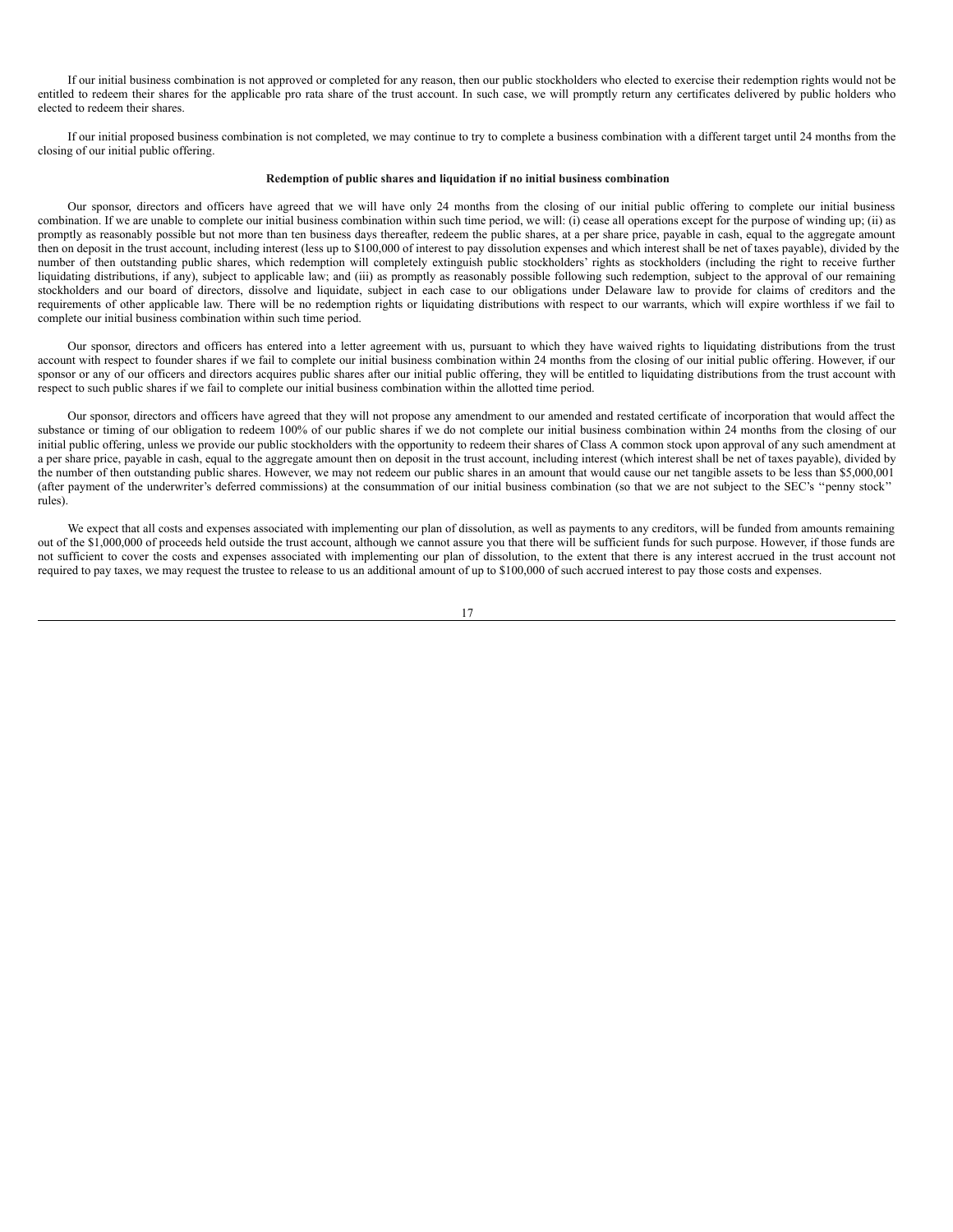If our initial business combination is not approved or completed for any reason, then our public stockholders who elected to exercise their redemption rights would not be entitled to redeem their shares for the applicable pro rata share of the trust account. In such case, we will promptly return any certificates delivered by public holders who elected to redeem their shares.

If our initial proposed business combination is not completed, we may continue to try to complete a business combination with a different target until 24 months from the closing of our initial public offering.

**Redemption of public shares and liquidation if no initial business combination**

Our sponsor, directors and officers have agreed that we will have only 24 months from the closing of our initial public offering to complete our initial business combination. If we are unable to complete our initial business combination within such time period, we will: (i) cease all operations except for the purpose of winding up; (ii) as promptly as reasonably possible but not more than ten business days thereafter, redeem the public shares, at a per share price, payable in cash, equal to the aggregate amount then on deposit in the trust account, including interest (less up to $100,000 of interest to pay dissolution expenses and which interest shall be net of taxes payable), divided by the number of then outstanding public shares, which redemption will completely extinguish public stockholders' rights as stockholders (including the right to receive further liquidating distributions, if any), subject to applicable law; and (iii) as promptly as reasonably possible following such redemption, subject to the approval of our remaining stockholders and our board of directors, dissolve and liquidate, subject in each case to our obligations under Delaware law to provide for claims of creditors and the requirements of other applicable law. There will be no redemption rights or liquidating distributions with respect to our warrants, which will expire worthless if we fail to complete our initial business combination within such time period.

Our sponsor, directors and officers has entered into a letter agreement with us, pursuant to which they have waived rights to liquidating distributions from the trust account with respect to founder shares if we fail to complete our initial business combination within 24 months from the closing of our initial public offering. However, if our sponsor or any of our officers and directors acquires public shares after our initial public offering, they will be entitled to liquidating distributions from the trust account with respect to such public shares if we fail to complete our initial business combination within the allotted time period.

Our sponsor, directors and officers have agreed that they will not propose any amendment to our amended and restated certificate of incorporation that would affect the substance or timing of our obligation to redeem 100% of our public shares if we do not complete our initial business combination within 24 months from the closing of our initial public offering, unless we provide our public stockholders with the opportunity to redeem their shares of Class A common stock upon approval of any such amendment at a per share price, payable in cash, equal to the aggregate amount then on deposit in the trust account, including interest (which interest shall be net of taxes payable), divided by the number of then outstanding public shares. However, we may not redeem our public shares in an amount that would cause our net tangible assets to be less than $5,000,001 (after payment of the underwriter's deferred commissions) at the consummation of our initial business combination (so that we are not subject to the SEC's "penny stock" rules).

We expect that all costs and expenses associated with implementing our plan of dissolution, as well as payments to any creditors, will be funded from amounts remaining out of the $1,000,000 of proceeds held outside the trust account, although we cannot assure you that there will be sufficient funds for such purpose. However, if those funds are not sufficient to cover the costs and expenses associated with implementing our plan of dissolution, to the extent that there is any interest accrued in the trust account not required to pay taxes, we may request the trustee to release to us an additional amount of up to $100,000 of such accrued interest to pay those costs and expenses.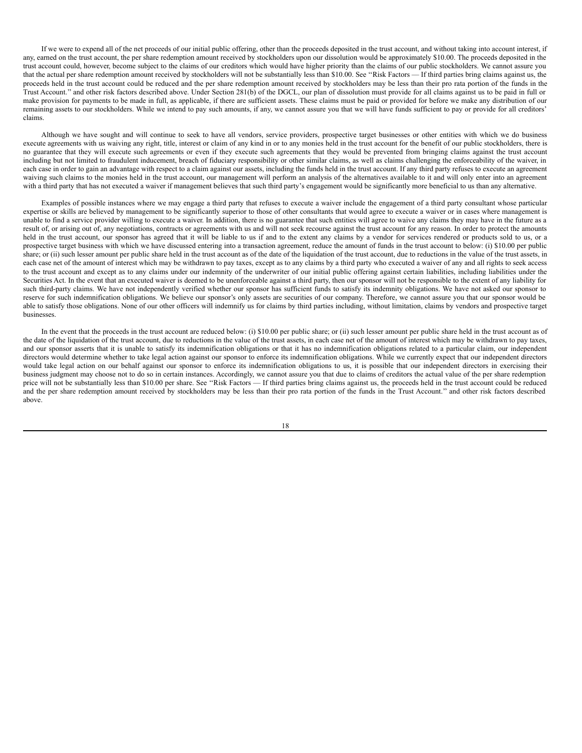If we were to expend all of the net proceeds of our initial public offering, other than the proceeds deposited in the trust account, and without taking into account interest, if any, earned on the trust account, the per share redemption amount received by stockholders upon our dissolution would be approximately $10.00. The proceeds deposited in the trust account could, however, become subject to the claims of our creditors which would have higher priority than the claims of our public stockholders. We cannot assure you that the actual per share redemption amount received by stockholders will not be substantially less than $10.00. See ''Risk Factors — If third parties bring claims against us, the proceeds held in the trust account could be reduced and the per share redemption amount received by stockholders may be less than their pro rata portion of the funds in the Trust Account.'' and other risk factors described above. Under Section 281(b) of the DGCL, our plan of dissolution must provide for all claims against us to be paid in full or make provision for payments to be made in full, as applicable, if there are sufficient assets. These claims must be paid or provided for before we make any distribution of our remaining assets to our stockholders. While we intend to pay such amounts, if any, we cannot assure you that we will have funds sufficient to pay or provide for all creditors' claims.

Although we have sought and will continue to seek to have all vendors, service providers, prospective target businesses or other entities with which we do business execute agreements with us waiving any right, title, interest or claim of any kind in or to any monies held in the trust account for the benefit of our public stockholders, there is no guarantee that they will execute such agreements or even if they execute such agreements that they would be prevented from bringing claims against the trust account including but not limited to fraudulent inducement, breach of fiduciary responsibility or other similar claims, as well as claims challenging the enforceability of the waiver, in each case in order to gain an advantage with respect to a claim against our assets, including the funds held in the trust account. If any third party refuses to execute an agreement waiving such claims to the monies held in the trust account, our management will perform an analysis of the alternatives available to it and will only enter into an agreement with a third party that has not executed a waiver if management believes that such third party's engagement would be significantly more beneficial to us than any alternative.

Examples of possible instances where we may engage a third party that refuses to execute a waiver include the engagement of a third party consultant whose particular expertise or skills are believed by management to be significantly superior to those of other consultants that would agree to execute a waiver or in cases where management is unable to find a service provider willing to execute a waiver. In addition, there is no guarantee that such entities will agree to waive any claims they may have in the future as a result of, or arising out of, any negotiations, contracts or agreements with us and will not seek recourse against the trust account for any reason. In order to protect the amounts held in the trust account, our sponsor has agreed that it will be liable to us if and to the extent any claims by a vendor for services rendered or products sold to us, or a prospective target business with which we have discussed entering into a transaction agreement, reduce the amount of funds in the trust account to below: (i) $10.00 per public share; or (ii) such lesser amount per public share held in the trust account as of the date of the liquidation of the trust account, due to reductions in the value of the trust assets, in each case net of the amount of interest which may be withdrawn to pay taxes, except as to any claims by a third party who executed a waiver of any and all rights to seek access to the trust account and except as to any claims under our indemnity of the underwriter of our initial public offering against certain liabilities, including liabilities under the Securities Act. In the event that an executed waiver is deemed to be unenforceable against a third party, then our sponsor will not be responsible to the extent of any liability for such third-party claims. We have not independently verified whether our sponsor has sufficient funds to satisfy its indemnity obligations. We have not asked our sponsor to reserve for such indemnification obligations. We believe our sponsor's only assets are securities of our company. Therefore, we cannot assure you that our sponsor would be able to satisfy those obligations. None of our other officers will indemnify us for claims by third parties including, without limitation, claims by vendors and prospective target businesses.

In the event that the proceeds in the trust account are reduced below: (i) $10.00 per public share; or (ii) such lesser amount per public share held in the trust account as of the date of the liquidation of the trust account, due to reductions in the value of the trust assets, in each case net of the amount of interest which may be withdrawn to pay taxes, and our sponsor asserts that it is unable to satisfy its indemnification obligations or that it has no indemnification obligations related to a particular claim, our independent directors would determine whether to take legal action against our sponsor to enforce its indemnification obligations. While we currently expect that our independent directors would take legal action on our behalf against our sponsor to enforce its indemnification obligations to us, it is possible that our independent directors in exercising their business judgment may choose not to do so in certain instances. Accordingly, we cannot assure you that due to claims of creditors the actual value of the per share redemption price will not be substantially less than $10.00 per share. See ''Risk Factors — If third parties bring claims against us, the proceeds held in the trust account could be reduced and the per share redemption amount received by stockholders may be less than their pro rata portion of the funds in the Trust Account.'' and other risk factors described above.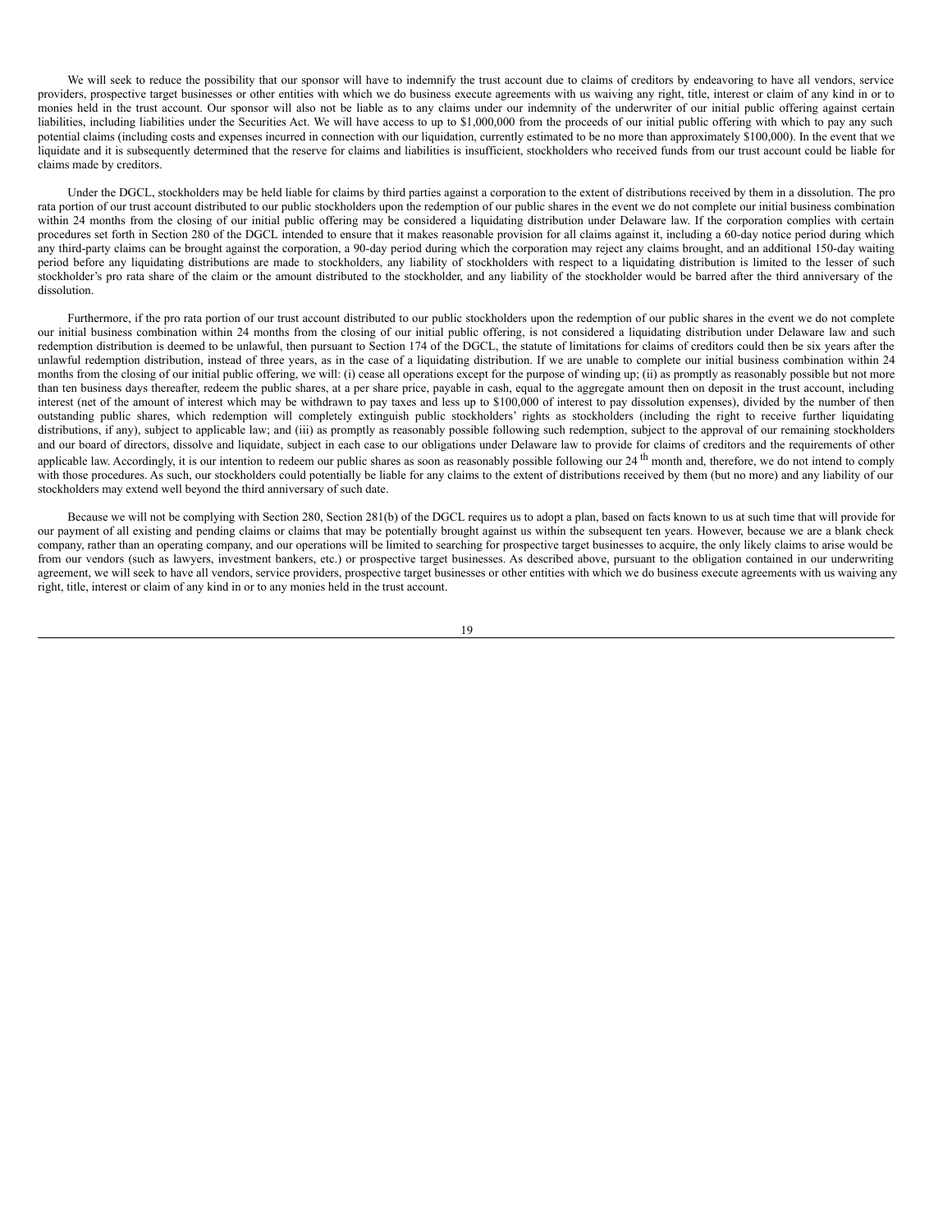We will seek to reduce the possibility that our sponsor will have to indemnify the trust account due to claims of creditors by endeavoring to have all vendors, service providers, prospective target businesses or other entities with which we do business execute agreements with us waiving any right, title, interest or claim of any kind in or to monies held in the trust account. Our sponsor will also not be liable as to any claims under our indemnity of the underwriter of our initial public offering against certain liabilities, including liabilities under the Securities Act. We will have access to up to $1,000,000 from the proceeds of our initial public offering with which to pay any such potential claims (including costs and expenses incurred in connection with our liquidation, currently estimated to be no more than approximately $100,000). In the event that we liquidate and it is subsequently determined that the reserve for claims and liabilities is insufficient, stockholders who received funds from our trust account could be liable for claims made by creditors.

Under the DGCL, stockholders may be held liable for claims by third parties against a corporation to the extent of distributions received by them in a dissolution. The pro rata portion of our trust account distributed to our public stockholders upon the redemption of our public shares in the event we do not complete our initial business combination within 24 months from the closing of our initial public offering may be considered a liquidating distribution under Delaware law. If the corporation complies with certain procedures set forth in Section 280 of the DGCL intended to ensure that it makes reasonable provision for all claims against it, including a 60-day notice period during which any third-party claims can be brought against the corporation, a 90-day period during which the corporation may reject any claims brought, and an additional 150-day waiting period before any liquidating distributions are made to stockholders, any liability of stockholders with respect to a liquidating distribution is limited to the lesser of such stockholder's pro rata share of the claim or the amount distributed to the stockholder, and any liability of the stockholder would be barred after the third anniversary of the dissolution.

Furthermore, if the pro rata portion of our trust account distributed to our public stockholders upon the redemption of our public shares in the event we do not complete our initial business combination within 24 months from the closing of our initial public offering, is not considered a liquidating distribution under Delaware law and such redemption distribution is deemed to be unlawful, then pursuant to Section 174 of the DGCL, the statute of limitations for claims of creditors could then be six years after the unlawful redemption distribution, instead of three years, as in the case of a liquidating distribution. If we are unable to complete our initial business combination within 24 months from the closing of our initial public offering, we will: (i) cease all operations except for the purpose of winding up; (ii) as promptly as reasonably possible but not more than ten business days thereafter, redeem the public shares, at a per share price, payable in cash, equal to the aggregate amount then on deposit in the trust account, including interest (net of the amount of interest which may be withdrawn to pay taxes and less up to $100,000 of interest to pay dissolution expenses), divided by the number of then outstanding public shares, which redemption will completely extinguish public stockholders' rights as stockholders (including the right to receive further liquidating distributions, if any), subject to applicable law; and (iii) as promptly as reasonably possible following such redemption, subject to the approval of our remaining stockholders and our board of directors, dissolve and liquidate, subject in each case to our obligations under Delaware law to provide for claims of creditors and the requirements of other applicable law. Accordingly, it is our intention to redeem our public shares as soon as reasonably possible following our 24th month and, therefore, we do not intend to comply with those procedures. As such, our stockholders could potentially be liable for any claims to the extent of distributions received by them (but no more) and any liability of our stockholders may extend well beyond the third anniversary of such date.

Because we will not be complying with Section 280, Section 281(b) of the DGCL requires us to adopt a plan, based on facts known to us at such time that will provide for our payment of all existing and pending claims or claims that may be potentially brought against us within the subsequent ten years. However, because we are a blank check company, rather than an operating company, and our operations will be limited to searching for prospective target businesses to acquire, the only likely claims to arise would be from our vendors (such as lawyers, investment bankers, etc.) or prospective target businesses. As described above, pursuant to the obligation contained in our underwriting agreement, we will seek to have all vendors, service providers, prospective target businesses or other entities with which we do business execute agreements with us waiving any right, title, interest or claim of any kind in or to any monies held in the trust account.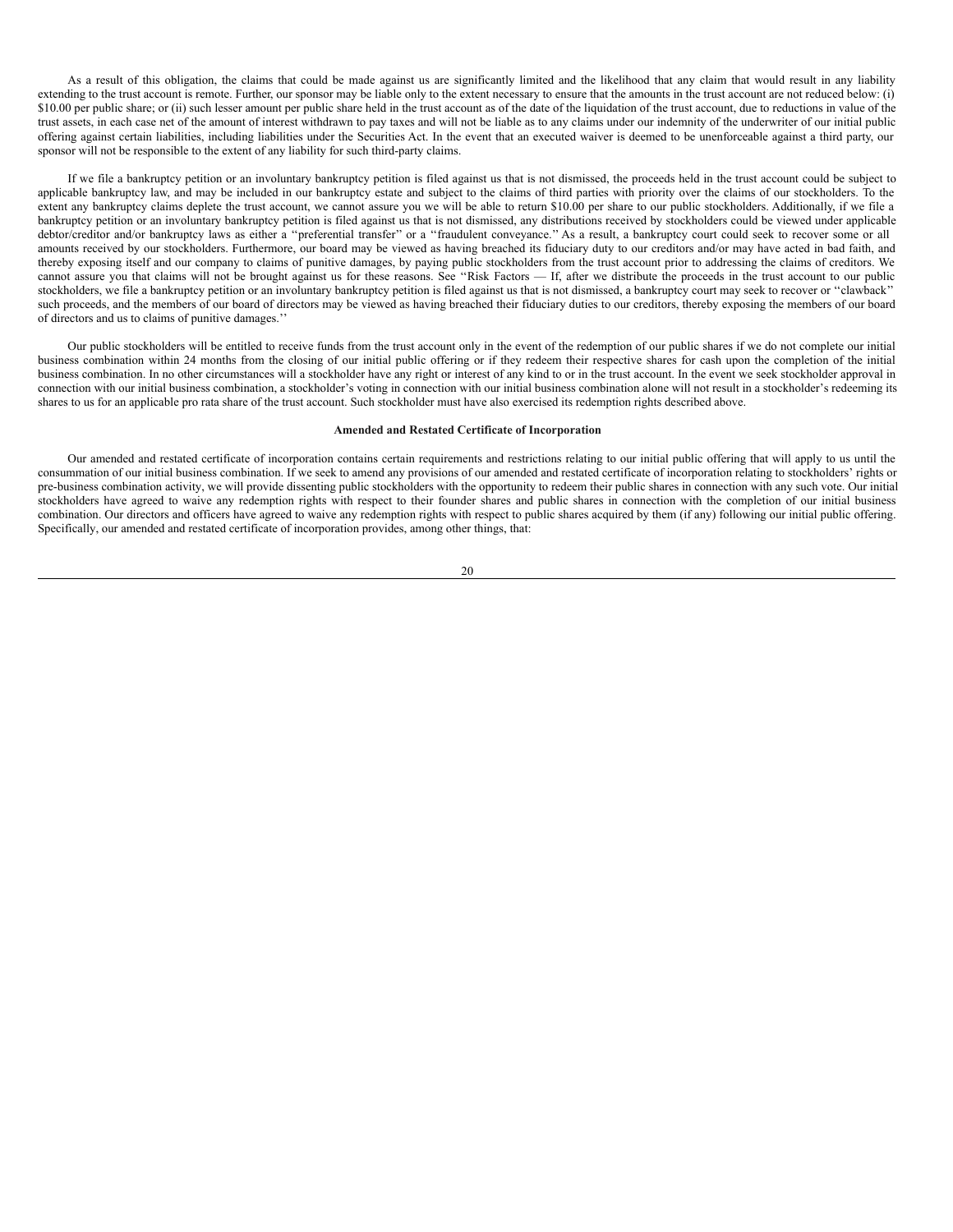As a result of this obligation, the claims that could be made against us are significantly limited and the likelihood that any claim that would result in any liability extending to the trust account is remote. Further, our sponsor may be liable only to the extent necessary to ensure that the amounts in the trust account are not reduced below: (i) $10.00 per public share; or (ii) such lesser amount per public share held in the trust account as of the date of the liquidation of the trust account, due to reductions in value of the trust assets, in each case net of the amount of interest withdrawn to pay taxes and will not be liable as to any claims under our indemnity of the underwriter of our initial public offering against certain liabilities, including liabilities under the Securities Act. In the event that an executed waiver is deemed to be unenforceable against a third party, our sponsor will not be responsible to the extent of any liability for such third-party claims.

If we file a bankruptcy petition or an involuntary bankruptcy petition is filed against us that is not dismissed, the proceeds held in the trust account could be subject to applicable bankruptcy law, and may be included in our bankruptcy estate and subject to the claims of third parties with priority over the claims of our stockholders. To the extent any bankruptcy claims deplete the trust account, we cannot assure you we will be able to return $10.00 per share to our public stockholders. Additionally, if we file a bankruptcy petition or an involuntary bankruptcy petition is filed against us that is not dismissed, any distributions received by stockholders could be viewed under applicable debtor/creditor and/or bankruptcy laws as either a ''preferential transfer'' or a ''fraudulent conveyance.'' As a result, a bankruptcy court could seek to recover some or all amounts received by our stockholders. Furthermore, our board may be viewed as having breached its fiduciary duty to our creditors and/or may have acted in bad faith, and thereby exposing itself and our company to claims of punitive damages, by paying public stockholders from the trust account prior to addressing the claims of creditors. We cannot assure you that claims will not be brought against us for these reasons. See ''Risk Factors — If, after we distribute the proceeds in the trust account to our public stockholders, we file a bankruptcy petition or an involuntary bankruptcy petition is filed against us that is not dismissed, a bankruptcy court may seek to recover or ''clawback'' such proceeds, and the members of our board of directors may be viewed as having breached their fiduciary duties to our creditors, thereby exposing the members of our board of directors and us to claims of punitive damages.''

Our public stockholders will be entitled to receive funds from the trust account only in the event of the redemption of our public shares if we do not complete our initial business combination within 24 months from the closing of our initial public offering or if they redeem their respective shares for cash upon the completion of the initial business combination. In no other circumstances will a stockholder have any right or interest of any kind to or in the trust account. In the event we seek stockholder approval in connection with our initial business combination, a stockholder's voting in connection with our initial business combination alone will not result in a stockholder's redeeming its shares to us for an applicable pro rata share of the trust account. Such stockholder must have also exercised its redemption rights described above.

**Amended and Restated Certificate of Incorporation**

Our amended and restated certificate of incorporation contains certain requirements and restrictions relating to our initial public offering that will apply to us until the consummation of our initial business combination. If we seek to amend any provisions of our amended and restated certificate of incorporation relating to stockholders' rights or pre-business combination activity, we will provide dissenting public stockholders with the opportunity to redeem their public shares in connection with any such vote. Our initial stockholders have agreed to waive any redemption rights with respect to their founder shares and public shares in connection with the completion of our initial business combination. Our directors and officers have agreed to waive any redemption rights with respect to public shares acquired by them (if any) following our initial public offering. Specifically, our amended and restated certificate of incorporation provides, among other things, that: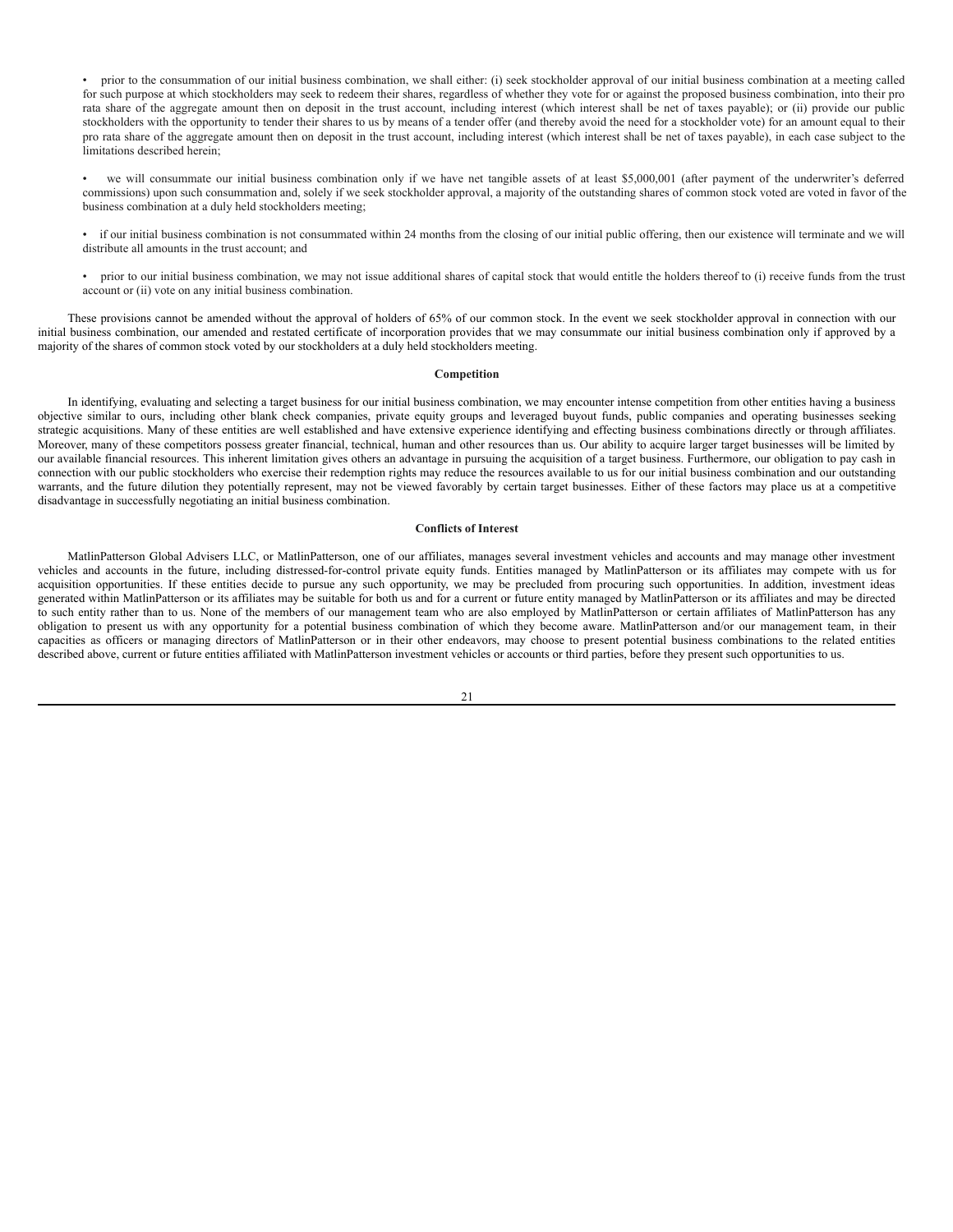- prior to the consummation of our initial business combination, we shall either: (i) seek stockholder approval of our initial business combination at a meeting called for such purpose at which stockholders may seek to redeem their shares, regardless of whether they vote for or against the proposed business combination, into their pro rata share of the aggregate amount then on deposit in the trust account, including interest (which interest shall be net of taxes payable); or (ii) provide our public stockholders with the opportunity to tender their shares to us by means of a tender offer (and thereby avoid the need for a stockholder vote) for an amount equal to their pro rata share of the aggregate amount then on deposit in the trust account, including interest (which interest shall be net of taxes payable), in each case subject to the limitations described herein;

- we will consummate our initial business combination only if we have net tangible assets of at least $5,000,001 (after payment of the underwriter's deferred commissions) upon such consummation and, solely if we seek stockholder approval, a majority of the outstanding shares of common stock voted are voted in favor of the business combination at a duly held stockholders meeting;

- if our initial business combination is not consummated within 24 months from the closing of our initial public offering, then our existence will terminate and we will distribute all amounts in the trust account; and

- prior to our initial business combination, we may not issue additional shares of capital stock that would entitle the holders thereof to (i) receive funds from the trust account or (ii) vote on any initial business combination.

These provisions cannot be amended without the approval of holders of 65% of our common stock. In the event we seek stockholder approval in connection with our initial business combination, our amended and restated certificate of incorporation provides that we may consummate our initial business combination only if approved by a majority of the shares of common stock voted by our stockholders at a duly held stockholders meeting.

**Competition**

In identifying, evaluating and selecting a target business for our initial business combination, we may encounter intense competition from other entities having a business objective similar to ours, including other blank check companies, private equity groups and leveraged buyout funds, public companies and operating businesses seeking strategic acquisitions. Many of these entities are well established and have extensive experience identifying and effecting business combinations directly or through affiliates. Moreover, many of these competitors possess greater financial, technical, human and other resources than us. Our ability to acquire larger target businesses will be limited by our available financial resources. This inherent limitation gives others an advantage in pursuing the acquisition of a target business. Furthermore, our obligation to pay cash in connection with our public stockholders who exercise their redemption rights may reduce the resources available to us for our initial business combination and our outstanding warrants, and the future dilution they potentially represent, may not be viewed favorably by certain target businesses. Either of these factors may place us at a competitive disadvantage in successfully negotiating an initial business combination.

**Conflicts of Interest**

MatlinPatterson Global Advisers LLC, or MatlinPatterson, one of our affiliates, manages several investment vehicles and accounts and may manage other investment vehicles and accounts in the future, including distressed-for-control private equity funds. Entities managed by MatlinPatterson or its affiliates may compete with us for acquisition opportunities. If these entities decide to pursue any such opportunity, we may be precluded from procuring such opportunities. In addition, investment ideas generated within MatlinPatterson or its affiliates may be suitable for both us and for a current or future entity managed by MatlinPatterson or its affiliates and may be directed to such entity rather than to us. None of the members of our management team who are also employed by MatlinPatterson or certain affiliates of MatlinPatterson has any obligation to present us with any opportunity for a potential business combination of which they become aware. MatlinPatterson and/or our management team, in their capacities as officers or managing directors of MatlinPatterson or in their other endeavors, may choose to present potential business combinations to the related entities described above, current or future entities affiliated with MatlinPatterson investment vehicles or accounts or third parties, before they present such opportunities to us.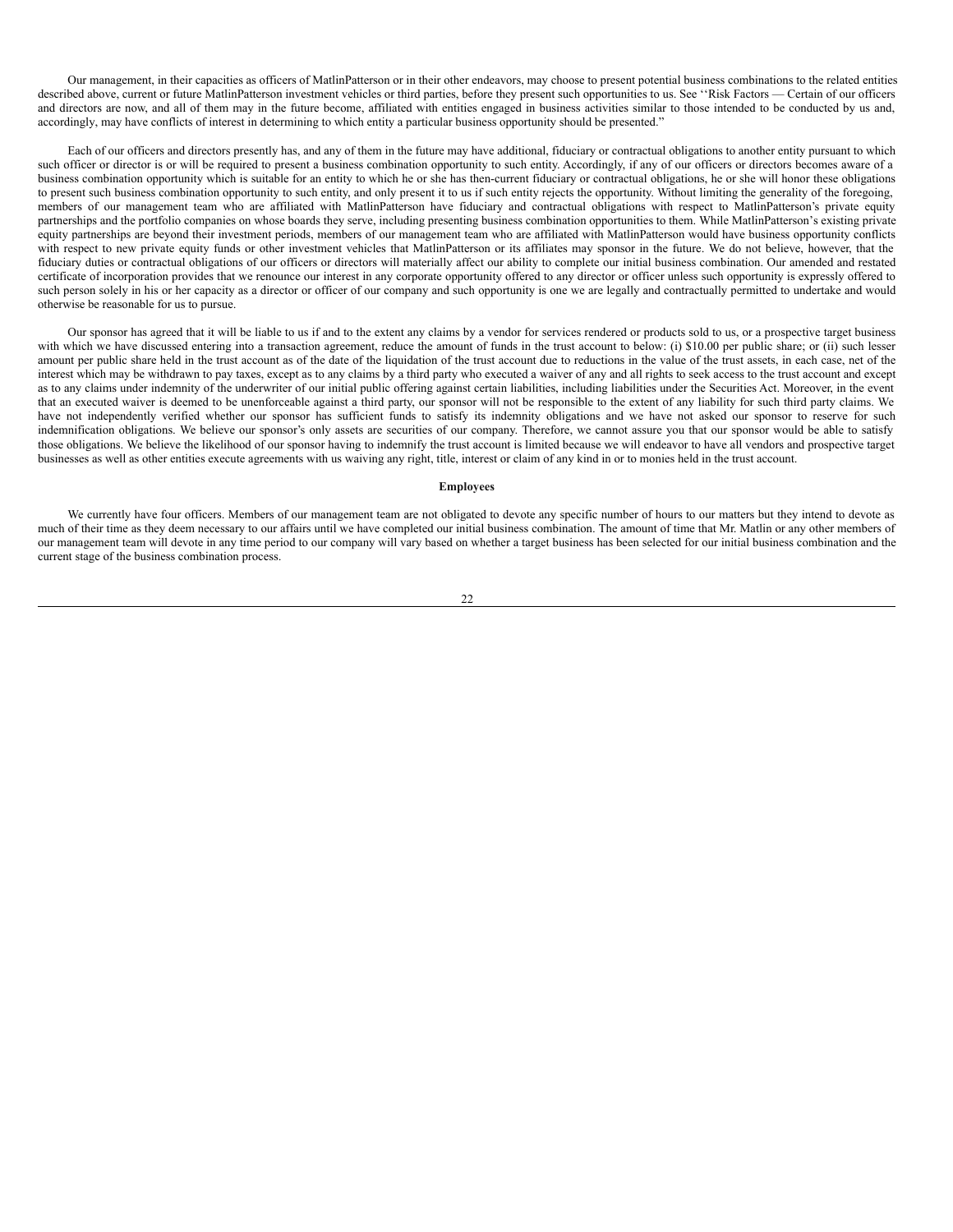Our management, in their capacities as officers of MatlinPatterson or in their other endeavors, may choose to present potential business combinations to the related entities described above, current or future MatlinPatterson investment vehicles or third parties, before they present such opportunities to us. See ''Risk Factors — Certain of our officers and directors are now, and all of them may in the future become, affiliated with entities engaged in business activities similar to those intended to be conducted by us and, accordingly, may have conflicts of interest in determining to which entity a particular business opportunity should be presented."

Each of our officers and directors presently has, and any of them in the future may have additional, fiduciary or contractual obligations to another entity pursuant to which such officer or director is or will be required to present a business combination opportunity to such entity. Accordingly, if any of our officers or directors becomes aware of a business combination opportunity which is suitable for an entity to which he or she has then-current fiduciary or contractual obligations, he or she will honor these obligations to present such business combination opportunity to such entity, and only present it to us if such entity rejects the opportunity. Without limiting the generality of the foregoing, members of our management team who are affiliated with MatlinPatterson have fiduciary and contractual obligations with respect to MatlinPatterson's private equity partnerships and the portfolio companies on whose boards they serve, including presenting business combination opportunities to them. While MatlinPatterson's existing private equity partnerships are beyond their investment periods, members of our management team who are affiliated with MatlinPatterson would have business opportunity conflicts with respect to new private equity funds or other investment vehicles that MatlinPatterson or its affiliates may sponsor in the future. We do not believe, however, that the fiduciary duties or contractual obligations of our officers or directors will materially affect our ability to complete our initial business combination. Our amended and restated certificate of incorporation provides that we renounce our interest in any corporate opportunity offered to any director or officer unless such opportunity is expressly offered to such person solely in his or her capacity as a director or officer of our company and such opportunity is one we are legally and contractually permitted to undertake and would otherwise be reasonable for us to pursue.

Our sponsor has agreed that it will be liable to us if and to the extent any claims by a vendor for services rendered or products sold to us, or a prospective target business with which we have discussed entering into a transaction agreement, reduce the amount of funds in the trust account to below: (i) $10.00 per public share; or (ii) such lesser amount per public share held in the trust account as of the date of the liquidation of the trust account due to reductions in the value of the trust assets, in each case, net of the interest which may be withdrawn to pay taxes, except as to any claims by a third party who executed a waiver of any and all rights to seek access to the trust account and except as to any claims under indemnity of the underwriter of our initial public offering against certain liabilities, including liabilities under the Securities Act. Moreover, in the event that an executed waiver is deemed to be unenforceable against a third party, our sponsor will not be responsible to the extent of any liability for such third party claims. We have not independently verified whether our sponsor has sufficient funds to satisfy its indemnity obligations and we have not asked our sponsor to reserve for such indemnification obligations. We believe our sponsor's only assets are securities of our company. Therefore, we cannot assure you that our sponsor would be able to satisfy those obligations. We believe the likelihood of our sponsor having to indemnify the trust account is limited because we will endeavor to have all vendors and prospective target businesses as well as other entities execute agreements with us waiving any right, title, interest or claim of any kind in or to monies held in the trust account.

**Employees**

We currently have four officers. Members of our management team are not obligated to devote any specific number of hours to our matters but they intend to devote as much of their time as they deem necessary to our affairs until we have completed our initial business combination. The amount of time that Mr. Matlin or any other members of our management team will devote in any time period to our company will vary based on whether a target business has been selected for our initial business combination and the current stage of the business combination process.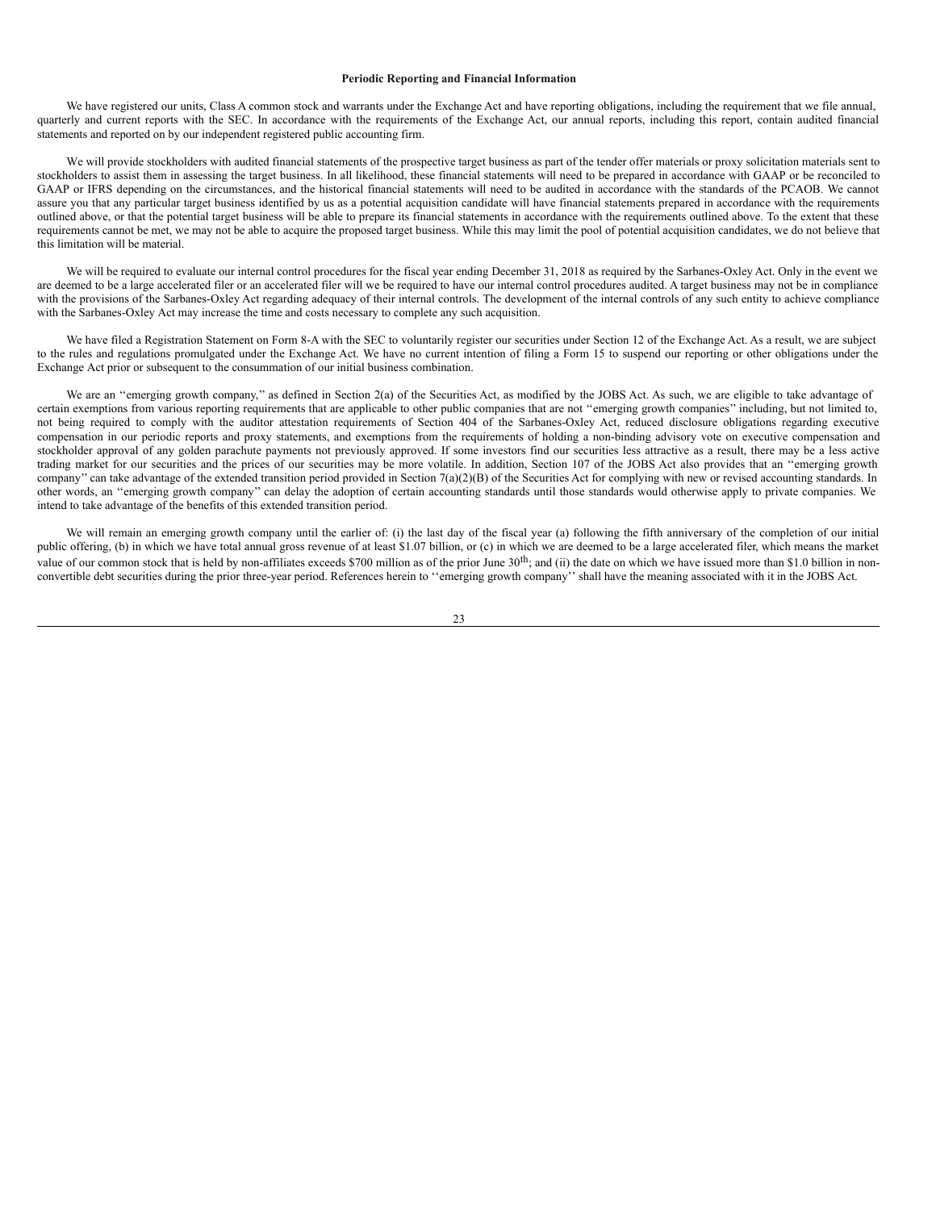## Periodic Reporting and Financial Information

We have registered our units, Class A common stock and warrants under the Exchange Act and have reporting obligations, including the requirement that we file annual, quarterly and current reports with the SEC. In accordance with the requirements of the Exchange Act, our annual reports, including this report, contain audited financial statements and reported on by our independent registered public accounting firm.

We will provide stockholders with audited financial statements of the prospective target business as part of the tender offer materials or proxy solicitation materials sent to stockholders to assist them in assessing the target business. In all likelihood, these financial statements will need to be prepared in accordance with GAAP or be reconciled to GAAP or IFRS depending on the circumstances, and the historical financial statements will need to be audited in accordance with the standards of the PCAOB. We cannot assure you that any particular target business identified by us as a potential acquisition candidate will have financial statements prepared in accordance with the requirements outlined above, or that the potential target business will be able to prepare its financial statements in accordance with the requirements outlined above. To the extent that these requirements cannot be met, we may not be able to acquire the proposed target business. While this may limit the pool of potential acquisition candidates, we do not believe that this limitation will be material.

We will be required to evaluate our internal control procedures for the fiscal year ending December 31, 2018 as required by the Sarbanes-Oxley Act. Only in the event we are deemed to be a large accelerated filer or an accelerated filer will we be required to have our internal control procedures audited. A target business may not be in compliance with the provisions of the Sarbanes-Oxley Act regarding adequacy of their internal controls. The development of the internal controls of any such entity to achieve compliance with the Sarbanes-Oxley Act may increase the time and costs necessary to complete any such acquisition.

We have filed a Registration Statement on Form 8-A with the SEC to voluntarily register our securities under Section 12 of the Exchange Act. As a result, we are subject to the rules and regulations promulgated under the Exchange Act. We have no current intention of filing a Form 15 to suspend our reporting or other obligations under the Exchange Act prior or subsequent to the consummation of our initial business combination.

We are an ''emerging growth company,'' as defined in Section 2(a) of the Securities Act, as modified by the JOBS Act. As such, we are eligible to take advantage of certain exemptions from various reporting requirements that are applicable to other public companies that are not ''emerging growth companies'' including, but not limited to, not being required to comply with the auditor attestation requirements of Section 404 of the Sarbanes-Oxley Act, reduced disclosure obligations regarding executive compensation in our periodic reports and proxy statements, and exemptions from the requirements of holding a non-binding advisory vote on executive compensation and stockholder approval of any golden parachute payments not previously approved. If some investors find our securities less attractive as a result, there may be a less active trading market for our securities and the prices of our securities may be more volatile. In addition, Section 107 of the JOBS Act also provides that an ''emerging growth company'' can take advantage of the extended transition period provided in Section 7(a)(2)(B) of the Securities Act for complying with new or revised accounting standards. In other words, an ''emerging growth company'' can delay the adoption of certain accounting standards until those standards would otherwise apply to private companies. We intend to take advantage of the benefits of this extended transition period.

We will remain an emerging growth company until the earlier of: (i) the last day of the fiscal year (a) following the fifth anniversary of the completion of our initial public offering, (b) in which we have total annual gross revenue of at least $1.07 billion, or (c) in which we are deemed to be a large accelerated filer, which means the market value of our common stock that is held by non-affiliates exceeds $700 million as of the prior June 30th; and (ii) the date on which we have issued more than $1.0 billion in non-convertible debt securities during the prior three-year period. References herein to ''emerging growth company'' shall have the meaning associated with it in the JOBS Act.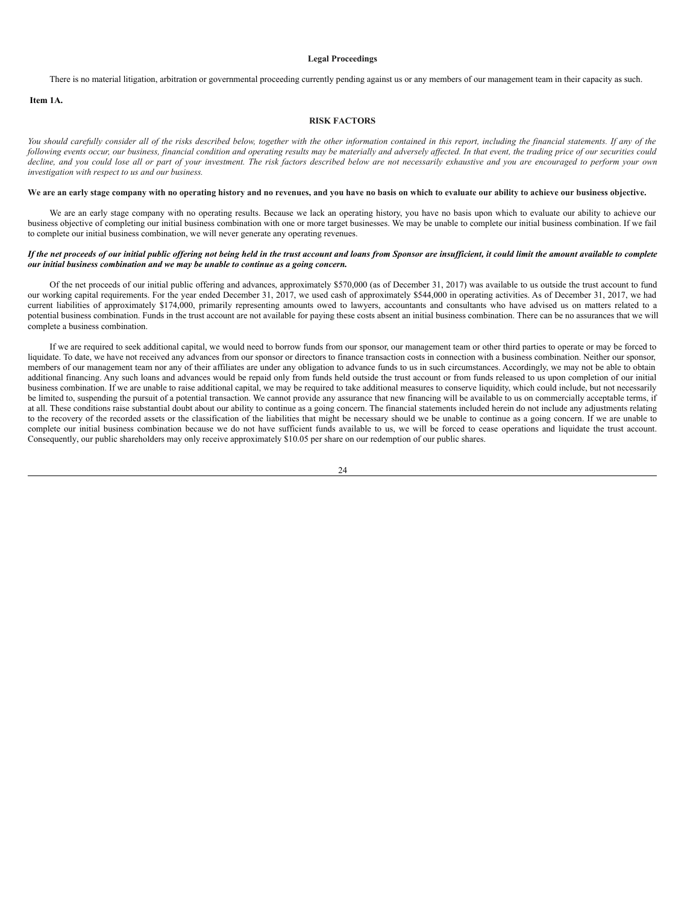**Legal Proceedings**

There is no material litigation, arbitration or governmental proceeding currently pending against us or any members of our management team in their capacity as such.

**Item 1A.**

**RISK FACTORS**

*You should carefully consider all of the risks described below, together with the other information contained in this report, including the financial statements. If any of the following events occur, our business, financial condition and operating results may be materially and adversely affected. In that event, the trading price of our securities could decline, and you could lose all or part of your investment. The risk factors described below are not necessarily exhaustive and you are encouraged to perform your own investigation with respect to us and our business.*

**We are an early stage company with no operating history and no revenues, and you have no basis on which to evaluate our ability to achieve our business objective.**

We are an early stage company with no operating results. Because we lack an operating history, you have no basis upon which to evaluate our ability to achieve our business objective of completing our initial business combination with one or more target businesses. We may be unable to complete our initial business combination. If we fail to complete our initial business combination, we will never generate any operating revenues.

***If the net proceeds of our initial public offering not being held in the trust account and loans from Sponsor are insufficient, it could limit the amount available to complete our initial business combination and we may be unable to continue as a going concern.***

Of the net proceeds of our initial public offering and advances, approximately $570,000 (as of December 31, 2017) was available to us outside the trust account to fund our working capital requirements. For the year ended December 31, 2017, we used cash of approximately $544,000 in operating activities. As of December 31, 2017, we had current liabilities of approximately $174,000, primarily representing amounts owed to lawyers, accountants and consultants who have advised us on matters related to a potential business combination. Funds in the trust account are not available for paying these costs absent an initial business combination. There can be no assurances that we will complete a business combination.

If we are required to seek additional capital, we would need to borrow funds from our sponsor, our management team or other third parties to operate or may be forced to liquidate. To date, we have not received any advances from our sponsor or directors to finance transaction costs in connection with a business combination. Neither our sponsor, members of our management team nor any of their affiliates are under any obligation to advance funds to us in such circumstances. Accordingly, we may not be able to obtain additional financing. Any such loans and advances would be repaid only from funds held outside the trust account or from funds released to us upon completion of our initial business combination. If we are unable to raise additional capital, we may be required to take additional measures to conserve liquidity, which could include, but not necessarily be limited to, suspending the pursuit of a potential transaction. We cannot provide any assurance that new financing will be available to us on commercially acceptable terms, if at all. These conditions raise substantial doubt about our ability to continue as a going concern. The financial statements included herein do not include any adjustments relating to the recovery of the recorded assets or the classification of the liabilities that might be necessary should we be unable to continue as a going concern. If we are unable to complete our initial business combination because we do not have sufficient funds available to us, we will be forced to cease operations and liquidate the trust account. Consequently, our public shareholders may only receive approximately $10.05 per share on our redemption of our public shares.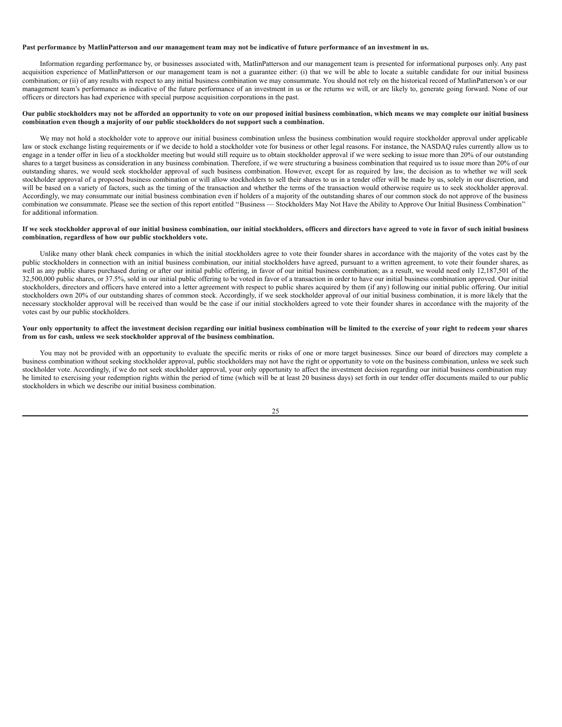**Past performance by MatlinPatterson and our management team may not be indicative of future performance of an investment in us.**

Information regarding performance by, or businesses associated with, MatlinPatterson and our management team is presented for informational purposes only. Any past acquisition experience of MatlinPatterson or our management team is not a guarantee either: (i) that we will be able to locate a suitable candidate for our initial business combination; or (ii) of any results with respect to any initial business combination we may consummate. You should not rely on the historical record of MatlinPatterson's or our management team's performance as indicative of the future performance of an investment in us or the returns we will, or are likely to, generate going forward. None of our officers or directors has had experience with special purpose acquisition corporations in the past.

**Our public stockholders may not be afforded an opportunity to vote on our proposed initial business combination, which means we may complete our initial business combination even though a majority of our public stockholders do not support such a combination.**

We may not hold a stockholder vote to approve our initial business combination unless the business combination would require stockholder approval under applicable law or stock exchange listing requirements or if we decide to hold a stockholder vote for business or other legal reasons. For instance, the NASDAQ rules currently allow us to engage in a tender offer in lieu of a stockholder meeting but would still require us to obtain stockholder approval if we were seeking to issue more than 20% of our outstanding shares to a target business as consideration in any business combination. Therefore, if we were structuring a business combination that required us to issue more than 20% of our outstanding shares, we would seek stockholder approval of such business combination. However, except for as required by law, the decision as to whether we will seek stockholder approval of a proposed business combination or will allow stockholders to sell their shares to us in a tender offer will be made by us, solely in our discretion, and will be based on a variety of factors, such as the timing of the transaction and whether the terms of the transaction would otherwise require us to seek stockholder approval. Accordingly, we may consummate our initial business combination even if holders of a majority of the outstanding shares of our common stock do not approve of the business combination we consummate. Please see the section of this report entitled "Business — Stockholders May Not Have the Ability to Approve Our Initial Business Combination" for additional information.

**If we seek stockholder approval of our initial business combination, our initial stockholders, officers and directors have agreed to vote in favor of such initial business combination, regardless of how our public stockholders vote.**

Unlike many other blank check companies in which the initial stockholders agree to vote their founder shares in accordance with the majority of the votes cast by the public stockholders in connection with an initial business combination, our initial stockholders have agreed, pursuant to a written agreement, to vote their founder shares, as well as any public shares purchased during or after our initial public offering, in favor of our initial business combination; as a result, we would need only 12,187,501 of the 32,500,000 public shares, or 37.5%, sold in our initial public offering to be voted in favor of a transaction in order to have our initial business combination approved. Our initial stockholders, directors and officers have entered into a letter agreement with respect to public shares acquired by them (if any) following our initial public offering. Our initial stockholders own 20% of our outstanding shares of common stock. Accordingly, if we seek stockholder approval of our initial business combination, it is more likely that the necessary stockholder approval will be received than would be the case if our initial stockholders agreed to vote their founder shares in accordance with the majority of the votes cast by our public stockholders.

**Your only opportunity to affect the investment decision regarding our initial business combination will be limited to the exercise of your right to redeem your shares from us for cash, unless we seek stockholder approval of the business combination.**

You may not be provided with an opportunity to evaluate the specific merits or risks of one or more target businesses. Since our board of directors may complete a business combination without seeking stockholder approval, public stockholders may not have the right or opportunity to vote on the business combination, unless we seek such stockholder vote. Accordingly, if we do not seek stockholder approval, your only opportunity to affect the investment decision regarding our initial business combination may be limited to exercising your redemption rights within the period of time (which will be at least 20 business days) set forth in our tender offer documents mailed to our public stockholders in which we describe our initial business combination.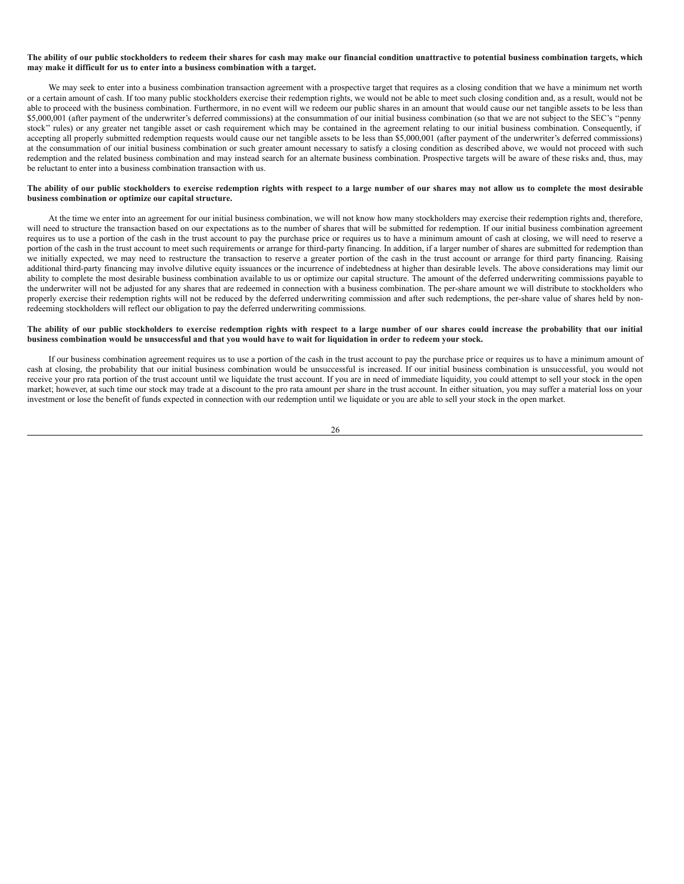**The ability of our public stockholders to redeem their shares for cash may make our financial condition unattractive to potential business combination targets, which may make it difficult for us to enter into a business combination with a target.**

We may seek to enter into a business combination transaction agreement with a prospective target that requires as a closing condition that we have a minimum net worth or a certain amount of cash. If too many public stockholders exercise their redemption rights, we would not be able to meet such closing condition and, as a result, would not be able to proceed with the business combination. Furthermore, in no event will we redeem our public shares in an amount that would cause our net tangible assets to be less than $5,000,001 (after payment of the underwriter's deferred commissions) at the consummation of our initial business combination (so that we are not subject to the SEC's "penny stock" rules) or any greater net tangible asset or cash requirement which may be contained in the agreement relating to our initial business combination. Consequently, if accepting all properly submitted redemption requests would cause our net tangible assets to be less than $5,000,001 (after payment of the underwriter's deferred commissions) at the consummation of our initial business combination or such greater amount necessary to satisfy a closing condition as described above, we would not proceed with such redemption and the related business combination and may instead search for an alternate business combination. Prospective targets will be aware of these risks and, thus, may be reluctant to enter into a business combination transaction with us.

**The ability of our public stockholders to exercise redemption rights with respect to a large number of our shares may not allow us to complete the most desirable business combination or optimize our capital structure.**

At the time we enter into an agreement for our initial business combination, we will not know how many stockholders may exercise their redemption rights and, therefore, will need to structure the transaction based on our expectations as to the number of shares that will be submitted for redemption. If our initial business combination agreement requires us to use a portion of the cash in the trust account to pay the purchase price or requires us to have a minimum amount of cash at closing, we will need to reserve a portion of the cash in the trust account to meet such requirements or arrange for third-party financing. In addition, if a larger number of shares are submitted for redemption than we initially expected, we may need to restructure the transaction to reserve a greater portion of the cash in the trust account or arrange for third party financing. Raising additional third-party financing may involve dilutive equity issuances or the incurrence of indebtedness at higher than desirable levels. The above considerations may limit our ability to complete the most desirable business combination available to us or optimize our capital structure. The amount of the deferred underwriting commissions payable to the underwriter will not be adjusted for any shares that are redeemed in connection with a business combination. The per-share amount we will distribute to stockholders who properly exercise their redemption rights will not be reduced by the deferred underwriting commission and after such redemptions, the per-share value of shares held by non-redeeming stockholders will reflect our obligation to pay the deferred underwriting commissions.

**The ability of our public stockholders to exercise redemption rights with respect to a large number of our shares could increase the probability that our initial business combination would be unsuccessful and that you would have to wait for liquidation in order to redeem your stock.**

If our business combination agreement requires us to use a portion of the cash in the trust account to pay the purchase price or requires us to have a minimum amount of cash at closing, the probability that our initial business combination would be unsuccessful is increased. If our initial business combination is unsuccessful, you would not receive your pro rata portion of the trust account until we liquidate the trust account. If you are in need of immediate liquidity, you could attempt to sell your stock in the open market; however, at such time our stock may trade at a discount to the pro rata amount per share in the trust account. In either situation, you may suffer a material loss on your investment or lose the benefit of funds expected in connection with our redemption until we liquidate or you are able to sell your stock in the open market.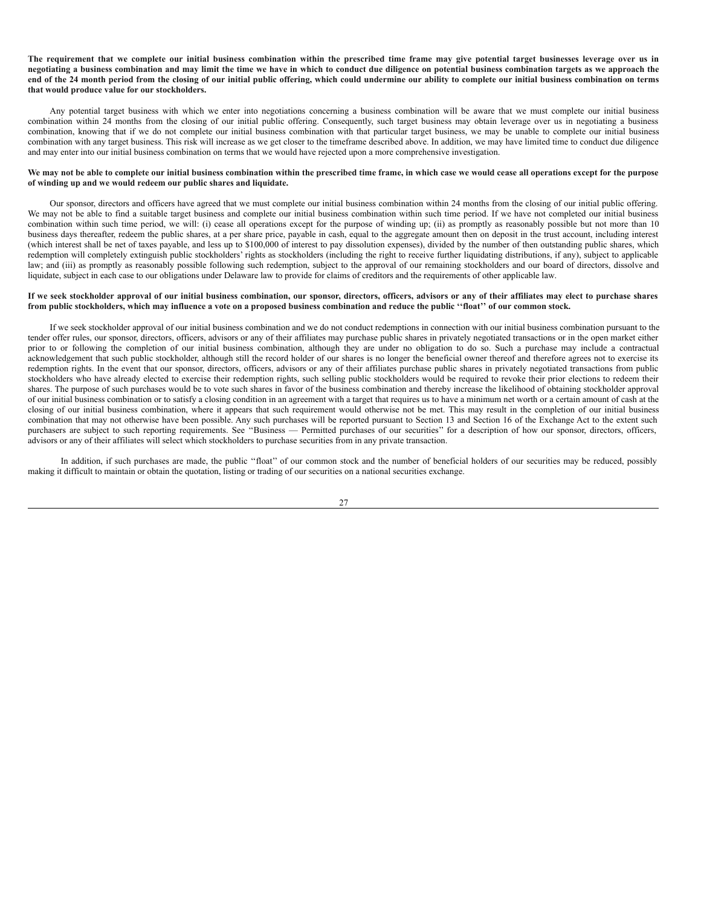**The requirement that we complete our initial business combination within the prescribed time frame may give potential target businesses leverage over us in negotiating a business combination and may limit the time we have in which to conduct due diligence on potential business combination targets as we approach the end of the 24 month period from the closing of our initial public offering, which could undermine our ability to complete our initial business combination on terms that would produce value for our stockholders.**

Any potential target business with which we enter into negotiations concerning a business combination will be aware that we must complete our initial business combination within 24 months from the closing of our initial public offering. Consequently, such target business may obtain leverage over us in negotiating a business combination, knowing that if we do not complete our initial business combination with that particular target business, we may be unable to complete our initial business combination with any target business. This risk will increase as we get closer to the timeframe described above. In addition, we may have limited time to conduct due diligence and may enter into our initial business combination on terms that we would have rejected upon a more comprehensive investigation.

**We may not be able to complete our initial business combination within the prescribed time frame, in which case we would cease all operations except for the purpose of winding up and we would redeem our public shares and liquidate.**

Our sponsor, directors and officers have agreed that we must complete our initial business combination within 24 months from the closing of our initial public offering. We may not be able to find a suitable target business and complete our initial business combination within such time period. If we have not completed our initial business combination within such time period, we will: (i) cease all operations except for the purpose of winding up; (ii) as promptly as reasonably possible but not more than 10 business days thereafter, redeem the public shares, at a per share price, payable in cash, equal to the aggregate amount then on deposit in the trust account, including interest (which interest shall be net of taxes payable, and less up to $100,000 of interest to pay dissolution expenses), divided by the number of then outstanding public shares, which redemption will completely extinguish public stockholders' rights as stockholders (including the right to receive further liquidating distributions, if any), subject to applicable law; and (iii) as promptly as reasonably possible following such redemption, subject to the approval of our remaining stockholders and our board of directors, dissolve and liquidate, subject in each case to our obligations under Delaware law to provide for claims of creditors and the requirements of other applicable law.

**If we seek stockholder approval of our initial business combination, our sponsor, directors, officers, advisors or any of their affiliates may elect to purchase shares from public stockholders, which may influence a vote on a proposed business combination and reduce the public ''float'' of our common stock.**

If we seek stockholder approval of our initial business combination and we do not conduct redemptions in connection with our initial business combination pursuant to the tender offer rules, our sponsor, directors, officers, advisors or any of their affiliates may purchase public shares in privately negotiated transactions or in the open market either prior to or following the completion of our initial business combination, although they are under no obligation to do so. Such a purchase may include a contractual acknowledgement that such public stockholder, although still the record holder of our shares is no longer the beneficial owner thereof and therefore agrees not to exercise its redemption rights. In the event that our sponsor, directors, officers, advisors or any of their affiliates purchase public shares in privately negotiated transactions from public stockholders who have already elected to exercise their redemption rights, such selling public stockholders would be required to revoke their prior elections to redeem their shares. The purpose of such purchases would be to vote such shares in favor of the business combination and thereby increase the likelihood of obtaining stockholder approval of our initial business combination or to satisfy a closing condition in an agreement with a target that requires us to have a minimum net worth or a certain amount of cash at the closing of our initial business combination, where it appears that such requirement would otherwise not be met. This may result in the completion of our initial business combination that may not otherwise have been possible. Any such purchases will be reported pursuant to Section 13 and Section 16 of the Exchange Act to the extent such purchasers are subject to such reporting requirements. See ''Business — Permitted purchases of our securities'' for a description of how our sponsor, directors, officers, advisors or any of their affiliates will select which stockholders to purchase securities from in any private transaction.

In addition, if such purchases are made, the public ''float'' of our common stock and the number of beneficial holders of our securities may be reduced, possibly making it difficult to maintain or obtain the quotation, listing or trading of our securities on a national securities exchange.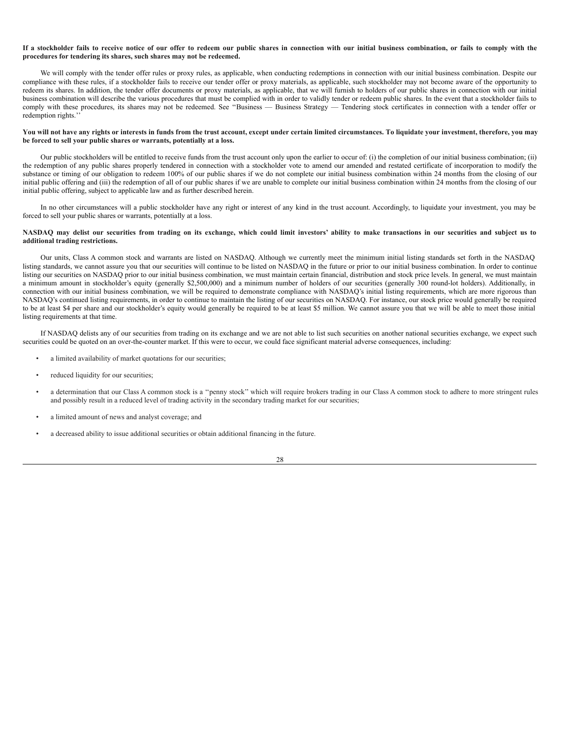**If a stockholder fails to receive notice of our offer to redeem our public shares in connection with our initial business combination, or fails to comply with the procedures for tendering its shares, such shares may not be redeemed.**

We will comply with the tender offer rules or proxy rules, as applicable, when conducting redemptions in connection with our initial business combination. Despite our compliance with these rules, if a stockholder fails to receive our tender offer or proxy materials, as applicable, such stockholder may not become aware of the opportunity to redeem its shares. In addition, the tender offer documents or proxy materials, as applicable, that we will furnish to holders of our public shares in connection with our initial business combination will describe the various procedures that must be complied with in order to validly tender or redeem public shares. In the event that a stockholder fails to comply with these procedures, its shares may not be redeemed. See ''Business — Business Strategy — Tendering stock certificates in connection with a tender offer or redemption rights.''

**You will not have any rights or interests in funds from the trust account, except under certain limited circumstances. To liquidate your investment, therefore, you may be forced to sell your public shares or warrants, potentially at a loss.**

Our public stockholders will be entitled to receive funds from the trust account only upon the earlier to occur of: (i) the completion of our initial business combination; (ii) the redemption of any public shares properly tendered in connection with a stockholder vote to amend our amended and restated certificate of incorporation to modify the substance or timing of our obligation to redeem 100% of our public shares if we do not complete our initial business combination within 24 months from the closing of our initial public offering and (iii) the redemption of all of our public shares if we are unable to complete our initial business combination within 24 months from the closing of our initial public offering, subject to applicable law and as further described herein.

In no other circumstances will a public stockholder have any right or interest of any kind in the trust account. Accordingly, to liquidate your investment, you may be forced to sell your public shares or warrants, potentially at a loss.

**NASDAQ may delist our securities from trading on its exchange, which could limit investors' ability to make transactions in our securities and subject us to additional trading restrictions.**

Our units, Class A common stock and warrants are listed on NASDAQ. Although we currently meet the minimum initial listing standards set forth in the NASDAQ listing standards, we cannot assure you that our securities will continue to be listed on NASDAQ in the future or prior to our initial business combination. In order to continue listing our securities on NASDAQ prior to our initial business combination, we must maintain certain financial, distribution and stock price levels. In general, we must maintain a minimum amount in stockholder's equity (generally $2,500,000) and a minimum number of holders of our securities (generally 300 round-lot holders). Additionally, in connection with our initial business combination, we will be required to demonstrate compliance with NASDAQ's initial listing requirements, which are more rigorous than NASDAQ's continued listing requirements, in order to continue to maintain the listing of our securities on NASDAQ. For instance, our stock price would generally be required to be at least $4 per share and our stockholder's equity would generally be required to be at least $5 million. We cannot assure you that we will be able to meet those initial listing requirements at that time.

If NASDAQ delists any of our securities from trading on its exchange and we are not able to list such securities on another national securities exchange, we expect such securities could be quoted on an over-the-counter market. If this were to occur, we could face significant material adverse consequences, including:

- a limited availability of market quotations for our securities;
- reduced liquidity for our securities;
- a determination that our Class A common stock is a ''penny stock'' which will require brokers trading in our Class A common stock to adhere to more stringent rules and possibly result in a reduced level of trading activity in the secondary trading market for our securities;
- a limited amount of news and analyst coverage; and
- a decreased ability to issue additional securities or obtain additional financing in the future.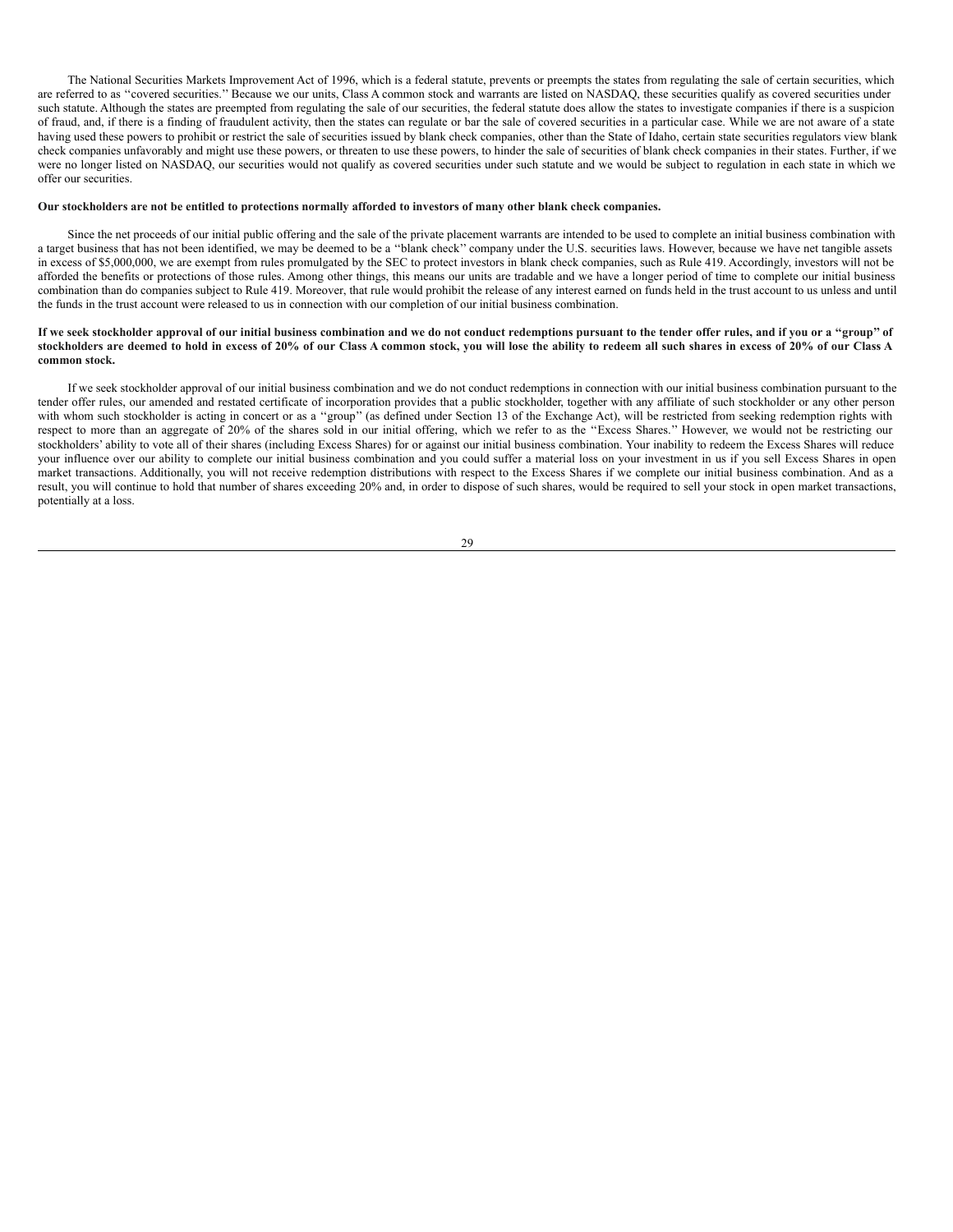The National Securities Markets Improvement Act of 1996, which is a federal statute, prevents or preempts the states from regulating the sale of certain securities, which are referred to as ''covered securities.'' Because we our units, Class A common stock and warrants are listed on NASDAQ, these securities qualify as covered securities under such statute. Although the states are preempted from regulating the sale of our securities, the federal statute does allow the states to investigate companies if there is a suspicion of fraud, and, if there is a finding of fraudulent activity, then the states can regulate or bar the sale of covered securities in a particular case. While we are not aware of a state having used these powers to prohibit or restrict the sale of securities issued by blank check companies, other than the State of Idaho, certain state securities regulators view blank check companies unfavorably and might use these powers, or threaten to use these powers, to hinder the sale of securities of blank check companies in their states. Further, if we were no longer listed on NASDAQ, our securities would not qualify as covered securities under such statute and we would be subject to regulation in each state in which we offer our securities.

**Our stockholders are not be entitled to protections normally afforded to investors of many other blank check companies.**

Since the net proceeds of our initial public offering and the sale of the private placement warrants are intended to be used to complete an initial business combination with a target business that has not been identified, we may be deemed to be a ''blank check'' company under the U.S. securities laws. However, because we have net tangible assets in excess of $5,000,000, we are exempt from rules promulgated by the SEC to protect investors in blank check companies, such as Rule 419. Accordingly, investors will not be afforded the benefits or protections of those rules. Among other things, this means our units are tradable and we have a longer period of time to complete our initial business combination than do companies subject to Rule 419. Moreover, that rule would prohibit the release of any interest earned on funds held in the trust account to us unless and until the funds in the trust account were released to us in connection with our completion of our initial business combination.

**If we seek stockholder approval of our initial business combination and we do not conduct redemptions pursuant to the tender offer rules, and if you or a "group" of stockholders are deemed to hold in excess of 20% of our Class A common stock, you will lose the ability to redeem all such shares in excess of 20% of our Class A common stock.**

If we seek stockholder approval of our initial business combination and we do not conduct redemptions in connection with our initial business combination pursuant to the tender offer rules, our amended and restated certificate of incorporation provides that a public stockholder, together with any affiliate of such stockholder or any other person with whom such stockholder is acting in concert or as a ''group'' (as defined under Section 13 of the Exchange Act), will be restricted from seeking redemption rights with respect to more than an aggregate of 20% of the shares sold in our initial offering, which we refer to as the ''Excess Shares.'' However, we would not be restricting our stockholders' ability to vote all of their shares (including Excess Shares) for or against our initial business combination. Your inability to redeem the Excess Shares will reduce your influence over our ability to complete our initial business combination and you could suffer a material loss on your investment in us if you sell Excess Shares in open market transactions. Additionally, you will not receive redemption distributions with respect to the Excess Shares if we complete our initial business combination. And as a result, you will continue to hold that number of shares exceeding 20% and, in order to dispose of such shares, would be required to sell your stock in open market transactions, potentially at a loss.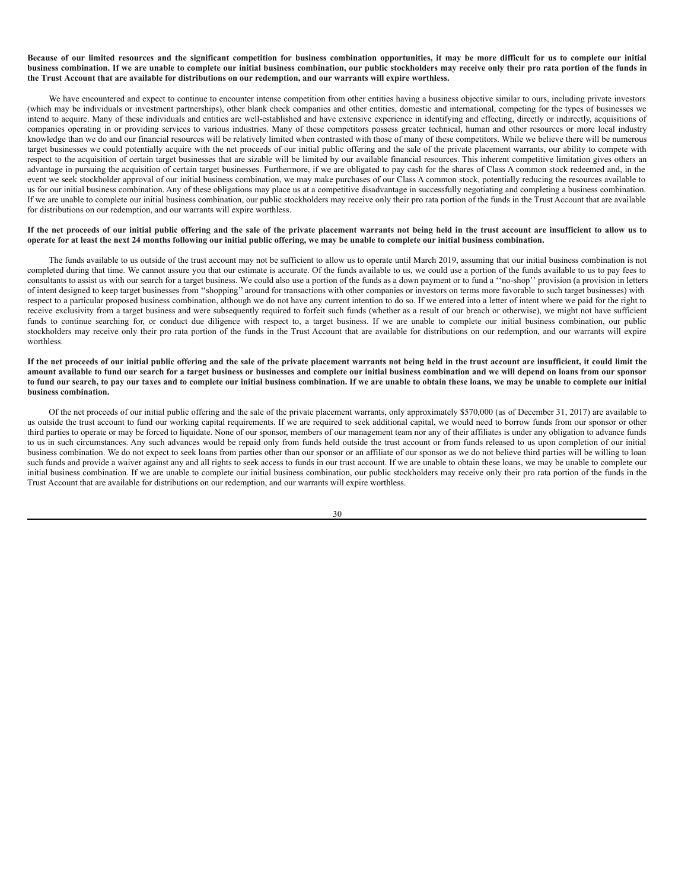**Because of our limited resources and the significant competition for business combination opportunities, it may be more difficult for us to complete our initial business combination. If we are unable to complete our initial business combination, our public stockholders may receive only their pro rata portion of the funds in the Trust Account that are available for distributions on our redemption, and our warrants will expire worthless.**

We have encountered and expect to continue to encounter intense competition from other entities having a business objective similar to ours, including private investors (which may be individuals or investment partnerships), other blank check companies and other entities, domestic and international, competing for the types of businesses we intend to acquire. Many of these individuals and entities are well-established and have extensive experience in identifying and effecting, directly or indirectly, acquisitions of companies operating in or providing services to various industries. Many of these competitors possess greater technical, human and other resources or more local industry knowledge than we do and our financial resources will be relatively limited when contrasted with those of many of these competitors. While we believe there will be numerous target businesses we could potentially acquire with the net proceeds of our initial public offering and the sale of the private placement warrants, our ability to compete with respect to the acquisition of certain target businesses that are sizable will be limited by our available financial resources. This inherent competitive limitation gives others an advantage in pursuing the acquisition of certain target businesses. Furthermore, if we are obligated to pay cash for the shares of Class A common stock redeemed and, in the event we seek stockholder approval of our initial business combination, we may make purchases of our Class A common stock, potentially reducing the resources available to us for our initial business combination. Any of these obligations may place us at a competitive disadvantage in successfully negotiating and completing a business combination. If we are unable to complete our initial business combination, our public stockholders may receive only their pro rata portion of the funds in the Trust Account that are available for distributions on our redemption, and our warrants will expire worthless.

**If the net proceeds of our initial public offering and the sale of the private placement warrants not being held in the trust account are insufficient to allow us to operate for at least the next 24 months following our initial public offering, we may be unable to complete our initial business combination.**

The funds available to us outside of the trust account may not be sufficient to allow us to operate until March 2019, assuming that our initial business combination is not completed during that time. We cannot assure you that our estimate is accurate. Of the funds available to us, we could use a portion of the funds available to us to pay fees to consultants to assist us with our search for a target business. We could also use a portion of the funds as a down payment or to fund a ''no-shop'' provision (a provision in letters of intent designed to keep target businesses from ''shopping'' around for transactions with other companies or investors on terms more favorable to such target businesses) with respect to a particular proposed business combination, although we do not have any current intention to do so. If we entered into a letter of intent where we paid for the right to receive exclusivity from a target business and were subsequently required to forfeit such funds (whether as a result of our breach or otherwise), we might not have sufficient funds to continue searching for, or conduct due diligence with respect to, a target business. If we are unable to complete our initial business combination, our public stockholders may receive only their pro rata portion of the funds in the Trust Account that are available for distributions on our redemption, and our warrants will expire worthless.

**If the net proceeds of our initial public offering and the sale of the private placement warrants not being held in the trust account are insufficient, it could limit the amount available to fund our search for a target business or businesses and complete our initial business combination and we will depend on loans from our sponsor to fund our search, to pay our taxes and to complete our initial business combination. If we are unable to obtain these loans, we may be unable to complete our initial business combination.**

Of the net proceeds of our initial public offering and the sale of the private placement warrants, only approximately $570,000 (as of December 31, 2017) are available to us outside the trust account to fund our working capital requirements. If we are required to seek additional capital, we would need to borrow funds from our sponsor or other third parties to operate or may be forced to liquidate. None of our sponsor, members of our management team nor any of their affiliates is under any obligation to advance funds to us in such circumstances. Any such advances would be repaid only from funds held outside the trust account or from funds released to us upon completion of our initial business combination. We do not expect to seek loans from parties other than our sponsor or an affiliate of our sponsor as we do not believe third parties will be willing to loan such funds and provide a waiver against any and all rights to seek access to funds in our trust account. If we are unable to obtain these loans, we may be unable to complete our initial business combination. If we are unable to complete our initial business combination, our public stockholders may receive only their pro rata portion of the funds in the Trust Account that are available for distributions on our redemption, and our warrants will expire worthless.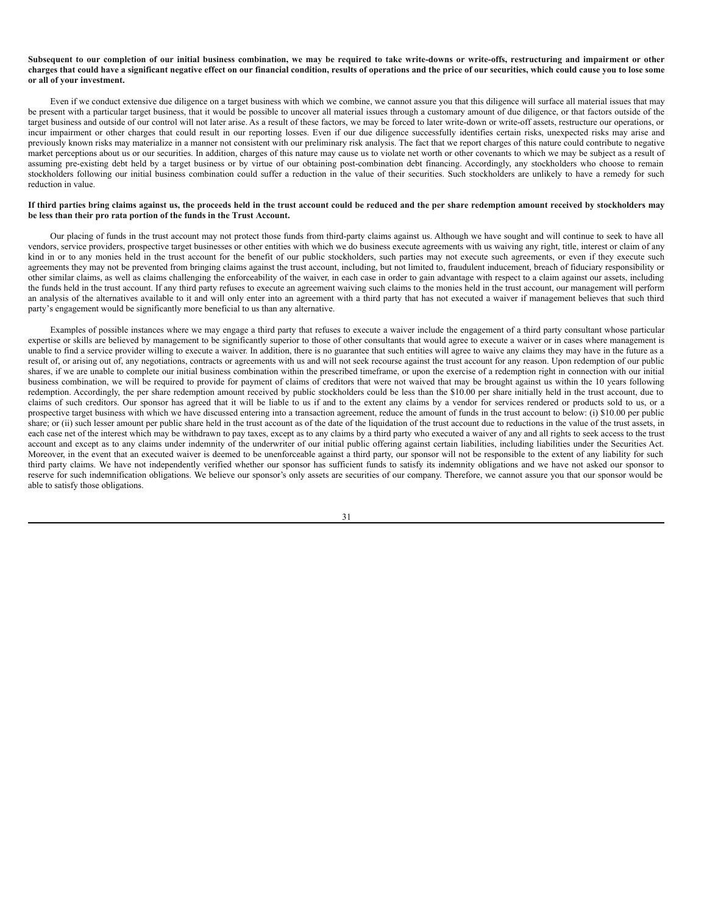**Subsequent to our completion of our initial business combination, we may be required to take write-downs or write-offs, restructuring and impairment or other charges that could have a significant negative effect on our financial condition, results of operations and the price of our securities, which could cause you to lose some or all of your investment.**

Even if we conduct extensive due diligence on a target business with which we combine, we cannot assure you that this diligence will surface all material issues that may be present with a particular target business, that it would be possible to uncover all material issues through a customary amount of due diligence, or that factors outside of the target business and outside of our control will not later arise. As a result of these factors, we may be forced to later write-down or write-off assets, restructure our operations, or incur impairment or other charges that could result in our reporting losses. Even if our due diligence successfully identifies certain risks, unexpected risks may arise and previously known risks may materialize in a manner not consistent with our preliminary risk analysis. The fact that we report charges of this nature could contribute to negative market perceptions about us or our securities. In addition, charges of this nature may cause us to violate net worth or other covenants to which we may be subject as a result of assuming pre-existing debt held by a target business or by virtue of our obtaining post-combination debt financing. Accordingly, any stockholders who choose to remain stockholders following our initial business combination could suffer a reduction in the value of their securities. Such stockholders are unlikely to have a remedy for such reduction in value.

**If third parties bring claims against us, the proceeds held in the trust account could be reduced and the per share redemption amount received by stockholders may be less than their pro rata portion of the funds in the Trust Account.**

Our placing of funds in the trust account may not protect those funds from third-party claims against us. Although we have sought and will continue to seek to have all vendors, service providers, prospective target businesses or other entities with which we do business execute agreements with us waiving any right, title, interest or claim of any kind in or to any monies held in the trust account for the benefit of our public stockholders, such parties may not execute such agreements, or even if they execute such agreements they may not be prevented from bringing claims against the trust account, including, but not limited to, fraudulent inducement, breach of fiduciary responsibility or other similar claims, as well as claims challenging the enforceability of the waiver, in each case in order to gain advantage with respect to a claim against our assets, including the funds held in the trust account. If any third party refuses to execute an agreement waiving such claims to the monies held in the trust account, our management will perform an analysis of the alternatives available to it and will only enter into an agreement with a third party that has not executed a waiver if management believes that such third party's engagement would be significantly more beneficial to us than any alternative.

Examples of possible instances where we may engage a third party that refuses to execute a waiver include the engagement of a third party consultant whose particular expertise or skills are believed by management to be significantly superior to those of other consultants that would agree to execute a waiver or in cases where management is unable to find a service provider willing to execute a waiver. In addition, there is no guarantee that such entities will agree to waive any claims they may have in the future as a result of, or arising out of, any negotiations, contracts or agreements with us and will not seek recourse against the trust account for any reason. Upon redemption of our public shares, if we are unable to complete our initial business combination within the prescribed timeframe, or upon the exercise of a redemption right in connection with our initial business combination, we will be required to provide for payment of claims of creditors that were not waived that may be brought against us within the 10 years following redemption. Accordingly, the per share redemption amount received by public stockholders could be less than the $10.00 per share initially held in the trust account, due to claims of such creditors. Our sponsor has agreed that it will be liable to us if and to the extent any claims by a vendor for services rendered or products sold to us, or a prospective target business with which we have discussed entering into a transaction agreement, reduce the amount of funds in the trust account to below: (i) $10.00 per public share; or (ii) such lesser amount per public share held in the trust account as of the date of the liquidation of the trust account due to reductions in the value of the trust assets, in each case net of the interest which may be withdrawn to pay taxes, except as to any claims by a third party who executed a waiver of any and all rights to seek access to the trust account and except as to any claims under indemnity of the underwriter of our initial public offering against certain liabilities, including liabilities under the Securities Act. Moreover, in the event that an executed waiver is deemed to be unenforceable against a third party, our sponsor will not be responsible to the extent of any liability for such third party claims. We have not independently verified whether our sponsor has sufficient funds to satisfy its indemnity obligations and we have not asked our sponsor to reserve for such indemnification obligations. We believe our sponsor's only assets are securities of our company. Therefore, we cannot assure you that our sponsor would be able to satisfy those obligations.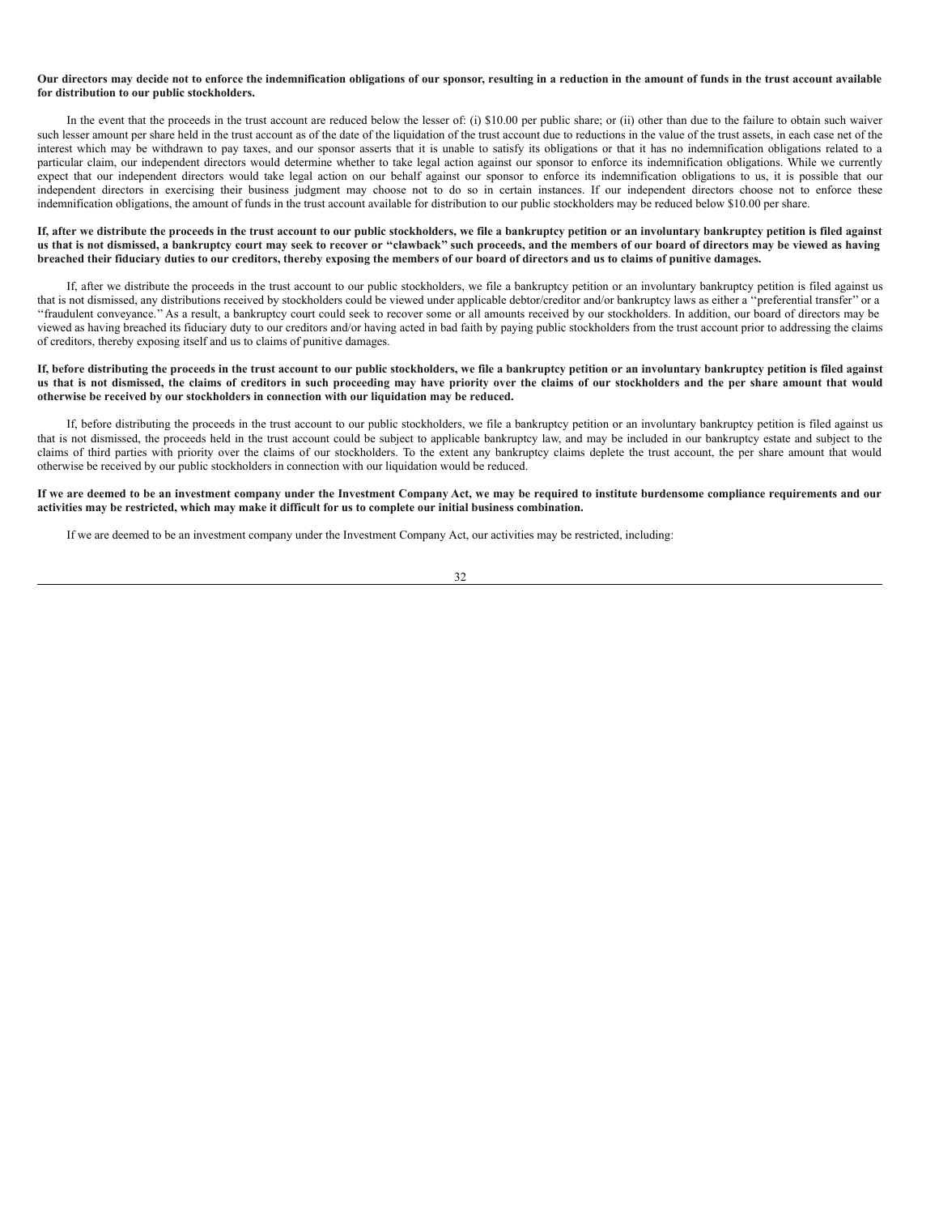**Our directors may decide not to enforce the indemnification obligations of our sponsor, resulting in a reduction in the amount of funds in the trust account available for distribution to our public stockholders.**

In the event that the proceeds in the trust account are reduced below the lesser of: (i) $10.00 per public share; or (ii) other than due to the failure to obtain such waiver such lesser amount per share held in the trust account as of the date of the liquidation of the trust account due to reductions in the value of the trust assets, in each case net of the interest which may be withdrawn to pay taxes, and our sponsor asserts that it is unable to satisfy its obligations or that it has no indemnification obligations related to a particular claim, our independent directors would determine whether to take legal action against our sponsor to enforce its indemnification obligations. While we currently expect that our independent directors would take legal action on our behalf against our sponsor to enforce its indemnification obligations to us, it is possible that our independent directors in exercising their business judgment may choose not to do so in certain instances. If our independent directors choose not to enforce these indemnification obligations, the amount of funds in the trust account available for distribution to our public stockholders may be reduced below $10.00 per share.

**If, after we distribute the proceeds in the trust account to our public stockholders, we file a bankruptcy petition or an involuntary bankruptcy petition is filed against us that is not dismissed, a bankruptcy court may seek to recover or "clawback" such proceeds, and the members of our board of directors may be viewed as having breached their fiduciary duties to our creditors, thereby exposing the members of our board of directors and us to claims of punitive damages.**

If, after we distribute the proceeds in the trust account to our public stockholders, we file a bankruptcy petition or an involuntary bankruptcy petition is filed against us that is not dismissed, any distributions received by stockholders could be viewed under applicable debtor/creditor and/or bankruptcy laws as either a ''preferential transfer'' or a ''fraudulent conveyance.'' As a result, a bankruptcy court could seek to recover some or all amounts received by our stockholders. In addition, our board of directors may be viewed as having breached its fiduciary duty to our creditors and/or having acted in bad faith by paying public stockholders from the trust account prior to addressing the claims of creditors, thereby exposing itself and us to claims of punitive damages.

**If, before distributing the proceeds in the trust account to our public stockholders, we file a bankruptcy petition or an involuntary bankruptcy petition is filed against us that is not dismissed, the claims of creditors in such proceeding may have priority over the claims of our stockholders and the per share amount that would otherwise be received by our stockholders in connection with our liquidation may be reduced.**

If, before distributing the proceeds in the trust account to our public stockholders, we file a bankruptcy petition or an involuntary bankruptcy petition is filed against us that is not dismissed, the proceeds held in the trust account could be subject to applicable bankruptcy law, and may be included in our bankruptcy estate and subject to the claims of third parties with priority over the claims of our stockholders. To the extent any bankruptcy claims deplete the trust account, the per share amount that would otherwise be received by our public stockholders in connection with our liquidation would be reduced.

**If we are deemed to be an investment company under the Investment Company Act, we may be required to institute burdensome compliance requirements and our activities may be restricted, which may make it difficult for us to complete our initial business combination.**

If we are deemed to be an investment company under the Investment Company Act, our activities may be restricted, including: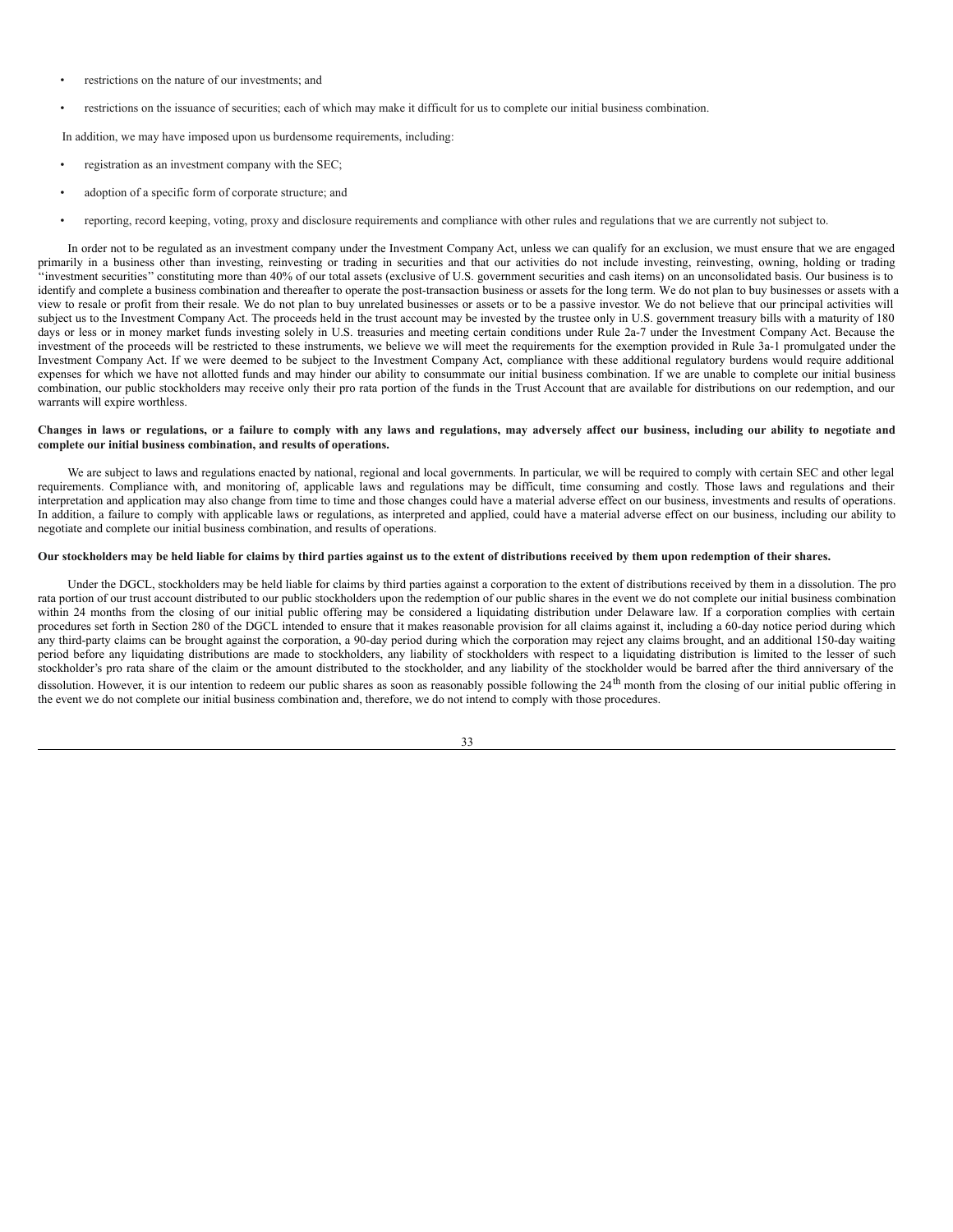- restrictions on the nature of our investments; and
- restrictions on the issuance of securities; each of which may make it difficult for us to complete our initial business combination.

In addition, we may have imposed upon us burdensome requirements, including:

- registration as an investment company with the SEC;
- adoption of a specific form of corporate structure; and
- reporting, record keeping, voting, proxy and disclosure requirements and compliance with other rules and regulations that we are currently not subject to.

In order not to be regulated as an investment company under the Investment Company Act, unless we can qualify for an exclusion, we must ensure that we are engaged primarily in a business other than investing, reinvesting or trading in securities and that our activities do not include investing, reinvesting, owning, holding or trading ''investment securities'' constituting more than 40% of our total assets (exclusive of U.S. government securities and cash items) on an unconsolidated basis. Our business is to identify and complete a business combination and thereafter to operate the post-transaction business or assets for the long term. We do not plan to buy businesses or assets with a view to resale or profit from their resale. We do not plan to buy unrelated businesses or assets or to be a passive investor. We do not believe that our principal activities will subject us to the Investment Company Act. The proceeds held in the trust account may be invested by the trustee only in U.S. government treasury bills with a maturity of 180 days or less or in money market funds investing solely in U.S. treasuries and meeting certain conditions under Rule 2a-7 under the Investment Company Act. Because the investment of the proceeds will be restricted to these instruments, we believe we will meet the requirements for the exemption provided in Rule 3a-1 promulgated under the Investment Company Act. If we were deemed to be subject to the Investment Company Act, compliance with these additional regulatory burdens would require additional expenses for which we have not allotted funds and may hinder our ability to consummate our initial business combination. If we are unable to complete our initial business combination, our public stockholders may receive only their pro rata portion of the funds in the Trust Account that are available for distributions on our redemption, and our warrants will expire worthless.

**Changes in laws or regulations, or a failure to comply with any laws and regulations, may adversely affect our business, including our ability to negotiate and complete our initial business combination, and results of operations.**

We are subject to laws and regulations enacted by national, regional and local governments. In particular, we will be required to comply with certain SEC and other legal requirements. Compliance with, and monitoring of, applicable laws and regulations may be difficult, time consuming and costly. Those laws and regulations and their interpretation and application may also change from time to time and those changes could have a material adverse effect on our business, investments and results of operations. In addition, a failure to comply with applicable laws or regulations, as interpreted and applied, could have a material adverse effect on our business, including our ability to negotiate and complete our initial business combination, and results of operations.

**Our stockholders may be held liable for claims by third parties against us to the extent of distributions received by them upon redemption of their shares.**

Under the DGCL, stockholders may be held liable for claims by third parties against a corporation to the extent of distributions received by them in a dissolution. The pro rata portion of our trust account distributed to our public stockholders upon the redemption of our public shares in the event we do not complete our initial business combination within 24 months from the closing of our initial public offering may be considered a liquidating distribution under Delaware law. If a corporation complies with certain procedures set forth in Section 280 of the DGCL intended to ensure that it makes reasonable provision for all claims against it, including a 60-day notice period during which any third-party claims can be brought against the corporation, a 90-day period during which the corporation may reject any claims brought, and an additional 150-day waiting period before any liquidating distributions are made to stockholders, any liability of stockholders with respect to a liquidating distribution is limited to the lesser of such stockholder's pro rata share of the claim or the amount distributed to the stockholder, and any liability of the stockholder would be barred after the third anniversary of the dissolution. However, it is our intention to redeem our public shares as soon as reasonably possible following the 24th month from the closing of our initial public offering in the event we do not complete our initial business combination and, therefore, we do not intend to comply with those procedures.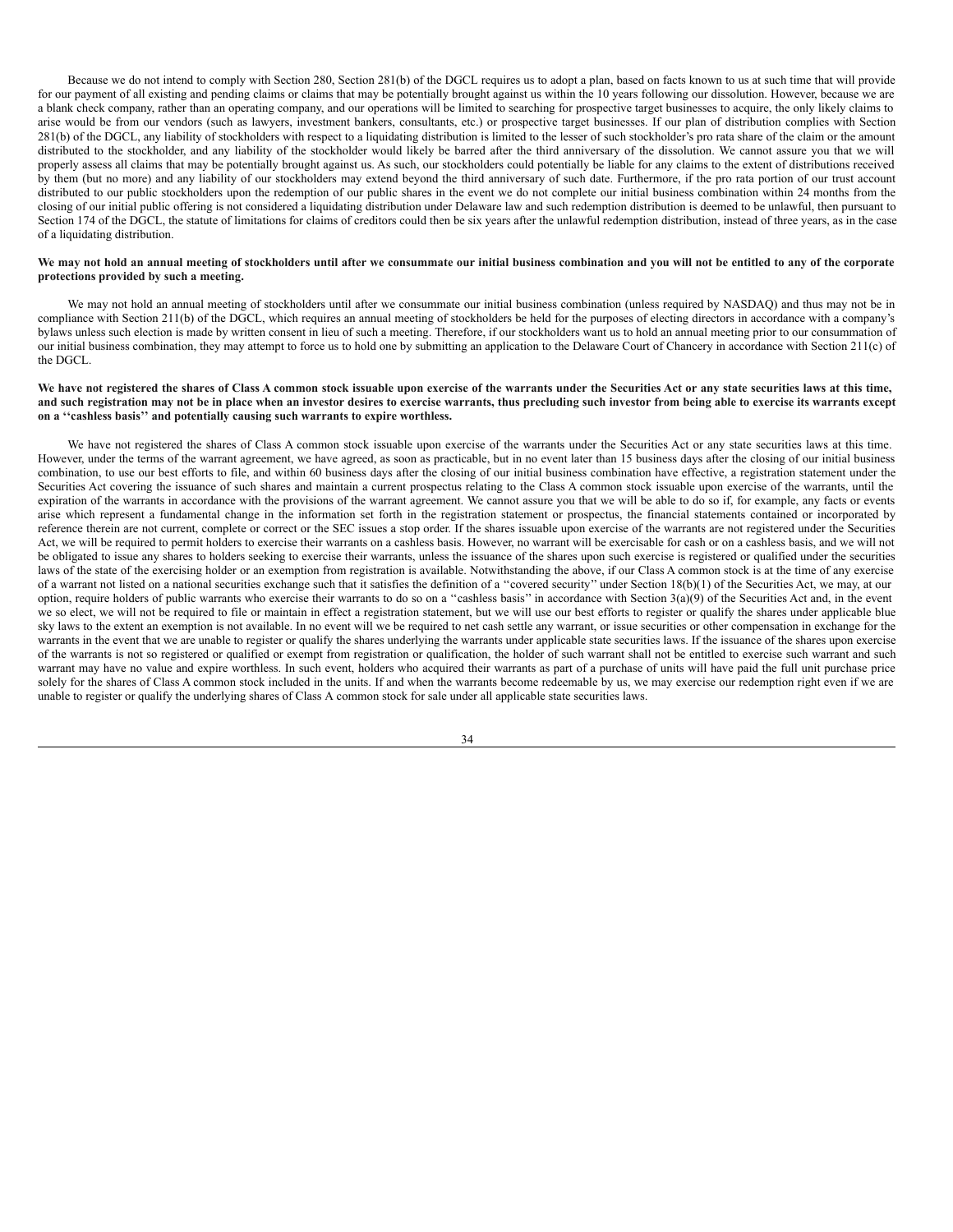Because we do not intend to comply with Section 280, Section 281(b) of the DGCL requires us to adopt a plan, based on facts known to us at such time that will provide for our payment of all existing and pending claims or claims that may be potentially brought against us within the 10 years following our dissolution. However, because we are a blank check company, rather than an operating company, and our operations will be limited to searching for prospective target businesses to acquire, the only likely claims to arise would be from our vendors (such as lawyers, investment bankers, consultants, etc.) or prospective target businesses. If our plan of distribution complies with Section 281(b) of the DGCL, any liability of stockholders with respect to a liquidating distribution is limited to the lesser of such stockholder's pro rata share of the claim or the amount distributed to the stockholder, and any liability of the stockholder would likely be barred after the third anniversary of the dissolution. We cannot assure you that we will properly assess all claims that may be potentially brought against us. As such, our stockholders could potentially be liable for any claims to the extent of distributions received by them (but no more) and any liability of our stockholders may extend beyond the third anniversary of such date. Furthermore, if the pro rata portion of our trust account distributed to our public stockholders upon the redemption of our public shares in the event we do not complete our initial business combination within 24 months from the closing of our initial public offering is not considered a liquidating distribution under Delaware law and such redemption distribution is deemed to be unlawful, then pursuant to Section 174 of the DGCL, the statute of limitations for claims of creditors could then be six years after the unlawful redemption distribution, instead of three years, as in the case of a liquidating distribution.

**We may not hold an annual meeting of stockholders until after we consummate our initial business combination and you will not be entitled to any of the corporate protections provided by such a meeting.**

We may not hold an annual meeting of stockholders until after we consummate our initial business combination (unless required by NASDAQ) and thus may not be in compliance with Section 211(b) of the DGCL, which requires an annual meeting of stockholders be held for the purposes of electing directors in accordance with a company's bylaws unless such election is made by written consent in lieu of such a meeting. Therefore, if our stockholders want us to hold an annual meeting prior to our consummation of our initial business combination, they may attempt to force us to hold one by submitting an application to the Delaware Court of Chancery in accordance with Section 211(c) of the DGCL.

**We have not registered the shares of Class A common stock issuable upon exercise of the warrants under the Securities Act or any state securities laws at this time, and such registration may not be in place when an investor desires to exercise warrants, thus precluding such investor from being able to exercise its warrants except on a ''cashless basis'' and potentially causing such warrants to expire worthless.**

We have not registered the shares of Class A common stock issuable upon exercise of the warrants under the Securities Act or any state securities laws at this time. However, under the terms of the warrant agreement, we have agreed, as soon as practicable, but in no event later than 15 business days after the closing of our initial business combination, to use our best efforts to file, and within 60 business days after the closing of our initial business combination have effective, a registration statement under the Securities Act covering the issuance of such shares and maintain a current prospectus relating to the Class A common stock issuable upon exercise of the warrants, until the expiration of the warrants in accordance with the provisions of the warrant agreement. We cannot assure you that we will be able to do so if, for example, any facts or events arise which represent a fundamental change in the information set forth in the registration statement or prospectus, the financial statements contained or incorporated by reference therein are not current, complete or correct or the SEC issues a stop order. If the shares issuable upon exercise of the warrants are not registered under the Securities Act, we will be required to permit holders to exercise their warrants on a cashless basis. However, no warrant will be exercisable for cash or on a cashless basis, and we will not be obligated to issue any shares to holders seeking to exercise their warrants, unless the issuance of the shares upon such exercise is registered or qualified under the securities laws of the state of the exercising holder or an exemption from registration is available. Notwithstanding the above, if our Class A common stock is at the time of any exercise of a warrant not listed on a national securities exchange such that it satisfies the definition of a ''covered security'' under Section 18(b)(1) of the Securities Act, we may, at our option, require holders of public warrants who exercise their warrants to do so on a ''cashless basis'' in accordance with Section 3(a)(9) of the Securities Act and, in the event we so elect, we will not be required to file or maintain in effect a registration statement, but we will use our best efforts to register or qualify the shares under applicable blue sky laws to the extent an exemption is not available. In no event will we be required to net cash settle any warrant, or issue securities or other compensation in exchange for the warrants in the event that we are unable to register or qualify the shares underlying the warrants under applicable state securities laws. If the issuance of the shares upon exercise of the warrants is not so registered or qualified or exempt from registration or qualification, the holder of such warrant shall not be entitled to exercise such warrant and such warrant may have no value and expire worthless. In such event, holders who acquired their warrants as part of a purchase of units will have paid the full unit purchase price solely for the shares of Class A common stock included in the units. If and when the warrants become redeemable by us, we may exercise our redemption right even if we are unable to register or qualify the underlying shares of Class A common stock for sale under all applicable state securities laws.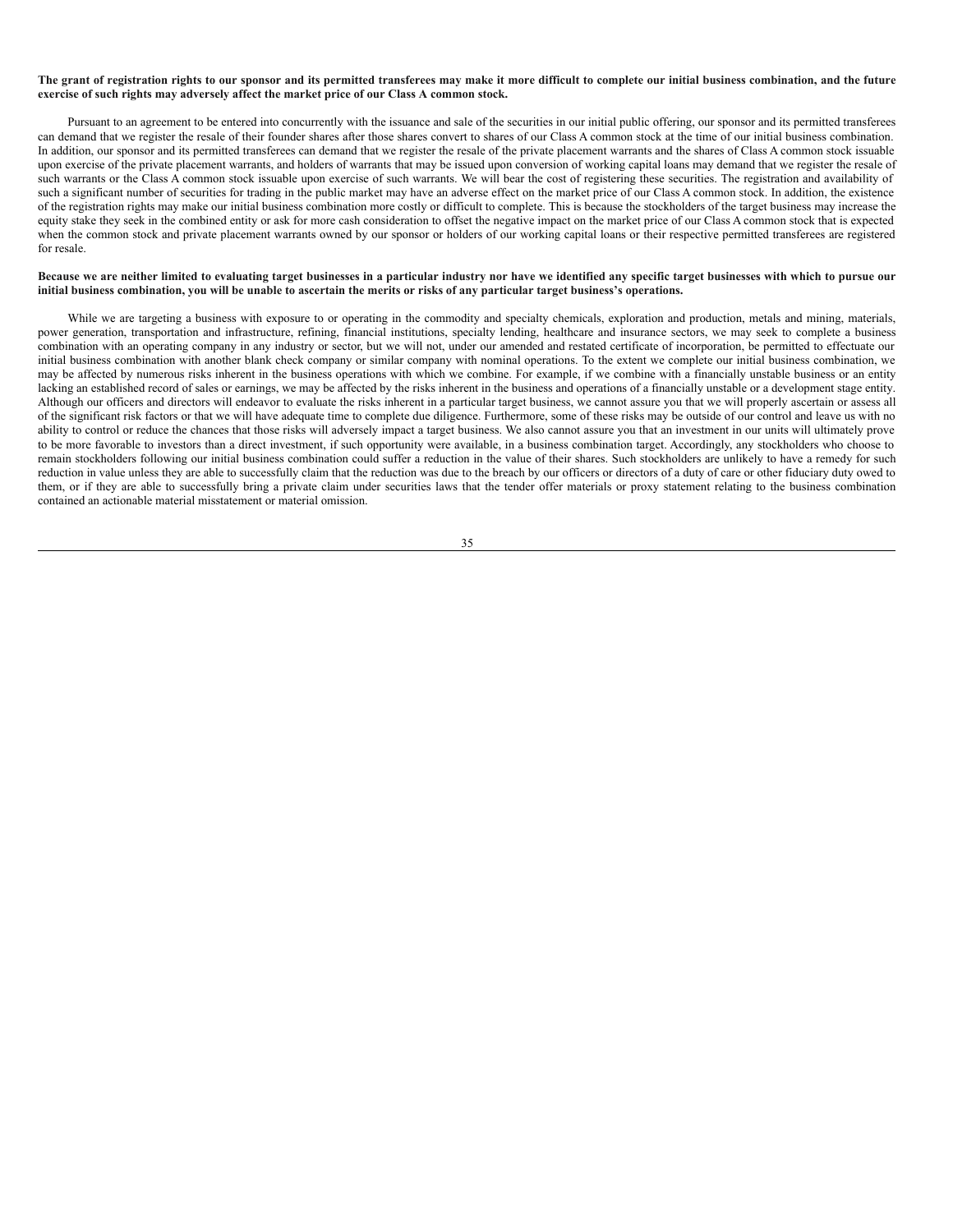**The grant of registration rights to our sponsor and its permitted transferees may make it more difficult to complete our initial business combination, and the future exercise of such rights may adversely affect the market price of our Class A common stock.**

Pursuant to an agreement to be entered into concurrently with the issuance and sale of the securities in our initial public offering, our sponsor and its permitted transferees can demand that we register the resale of their founder shares after those shares convert to shares of our Class A common stock at the time of our initial business combination. In addition, our sponsor and its permitted transferees can demand that we register the resale of the private placement warrants and the shares of Class A common stock issuable upon exercise of the private placement warrants, and holders of warrants that may be issued upon conversion of working capital loans may demand that we register the resale of such warrants or the Class A common stock issuable upon exercise of such warrants. We will bear the cost of registering these securities. The registration and availability of such a significant number of securities for trading in the public market may have an adverse effect on the market price of our Class A common stock. In addition, the existence of the registration rights may make our initial business combination more costly or difficult to complete. This is because the stockholders of the target business may increase the equity stake they seek in the combined entity or ask for more cash consideration to offset the negative impact on the market price of our Class A common stock that is expected when the common stock and private placement warrants owned by our sponsor or holders of our working capital loans or their respective permitted transferees are registered for resale.

**Because we are neither limited to evaluating target businesses in a particular industry nor have we identified any specific target businesses with which to pursue our initial business combination, you will be unable to ascertain the merits or risks of any particular target business's operations.**

While we are targeting a business with exposure to or operating in the commodity and specialty chemicals, exploration and production, metals and mining, materials, power generation, transportation and infrastructure, refining, financial institutions, specialty lending, healthcare and insurance sectors, we may seek to complete a business combination with an operating company in any industry or sector, but we will not, under our amended and restated certificate of incorporation, be permitted to effectuate our initial business combination with another blank check company or similar company with nominal operations. To the extent we complete our initial business combination, we may be affected by numerous risks inherent in the business operations with which we combine. For example, if we combine with a financially unstable business or an entity lacking an established record of sales or earnings, we may be affected by the risks inherent in the business and operations of a financially unstable or a development stage entity. Although our officers and directors will endeavor to evaluate the risks inherent in a particular target business, we cannot assure you that we will properly ascertain or assess all of the significant risk factors or that we will have adequate time to complete due diligence. Furthermore, some of these risks may be outside of our control and leave us with no ability to control or reduce the chances that those risks will adversely impact a target business. We also cannot assure you that an investment in our units will ultimately prove to be more favorable to investors than a direct investment, if such opportunity were available, in a business combination target. Accordingly, any stockholders who choose to remain stockholders following our initial business combination could suffer a reduction in the value of their shares. Such stockholders are unlikely to have a remedy for such reduction in value unless they are able to successfully claim that the reduction was due to the breach by our officers or directors of a duty of care or other fiduciary duty owed to them, or if they are able to successfully bring a private claim under securities laws that the tender offer materials or proxy statement relating to the business combination contained an actionable material misstatement or material omission.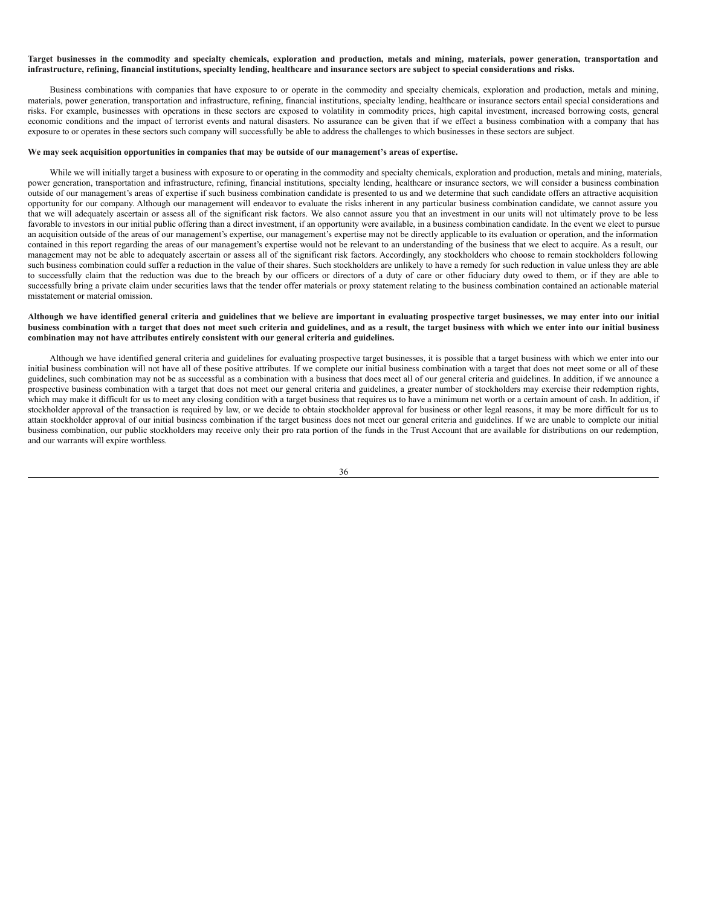**Target businesses in the commodity and specialty chemicals, exploration and production, metals and mining, materials, power generation, transportation and infrastructure, refining, financial institutions, specialty lending, healthcare and insurance sectors are subject to special considerations and risks.**

Business combinations with companies that have exposure to or operate in the commodity and specialty chemicals, exploration and production, metals and mining, materials, power generation, transportation and infrastructure, refining, financial institutions, specialty lending, healthcare or insurance sectors entail special considerations and risks. For example, businesses with operations in these sectors are exposed to volatility in commodity prices, high capital investment, increased borrowing costs, general economic conditions and the impact of terrorist events and natural disasters. No assurance can be given that if we effect a business combination with a company that has exposure to or operates in these sectors such company will successfully be able to address the challenges to which businesses in these sectors are subject.

**We may seek acquisition opportunities in companies that may be outside of our management's areas of expertise.**

While we will initially target a business with exposure to or operating in the commodity and specialty chemicals, exploration and production, metals and mining, materials, power generation, transportation and infrastructure, refining, financial institutions, specialty lending, healthcare or insurance sectors, we will consider a business combination outside of our management's areas of expertise if such business combination candidate is presented to us and we determine that such candidate offers an attractive acquisition opportunity for our company. Although our management will endeavor to evaluate the risks inherent in any particular business combination candidate, we cannot assure you that we will adequately ascertain or assess all of the significant risk factors. We also cannot assure you that an investment in our units will not ultimately prove to be less favorable to investors in our initial public offering than a direct investment, if an opportunity were available, in a business combination candidate. In the event we elect to pursue an acquisition outside of the areas of our management's expertise, our management's expertise may not be directly applicable to its evaluation or operation, and the information contained in this report regarding the areas of our management's expertise would not be relevant to an understanding of the business that we elect to acquire. As a result, our management may not be able to adequately ascertain or assess all of the significant risk factors. Accordingly, any stockholders who choose to remain stockholders following such business combination could suffer a reduction in the value of their shares. Such stockholders are unlikely to have a remedy for such reduction in value unless they are able to successfully claim that the reduction was due to the breach by our officers or directors of a duty of care or other fiduciary duty owed to them, or if they are able to successfully bring a private claim under securities laws that the tender offer materials or proxy statement relating to the business combination contained an actionable material misstatement or material omission.

**Although we have identified general criteria and guidelines that we believe are important in evaluating prospective target businesses, we may enter into our initial business combination with a target that does not meet such criteria and guidelines, and as a result, the target business with which we enter into our initial business combination may not have attributes entirely consistent with our general criteria and guidelines.**

Although we have identified general criteria and guidelines for evaluating prospective target businesses, it is possible that a target business with which we enter into our initial business combination will not have all of these positive attributes. If we complete our initial business combination with a target that does not meet some or all of these guidelines, such combination may not be as successful as a combination with a business that does meet all of our general criteria and guidelines. In addition, if we announce a prospective business combination with a target that does not meet our general criteria and guidelines, a greater number of stockholders may exercise their redemption rights, which may make it difficult for us to meet any closing condition with a target business that requires us to have a minimum net worth or a certain amount of cash. In addition, if stockholder approval of the transaction is required by law, or we decide to obtain stockholder approval for business or other legal reasons, it may be more difficult for us to attain stockholder approval of our initial business combination if the target business does not meet our general criteria and guidelines. If we are unable to complete our initial business combination, our public stockholders may receive only their pro rata portion of the funds in the Trust Account that are available for distributions on our redemption, and our warrants will expire worthless.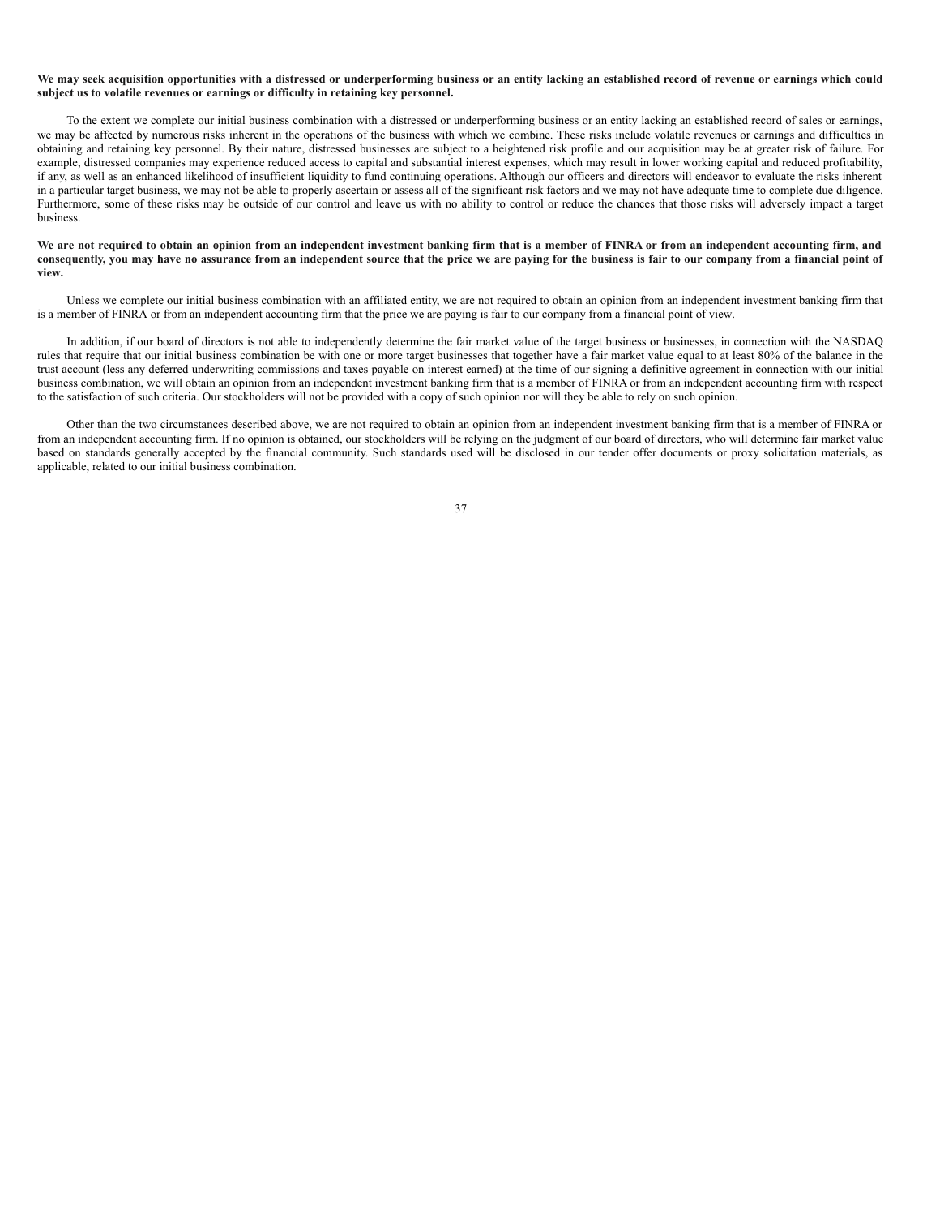**We may seek acquisition opportunities with a distressed or underperforming business or an entity lacking an established record of revenue or earnings which could subject us to volatile revenues or earnings or difficulty in retaining key personnel.**

To the extent we complete our initial business combination with a distressed or underperforming business or an entity lacking an established record of sales or earnings, we may be affected by numerous risks inherent in the operations of the business with which we combine. These risks include volatile revenues or earnings and difficulties in obtaining and retaining key personnel. By their nature, distressed businesses are subject to a heightened risk profile and our acquisition may be at greater risk of failure. For example, distressed companies may experience reduced access to capital and substantial interest expenses, which may result in lower working capital and reduced profitability, if any, as well as an enhanced likelihood of insufficient liquidity to fund continuing operations. Although our officers and directors will endeavor to evaluate the risks inherent in a particular target business, we may not be able to properly ascertain or assess all of the significant risk factors and we may not have adequate time to complete due diligence. Furthermore, some of these risks may be outside of our control and leave us with no ability to control or reduce the chances that those risks will adversely impact a target business.

**We are not required to obtain an opinion from an independent investment banking firm that is a member of FINRA or from an independent accounting firm, and consequently, you may have no assurance from an independent source that the price we are paying for the business is fair to our company from a financial point of view.**

Unless we complete our initial business combination with an affiliated entity, we are not required to obtain an opinion from an independent investment banking firm that is a member of FINRA or from an independent accounting firm that the price we are paying is fair to our company from a financial point of view.

In addition, if our board of directors is not able to independently determine the fair market value of the target business or businesses, in connection with the NASDAQ rules that require that our initial business combination be with one or more target businesses that together have a fair market value equal to at least 80% of the balance in the trust account (less any deferred underwriting commissions and taxes payable on interest earned) at the time of our signing a definitive agreement in connection with our initial business combination, we will obtain an opinion from an independent investment banking firm that is a member of FINRA or from an independent accounting firm with respect to the satisfaction of such criteria. Our stockholders will not be provided with a copy of such opinion nor will they be able to rely on such opinion.

Other than the two circumstances described above, we are not required to obtain an opinion from an independent investment banking firm that is a member of FINRA or from an independent accounting firm. If no opinion is obtained, our stockholders will be relying on the judgment of our board of directors, who will determine fair market value based on standards generally accepted by the financial community. Such standards used will be disclosed in our tender offer documents or proxy solicitation materials, as applicable, related to our initial business combination.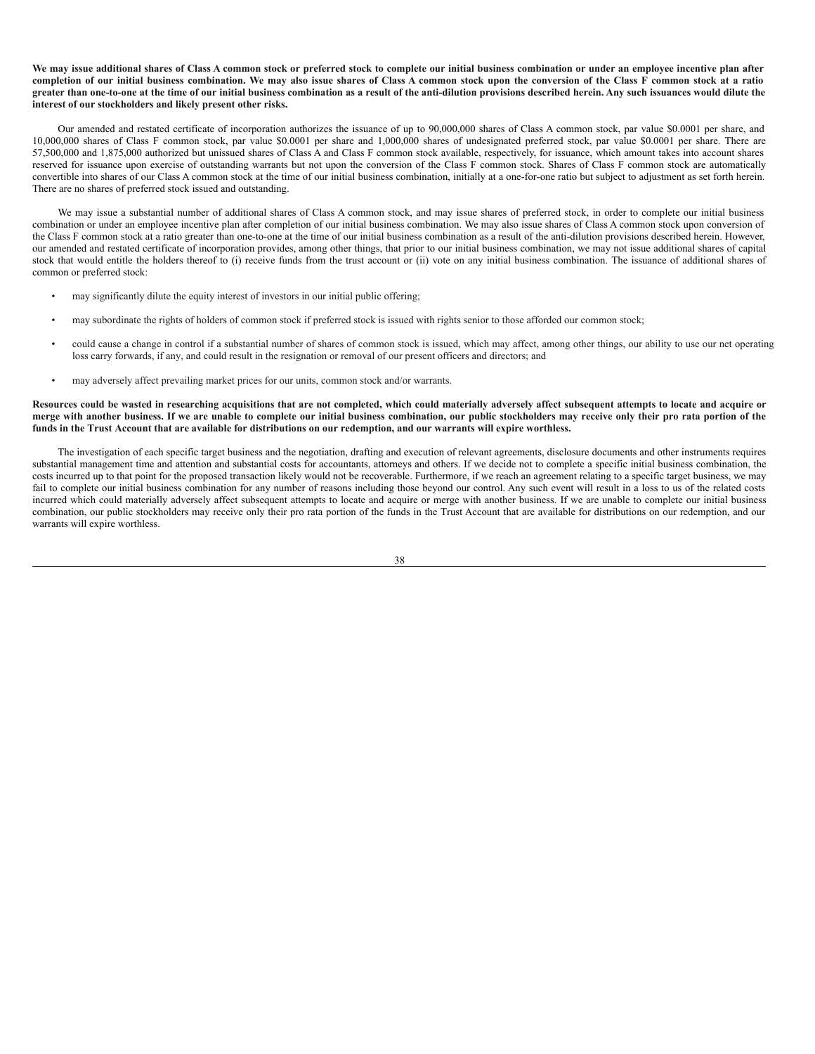**We may issue additional shares of Class A common stock or preferred stock to complete our initial business combination or under an employee incentive plan after completion of our initial business combination. We may also issue shares of Class A common stock upon the conversion of the Class F common stock at a ratio greater than one-to-one at the time of our initial business combination as a result of the anti-dilution provisions described herein. Any such issuances would dilute the interest of our stockholders and likely present other risks.**

Our amended and restated certificate of incorporation authorizes the issuance of up to 90,000,000 shares of Class A common stock, par value $0.0001 per share, and 10,000,000 shares of Class F common stock, par value $0.0001 per share and 1,000,000 shares of undesignated preferred stock, par value $0.0001 per share. There are 57,500,000 and 1,875,000 authorized but unissued shares of Class A and Class F common stock available, respectively, for issuance, which amount takes into account shares reserved for issuance upon exercise of outstanding warrants but not upon the conversion of the Class F common stock. Shares of Class F common stock are automatically convertible into shares of our Class A common stock at the time of our initial business combination, initially at a one-for-one ratio but subject to adjustment as set forth herein. There are no shares of preferred stock issued and outstanding.

We may issue a substantial number of additional shares of Class A common stock, and may issue shares of preferred stock, in order to complete our initial business combination or under an employee incentive plan after completion of our initial business combination. We may also issue shares of Class A common stock upon conversion of the Class F common stock at a ratio greater than one-to-one at the time of our initial business combination as a result of the anti-dilution provisions described herein. However, our amended and restated certificate of incorporation provides, among other things, that prior to our initial business combination, we may not issue additional shares of capital stock that would entitle the holders thereof to (i) receive funds from the trust account or (ii) vote on any initial business combination. The issuance of additional shares of common or preferred stock:

- may significantly dilute the equity interest of investors in our initial public offering;
- may subordinate the rights of holders of common stock if preferred stock is issued with rights senior to those afforded our common stock;
- could cause a change in control if a substantial number of shares of common stock is issued, which may affect, among other things, our ability to use our net operating loss carry forwards, if any, and could result in the resignation or removal of our present officers and directors; and
- may adversely affect prevailing market prices for our units, common stock and/or warrants.

**Resources could be wasted in researching acquisitions that are not completed, which could materially adversely affect subsequent attempts to locate and acquire or merge with another business. If we are unable to complete our initial business combination, our public stockholders may receive only their pro rata portion of the funds in the Trust Account that are available for distributions on our redemption, and our warrants will expire worthless.**

The investigation of each specific target business and the negotiation, drafting and execution of relevant agreements, disclosure documents and other instruments requires substantial management time and attention and substantial costs for accountants, attorneys and others. If we decide not to complete a specific initial business combination, the costs incurred up to that point for the proposed transaction likely would not be recoverable. Furthermore, if we reach an agreement relating to a specific target business, we may fail to complete our initial business combination for any number of reasons including those beyond our control. Any such event will result in a loss to us of the related costs incurred which could materially adversely affect subsequent attempts to locate and acquire or merge with another business. If we are unable to complete our initial business combination, our public stockholders may receive only their pro rata portion of the funds in the Trust Account that are available for distributions on our redemption, and our warrants will expire worthless.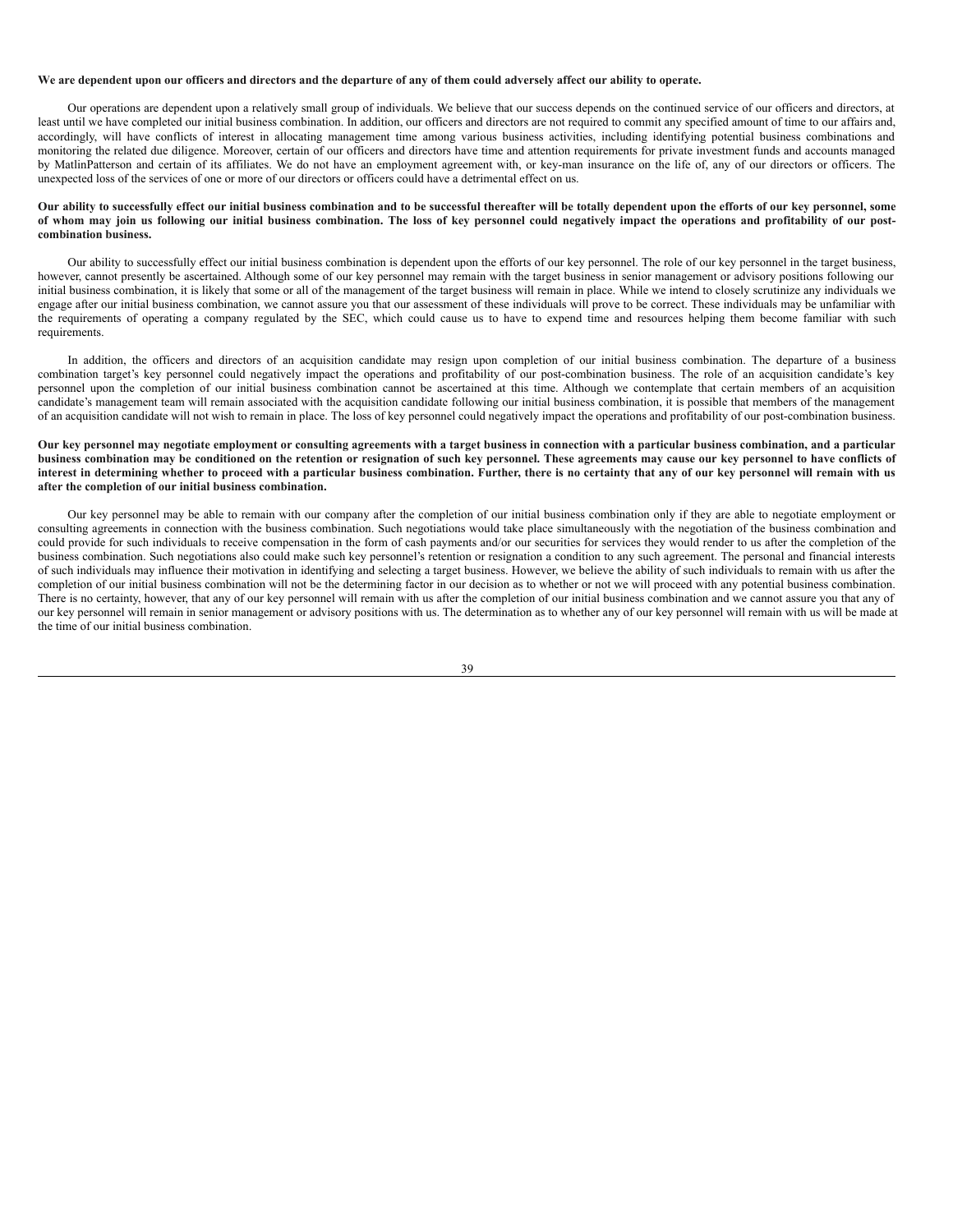**We are dependent upon our officers and directors and the departure of any of them could adversely affect our ability to operate.**

Our operations are dependent upon a relatively small group of individuals. We believe that our success depends on the continued service of our officers and directors, at least until we have completed our initial business combination. In addition, our officers and directors are not required to commit any specified amount of time to our affairs and, accordingly, will have conflicts of interest in allocating management time among various business activities, including identifying potential business combinations and monitoring the related due diligence. Moreover, certain of our officers and directors have time and attention requirements for private investment funds and accounts managed by MatlinPatterson and certain of its affiliates. We do not have an employment agreement with, or key-man insurance on the life of, any of our directors or officers. The unexpected loss of the services of one or more of our directors or officers could have a detrimental effect on us.

**Our ability to successfully effect our initial business combination and to be successful thereafter will be totally dependent upon the efforts of our key personnel, some of whom may join us following our initial business combination. The loss of key personnel could negatively impact the operations and profitability of our post-combination business.**

Our ability to successfully effect our initial business combination is dependent upon the efforts of our key personnel. The role of our key personnel in the target business, however, cannot presently be ascertained. Although some of our key personnel may remain with the target business in senior management or advisory positions following our initial business combination, it is likely that some or all of the management of the target business will remain in place. While we intend to closely scrutinize any individuals we engage after our initial business combination, we cannot assure you that our assessment of these individuals will prove to be correct. These individuals may be unfamiliar with the requirements of operating a company regulated by the SEC, which could cause us to have to expend time and resources helping them become familiar with such requirements.

In addition, the officers and directors of an acquisition candidate may resign upon completion of our initial business combination. The departure of a business combination target's key personnel could negatively impact the operations and profitability of our post-combination business. The role of an acquisition candidate's key personnel upon the completion of our initial business combination cannot be ascertained at this time. Although we contemplate that certain members of an acquisition candidate's management team will remain associated with the acquisition candidate following our initial business combination, it is possible that members of the management of an acquisition candidate will not wish to remain in place. The loss of key personnel could negatively impact the operations and profitability of our post-combination business.

**Our key personnel may negotiate employment or consulting agreements with a target business in connection with a particular business combination, and a particular business combination may be conditioned on the retention or resignation of such key personnel. These agreements may cause our key personnel to have conflicts of interest in determining whether to proceed with a particular business combination. Further, there is no certainty that any of our key personnel will remain with us after the completion of our initial business combination.**

Our key personnel may be able to remain with our company after the completion of our initial business combination only if they are able to negotiate employment or consulting agreements in connection with the business combination. Such negotiations would take place simultaneously with the negotiation of the business combination and could provide for such individuals to receive compensation in the form of cash payments and/or our securities for services they would render to us after the completion of the business combination. Such negotiations also could make such key personnel's retention or resignation a condition to any such agreement. The personal and financial interests of such individuals may influence their motivation in identifying and selecting a target business. However, we believe the ability of such individuals to remain with us after the completion of our initial business combination will not be the determining factor in our decision as to whether or not we will proceed with any potential business combination. There is no certainty, however, that any of our key personnel will remain with us after the completion of our initial business combination and we cannot assure you that any of our key personnel will remain in senior management or advisory positions with us. The determination as to whether any of our key personnel will remain with us will be made at the time of our initial business combination.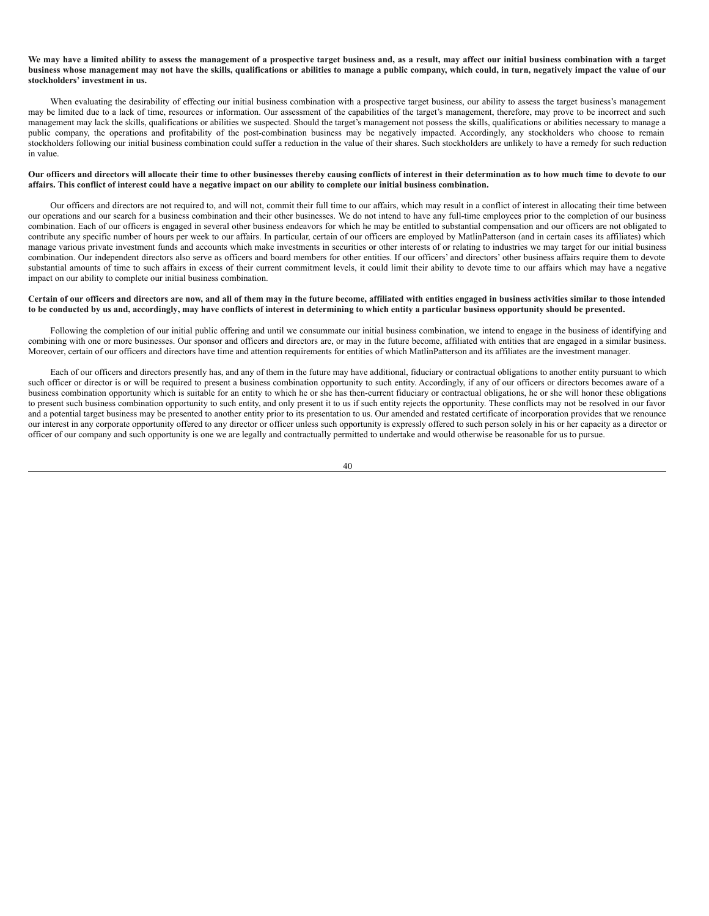**We may have a limited ability to assess the management of a prospective target business and, as a result, may affect our initial business combination with a target business whose management may not have the skills, qualifications or abilities to manage a public company, which could, in turn, negatively impact the value of our stockholders' investment in us.**

When evaluating the desirability of effecting our initial business combination with a prospective target business, our ability to assess the target business's management may be limited due to a lack of time, resources or information. Our assessment of the capabilities of the target's management, therefore, may prove to be incorrect and such management may lack the skills, qualifications or abilities we suspected. Should the target's management not possess the skills, qualifications or abilities necessary to manage a public company, the operations and profitability of the post-combination business may be negatively impacted. Accordingly, any stockholders who choose to remain stockholders following our initial business combination could suffer a reduction in the value of their shares. Such stockholders are unlikely to have a remedy for such reduction in value.

**Our officers and directors will allocate their time to other businesses thereby causing conflicts of interest in their determination as to how much time to devote to our affairs. This conflict of interest could have a negative impact on our ability to complete our initial business combination.**

Our officers and directors are not required to, and will not, commit their full time to our affairs, which may result in a conflict of interest in allocating their time between our operations and our search for a business combination and their other businesses. We do not intend to have any full-time employees prior to the completion of our business combination. Each of our officers is engaged in several other business endeavors for which he may be entitled to substantial compensation and our officers are not obligated to contribute any specific number of hours per week to our affairs. In particular, certain of our officers are employed by MatlinPatterson (and in certain cases its affiliates) which manage various private investment funds and accounts which make investments in securities or other interests of or relating to industries we may target for our initial business combination. Our independent directors also serve as officers and board members for other entities. If our officers' and directors' other business affairs require them to devote substantial amounts of time to such affairs in excess of their current commitment levels, it could limit their ability to devote time to our affairs which may have a negative impact on our ability to complete our initial business combination.

**Certain of our officers and directors are now, and all of them may in the future become, affiliated with entities engaged in business activities similar to those intended to be conducted by us and, accordingly, may have conflicts of interest in determining to which entity a particular business opportunity should be presented.**

Following the completion of our initial public offering and until we consummate our initial business combination, we intend to engage in the business of identifying and combining with one or more businesses. Our sponsor and officers and directors are, or may in the future become, affiliated with entities that are engaged in a similar business. Moreover, certain of our officers and directors have time and attention requirements for entities of which MatlinPatterson and its affiliates are the investment manager.

Each of our officers and directors presently has, and any of them in the future may have additional, fiduciary or contractual obligations to another entity pursuant to which such officer or director is or will be required to present a business combination opportunity to such entity. Accordingly, if any of our officers or directors becomes aware of a business combination opportunity which is suitable for an entity to which he or she has then-current fiduciary or contractual obligations, he or she will honor these obligations to present such business combination opportunity to such entity, and only present it to us if such entity rejects the opportunity. These conflicts may not be resolved in our favor and a potential target business may be presented to another entity prior to its presentation to us. Our amended and restated certificate of incorporation provides that we renounce our interest in any corporate opportunity offered to any director or officer unless such opportunity is expressly offered to such person solely in his or her capacity as a director or officer of our company and such opportunity is one we are legally and contractually permitted to undertake and would otherwise be reasonable for us to pursue.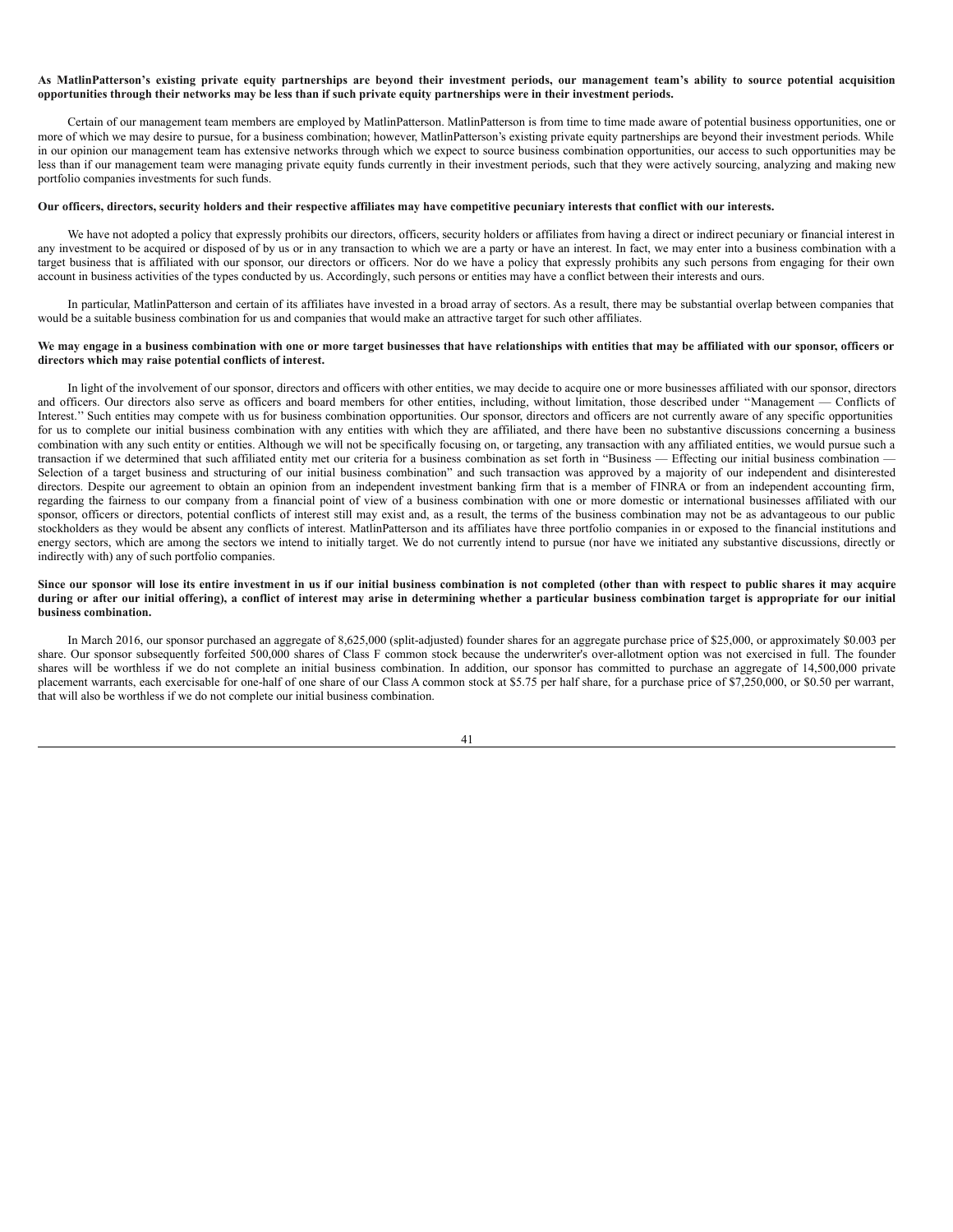**As MatlinPatterson's existing private equity partnerships are beyond their investment periods, our management team's ability to source potential acquisition opportunities through their networks may be less than if such private equity partnerships were in their investment periods.**

Certain of our management team members are employed by MatlinPatterson. MatlinPatterson is from time to time made aware of potential business opportunities, one or more of which we may desire to pursue, for a business combination; however, MatlinPatterson's existing private equity partnerships are beyond their investment periods. While in our opinion our management team has extensive networks through which we expect to source business combination opportunities, our access to such opportunities may be less than if our management team were managing private equity funds currently in their investment periods, such that they were actively sourcing, analyzing and making new portfolio companies investments for such funds.

**Our officers, directors, security holders and their respective affiliates may have competitive pecuniary interests that conflict with our interests.**

We have not adopted a policy that expressly prohibits our directors, officers, security holders or affiliates from having a direct or indirect pecuniary or financial interest in any investment to be acquired or disposed of by us or in any transaction to which we are a party or have an interest. In fact, we may enter into a business combination with a target business that is affiliated with our sponsor, our directors or officers. Nor do we have a policy that expressly prohibits any such persons from engaging for their own account in business activities of the types conducted by us. Accordingly, such persons or entities may have a conflict between their interests and ours.

In particular, MatlinPatterson and certain of its affiliates have invested in a broad array of sectors. As a result, there may be substantial overlap between companies that would be a suitable business combination for us and companies that would make an attractive target for such other affiliates.

**We may engage in a business combination with one or more target businesses that have relationships with entities that may be affiliated with our sponsor, officers or directors which may raise potential conflicts of interest.**

In light of the involvement of our sponsor, directors and officers with other entities, we may decide to acquire one or more businesses affiliated with our sponsor, directors and officers. Our directors also serve as officers and board members for other entities, including, without limitation, those described under "Management — Conflicts of Interest." Such entities may compete with us for business combination opportunities. Our sponsor, directors and officers are not currently aware of any specific opportunities for us to complete our initial business combination with any entities with which they are affiliated, and there have been no substantive discussions concerning a business combination with any such entity or entities. Although we will not be specifically focusing on, or targeting, any transaction with any affiliated entities, we would pursue such a transaction if we determined that such affiliated entity met our criteria for a business combination as set forth in "Business — Effecting our initial business combination — Selection of a target business and structuring of our initial business combination" and such transaction was approved by a majority of our independent and disinterested directors. Despite our agreement to obtain an opinion from an independent investment banking firm that is a member of FINRA or from an independent accounting firm, regarding the fairness to our company from a financial point of view of a business combination with one or more domestic or international businesses affiliated with our sponsor, officers or directors, potential conflicts of interest still may exist and, as a result, the terms of the business combination may not be as advantageous to our public stockholders as they would be absent any conflicts of interest. MatlinPatterson and its affiliates have three portfolio companies in or exposed to the financial institutions and energy sectors, which are among the sectors we intend to initially target. We do not currently intend to pursue (nor have we initiated any substantive discussions, directly or indirectly with) any of such portfolio companies.

**Since our sponsor will lose its entire investment in us if our initial business combination is not completed (other than with respect to public shares it may acquire during or after our initial offering), a conflict of interest may arise in determining whether a particular business combination target is appropriate for our initial business combination.**

In March 2016, our sponsor purchased an aggregate of 8,625,000 (split-adjusted) founder shares for an aggregate purchase price of $25,000, or approximately $0.003 per share. Our sponsor subsequently forfeited 500,000 shares of Class F common stock because the underwriter's over-allotment option was not exercised in full. The founder shares will be worthless if we do not complete an initial business combination. In addition, our sponsor has committed to purchase an aggregate of 14,500,000 private placement warrants, each exercisable for one-half of one share of our Class A common stock at $5.75 per half share, for a purchase price of $7,250,000, or $0.50 per warrant, that will also be worthless if we do not complete our initial business combination.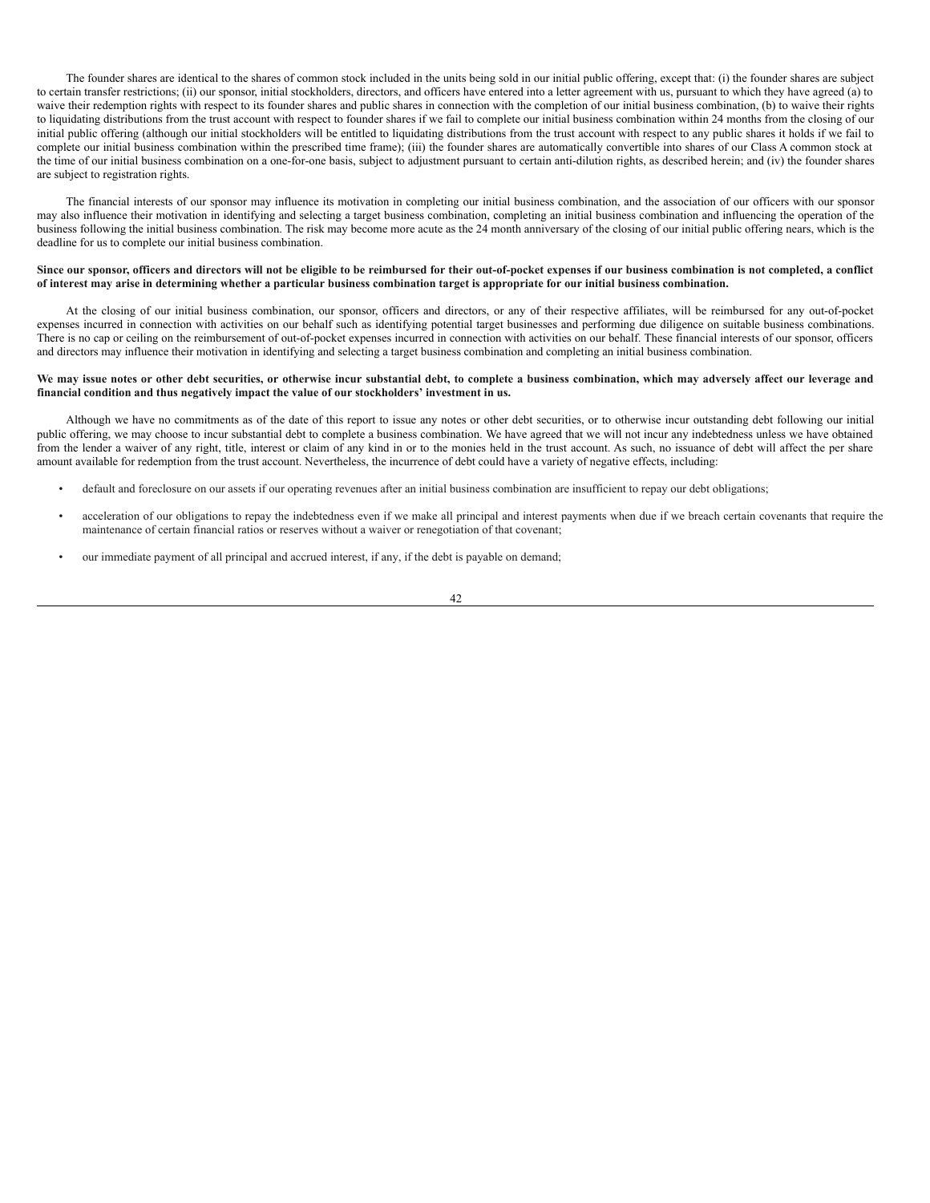The founder shares are identical to the shares of common stock included in the units being sold in our initial public offering, except that: (i) the founder shares are subject to certain transfer restrictions; (ii) our sponsor, initial stockholders, directors, and officers have entered into a letter agreement with us, pursuant to which they have agreed (a) to waive their redemption rights with respect to its founder shares and public shares in connection with the completion of our initial business combination, (b) to waive their rights to liquidating distributions from the trust account with respect to founder shares if we fail to complete our initial business combination within 24 months from the closing of our initial public offering (although our initial stockholders will be entitled to liquidating distributions from the trust account with respect to any public shares it holds if we fail to complete our initial business combination within the prescribed time frame); (iii) the founder shares are automatically convertible into shares of our Class A common stock at the time of our initial business combination on a one-for-one basis, subject to adjustment pursuant to certain anti-dilution rights, as described herein; and (iv) the founder shares are subject to registration rights.

The financial interests of our sponsor may influence its motivation in completing our initial business combination, and the association of our officers with our sponsor may also influence their motivation in identifying and selecting a target business combination, completing an initial business combination and influencing the operation of the business following the initial business combination. The risk may become more acute as the 24 month anniversary of the closing of our initial public offering nears, which is the deadline for us to complete our initial business combination.

**Since our sponsor, officers and directors will not be eligible to be reimbursed for their out-of-pocket expenses if our business combination is not completed, a conflict of interest may arise in determining whether a particular business combination target is appropriate for our initial business combination.**

At the closing of our initial business combination, our sponsor, officers and directors, or any of their respective affiliates, will be reimbursed for any out-of-pocket expenses incurred in connection with activities on our behalf such as identifying potential target businesses and performing due diligence on suitable business combinations. There is no cap or ceiling on the reimbursement of out-of-pocket expenses incurred in connection with activities on our behalf. These financial interests of our sponsor, officers and directors may influence their motivation in identifying and selecting a target business combination and completing an initial business combination.

**We may issue notes or other debt securities, or otherwise incur substantial debt, to complete a business combination, which may adversely affect our leverage and financial condition and thus negatively impact the value of our stockholders' investment in us.**

Although we have no commitments as of the date of this report to issue any notes or other debt securities, or to otherwise incur outstanding debt following our initial public offering, we may choose to incur substantial debt to complete a business combination. We have agreed that we will not incur any indebtedness unless we have obtained from the lender a waiver of any right, title, interest or claim of any kind in or to the monies held in the trust account. As such, no issuance of debt will affect the per share amount available for redemption from the trust account. Nevertheless, the incurrence of debt could have a variety of negative effects, including:

- default and foreclosure on our assets if our operating revenues after an initial business combination are insufficient to repay our debt obligations;
- acceleration of our obligations to repay the indebtedness even if we make all principal and interest payments when due if we breach certain covenants that require the maintenance of certain financial ratios or reserves without a waiver or renegotiation of that covenant;
- our immediate payment of all principal and accrued interest, if any, if the debt is payable on demand;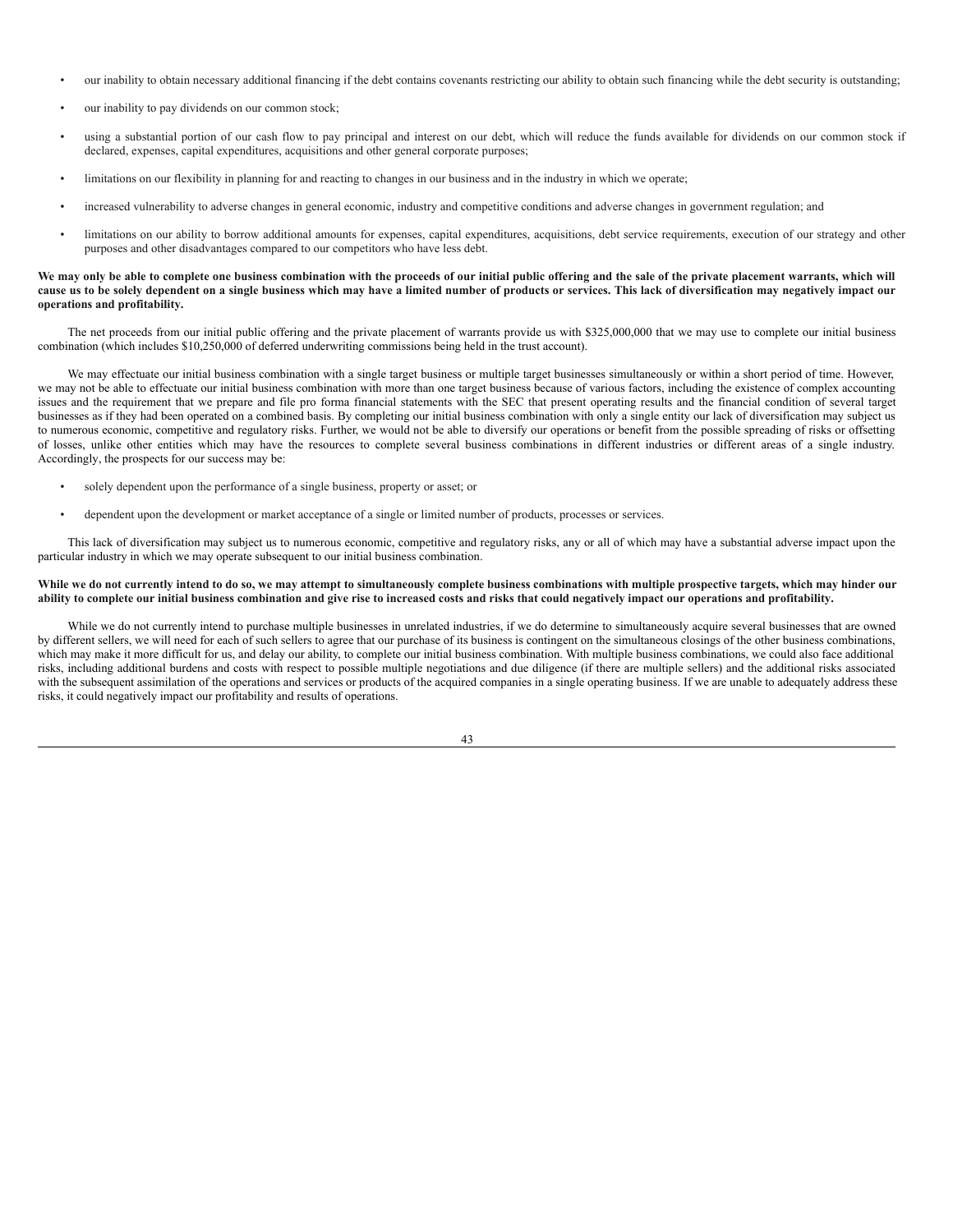- our inability to obtain necessary additional financing if the debt contains covenants restricting our ability to obtain such financing while the debt security is outstanding;
- our inability to pay dividends on our common stock;
- using a substantial portion of our cash flow to pay principal and interest on our debt, which will reduce the funds available for dividends on our common stock if declared, expenses, capital expenditures, acquisitions and other general corporate purposes;
- limitations on our flexibility in planning for and reacting to changes in our business and in the industry in which we operate;
- increased vulnerability to adverse changes in general economic, industry and competitive conditions and adverse changes in government regulation; and
- limitations on our ability to borrow additional amounts for expenses, capital expenditures, acquisitions, debt service requirements, execution of our strategy and other purposes and other disadvantages compared to our competitors who have less debt.

**We may only be able to complete one business combination with the proceeds of our initial public offering and the sale of the private placement warrants, which will cause us to be solely dependent on a single business which may have a limited number of products or services. This lack of diversification may negatively impact our operations and profitability.**

The net proceeds from our initial public offering and the private placement of warrants provide us with $325,000,000 that we may use to complete our initial business combination (which includes $10,250,000 of deferred underwriting commissions being held in the trust account).

We may effectuate our initial business combination with a single target business or multiple target businesses simultaneously or within a short period of time. However, we may not be able to effectuate our initial business combination with more than one target business because of various factors, including the existence of complex accounting issues and the requirement that we prepare and file pro forma financial statements with the SEC that present operating results and the financial condition of several target businesses as if they had been operated on a combined basis. By completing our initial business combination with only a single entity our lack of diversification may subject us to numerous economic, competitive and regulatory risks. Further, we would not be able to diversify our operations or benefit from the possible spreading of risks or offsetting of losses, unlike other entities which may have the resources to complete several business combinations in different industries or different areas of a single industry. Accordingly, the prospects for our success may be:

- solely dependent upon the performance of a single business, property or asset; or
- dependent upon the development or market acceptance of a single or limited number of products, processes or services.

This lack of diversification may subject us to numerous economic, competitive and regulatory risks, any or all of which may have a substantial adverse impact upon the particular industry in which we may operate subsequent to our initial business combination.

**While we do not currently intend to do so, we may attempt to simultaneously complete business combinations with multiple prospective targets, which may hinder our ability to complete our initial business combination and give rise to increased costs and risks that could negatively impact our operations and profitability.**

While we do not currently intend to purchase multiple businesses in unrelated industries, if we do determine to simultaneously acquire several businesses that are owned by different sellers, we will need for each of such sellers to agree that our purchase of its business is contingent on the simultaneous closings of the other business combinations, which may make it more difficult for us, and delay our ability, to complete our initial business combination. With multiple business combinations, we could also face additional risks, including additional burdens and costs with respect to possible multiple negotiations and due diligence (if there are multiple sellers) and the additional risks associated with the subsequent assimilation of the operations and services or products of the acquired companies in a single operating business. If we are unable to adequately address these risks, it could negatively impact our profitability and results of operations.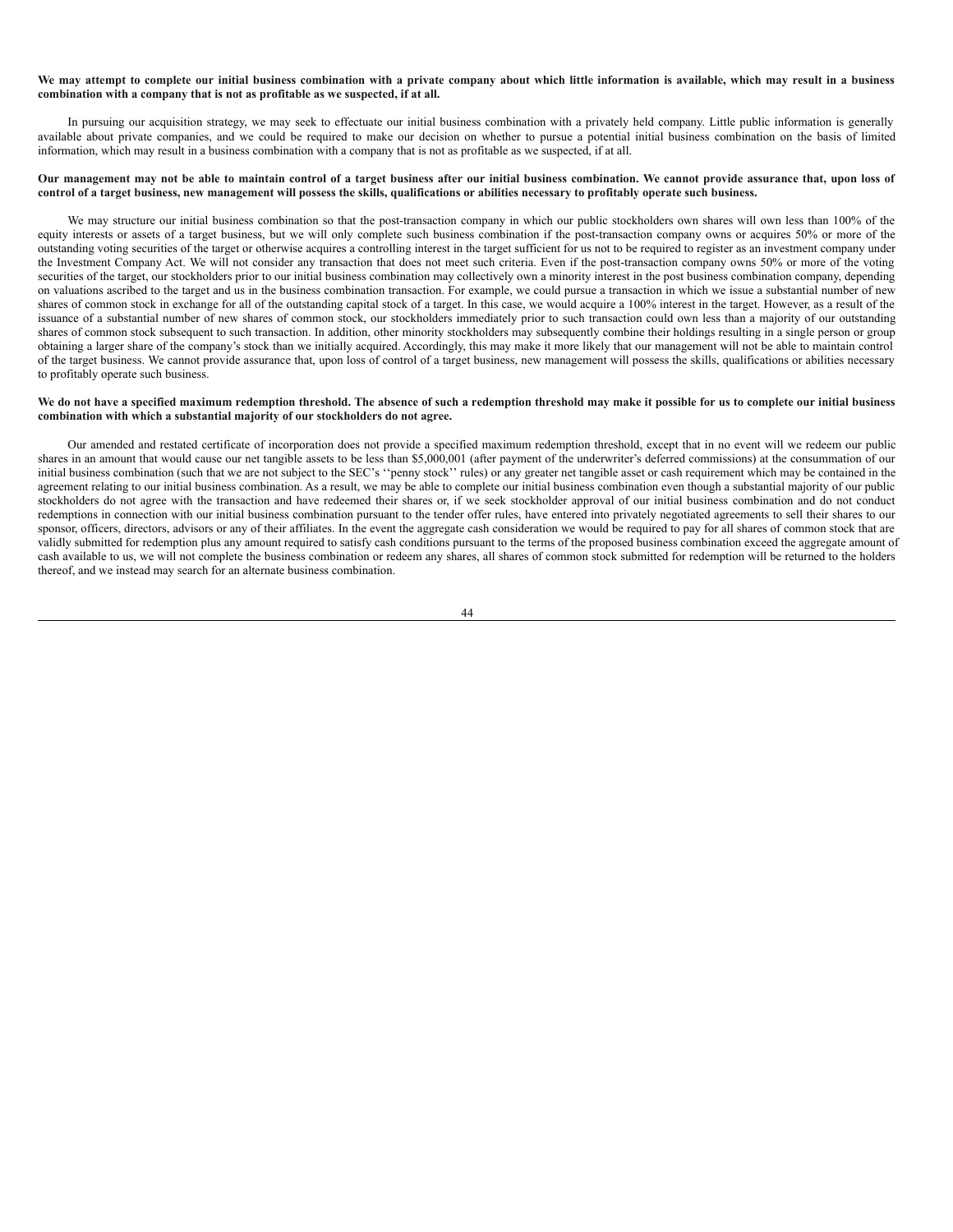**We may attempt to complete our initial business combination with a private company about which little information is available, which may result in a business combination with a company that is not as profitable as we suspected, if at all.**

In pursuing our acquisition strategy, we may seek to effectuate our initial business combination with a privately held company. Little public information is generally available about private companies, and we could be required to make our decision on whether to pursue a potential initial business combination on the basis of limited information, which may result in a business combination with a company that is not as profitable as we suspected, if at all.

**Our management may not be able to maintain control of a target business after our initial business combination. We cannot provide assurance that, upon loss of control of a target business, new management will possess the skills, qualifications or abilities necessary to profitably operate such business.**

We may structure our initial business combination so that the post-transaction company in which our public stockholders own shares will own less than 100% of the equity interests or assets of a target business, but we will only complete such business combination if the post-transaction company owns or acquires 50% or more of the outstanding voting securities of the target or otherwise acquires a controlling interest in the target sufficient for us not to be required to register as an investment company under the Investment Company Act. We will not consider any transaction that does not meet such criteria. Even if the post-transaction company owns 50% or more of the voting securities of the target, our stockholders prior to our initial business combination may collectively own a minority interest in the post business combination company, depending on valuations ascribed to the target and us in the business combination transaction. For example, we could pursue a transaction in which we issue a substantial number of new shares of common stock in exchange for all of the outstanding capital stock of a target. In this case, we would acquire a 100% interest in the target. However, as a result of the issuance of a substantial number of new shares of common stock, our stockholders immediately prior to such transaction could own less than a majority of our outstanding shares of common stock subsequent to such transaction. In addition, other minority stockholders may subsequently combine their holdings resulting in a single person or group obtaining a larger share of the company's stock than we initially acquired. Accordingly, this may make it more likely that our management will not be able to maintain control of the target business. We cannot provide assurance that, upon loss of control of a target business, new management will possess the skills, qualifications or abilities necessary to profitably operate such business.

**We do not have a specified maximum redemption threshold. The absence of such a redemption threshold may make it possible for us to complete our initial business combination with which a substantial majority of our stockholders do not agree.**

Our amended and restated certificate of incorporation does not provide a specified maximum redemption threshold, except that in no event will we redeem our public shares in an amount that would cause our net tangible assets to be less than $5,000,001 (after payment of the underwriter's deferred commissions) at the consummation of our initial business combination (such that we are not subject to the SEC's ''penny stock'' rules) or any greater net tangible asset or cash requirement which may be contained in the agreement relating to our initial business combination. As a result, we may be able to complete our initial business combination even though a substantial majority of our public stockholders do not agree with the transaction and have redeemed their shares or, if we seek stockholder approval of our initial business combination and do not conduct redemptions in connection with our initial business combination pursuant to the tender offer rules, have entered into privately negotiated agreements to sell their shares to our sponsor, officers, directors, advisors or any of their affiliates. In the event the aggregate cash consideration we would be required to pay for all shares of common stock that are validly submitted for redemption plus any amount required to satisfy cash conditions pursuant to the terms of the proposed business combination exceed the aggregate amount of cash available to us, we will not complete the business combination or redeem any shares, all shares of common stock submitted for redemption will be returned to the holders thereof, and we instead may search for an alternate business combination.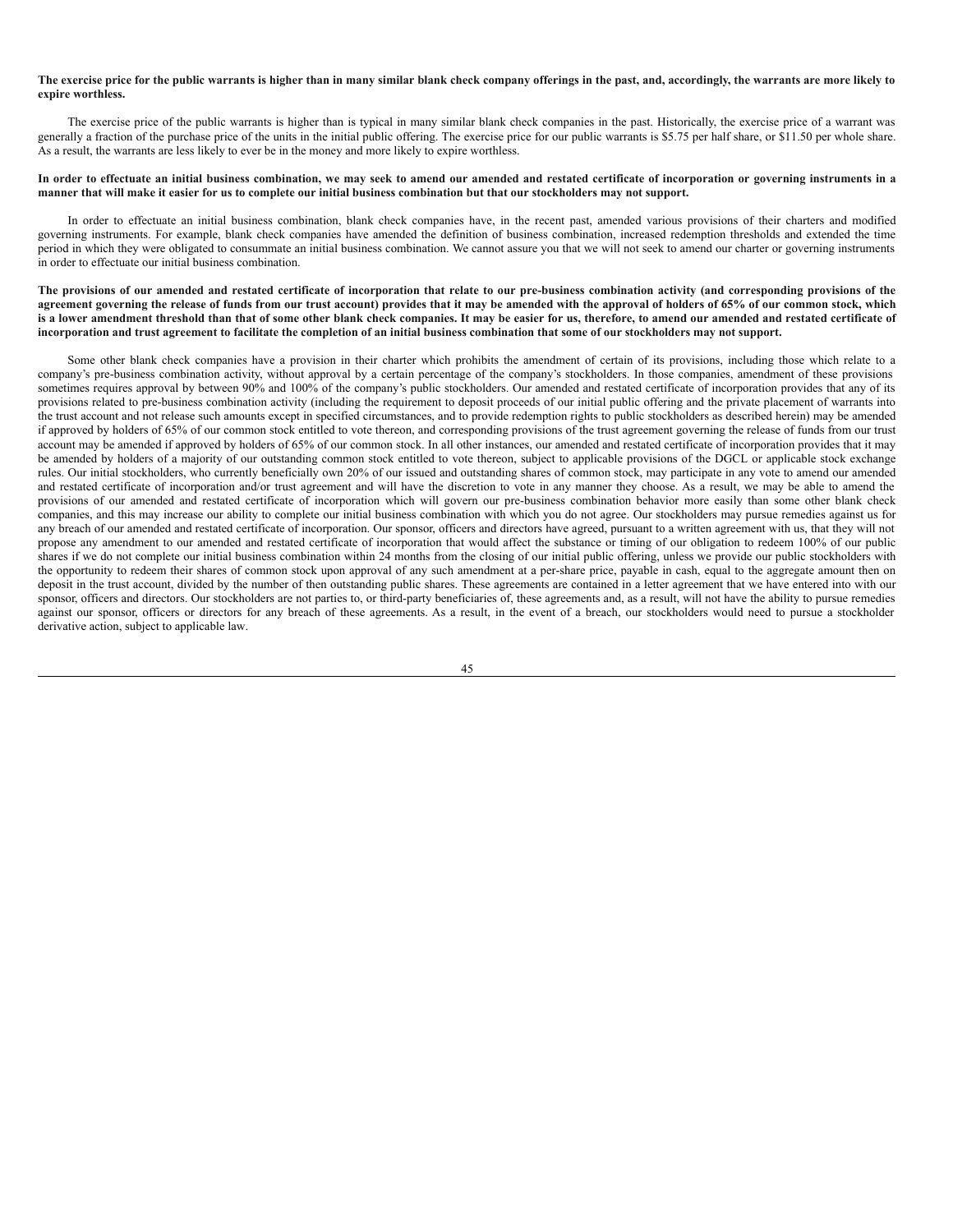**The exercise price for the public warrants is higher than in many similar blank check company offerings in the past, and, accordingly, the warrants are more likely to expire worthless.**

The exercise price of the public warrants is higher than is typical in many similar blank check companies in the past. Historically, the exercise price of a warrant was generally a fraction of the purchase price of the units in the initial public offering. The exercise price for our public warrants is $5.75 per half share, or $11.50 per whole share. As a result, the warrants are less likely to ever be in the money and more likely to expire worthless.

**In order to effectuate an initial business combination, we may seek to amend our amended and restated certificate of incorporation or governing instruments in a manner that will make it easier for us to complete our initial business combination but that our stockholders may not support.**

In order to effectuate an initial business combination, blank check companies have, in the recent past, amended various provisions of their charters and modified governing instruments. For example, blank check companies have amended the definition of business combination, increased redemption thresholds and extended the time period in which they were obligated to consummate an initial business combination. We cannot assure you that we will not seek to amend our charter or governing instruments in order to effectuate our initial business combination.

**The provisions of our amended and restated certificate of incorporation that relate to our pre-business combination activity (and corresponding provisions of the agreement governing the release of funds from our trust account) provides that it may be amended with the approval of holders of 65% of our common stock, which is a lower amendment threshold than that of some other blank check companies. It may be easier for us, therefore, to amend our amended and restated certificate of incorporation and trust agreement to facilitate the completion of an initial business combination that some of our stockholders may not support.**

Some other blank check companies have a provision in their charter which prohibits the amendment of certain of its provisions, including those which relate to a company's pre-business combination activity, without approval by a certain percentage of the company's stockholders. In those companies, amendment of these provisions sometimes requires approval by between 90% and 100% of the company's public stockholders. Our amended and restated certificate of incorporation provides that any of its provisions related to pre-business combination activity (including the requirement to deposit proceeds of our initial public offering and the private placement of warrants into the trust account and not release such amounts except in specified circumstances, and to provide redemption rights to public stockholders as described herein) may be amended if approved by holders of 65% of our common stock entitled to vote thereon, and corresponding provisions of the trust agreement governing the release of funds from our trust account may be amended if approved by holders of 65% of our common stock. In all other instances, our amended and restated certificate of incorporation provides that it may be amended by holders of a majority of our outstanding common stock entitled to vote thereon, subject to applicable provisions of the DGCL or applicable stock exchange rules. Our initial stockholders, who currently beneficially own 20% of our issued and outstanding shares of common stock, may participate in any vote to amend our amended and restated certificate of incorporation and/or trust agreement and will have the discretion to vote in any manner they choose. As a result, we may be able to amend the provisions of our amended and restated certificate of incorporation which will govern our pre-business combination behavior more easily than some other blank check companies, and this may increase our ability to complete our initial business combination with which you do not agree. Our stockholders may pursue remedies against us for any breach of our amended and restated certificate of incorporation. Our sponsor, officers and directors have agreed, pursuant to a written agreement with us, that they will not propose any amendment to our amended and restated certificate of incorporation that would affect the substance or timing of our obligation to redeem 100% of our public shares if we do not complete our initial business combination within 24 months from the closing of our initial public offering, unless we provide our public stockholders with the opportunity to redeem their shares of common stock upon approval of any such amendment at a per-share price, payable in cash, equal to the aggregate amount then on deposit in the trust account, divided by the number of then outstanding public shares. These agreements are contained in a letter agreement that we have entered into with our sponsor, officers and directors. Our stockholders are not parties to, or third-party beneficiaries of, these agreements and, as a result, will not have the ability to pursue remedies against our sponsor, officers or directors for any breach of these agreements. As a result, in the event of a breach, our stockholders would need to pursue a stockholder derivative action, subject to applicable law.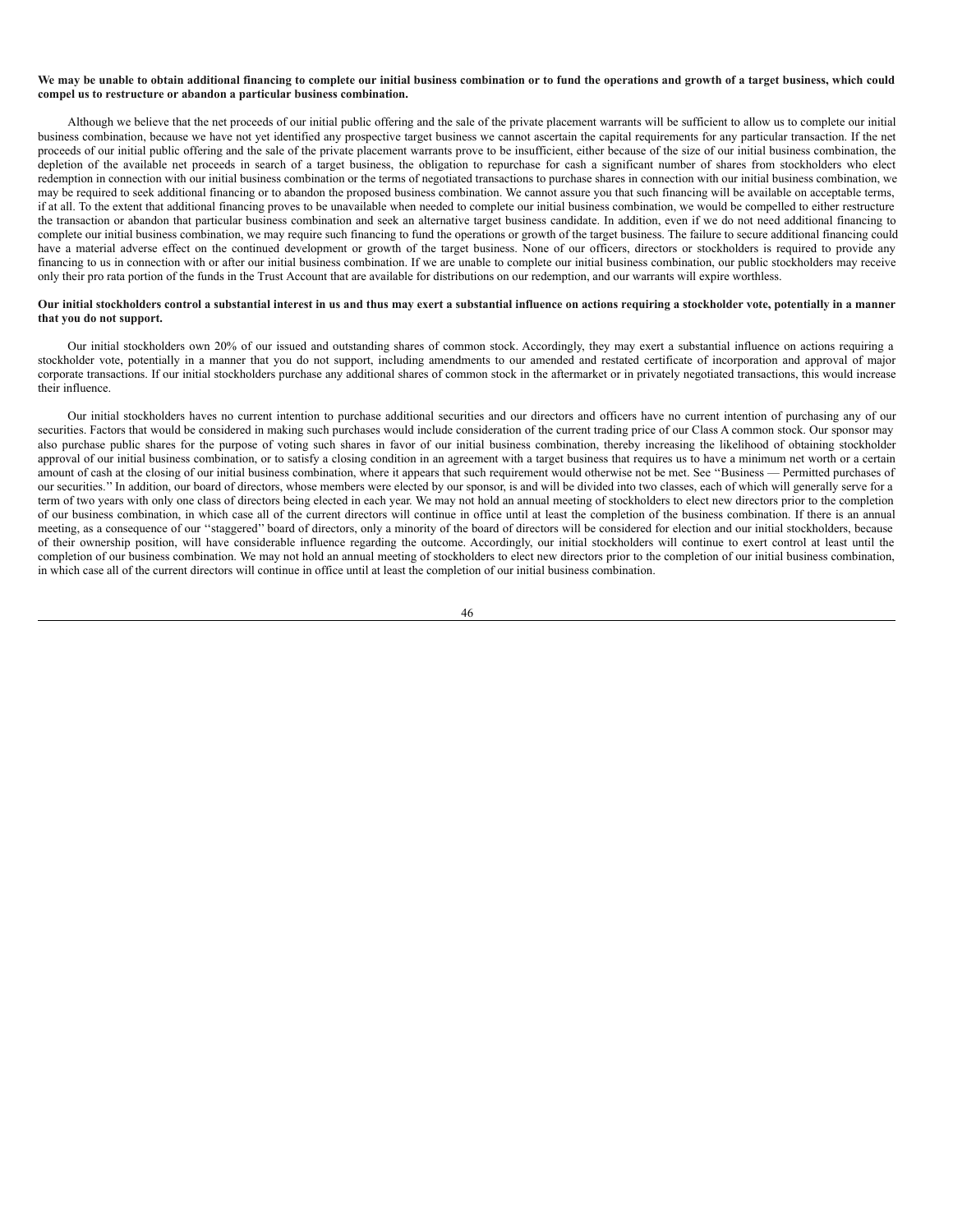**We may be unable to obtain additional financing to complete our initial business combination or to fund the operations and growth of a target business, which could compel us to restructure or abandon a particular business combination.**

Although we believe that the net proceeds of our initial public offering and the sale of the private placement warrants will be sufficient to allow us to complete our initial business combination, because we have not yet identified any prospective target business we cannot ascertain the capital requirements for any particular transaction. If the net proceeds of our initial public offering and the sale of the private placement warrants prove to be insufficient, either because of the size of our initial business combination, the depletion of the available net proceeds in search of a target business, the obligation to repurchase for cash a significant number of shares from stockholders who elect redemption in connection with our initial business combination or the terms of negotiated transactions to purchase shares in connection with our initial business combination, we may be required to seek additional financing or to abandon the proposed business combination. We cannot assure you that such financing will be available on acceptable terms, if at all. To the extent that additional financing proves to be unavailable when needed to complete our initial business combination, we would be compelled to either restructure the transaction or abandon that particular business combination and seek an alternative target business candidate. In addition, even if we do not need additional financing to complete our initial business combination, we may require such financing to fund the operations or growth of the target business. The failure to secure additional financing could have a material adverse effect on the continued development or growth of the target business. None of our officers, directors or stockholders is required to provide any financing to us in connection with or after our initial business combination. If we are unable to complete our initial business combination, our public stockholders may receive only their pro rata portion of the funds in the Trust Account that are available for distributions on our redemption, and our warrants will expire worthless.

**Our initial stockholders control a substantial interest in us and thus may exert a substantial influence on actions requiring a stockholder vote, potentially in a manner that you do not support.**

Our initial stockholders own 20% of our issued and outstanding shares of common stock. Accordingly, they may exert a substantial influence on actions requiring a stockholder vote, potentially in a manner that you do not support, including amendments to our amended and restated certificate of incorporation and approval of major corporate transactions. If our initial stockholders purchase any additional shares of common stock in the aftermarket or in privately negotiated transactions, this would increase their influence.

Our initial stockholders haves no current intention to purchase additional securities and our directors and officers have no current intention of purchasing any of our securities. Factors that would be considered in making such purchases would include consideration of the current trading price of our Class A common stock. Our sponsor may also purchase public shares for the purpose of voting such shares in favor of our initial business combination, thereby increasing the likelihood of obtaining stockholder approval of our initial business combination, or to satisfy a closing condition in an agreement with a target business that requires us to have a minimum net worth or a certain amount of cash at the closing of our initial business combination, where it appears that such requirement would otherwise not be met. See ''Business — Permitted purchases of our securities.'' In addition, our board of directors, whose members were elected by our sponsor, is and will be divided into two classes, each of which will generally serve for a term of two years with only one class of directors being elected in each year. We may not hold an annual meeting of stockholders to elect new directors prior to the completion of our business combination, in which case all of the current directors will continue in office until at least the completion of the business combination. If there is an annual meeting, as a consequence of our ''staggered'' board of directors, only a minority of the board of directors will be considered for election and our initial stockholders, because of their ownership position, will have considerable influence regarding the outcome. Accordingly, our initial stockholders will continue to exert control at least until the completion of our business combination. We may not hold an annual meeting of stockholders to elect new directors prior to the completion of our initial business combination, in which case all of the current directors will continue in office until at least the completion of our initial business combination.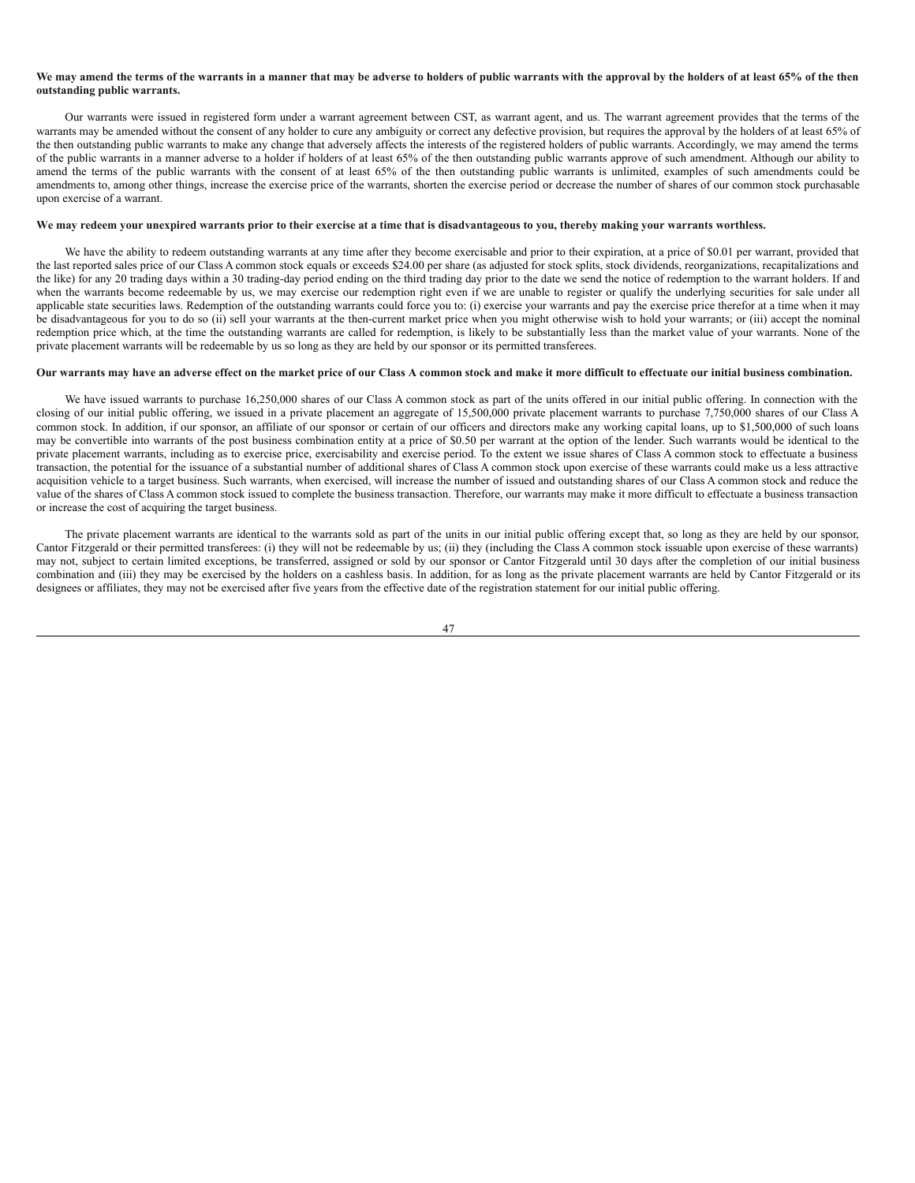**We may amend the terms of the warrants in a manner that may be adverse to holders of public warrants with the approval by the holders of at least 65% of the then outstanding public warrants.**

Our warrants were issued in registered form under a warrant agreement between CST, as warrant agent, and us. The warrant agreement provides that the terms of the warrants may be amended without the consent of any holder to cure any ambiguity or correct any defective provision, but requires the approval by the holders of at least 65% of the then outstanding public warrants to make any change that adversely affects the interests of the registered holders of public warrants. Accordingly, we may amend the terms of the public warrants in a manner adverse to a holder if holders of at least 65% of the then outstanding public warrants approve of such amendment. Although our ability to amend the terms of the public warrants with the consent of at least 65% of the then outstanding public warrants is unlimited, examples of such amendments could be amendments to, among other things, increase the exercise price of the warrants, shorten the exercise period or decrease the number of shares of our common stock purchasable upon exercise of a warrant.

**We may redeem your unexpired warrants prior to their exercise at a time that is disadvantageous to you, thereby making your warrants worthless.**

We have the ability to redeem outstanding warrants at any time after they become exercisable and prior to their expiration, at a price of $0.01 per warrant, provided that the last reported sales price of our Class A common stock equals or exceeds $24.00 per share (as adjusted for stock splits, stock dividends, reorganizations, recapitalizations and the like) for any 20 trading days within a 30 trading-day period ending on the third trading day prior to the date we send the notice of redemption to the warrant holders. If and when the warrants become redeemable by us, we may exercise our redemption right even if we are unable to register or qualify the underlying securities for sale under all applicable state securities laws. Redemption of the outstanding warrants could force you to: (i) exercise your warrants and pay the exercise price therefor at a time when it may be disadvantageous for you to do so (ii) sell your warrants at the then-current market price when you might otherwise wish to hold your warrants; or (iii) accept the nominal redemption price which, at the time the outstanding warrants are called for redemption, is likely to be substantially less than the market value of your warrants. None of the private placement warrants will be redeemable by us so long as they are held by our sponsor or its permitted transferees.

**Our warrants may have an adverse effect on the market price of our Class A common stock and make it more difficult to effectuate our initial business combination.**

We have issued warrants to purchase 16,250,000 shares of our Class A common stock as part of the units offered in our initial public offering. In connection with the closing of our initial public offering, we issued in a private placement an aggregate of 15,500,000 private placement warrants to purchase 7,750,000 shares of our Class A common stock. In addition, if our sponsor, an affiliate of our sponsor or certain of our officers and directors make any working capital loans, up to $1,500,000 of such loans may be convertible into warrants of the post business combination entity at a price of $0.50 per warrant at the option of the lender. Such warrants would be identical to the private placement warrants, including as to exercise price, exercisability and exercise period. To the extent we issue shares of Class A common stock to effectuate a business transaction, the potential for the issuance of a substantial number of additional shares of Class A common stock upon exercise of these warrants could make us a less attractive acquisition vehicle to a target business. Such warrants, when exercised, will increase the number of issued and outstanding shares of our Class A common stock and reduce the value of the shares of Class A common stock issued to complete the business transaction. Therefore, our warrants may make it more difficult to effectuate a business transaction or increase the cost of acquiring the target business.

The private placement warrants are identical to the warrants sold as part of the units in our initial public offering except that, so long as they are held by our sponsor, Cantor Fitzgerald or their permitted transferees: (i) they will not be redeemable by us; (ii) they (including the Class A common stock issuable upon exercise of these warrants) may not, subject to certain limited exceptions, be transferred, assigned or sold by our sponsor or Cantor Fitzgerald until 30 days after the completion of our initial business combination and (iii) they may be exercised by the holders on a cashless basis. In addition, for as long as the private placement warrants are held by Cantor Fitzgerald or its designees or affiliates, they may not be exercised after five years from the effective date of the registration statement for our initial public offering.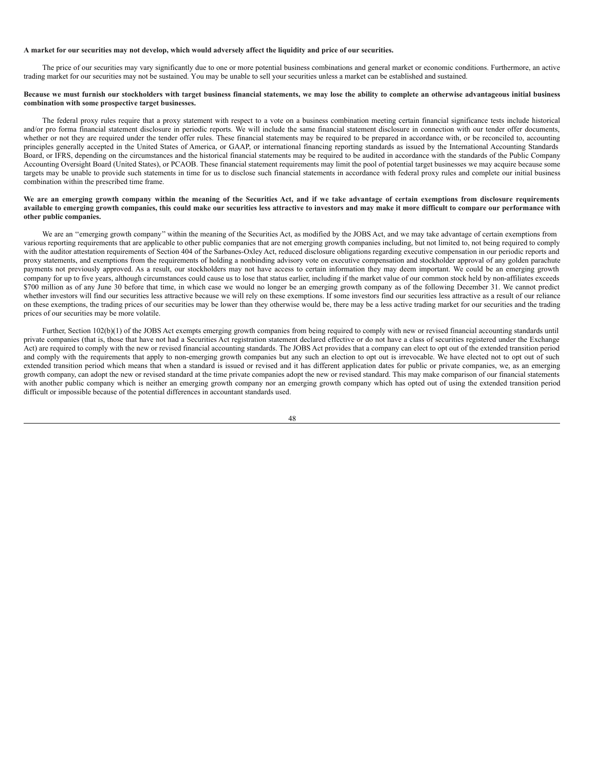**A market for our securities may not develop, which would adversely affect the liquidity and price of our securities.**

The price of our securities may vary significantly due to one or more potential business combinations and general market or economic conditions. Furthermore, an active trading market for our securities may not be sustained. You may be unable to sell your securities unless a market can be established and sustained.

**Because we must furnish our stockholders with target business financial statements, we may lose the ability to complete an otherwise advantageous initial business combination with some prospective target businesses.**

The federal proxy rules require that a proxy statement with respect to a vote on a business combination meeting certain financial significance tests include historical and/or pro forma financial statement disclosure in periodic reports. We will include the same financial statement disclosure in connection with our tender offer documents, whether or not they are required under the tender offer rules. These financial statements may be required to be prepared in accordance with, or be reconciled to, accounting principles generally accepted in the United States of America, or GAAP, or international financing reporting standards as issued by the International Accounting Standards Board, or IFRS, depending on the circumstances and the historical financial statements may be required to be audited in accordance with the standards of the Public Company Accounting Oversight Board (United States), or PCAOB. These financial statement requirements may limit the pool of potential target businesses we may acquire because some targets may be unable to provide such statements in time for us to disclose such financial statements in accordance with federal proxy rules and complete our initial business combination within the prescribed time frame.

**We are an emerging growth company within the meaning of the Securities Act, and if we take advantage of certain exemptions from disclosure requirements available to emerging growth companies, this could make our securities less attractive to investors and may make it more difficult to compare our performance with other public companies.**

We are an ''emerging growth company'' within the meaning of the Securities Act, as modified by the JOBS Act, and we may take advantage of certain exemptions from various reporting requirements that are applicable to other public companies that are not emerging growth companies including, but not limited to, not being required to comply with the auditor attestation requirements of Section 404 of the Sarbanes-Oxley Act, reduced disclosure obligations regarding executive compensation in our periodic reports and proxy statements, and exemptions from the requirements of holding a nonbinding advisory vote on executive compensation and stockholder approval of any golden parachute payments not previously approved. As a result, our stockholders may not have access to certain information they may deem important. We could be an emerging growth company for up to five years, although circumstances could cause us to lose that status earlier, including if the market value of our common stock held by non-affiliates exceeds $700 million as of any June 30 before that time, in which case we would no longer be an emerging growth company as of the following December 31. We cannot predict whether investors will find our securities less attractive because we will rely on these exemptions. If some investors find our securities less attractive as a result of our reliance on these exemptions, the trading prices of our securities may be lower than they otherwise would be, there may be a less active trading market for our securities and the trading prices of our securities may be more volatile.

Further, Section 102(b)(1) of the JOBS Act exempts emerging growth companies from being required to comply with new or revised financial accounting standards until private companies (that is, those that have not had a Securities Act registration statement declared effective or do not have a class of securities registered under the Exchange Act) are required to comply with the new or revised financial accounting standards. The JOBS Act provides that a company can elect to opt out of the extended transition period and comply with the requirements that apply to non-emerging growth companies but any such an election to opt out is irrevocable. We have elected not to opt out of such extended transition period which means that when a standard is issued or revised and it has different application dates for public or private companies, we, as an emerging growth company, can adopt the new or revised standard at the time private companies adopt the new or revised standard. This may make comparison of our financial statements with another public company which is neither an emerging growth company nor an emerging growth company which has opted out of using the extended transition period difficult or impossible because of the potential differences in accountant standards used.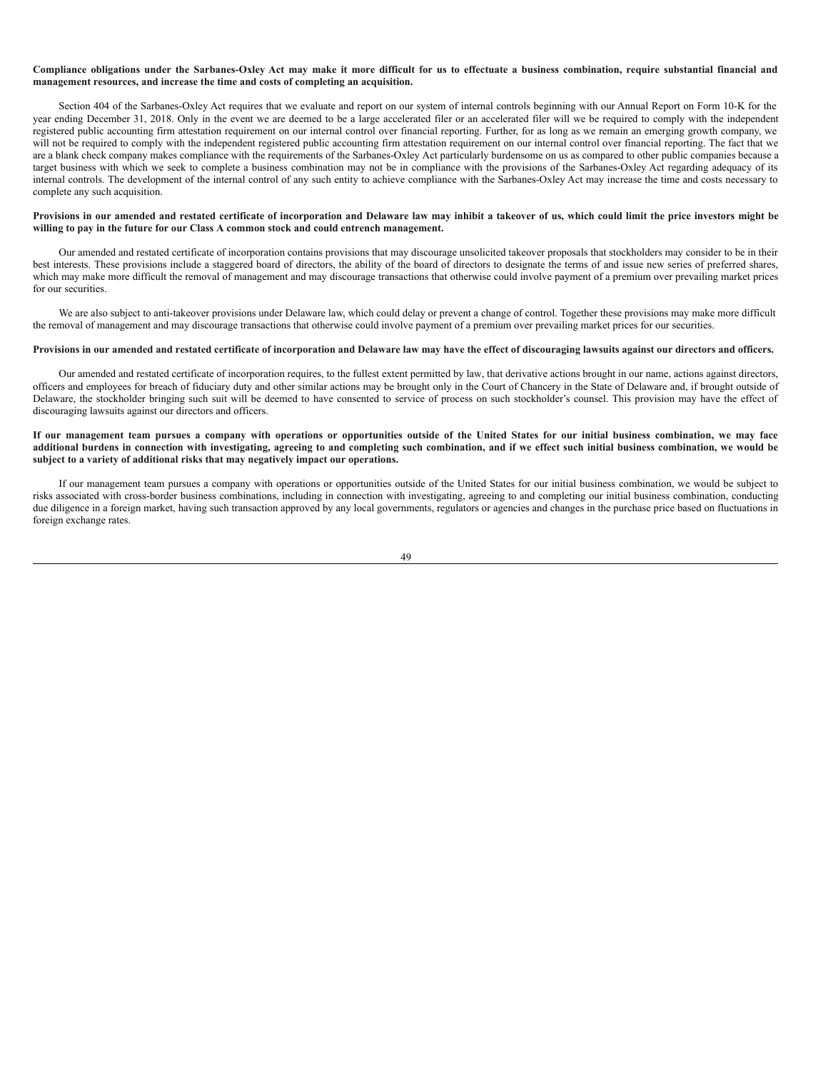**Compliance obligations under the Sarbanes-Oxley Act may make it more difficult for us to effectuate a business combination, require substantial financial and management resources, and increase the time and costs of completing an acquisition.**

Section 404 of the Sarbanes-Oxley Act requires that we evaluate and report on our system of internal controls beginning with our Annual Report on Form 10-K for the year ending December 31, 2018. Only in the event we are deemed to be a large accelerated filer or an accelerated filer will we be required to comply with the independent registered public accounting firm attestation requirement on our internal control over financial reporting. Further, for as long as we remain an emerging growth company, we will not be required to comply with the independent registered public accounting firm attestation requirement on our internal control over financial reporting. The fact that we are a blank check company makes compliance with the requirements of the Sarbanes-Oxley Act particularly burdensome on us as compared to other public companies because a target business with which we seek to complete a business combination may not be in compliance with the provisions of the Sarbanes-Oxley Act regarding adequacy of its internal controls. The development of the internal control of any such entity to achieve compliance with the Sarbanes-Oxley Act may increase the time and costs necessary to complete any such acquisition.

**Provisions in our amended and restated certificate of incorporation and Delaware law may inhibit a takeover of us, which could limit the price investors might be willing to pay in the future for our Class A common stock and could entrench management.**

Our amended and restated certificate of incorporation contains provisions that may discourage unsolicited takeover proposals that stockholders may consider to be in their best interests. These provisions include a staggered board of directors, the ability of the board of directors to designate the terms of and issue new series of preferred shares, which may make more difficult the removal of management and may discourage transactions that otherwise could involve payment of a premium over prevailing market prices for our securities.

We are also subject to anti-takeover provisions under Delaware law, which could delay or prevent a change of control. Together these provisions may make more difficult the removal of management and may discourage transactions that otherwise could involve payment of a premium over prevailing market prices for our securities.

**Provisions in our amended and restated certificate of incorporation and Delaware law may have the effect of discouraging lawsuits against our directors and officers.**

Our amended and restated certificate of incorporation requires, to the fullest extent permitted by law, that derivative actions brought in our name, actions against directors, officers and employees for breach of fiduciary duty and other similar actions may be brought only in the Court of Chancery in the State of Delaware and, if brought outside of Delaware, the stockholder bringing such suit will be deemed to have consented to service of process on such stockholder's counsel. This provision may have the effect of discouraging lawsuits against our directors and officers.

**If our management team pursues a company with operations or opportunities outside of the United States for our initial business combination, we may face additional burdens in connection with investigating, agreeing to and completing such combination, and if we effect such initial business combination, we would be subject to a variety of additional risks that may negatively impact our operations.**

If our management team pursues a company with operations or opportunities outside of the United States for our initial business combination, we would be subject to risks associated with cross-border business combinations, including in connection with investigating, agreeing to and completing our initial business combination, conducting due diligence in a foreign market, having such transaction approved by any local governments, regulators or agencies and changes in the purchase price based on fluctuations in foreign exchange rates.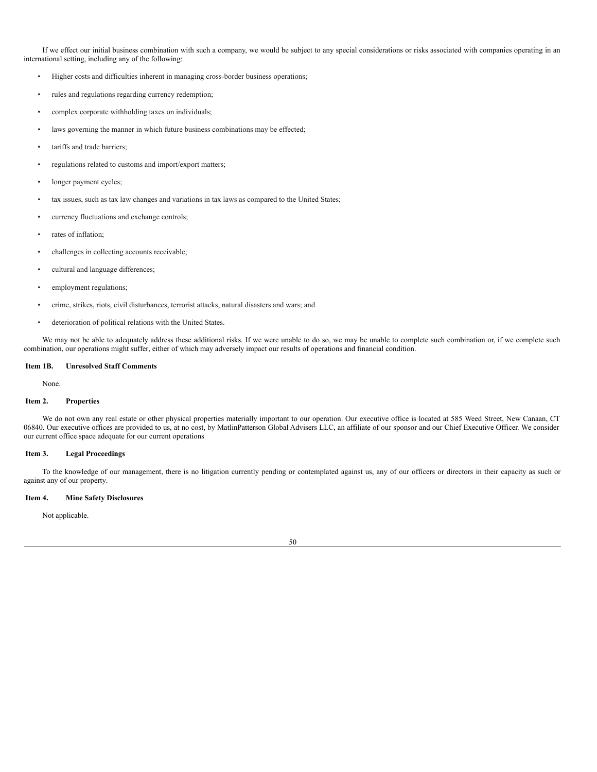If we effect our initial business combination with such a company, we would be subject to any special considerations or risks associated with companies operating in an international setting, including any of the following:

- Higher costs and difficulties inherent in managing cross-border business operations;
- rules and regulations regarding currency redemption;
- complex corporate withholding taxes on individuals;
- laws governing the manner in which future business combinations may be effected;
- tariffs and trade barriers;
- regulations related to customs and import/export matters;
- longer payment cycles;
- tax issues, such as tax law changes and variations in tax laws as compared to the United States;
- currency fluctuations and exchange controls;
- rates of inflation;
- challenges in collecting accounts receivable;
- cultural and language differences;
- employment regulations;
- crime, strikes, riots, civil disturbances, terrorist attacks, natural disasters and wars; and
- deterioration of political relations with the United States.

We may not be able to adequately address these additional risks. If we were unable to do so, we may be unable to complete such combination or, if we complete such combination, our operations might suffer, either of which may adversely impact our results of operations and financial condition.

## Item 1B. Unresolved Staff Comments

None.

## Item 2. Properties

We do not own any real estate or other physical properties materially important to our operation. Our executive office is located at 585 Weed Street, New Canaan, CT 06840. Our executive offices are provided to us, at no cost, by MatlinPatterson Global Advisers LLC, an affiliate of our sponsor and our Chief Executive Officer. We consider our current office space adequate for our current operations

## Item 3. Legal Proceedings

To the knowledge of our management, there is no litigation currently pending or contemplated against us, any of our officers or directors in their capacity as such or against any of our property.

## Item 4. Mine Safety Disclosures

Not applicable.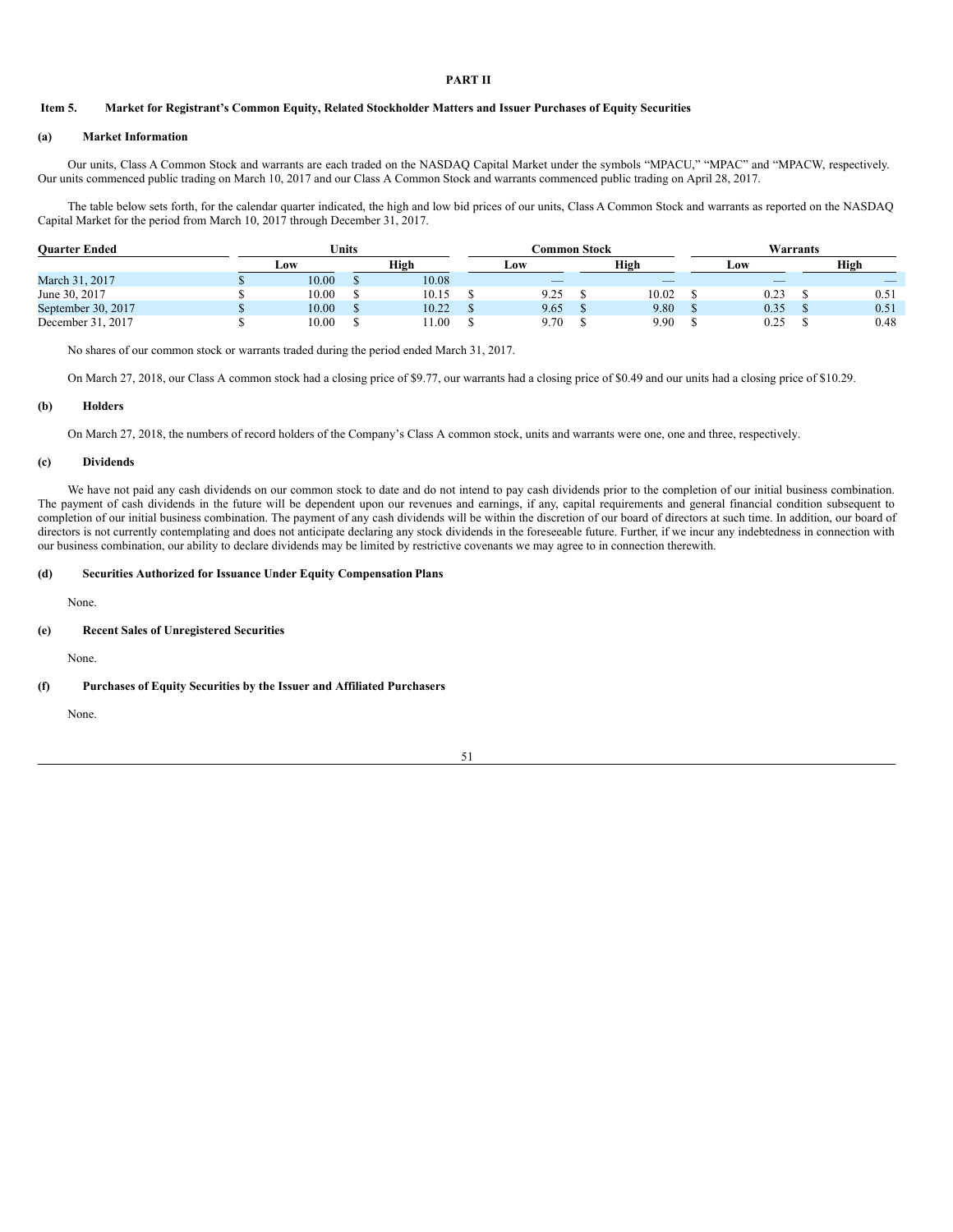# PART II

## Item 5. Market for Registrant's Common Equity, Related Stockholder Matters and Issuer Purchases of Equity Securities

### (a) Market Information

Our units, Class A Common Stock and warrants are each traded on the NASDAQ Capital Market under the symbols "MPACU," "MPAC" and "MPACW, respectively. Our units commenced public trading on March 10, 2017 and our Class A Common Stock and warrants commenced public trading on April 28, 2017.

The table below sets forth, for the calendar quarter indicated, the high and low bid prices of our units, Class A Common Stock and warrants as reported on the NASDAQ Capital Market for the period from March 10, 2017 through December 31, 2017.

| Quarter Ended | Units | | Common Stock | | Warrants | |
|---|---|---|---|---|---|---|
| | Low | High | Low | High | Low | High |
| March 31, 2017 | $ 10.00 | $ 10.08 | — | — | — | — |
| June 30, 2017 | $ 10.00 | $ 10.15 | $ 9.25 | $ 10.02 | $ 0.23 | $ 0.51 |
| September 30, 2017 | $ 10.00 | $ 10.22 | $ 9.65 | $ 9.80 | $ 0.35 | $ 0.51 |
| December 31, 2017 | $ 10.00 | $ 11.00 | $ 9.70 | $ 9.90 | $ 0.25 | $ 0.48 |

No shares of our common stock or warrants traded during the period ended March 31, 2017.

On March 27, 2018, our Class A common stock had a closing price of $9.77, our warrants had a closing price of $0.49 and our units had a closing price of $10.29.

### (b) Holders

On March 27, 2018, the numbers of record holders of the Company's Class A common stock, units and warrants were one, one and three, respectively.

### (c) Dividends

We have not paid any cash dividends on our common stock to date and do not intend to pay cash dividends prior to the completion of our initial business combination. The payment of cash dividends in the future will be dependent upon our revenues and earnings, if any, capital requirements and general financial condition subsequent to completion of our initial business combination. The payment of any cash dividends will be within the discretion of our board of directors at such time. In addition, our board of directors is not currently contemplating and does not anticipate declaring any stock dividends in the foreseeable future. Further, if we incur any indebtedness in connection with our business combination, our ability to declare dividends may be limited by restrictive covenants we may agree to in connection therewith.

### (d) Securities Authorized for Issuance Under Equity Compensation Plans

None.

### (e) Recent Sales of Unregistered Securities

None.

### (f) Purchases of Equity Securities by the Issuer and Affiliated Purchasers

None.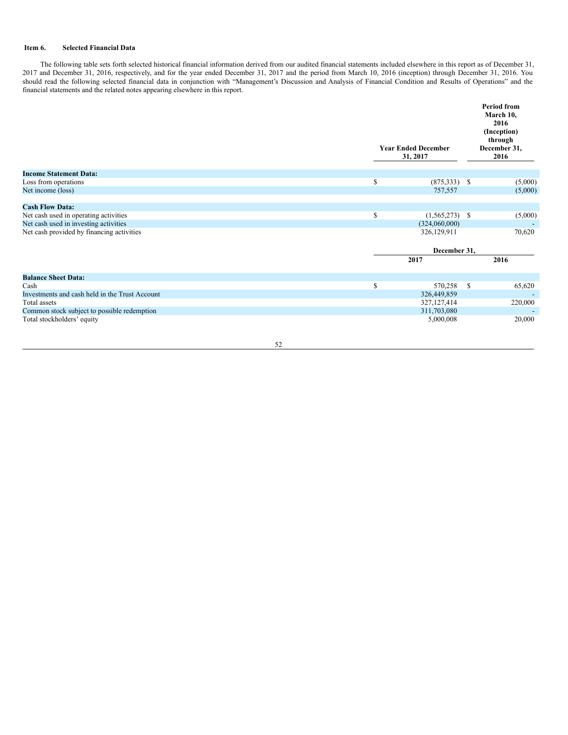### Item 6. Selected Financial Data

The following table sets forth selected historical financial information derived from our audited financial statements included elsewhere in this report as of December 31, 2017 and December 31, 2016, respectively, and for the year ended December 31, 2017 and the period from March 10, 2016 (inception) through December 31, 2016. You should read the following selected financial data in conjunction with "Management's Discussion and Analysis of Financial Condition and Results of Operations" and the financial statements and the related notes appearing elsewhere in this report.

| | Year Ended December 31, 2017 | Period from March 10, 2016 (Inception) through December 31, 2016 |
|---|---|---|
| **Income Statement Data:** | | |
| Loss from operations | $ (875,333) | $ (5,000) |
| Net income (loss) | 757,557 | (5,000) |
| | | |
| **Cash Flow Data:** | | |
| Net cash used in operating activities | $ (1,565,273) | $ (5,000) |
| Net cash used in investing activities | (324,060,000) | - |
| Net cash provided by financing activities | 326,129,911 | 70,620 |

| | December 31, | |
|---|---|---|
| | **2017** | **2016** |
| **Balance Sheet Data:** | | |
| Cash | $ 570,258 | $ 65,620 |
| Investments and cash held in the Trust Account | 326,449,859 | - |
| Total assets | 327,127,414 | 220,000 |
| Common stock subject to possible redemption | 311,703,080 | - |
| Total stockholders' equity | 5,000,008 | 20,000 |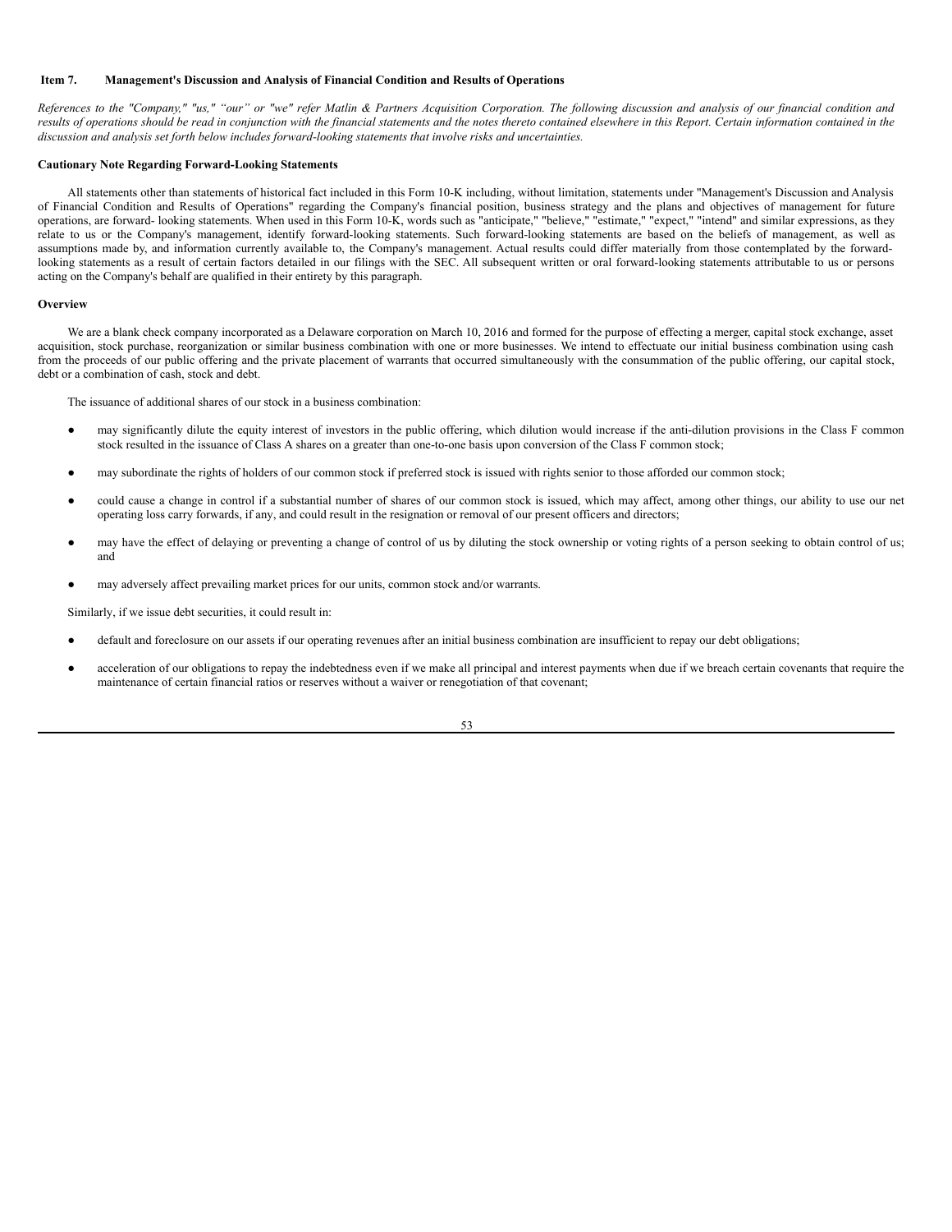## Item 7. Management's Discussion and Analysis of Financial Condition and Results of Operations

*References to the "Company," "us," "our" or "we" refer Matlin & Partners Acquisition Corporation. The following discussion and analysis of our financial condition and results of operations should be read in conjunction with the financial statements and the notes thereto contained elsewhere in this Report. Certain information contained in the discussion and analysis set forth below includes forward-looking statements that involve risks and uncertainties.*

**Cautionary Note Regarding Forward-Looking Statements**

All statements other than statements of historical fact included in this Form 10-K including, without limitation, statements under "Management's Discussion and Analysis of Financial Condition and Results of Operations" regarding the Company's financial position, business strategy and the plans and objectives of management for future operations, are forward- looking statements. When used in this Form 10-K, words such as "anticipate," "believe," "estimate," "expect," "intend" and similar expressions, as they relate to us or the Company's management, identify forward-looking statements. Such forward-looking statements are based on the beliefs of management, as well as assumptions made by, and information currently available to, the Company's management. Actual results could differ materially from those contemplated by the forward-looking statements as a result of certain factors detailed in our filings with the SEC. All subsequent written or oral forward-looking statements attributable to us or persons acting on the Company's behalf are qualified in their entirety by this paragraph.

**Overview**

We are a blank check company incorporated as a Delaware corporation on March 10, 2016 and formed for the purpose of effecting a merger, capital stock exchange, asset acquisition, stock purchase, reorganization or similar business combination with one or more businesses. We intend to effectuate our initial business combination using cash from the proceeds of our public offering and the private placement of warrants that occurred simultaneously with the consummation of the public offering, our capital stock, debt or a combination of cash, stock and debt.

The issuance of additional shares of our stock in a business combination:

- may significantly dilute the equity interest of investors in the public offering, which dilution would increase if the anti-dilution provisions in the Class F common stock resulted in the issuance of Class A shares on a greater than one-to-one basis upon conversion of the Class F common stock;
- may subordinate the rights of holders of our common stock if preferred stock is issued with rights senior to those afforded our common stock;
- could cause a change in control if a substantial number of shares of our common stock is issued, which may affect, among other things, our ability to use our net operating loss carry forwards, if any, and could result in the resignation or removal of our present officers and directors;
- may have the effect of delaying or preventing a change of control of us by diluting the stock ownership or voting rights of a person seeking to obtain control of us; and
- may adversely affect prevailing market prices for our units, common stock and/or warrants.

Similarly, if we issue debt securities, it could result in:

- default and foreclosure on our assets if our operating revenues after an initial business combination are insufficient to repay our debt obligations;
- acceleration of our obligations to repay the indebtedness even if we make all principal and interest payments when due if we breach certain covenants that require the maintenance of certain financial ratios or reserves without a waiver or renegotiation of that covenant;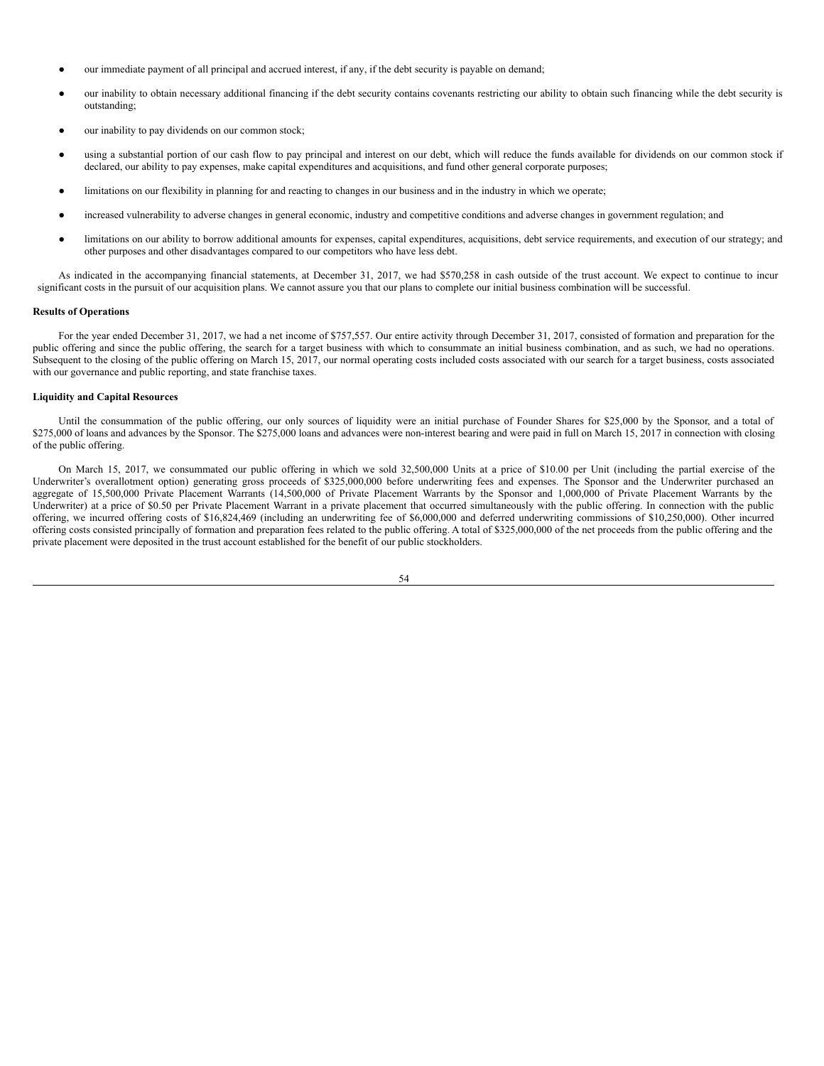- our immediate payment of all principal and accrued interest, if any, if the debt security is payable on demand;
- our inability to obtain necessary additional financing if the debt security contains covenants restricting our ability to obtain such financing while the debt security is outstanding;
- our inability to pay dividends on our common stock;
- using a substantial portion of our cash flow to pay principal and interest on our debt, which will reduce the funds available for dividends on our common stock if declared, our ability to pay expenses, make capital expenditures and acquisitions, and fund other general corporate purposes;
- limitations on our flexibility in planning for and reacting to changes in our business and in the industry in which we operate;
- increased vulnerability to adverse changes in general economic, industry and competitive conditions and adverse changes in government regulation; and
- limitations on our ability to borrow additional amounts for expenses, capital expenditures, acquisitions, debt service requirements, and execution of our strategy; and other purposes and other disadvantages compared to our competitors who have less debt.

As indicated in the accompanying financial statements, at December 31, 2017, we had $570,258 in cash outside of the trust account. We expect to continue to incur significant costs in the pursuit of our acquisition plans. We cannot assure you that our plans to complete our initial business combination will be successful.

**Results of Operations**

For the year ended December 31, 2017, we had a net income of $757,557. Our entire activity through December 31, 2017, consisted of formation and preparation for the public offering and since the public offering, the search for a target business with which to consummate an initial business combination, and as such, we had no operations. Subsequent to the closing of the public offering on March 15, 2017, our normal operating costs included costs associated with our search for a target business, costs associated with our governance and public reporting, and state franchise taxes.

**Liquidity and Capital Resources**

Until the consummation of the public offering, our only sources of liquidity were an initial purchase of Founder Shares for $25,000 by the Sponsor, and a total of $275,000 of loans and advances by the Sponsor. The $275,000 loans and advances were non-interest bearing and were paid in full on March 15, 2017 in connection with closing of the public offering.

On March 15, 2017, we consummated our public offering in which we sold 32,500,000 Units at a price of $10.00 per Unit (including the partial exercise of the Underwriter's overallotment option) generating gross proceeds of $325,000,000 before underwriting fees and expenses. The Sponsor and the Underwriter purchased an aggregate of 15,500,000 Private Placement Warrants (14,500,000 of Private Placement Warrants by the Sponsor and 1,000,000 of Private Placement Warrants by the Underwriter) at a price of $0.50 per Private Placement Warrant in a private placement that occurred simultaneously with the public offering. In connection with the public offering, we incurred offering costs of $16,824,469 (including an underwriting fee of $6,000,000 and deferred underwriting commissions of $10,250,000). Other incurred offering costs consisted principally of formation and preparation fees related to the public offering. A total of $325,000,000 of the net proceeds from the public offering and the private placement were deposited in the trust account established for the benefit of our public stockholders.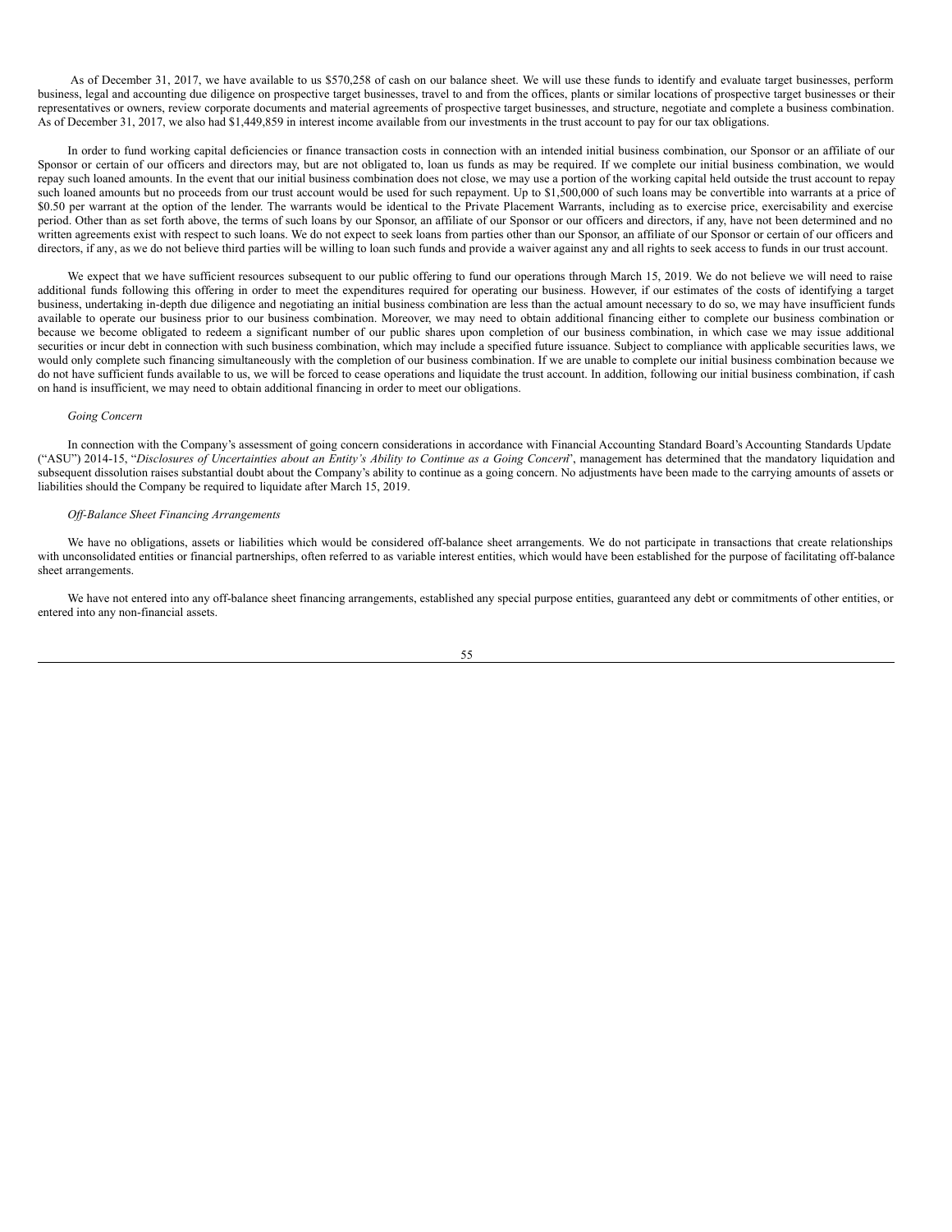As of December 31, 2017, we have available to us $570,258 of cash on our balance sheet. We will use these funds to identify and evaluate target businesses, perform business, legal and accounting due diligence on prospective target businesses, travel to and from the offices, plants or similar locations of prospective target businesses or their representatives or owners, review corporate documents and material agreements of prospective target businesses, and structure, negotiate and complete a business combination. As of December 31, 2017, we also had $1,449,859 in interest income available from our investments in the trust account to pay for our tax obligations.

In order to fund working capital deficiencies or finance transaction costs in connection with an intended initial business combination, our Sponsor or an affiliate of our Sponsor or certain of our officers and directors may, but are not obligated to, loan us funds as may be required. If we complete our initial business combination, we would repay such loaned amounts. In the event that our initial business combination does not close, we may use a portion of the working capital held outside the trust account to repay such loaned amounts but no proceeds from our trust account would be used for such repayment. Up to $1,500,000 of such loans may be convertible into warrants at a price of $0.50 per warrant at the option of the lender. The warrants would be identical to the Private Placement Warrants, including as to exercise price, exercisability and exercise period. Other than as set forth above, the terms of such loans by our Sponsor, an affiliate of our Sponsor or our officers and directors, if any, have not been determined and no written agreements exist with respect to such loans. We do not expect to seek loans from parties other than our Sponsor, an affiliate of our Sponsor or certain of our officers and directors, if any, as we do not believe third parties will be willing to loan such funds and provide a waiver against any and all rights to seek access to funds in our trust account.

We expect that we have sufficient resources subsequent to our public offering to fund our operations through March 15, 2019. We do not believe we will need to raise additional funds following this offering in order to meet the expenditures required for operating our business. However, if our estimates of the costs of identifying a target business, undertaking in-depth due diligence and negotiating an initial business combination are less than the actual amount necessary to do so, we may have insufficient funds available to operate our business prior to our business combination. Moreover, we may need to obtain additional financing either to complete our business combination or because we become obligated to redeem a significant number of our public shares upon completion of our business combination, in which case we may issue additional securities or incur debt in connection with such business combination, which may include a specified future issuance. Subject to compliance with applicable securities laws, we would only complete such financing simultaneously with the completion of our business combination. If we are unable to complete our initial business combination because we do not have sufficient funds available to us, we will be forced to cease operations and liquidate the trust account. In addition, following our initial business combination, if cash on hand is insufficient, we may need to obtain additional financing in order to meet our obligations.

*Going Concern*

In connection with the Company's assessment of going concern considerations in accordance with Financial Accounting Standard Board's Accounting Standards Update ("ASU") 2014-15, "*Disclosures of Uncertainties about an Entity's Ability to Continue as a Going Concern*", management has determined that the mandatory liquidation and subsequent dissolution raises substantial doubt about the Company's ability to continue as a going concern. No adjustments have been made to the carrying amounts of assets or liabilities should the Company be required to liquidate after March 15, 2019.

*Off-Balance Sheet Financing Arrangements*

We have no obligations, assets or liabilities which would be considered off-balance sheet arrangements. We do not participate in transactions that create relationships with unconsolidated entities or financial partnerships, often referred to as variable interest entities, which would have been established for the purpose of facilitating off-balance sheet arrangements.

We have not entered into any off-balance sheet financing arrangements, established any special purpose entities, guaranteed any debt or commitments of other entities, or entered into any non-financial assets.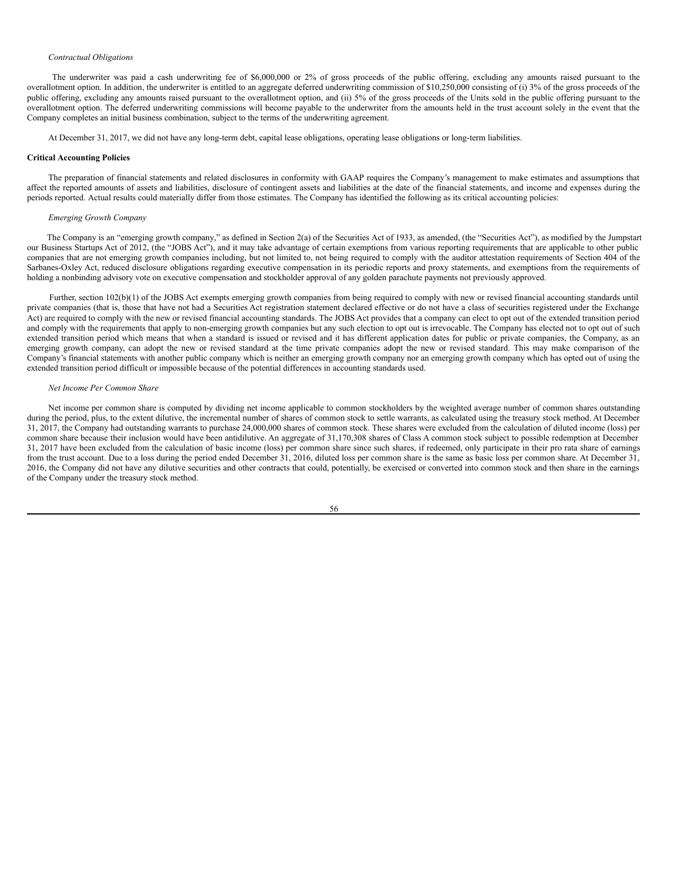*Contractual Obligations*

The underwriter was paid a cash underwriting fee of $6,000,000 or 2% of gross proceeds of the public offering, excluding any amounts raised pursuant to the overallotment option. In addition, the underwriter is entitled to an aggregate deferred underwriting commission of $10,250,000 consisting of (i) 3% of the gross proceeds of the public offering, excluding any amounts raised pursuant to the overallotment option, and (ii) 5% of the gross proceeds of the Units sold in the public offering pursuant to the overallotment option. The deferred underwriting commissions will become payable to the underwriter from the amounts held in the trust account solely in the event that the Company completes an initial business combination, subject to the terms of the underwriting agreement.

At December 31, 2017, we did not have any long-term debt, capital lease obligations, operating lease obligations or long-term liabilities.

**Critical Accounting Policies**

The preparation of financial statements and related disclosures in conformity with GAAP requires the Company's management to make estimates and assumptions that affect the reported amounts of assets and liabilities, disclosure of contingent assets and liabilities at the date of the financial statements, and income and expenses during the periods reported. Actual results could materially differ from those estimates. The Company has identified the following as its critical accounting policies:

*Emerging Growth Company*

The Company is an "emerging growth company," as defined in Section 2(a) of the Securities Act of 1933, as amended, (the "Securities Act"), as modified by the Jumpstart our Business Startups Act of 2012, (the "JOBS Act"), and it may take advantage of certain exemptions from various reporting requirements that are applicable to other public companies that are not emerging growth companies including, but not limited to, not being required to comply with the auditor attestation requirements of Section 404 of the Sarbanes-Oxley Act, reduced disclosure obligations regarding executive compensation in its periodic reports and proxy statements, and exemptions from the requirements of holding a nonbinding advisory vote on executive compensation and stockholder approval of any golden parachute payments not previously approved.

Further, section 102(b)(1) of the JOBS Act exempts emerging growth companies from being required to comply with new or revised financial accounting standards until private companies (that is, those that have not had a Securities Act registration statement declared effective or do not have a class of securities registered under the Exchange Act) are required to comply with the new or revised financial accounting standards. The JOBS Act provides that a company can elect to opt out of the extended transition period and comply with the requirements that apply to non-emerging growth companies but any such election to opt out is irrevocable. The Company has elected not to opt out of such extended transition period which means that when a standard is issued or revised and it has different application dates for public or private companies, the Company, as an emerging growth company, can adopt the new or revised standard at the time private companies adopt the new or revised standard. This may make comparison of the Company's financial statements with another public company which is neither an emerging growth company nor an emerging growth company which has opted out of using the extended transition period difficult or impossible because of the potential differences in accounting standards used.

*Net Income Per Common Share*

Net income per common share is computed by dividing net income applicable to common stockholders by the weighted average number of common shares outstanding during the period, plus, to the extent dilutive, the incremental number of shares of common stock to settle warrants, as calculated using the treasury stock method. At December 31, 2017, the Company had outstanding warrants to purchase 24,000,000 shares of common stock. These shares were excluded from the calculation of diluted income (loss) per common share because their inclusion would have been antidilutive. An aggregate of 31,170,308 shares of Class A common stock subject to possible redemption at December 31, 2017 have been excluded from the calculation of basic income (loss) per common share since such shares, if redeemed, only participate in their pro rata share of earnings from the trust account. Due to a loss during the period ended December 31, 2016, diluted loss per common share is the same as basic loss per common share. At December 31, 2016, the Company did not have any dilutive securities and other contracts that could, potentially, be exercised or converted into common stock and then share in the earnings of the Company under the treasury stock method.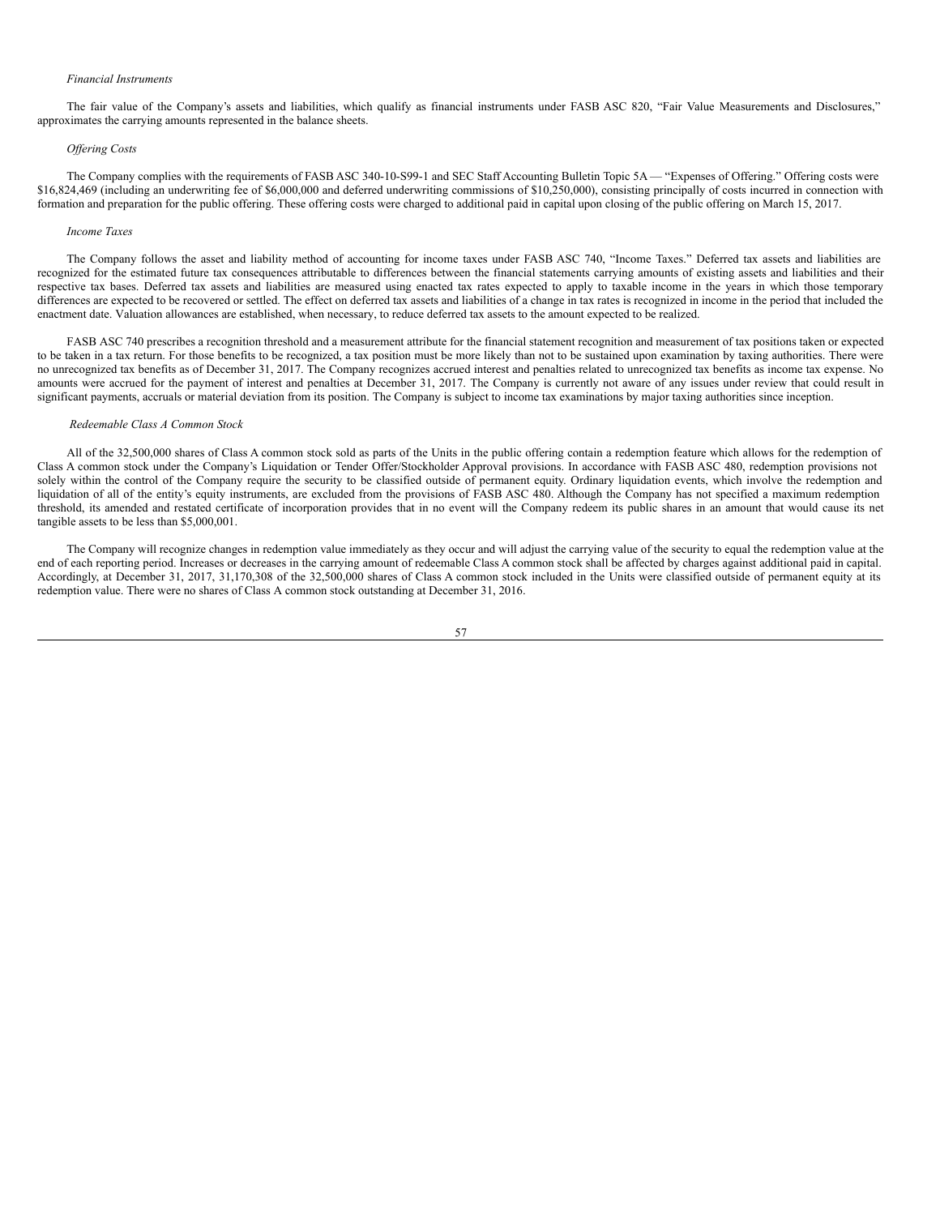*Financial Instruments*

The fair value of the Company's assets and liabilities, which qualify as financial instruments under FASB ASC 820, "Fair Value Measurements and Disclosures," approximates the carrying amounts represented in the balance sheets.

*Offering Costs*

The Company complies with the requirements of FASB ASC 340-10-S99-1 and SEC Staff Accounting Bulletin Topic 5A — "Expenses of Offering." Offering costs were $16,824,469 (including an underwriting fee of $6,000,000 and deferred underwriting commissions of $10,250,000), consisting principally of costs incurred in connection with formation and preparation for the public offering. These offering costs were charged to additional paid in capital upon closing of the public offering on March 15, 2017.

*Income Taxes*

The Company follows the asset and liability method of accounting for income taxes under FASB ASC 740, "Income Taxes." Deferred tax assets and liabilities are recognized for the estimated future tax consequences attributable to differences between the financial statements carrying amounts of existing assets and liabilities and their respective tax bases. Deferred tax assets and liabilities are measured using enacted tax rates expected to apply to taxable income in the years in which those temporary differences are expected to be recovered or settled. The effect on deferred tax assets and liabilities of a change in tax rates is recognized in income in the period that included the enactment date. Valuation allowances are established, when necessary, to reduce deferred tax assets to the amount expected to be realized.

FASB ASC 740 prescribes a recognition threshold and a measurement attribute for the financial statement recognition and measurement of tax positions taken or expected to be taken in a tax return. For those benefits to be recognized, a tax position must be more likely than not to be sustained upon examination by taxing authorities. There were no unrecognized tax benefits as of December 31, 2017. The Company recognizes accrued interest and penalties related to unrecognized tax benefits as income tax expense. No amounts were accrued for the payment of interest and penalties at December 31, 2017. The Company is currently not aware of any issues under review that could result in significant payments, accruals or material deviation from its position. The Company is subject to income tax examinations by major taxing authorities since inception.

*Redeemable Class A Common Stock*

All of the 32,500,000 shares of Class A common stock sold as parts of the Units in the public offering contain a redemption feature which allows for the redemption of Class A common stock under the Company's Liquidation or Tender Offer/Stockholder Approval provisions. In accordance with FASB ASC 480, redemption provisions not solely within the control of the Company require the security to be classified outside of permanent equity. Ordinary liquidation events, which involve the redemption and liquidation of all of the entity's equity instruments, are excluded from the provisions of FASB ASC 480. Although the Company has not specified a maximum redemption threshold, its amended and restated certificate of incorporation provides that in no event will the Company redeem its public shares in an amount that would cause its net tangible assets to be less than $5,000,001.

The Company will recognize changes in redemption value immediately as they occur and will adjust the carrying value of the security to equal the redemption value at the end of each reporting period. Increases or decreases in the carrying amount of redeemable Class A common stock shall be affected by charges against additional paid in capital. Accordingly, at December 31, 2017, 31,170,308 of the 32,500,000 shares of Class A common stock included in the Units were classified outside of permanent equity at its redemption value. There were no shares of Class A common stock outstanding at December 31, 2016.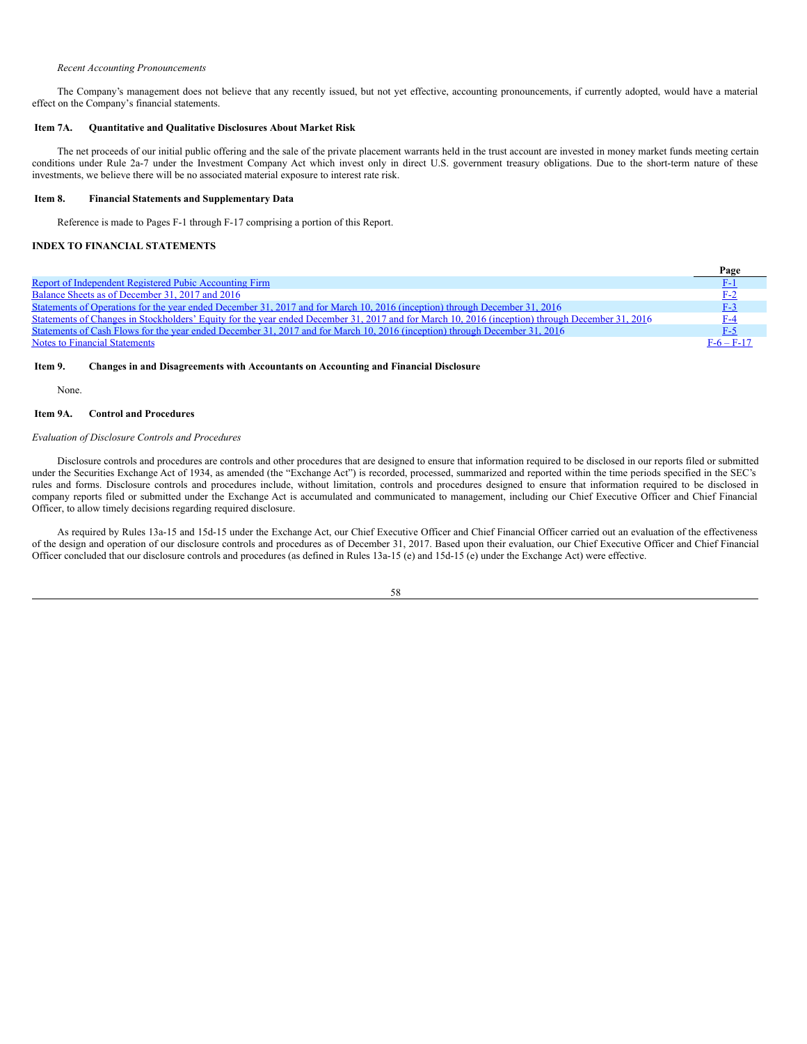*Recent Accounting Pronouncements*

The Company's management does not believe that any recently issued, but not yet effective, accounting pronouncements, if currently adopted, would have a material effect on the Company's financial statements.

### Item 7A. Quantitative and Qualitative Disclosures About Market Risk

The net proceeds of our initial public offering and the sale of the private placement warrants held in the trust account are invested in money market funds meeting certain conditions under Rule 2a-7 under the Investment Company Act which invest only in direct U.S. government treasury obligations. Due to the short-term nature of these investments, we believe there will be no associated material exposure to interest rate risk.

### Item 8. Financial Statements and Supplementary Data

Reference is made to Pages F-1 through F-17 comprising a portion of this Report.

### INDEX TO FINANCIAL STATEMENTS

| | Page |
|---|---|
| Report of Independent Registered Pubic Accounting Firm | F-1 |
| Balance Sheets as of December 31, 2017 and 2016 | F-2 |
| Statements of Operations for the year ended December 31, 2017 and for March 10, 2016 (inception) through December 31, 2016 | F-3 |
| Statements of Changes in Stockholders' Equity for the year ended December 31, 2017 and for March 10, 2016 (inception) through December 31, 2016 | F-4 |
| Statements of Cash Flows for the year ended December 31, 2017 and for March 10, 2016 (inception) through December 31, 2016 | F-5 |
| Notes to Financial Statements | F-6 – F-17 |

### Item 9. Changes in and Disagreements with Accountants on Accounting and Financial Disclosure

None.

### Item 9A. Control and Procedures

*Evaluation of Disclosure Controls and Procedures*

Disclosure controls and procedures are controls and other procedures that are designed to ensure that information required to be disclosed in our reports filed or submitted under the Securities Exchange Act of 1934, as amended (the "Exchange Act") is recorded, processed, summarized and reported within the time periods specified in the SEC's rules and forms. Disclosure controls and procedures include, without limitation, controls and procedures designed to ensure that information required to be disclosed in company reports filed or submitted under the Exchange Act is accumulated and communicated to management, including our Chief Executive Officer and Chief Financial Officer, to allow timely decisions regarding required disclosure.

As required by Rules 13a-15 and 15d-15 under the Exchange Act, our Chief Executive Officer and Chief Financial Officer carried out an evaluation of the effectiveness of the design and operation of our disclosure controls and procedures as of December 31, 2017. Based upon their evaluation, our Chief Executive Officer and Chief Financial Officer concluded that our disclosure controls and procedures (as defined in Rules 13a-15 (e) and 15d-15 (e) under the Exchange Act) were effective.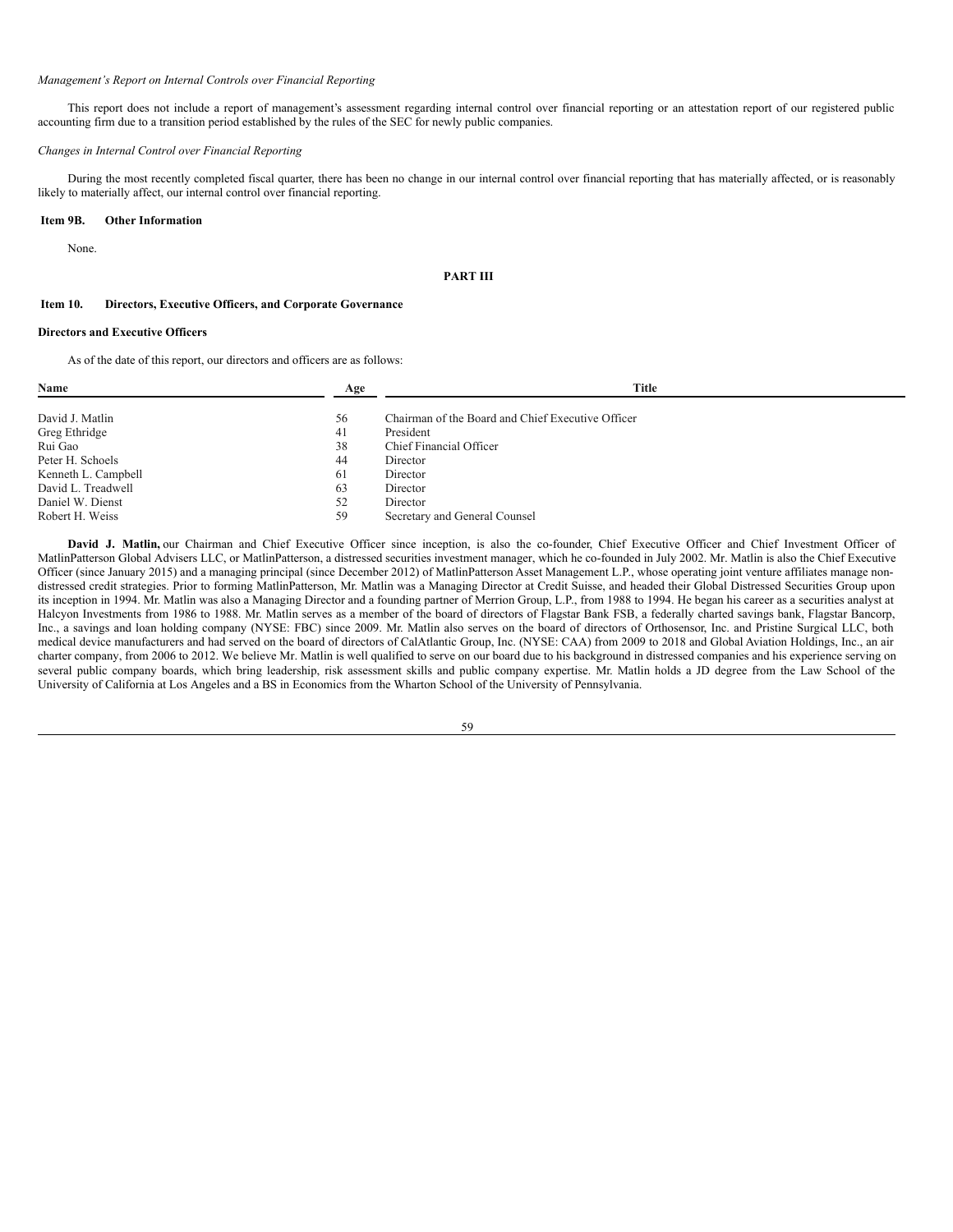*Management's Report on Internal Controls over Financial Reporting*

This report does not include a report of management's assessment regarding internal control over financial reporting or an attestation report of our registered public accounting firm due to a transition period established by the rules of the SEC for newly public companies.

*Changes in Internal Control over Financial Reporting*

During the most recently completed fiscal quarter, there has been no change in our internal control over financial reporting that has materially affected, or is reasonably likely to materially affect, our internal control over financial reporting.

**Item 9B. Other Information**

None.

**PART III**

**Item 10. Directors, Executive Officers, and Corporate Governance**

**Directors and Executive Officers**

As of the date of this report, our directors and officers are as follows:

| Name | Age | Title |
|---|---|---|
| David J. Matlin | 56 | Chairman of the Board and Chief Executive Officer |
| Greg Ethridge | 41 | President |
| Rui Gao | 38 | Chief Financial Officer |
| Peter H. Schoels | 44 | Director |
| Kenneth L. Campbell | 61 | Director |
| David L. Treadwell | 63 | Director |
| Daniel W. Dienst | 52 | Director |
| Robert H. Weiss | 59 | Secretary and General Counsel |

**David J. Matlin,** our Chairman and Chief Executive Officer since inception, is also the co-founder, Chief Executive Officer and Chief Investment Officer of MatlinPatterson Global Advisers LLC, or MatlinPatterson, a distressed securities investment manager, which he co-founded in July 2002. Mr. Matlin is also the Chief Executive Officer (since January 2015) and a managing principal (since December 2012) of MatlinPatterson Asset Management L.P., whose operating joint venture affiliates manage non-distressed credit strategies. Prior to forming MatlinPatterson, Mr. Matlin was a Managing Director at Credit Suisse, and headed their Global Distressed Securities Group upon its inception in 1994. Mr. Matlin was also a Managing Director and a founding partner of Merrion Group, L.P., from 1988 to 1994. He began his career as a securities analyst at Halcyon Investments from 1986 to 1988. Mr. Matlin serves as a member of the board of directors of Flagstar Bank FSB, a federally charted savings bank, Flagstar Bancorp, Inc., a savings and loan holding company (NYSE: FBC) since 2009. Mr. Matlin also serves on the board of directors of Orthosensor, Inc. and Pristine Surgical LLC, both medical device manufacturers and had served on the board of directors of CalAtlantic Group, Inc. (NYSE: CAA) from 2009 to 2018 and Global Aviation Holdings, Inc., an air charter company, from 2006 to 2012. We believe Mr. Matlin is well qualified to serve on our board due to his background in distressed companies and his experience serving on several public company boards, which bring leadership, risk assessment skills and public company expertise. Mr. Matlin holds a JD degree from the Law School of the University of California at Los Angeles and a BS in Economics from the Wharton School of the University of Pennsylvania.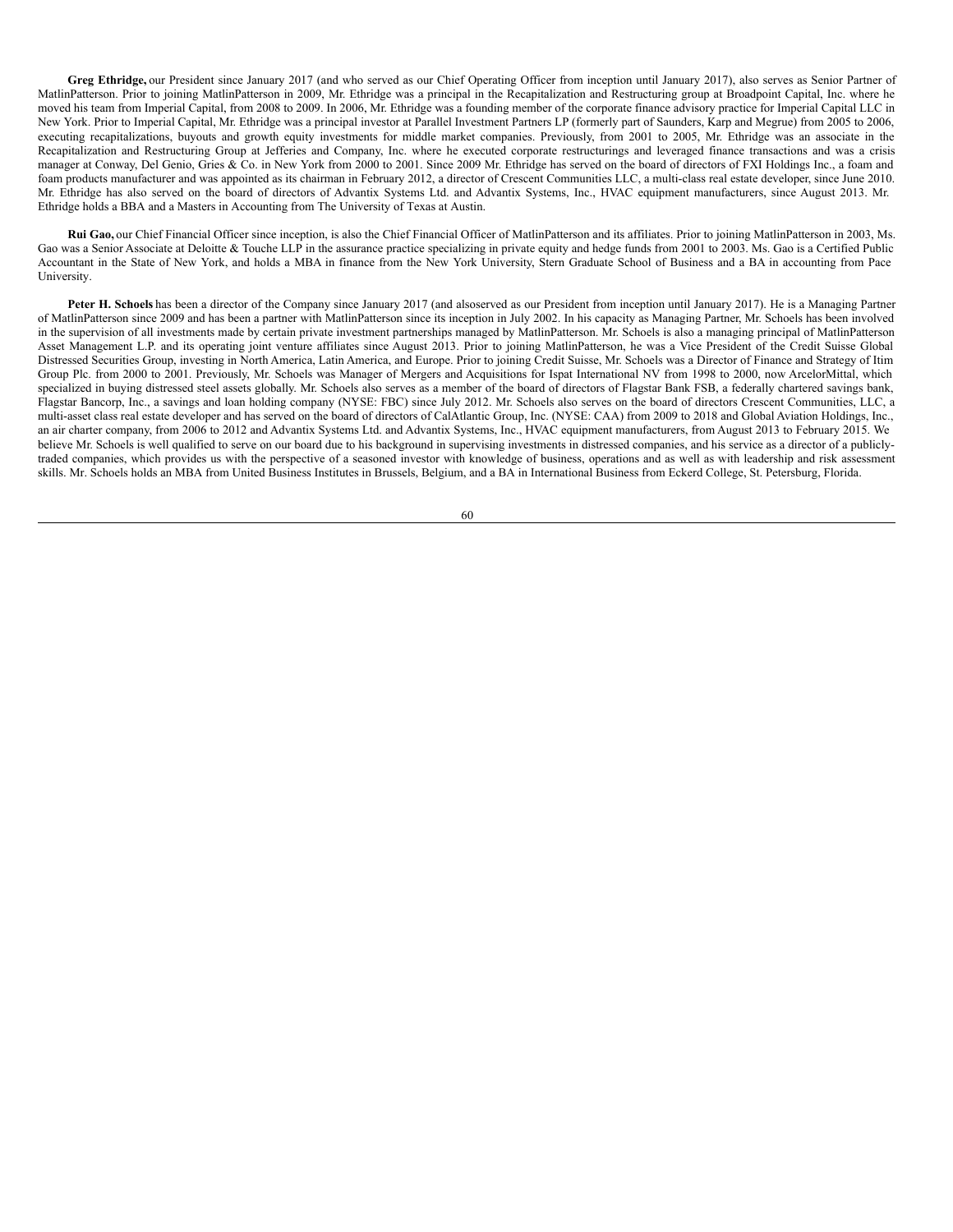**Greg Ethridge,** our President since January 2017 (and who served as our Chief Operating Officer from inception until January 2017), also serves as Senior Partner of MatlinPatterson. Prior to joining MatlinPatterson in 2009, Mr. Ethridge was a principal in the Recapitalization and Restructuring group at Broadpoint Capital, Inc. where he moved his team from Imperial Capital, from 2008 to 2009. In 2006, Mr. Ethridge was a founding member of the corporate finance advisory practice for Imperial Capital LLC in New York. Prior to Imperial Capital, Mr. Ethridge was a principal investor at Parallel Investment Partners LP (formerly part of Saunders, Karp and Megrue) from 2005 to 2006, executing recapitalizations, buyouts and growth equity investments for middle market companies. Previously, from 2001 to 2005, Mr. Ethridge was an associate in the Recapitalization and Restructuring Group at Jefferies and Company, Inc. where he executed corporate restructurings and leveraged finance transactions and was a crisis manager at Conway, Del Genio, Gries & Co. in New York from 2000 to 2001. Since 2009 Mr. Ethridge has served on the board of directors of FXI Holdings Inc., a foam and foam products manufacturer and was appointed as its chairman in February 2012, a director of Crescent Communities LLC, a multi-class real estate developer, since June 2010. Mr. Ethridge has also served on the board of directors of Advantix Systems Ltd. and Advantix Systems, Inc., HVAC equipment manufacturers, since August 2013. Mr. Ethridge holds a BBA and a Masters in Accounting from The University of Texas at Austin.

**Rui Gao,** our Chief Financial Officer since inception, is also the Chief Financial Officer of MatlinPatterson and its affiliates. Prior to joining MatlinPatterson in 2003, Ms. Gao was a Senior Associate at Deloitte & Touche LLP in the assurance practice specializing in private equity and hedge funds from 2001 to 2003. Ms. Gao is a Certified Public Accountant in the State of New York, and holds a MBA in finance from the New York University, Stern Graduate School of Business and a BA in accounting from Pace University.

**Peter H. Schoels** has been a director of the Company since January 2017 (and alsoserved as our President from inception until January 2017). He is a Managing Partner of MatlinPatterson since 2009 and has been a partner with MatlinPatterson since its inception in July 2002. In his capacity as Managing Partner, Mr. Schoels has been involved in the supervision of all investments made by certain private investment partnerships managed by MatlinPatterson. Mr. Schoels is also a managing principal of MatlinPatterson Asset Management L.P. and its operating joint venture affiliates since August 2013. Prior to joining MatlinPatterson, he was a Vice President of the Credit Suisse Global Distressed Securities Group, investing in North America, Latin America, and Europe. Prior to joining Credit Suisse, Mr. Schoels was a Director of Finance and Strategy of Itim Group Plc. from 2000 to 2001. Previously, Mr. Schoels was Manager of Mergers and Acquisitions for Ispat International NV from 1998 to 2000, now ArcelorMittal, which specialized in buying distressed steel assets globally. Mr. Schoels also serves as a member of the board of directors of Flagstar Bank FSB, a federally chartered savings bank, Flagstar Bancorp, Inc., a savings and loan holding company (NYSE: FBC) since July 2012. Mr. Schoels also serves on the board of directors Crescent Communities, LLC, a multi-asset class real estate developer and has served on the board of directors of CalAtlantic Group, Inc. (NYSE: CAA) from 2009 to 2018 and Global Aviation Holdings, Inc., an air charter company, from 2006 to 2012 and Advantix Systems Ltd. and Advantix Systems, Inc., HVAC equipment manufacturers, from August 2013 to February 2015. We believe Mr. Schoels is well qualified to serve on our board due to his background in supervising investments in distressed companies, and his service as a director of a publicly-traded companies, which provides us with the perspective of a seasoned investor with knowledge of business, operations and as well as with leadership and risk assessment skills. Mr. Schoels holds an MBA from United Business Institutes in Brussels, Belgium, and a BA in International Business from Eckerd College, St. Petersburg, Florida.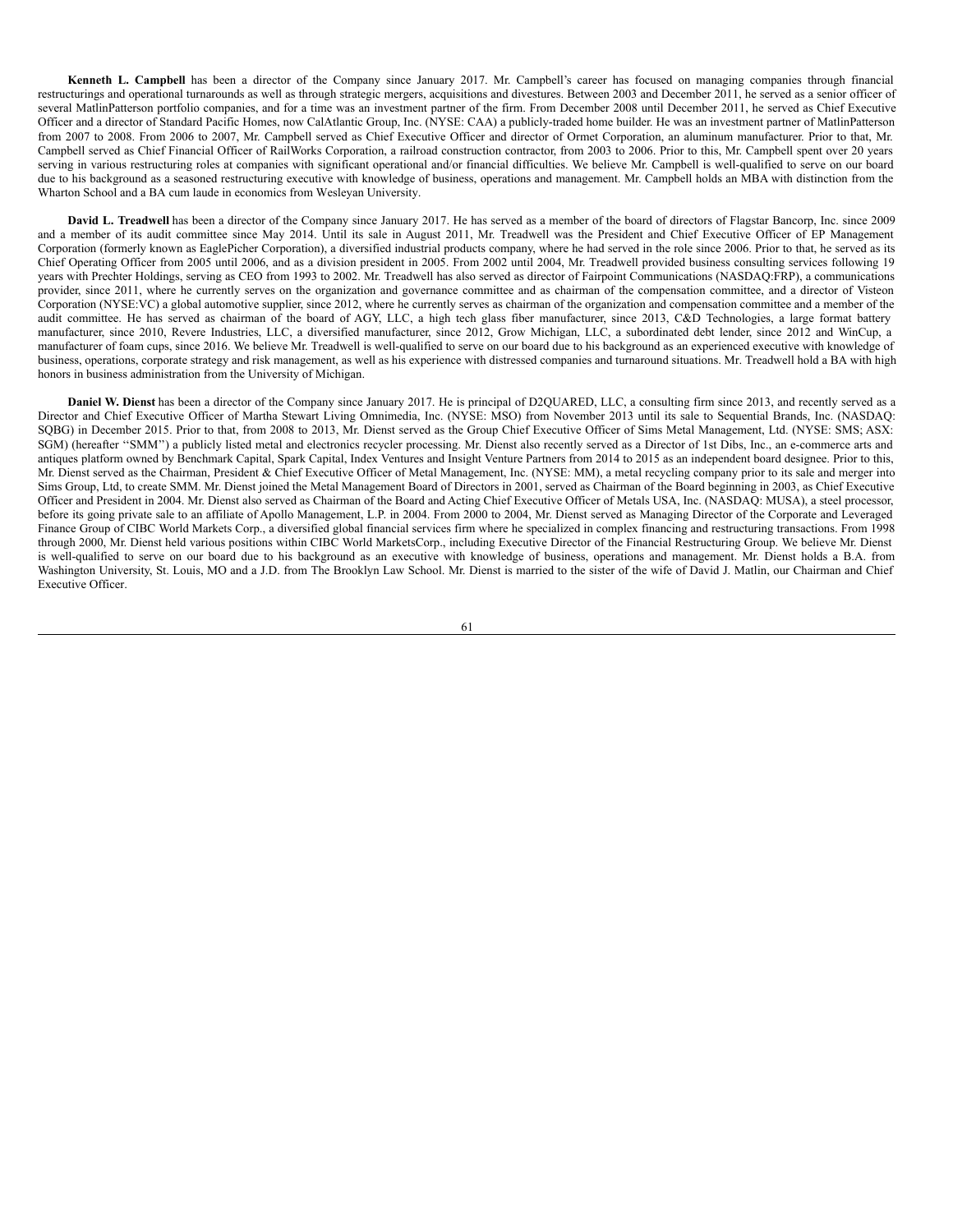**Kenneth L. Campbell** has been a director of the Company since January 2017. Mr. Campbell's career has focused on managing companies through financial restructurings and operational turnarounds as well as through strategic mergers, acquisitions and divestures. Between 2003 and December 2011, he served as a senior officer of several MatlinPatterson portfolio companies, and for a time was an investment partner of the firm. From December 2008 until December 2011, he served as Chief Executive Officer and a director of Standard Pacific Homes, now CalAtlantic Group, Inc. (NYSE: CAA) a publicly-traded home builder. He was an investment partner of MatlinPatterson from 2007 to 2008. From 2006 to 2007, Mr. Campbell served as Chief Executive Officer and director of Ormet Corporation, an aluminum manufacturer. Prior to that, Mr. Campbell served as Chief Financial Officer of RailWorks Corporation, a railroad construction contractor, from 2003 to 2006. Prior to this, Mr. Campbell spent over 20 years serving in various restructuring roles at companies with significant operational and/or financial difficulties. We believe Mr. Campbell is well-qualified to serve on our board due to his background as a seasoned restructuring executive with knowledge of business, operations and management. Mr. Campbell holds an MBA with distinction from the Wharton School and a BA cum laude in economics from Wesleyan University.

**David L. Treadwell** has been a director of the Company since January 2017. He has served as a member of the board of directors of Flagstar Bancorp, Inc. since 2009 and a member of its audit committee since May 2014. Until its sale in August 2011, Mr. Treadwell was the President and Chief Executive Officer of EP Management Corporation (formerly known as EaglePicher Corporation), a diversified industrial products company, where he had served in the role since 2006. Prior to that, he served as its Chief Operating Officer from 2005 until 2006, and as a division president in 2005. From 2002 until 2004, Mr. Treadwell provided business consulting services following 19 years with Prechter Holdings, serving as CEO from 1993 to 2002. Mr. Treadwell has also served as director of Fairpoint Communications (NASDAQ:FRP), a communications provider, since 2011, where he currently serves on the organization and governance committee and as chairman of the compensation committee, and a director of Visteon Corporation (NYSE:VC) a global automotive supplier, since 2012, where he currently serves as chairman of the organization and compensation committee and a member of the audit committee. He has served as chairman of the board of AGY, LLC, a high tech glass fiber manufacturer, since 2013, C&D Technologies, a large format battery manufacturer, since 2010, Revere Industries, LLC, a diversified manufacturer, since 2012, Grow Michigan, LLC, a subordinated debt lender, since 2012 and WinCup, a manufacturer of foam cups, since 2016. We believe Mr. Treadwell is well-qualified to serve on our board due to his background as an experienced executive with knowledge of business, operations, corporate strategy and risk management, as well as his experience with distressed companies and turnaround situations. Mr. Treadwell hold a BA with high honors in business administration from the University of Michigan.

**Daniel W. Dienst** has been a director of the Company since January 2017. He is principal of D2QUARED, LLC, a consulting firm since 2013, and recently served as a Director and Chief Executive Officer of Martha Stewart Living Omnimedia, Inc. (NYSE: MSO) from November 2013 until its sale to Sequential Brands, Inc. (NASDAQ: SQBG) in December 2015. Prior to that, from 2008 to 2013, Mr. Dienst served as the Group Chief Executive Officer of Sims Metal Management, Ltd. (NYSE: SMS; ASX: SGM) (hereafter "SMM") a publicly listed metal and electronics recycler processing. Mr. Dienst also recently served as a Director of 1st Dibs, Inc., an e-commerce arts and antiques platform owned by Benchmark Capital, Spark Capital, Index Ventures and Insight Venture Partners from 2014 to 2015 as an independent board designee. Prior to this, Mr. Dienst served as the Chairman, President & Chief Executive Officer of Metal Management, Inc. (NYSE: MM), a metal recycling company prior to its sale and merger into Sims Group, Ltd, to create SMM. Mr. Dienst joined the Metal Management Board of Directors in 2001, served as Chairman of the Board beginning in 2003, as Chief Executive Officer and President in 2004. Mr. Dienst also served as Chairman of the Board and Acting Chief Executive Officer of Metals USA, Inc. (NASDAQ: MUSA), a steel processor, before its going private sale to an affiliate of Apollo Management, L.P. in 2004. From 2000 to 2004, Mr. Dienst served as Managing Director of the Corporate and Leveraged Finance Group of CIBC World Markets Corp., a diversified global financial services firm where he specialized in complex financing and restructuring transactions. From 1998 through 2000, Mr. Dienst held various positions within CIBC World MarketsCorp., including Executive Director of the Financial Restructuring Group. We believe Mr. Dienst is well-qualified to serve on our board due to his background as an executive with knowledge of business, operations and management. Mr. Dienst holds a B.A. from Washington University, St. Louis, MO and a J.D. from The Brooklyn Law School. Mr. Dienst is married to the sister of the wife of David J. Matlin, our Chairman and Chief Executive Officer.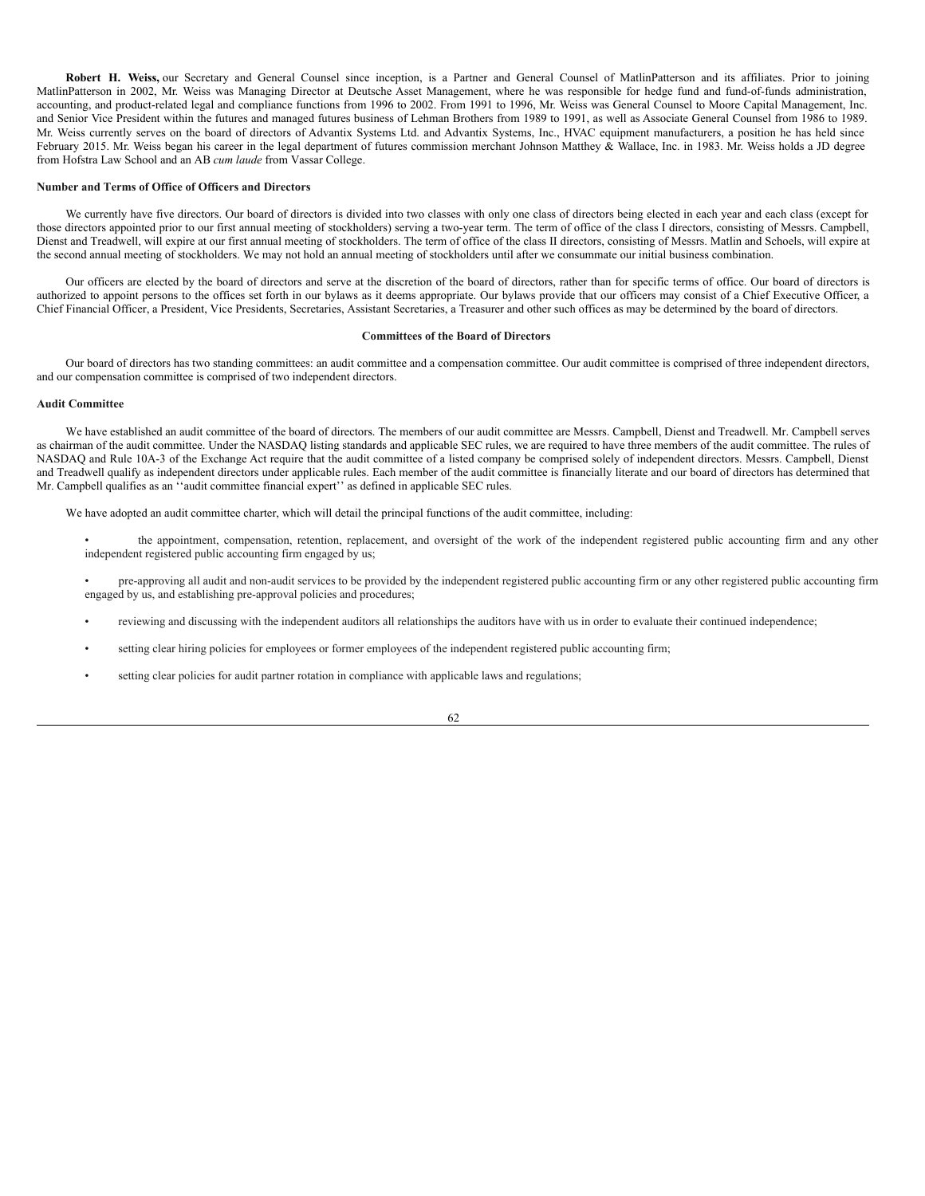**Robert H. Weiss,** our Secretary and General Counsel since inception, is a Partner and General Counsel of MatlinPatterson and its affiliates. Prior to joining MatlinPatterson in 2002, Mr. Weiss was Managing Director at Deutsche Asset Management, where he was responsible for hedge fund and fund-of-funds administration, accounting, and product-related legal and compliance functions from 1996 to 2002. From 1991 to 1996, Mr. Weiss was General Counsel to Moore Capital Management, Inc. and Senior Vice President within the futures and managed futures business of Lehman Brothers from 1989 to 1991, as well as Associate General Counsel from 1986 to 1989. Mr. Weiss currently serves on the board of directors of Advantix Systems Ltd. and Advantix Systems, Inc., HVAC equipment manufacturers, a position he has held since February 2015. Mr. Weiss began his career in the legal department of futures commission merchant Johnson Matthey & Wallace, Inc. in 1983. Mr. Weiss holds a JD degree from Hofstra Law School and an AB *cum laude* from Vassar College.

**Number and Terms of Office of Officers and Directors**

We currently have five directors. Our board of directors is divided into two classes with only one class of directors being elected in each year and each class (except for those directors appointed prior to our first annual meeting of stockholders) serving a two-year term. The term of office of the class I directors, consisting of Messrs. Campbell, Dienst and Treadwell, will expire at our first annual meeting of stockholders. The term of office of the class II directors, consisting of Messrs. Matlin and Schoels, will expire at the second annual meeting of stockholders. We may not hold an annual meeting of stockholders until after we consummate our initial business combination.

Our officers are elected by the board of directors and serve at the discretion of the board of directors, rather than for specific terms of office. Our board of directors is authorized to appoint persons to the offices set forth in our bylaws as it deems appropriate. Our bylaws provide that our officers may consist of a Chief Executive Officer, a Chief Financial Officer, a President, Vice Presidents, Secretaries, Assistant Secretaries, a Treasurer and other such offices as may be determined by the board of directors.

**Committees of the Board of Directors**

Our board of directors has two standing committees: an audit committee and a compensation committee. Our audit committee is comprised of three independent directors, and our compensation committee is comprised of two independent directors.

**Audit Committee**

We have established an audit committee of the board of directors. The members of our audit committee are Messrs. Campbell, Dienst and Treadwell. Mr. Campbell serves as chairman of the audit committee. Under the NASDAQ listing standards and applicable SEC rules, we are required to have three members of the audit committee. The rules of NASDAQ and Rule 10A-3 of the Exchange Act require that the audit committee of a listed company be comprised solely of independent directors. Messrs. Campbell, Dienst and Treadwell qualify as independent directors under applicable rules. Each member of the audit committee is financially literate and our board of directors has determined that Mr. Campbell qualifies as an ''audit committee financial expert'' as defined in applicable SEC rules.

We have adopted an audit committee charter, which will detail the principal functions of the audit committee, including:

- the appointment, compensation, retention, replacement, and oversight of the work of the independent registered public accounting firm and any other independent registered public accounting firm engaged by us;
- pre-approving all audit and non-audit services to be provided by the independent registered public accounting firm or any other registered public accounting firm engaged by us, and establishing pre-approval policies and procedures;
- reviewing and discussing with the independent auditors all relationships the auditors have with us in order to evaluate their continued independence;
- setting clear hiring policies for employees or former employees of the independent registered public accounting firm;
- setting clear policies for audit partner rotation in compliance with applicable laws and regulations;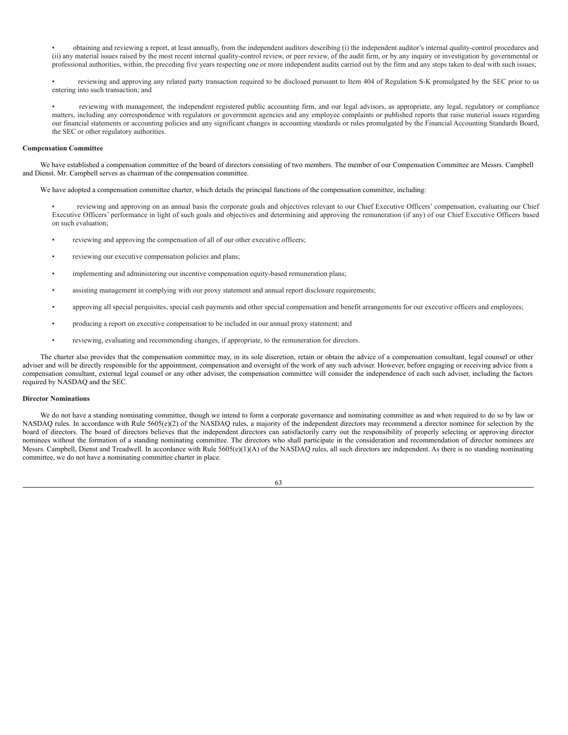- obtaining and reviewing a report, at least annually, from the independent auditors describing (i) the independent auditor's internal quality-control procedures and (ii) any material issues raised by the most recent internal quality-control review, or peer review, of the audit firm, or by any inquiry or investigation by governmental or professional authorities, within, the preceding five years respecting one or more independent audits carried out by the firm and any steps taken to deal with such issues;

- reviewing and approving any related party transaction required to be disclosed pursuant to Item 404 of Regulation S-K promulgated by the SEC prior to us entering into such transaction; and

- reviewing with management, the independent registered public accounting firm, and our legal advisors, as appropriate, any legal, regulatory or compliance matters, including any correspondence with regulators or government agencies and any employee complaints or published reports that raise material issues regarding our financial statements or accounting policies and any significant changes in accounting standards or rules promulgated by the Financial Accounting Standards Board, the SEC or other regulatory authorities.

**Compensation Committee**

We have established a compensation committee of the board of directors consisting of two members. The member of our Compensation Committee are Messrs. Campbell and Dienst. Mr. Campbell serves as chairman of the compensation committee.

We have adopted a compensation committee charter, which details the principal functions of the compensation committee, including:

- reviewing and approving on an annual basis the corporate goals and objectives relevant to our Chief Executive Officers' compensation, evaluating our Chief Executive Officers' performance in light of such goals and objectives and determining and approving the remuneration (if any) of our Chief Executive Officers based on such evaluation;

- reviewing and approving the compensation of all of our other executive officers;

- reviewing our executive compensation policies and plans;

- implementing and administering our incentive compensation equity-based remuneration plans;

- assisting management in complying with our proxy statement and annual report disclosure requirements;

- approving all special perquisites, special cash payments and other special compensation and benefit arrangements for our executive officers and employees;

- producing a report on executive compensation to be included in our annual proxy statement; and

- reviewing, evaluating and recommending changes, if appropriate, to the remuneration for directors.

The charter also provides that the compensation committee may, in its sole discretion, retain or obtain the advice of a compensation consultant, legal counsel or other adviser and will be directly responsible for the appointment, compensation and oversight of the work of any such adviser. However, before engaging or receiving advice from a compensation consultant, external legal counsel or any other adviser, the compensation committee will consider the independence of each such adviser, including the factors required by NASDAQ and the SEC.

**Director Nominations**

We do not have a standing nominating committee, though we intend to form a corporate governance and nominating committee as and when required to do so by law or NASDAQ rules. In accordance with Rule 5605(e)(2) of the NASDAQ rules, a majority of the independent directors may recommend a director nominee for selection by the board of directors. The board of directors believes that the independent directors can satisfactorily carry out the responsibility of properly selecting or approving director nominees without the formation of a standing nominating committee. The directors who shall participate in the consideration and recommendation of director nominees are Messrs. Campbell, Dienst and Treadwell. In accordance with Rule 5605(e)(1)(A) of the NASDAQ rules, all such directors are independent. As there is no standing nominating committee, we do not have a nominating committee charter in place.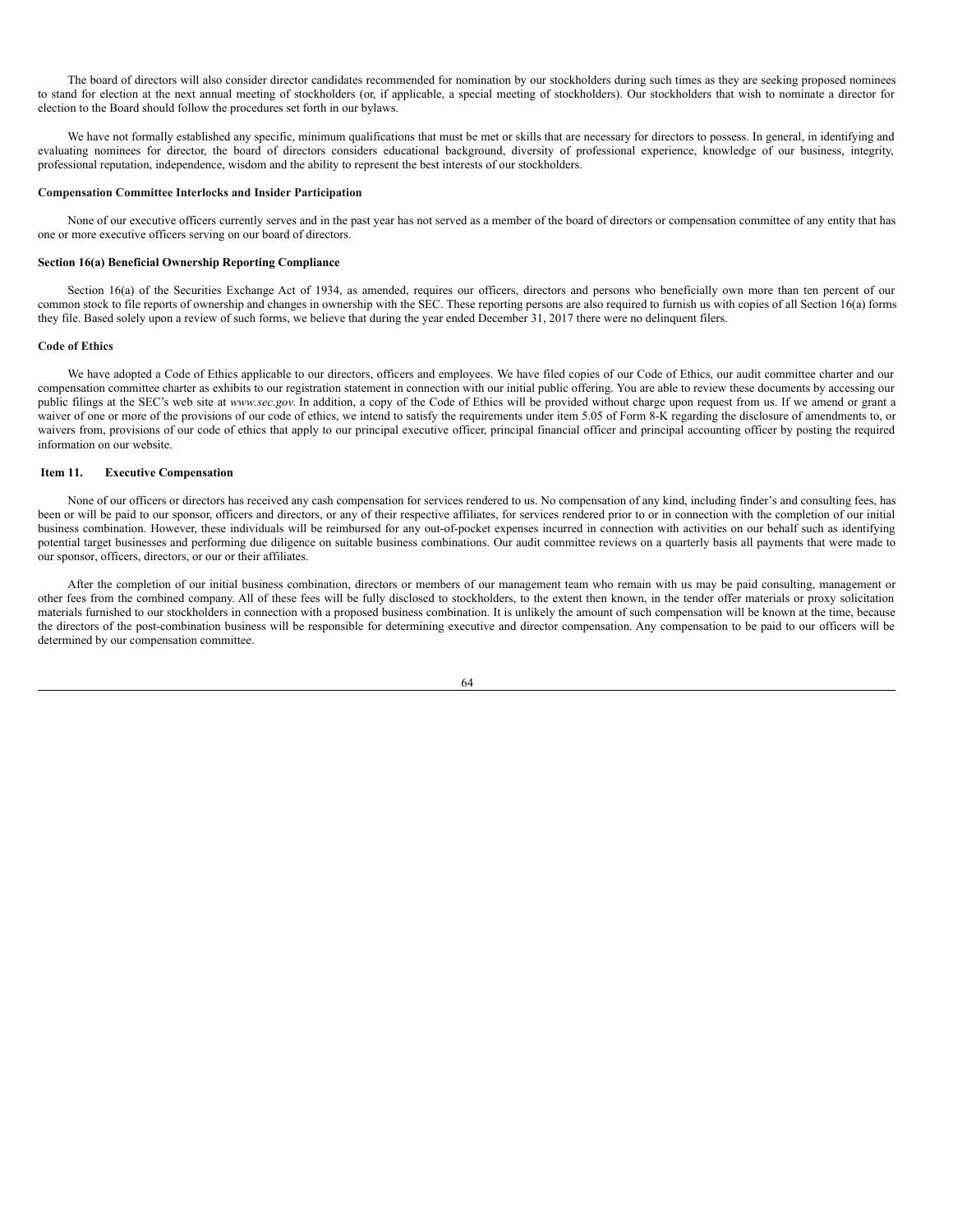The board of directors will also consider director candidates recommended for nomination by our stockholders during such times as they are seeking proposed nominees to stand for election at the next annual meeting of stockholders (or, if applicable, a special meeting of stockholders). Our stockholders that wish to nominate a director for election to the Board should follow the procedures set forth in our bylaws.

We have not formally established any specific, minimum qualifications that must be met or skills that are necessary for directors to possess. In general, in identifying and evaluating nominees for director, the board of directors considers educational background, diversity of professional experience, knowledge of our business, integrity, professional reputation, independence, wisdom and the ability to represent the best interests of our stockholders.

**Compensation Committee Interlocks and Insider Participation**

None of our executive officers currently serves and in the past year has not served as a member of the board of directors or compensation committee of any entity that has one or more executive officers serving on our board of directors.

**Section 16(a) Beneficial Ownership Reporting Compliance**

Section 16(a) of the Securities Exchange Act of 1934, as amended, requires our officers, directors and persons who beneficially own more than ten percent of our common stock to file reports of ownership and changes in ownership with the SEC. These reporting persons are also required to furnish us with copies of all Section 16(a) forms they file. Based solely upon a review of such forms, we believe that during the year ended December 31, 2017 there were no delinquent filers.

**Code of Ethics**

We have adopted a Code of Ethics applicable to our directors, officers and employees. We have filed copies of our Code of Ethics, our audit committee charter and our compensation committee charter as exhibits to our registration statement in connection with our initial public offering. You are able to review these documents by accessing our public filings at the SEC's web site at *www.sec.gov.* In addition, a copy of the Code of Ethics will be provided without charge upon request from us. If we amend or grant a waiver of one or more of the provisions of our code of ethics, we intend to satisfy the requirements under item 5.05 of Form 8-K regarding the disclosure of amendments to, or waivers from, provisions of our code of ethics that apply to our principal executive officer, principal financial officer and principal accounting officer by posting the required information on our website.

## Item 11. Executive Compensation

None of our officers or directors has received any cash compensation for services rendered to us. No compensation of any kind, including finder's and consulting fees, has been or will be paid to our sponsor, officers and directors, or any of their respective affiliates, for services rendered prior to or in connection with the completion of our initial business combination. However, these individuals will be reimbursed for any out-of-pocket expenses incurred in connection with activities on our behalf such as identifying potential target businesses and performing due diligence on suitable business combinations. Our audit committee reviews on a quarterly basis all payments that were made to our sponsor, officers, directors, or our or their affiliates.

After the completion of our initial business combination, directors or members of our management team who remain with us may be paid consulting, management or other fees from the combined company. All of these fees will be fully disclosed to stockholders, to the extent then known, in the tender offer materials or proxy solicitation materials furnished to our stockholders in connection with a proposed business combination. It is unlikely the amount of such compensation will be known at the time, because the directors of the post-combination business will be responsible for determining executive and director compensation. Any compensation to be paid to our officers will be determined by our compensation committee.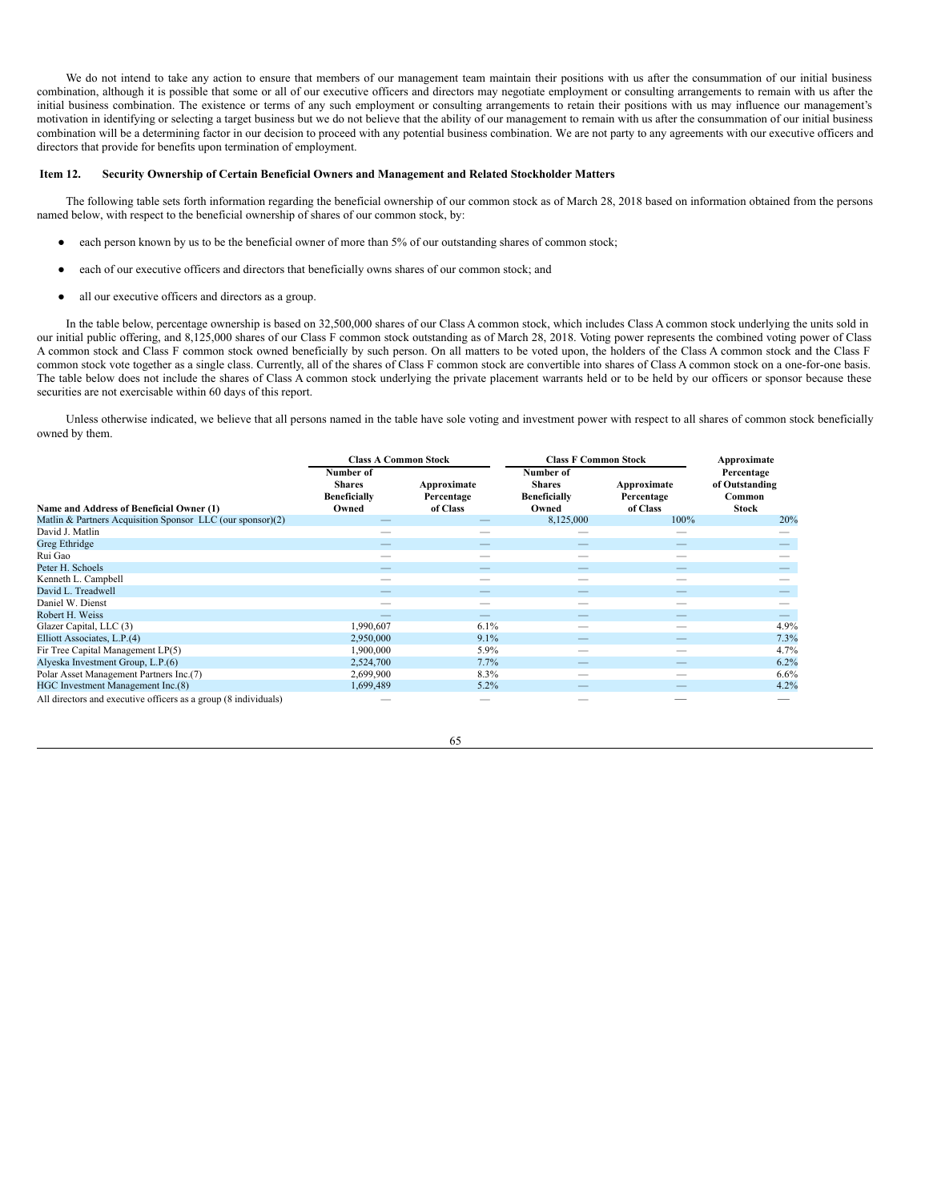We do not intend to take any action to ensure that members of our management team maintain their positions with us after the consummation of our initial business combination, although it is possible that some or all of our executive officers and directors may negotiate employment or consulting arrangements to remain with us after the initial business combination. The existence or terms of any such employment or consulting arrangements to retain their positions with us may influence our management's motivation in identifying or selecting a target business but we do not believe that the ability of our management to remain with us after the consummation of our initial business combination will be a determining factor in our decision to proceed with any potential business combination. We are not party to any agreements with our executive officers and directors that provide for benefits upon termination of employment.

## Item 12. Security Ownership of Certain Beneficial Owners and Management and Related Stockholder Matters

The following table sets forth information regarding the beneficial ownership of our common stock as of March 28, 2018 based on information obtained from the persons named below, with respect to the beneficial ownership of shares of our common stock, by:

- each person known by us to be the beneficial owner of more than 5% of our outstanding shares of common stock;
- each of our executive officers and directors that beneficially owns shares of our common stock; and
- all our executive officers and directors as a group.

In the table below, percentage ownership is based on 32,500,000 shares of our Class A common stock, which includes Class A common stock underlying the units sold in our initial public offering, and 8,125,000 shares of our Class F common stock outstanding as of March 28, 2018. Voting power represents the combined voting power of Class A common stock and Class F common stock owned beneficially by such person. On all matters to be voted upon, the holders of the Class A common stock and the Class F common stock vote together as a single class. Currently, all of the shares of Class F common stock are convertible into shares of Class A common stock on a one-for-one basis. The table below does not include the shares of Class A common stock underlying the private placement warrants held or to be held by our officers or sponsor because these securities are not exercisable within 60 days of this report.

Unless otherwise indicated, we believe that all persons named in the table have sole voting and investment power with respect to all shares of common stock beneficially owned by them.

| | Class A Common Stock | | Class F Common Stock | | Approximate |
|---|---|---|---|---|---|
| Name and Address of Beneficial Owner (1) | Number of Shares Beneficially Owned | Approximate Percentage of Class | Number of Shares Beneficially Owned | Approximate Percentage of Class | Percentage of Outstanding Common Stock |
| Matlin & Partners Acquisition Sponsor LLC (our sponsor)(2) | — | — | 8,125,000 | 100% | 20% |
| David J. Matlin | — | — | — | — | — |
| Greg Ethridge | — | — | — | — | — |
| Rui Gao | — | — | — | — | — |
| Peter H. Schoels | — | — | — | — | — |
| Kenneth L. Campbell | — | — | — | — | — |
| David L. Treadwell | — | — | — | — | — |
| Daniel W. Dienst | — | — | — | — | — |
| Robert H. Weiss | — | — | — | — | — |
| Glazer Capital, LLC (3) | 1,990,607 | 6.1% | — | — | 4.9% |
| Elliott Associates, L.P.(4) | 2,950,000 | 9.1% | — | — | 7.3% |
| Fir Tree Capital Management LP(5) | 1,900,000 | 5.9% | — | — | 4.7% |
| Alyeska Investment Group, L.P.(6) | 2,524,700 | 7.7% | — | — | 6.2% |
| Polar Asset Management Partners Inc.(7) | 2,699,900 | 8.3% | — | — | 6.6% |
| HGC Investment Management Inc.(8) | 1,699,489 | 5.2% | — | — | 4.2% |
| All directors and executive officers as a group (8 individuals) | — | — | — | — | — |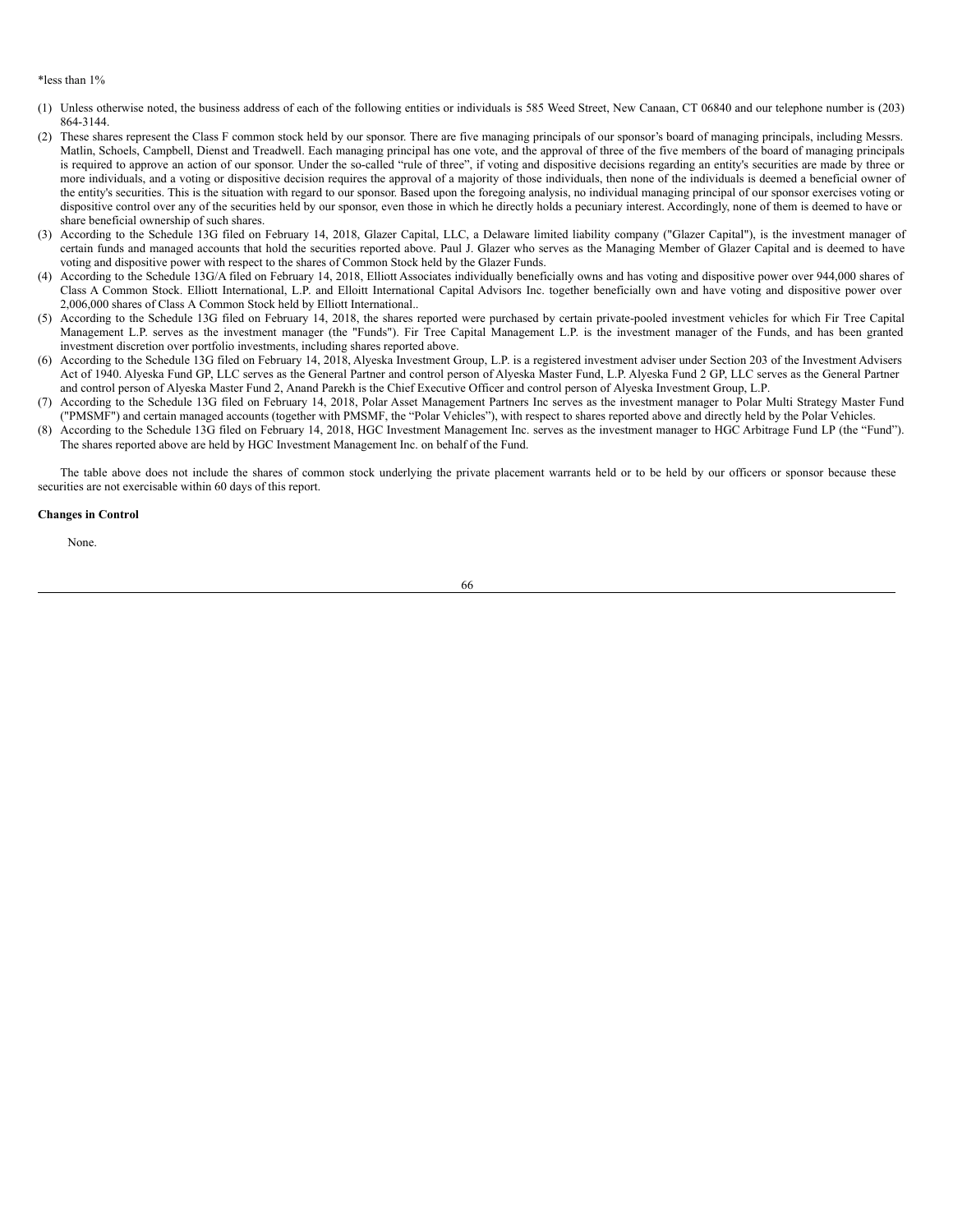*less than 1%

(1) Unless otherwise noted, the business address of each of the following entities or individuals is 585 Weed Street, New Canaan, CT 06840 and our telephone number is (203) 864-3144.
(2) These shares represent the Class F common stock held by our sponsor. There are five managing principals of our sponsor's board of managing principals, including Messrs. Matlin, Schoels, Campbell, Dienst and Treadwell. Each managing principal has one vote, and the approval of three of the five members of the board of managing principals is required to approve an action of our sponsor. Under the so-called "rule of three", if voting and dispositive decisions regarding an entity's securities are made by three or more individuals, and a voting or dispositive decision requires the approval of a majority of those individuals, then none of the individuals is deemed a beneficial owner of the entity's securities. This is the situation with regard to our sponsor. Based upon the foregoing analysis, no individual managing principal of our sponsor exercises voting or dispositive control over any of the securities held by our sponsor, even those in which he directly holds a pecuniary interest. Accordingly, none of them is deemed to have or share beneficial ownership of such shares.
(3) According to the Schedule 13G filed on February 14, 2018, Glazer Capital, LLC, a Delaware limited liability company ("Glazer Capital"), is the investment manager of certain funds and managed accounts that hold the securities reported above. Paul J. Glazer who serves as the Managing Member of Glazer Capital and is deemed to have voting and dispositive power with respect to the shares of Common Stock held by the Glazer Funds.
(4) According to the Schedule 13G/A filed on February 14, 2018, Elliott Associates individually beneficially owns and has voting and dispositive power over 944,000 shares of Class A Common Stock. Elliott International, L.P. and Elloitt International Capital Advisors Inc. together beneficially own and have voting and dispositive power over 2,006,000 shares of Class A Common Stock held by Elliott International..
(5) According to the Schedule 13G filed on February 14, 2018, the shares reported were purchased by certain private-pooled investment vehicles for which Fir Tree Capital Management L.P. serves as the investment manager (the "Funds"). Fir Tree Capital Management L.P. is the investment manager of the Funds, and has been granted investment discretion over portfolio investments, including shares reported above.
(6) According to the Schedule 13G filed on February 14, 2018, Alyeska Investment Group, L.P. is a registered investment adviser under Section 203 of the Investment Advisers Act of 1940. Alyeska Fund GP, LLC serves as the General Partner and control person of Alyeska Master Fund, L.P. Alyeska Fund 2 GP, LLC serves as the General Partner and control person of Alyeska Master Fund 2, Anand Parekh is the Chief Executive Officer and control person of Alyeska Investment Group, L.P.
(7) According to the Schedule 13G filed on February 14, 2018, Polar Asset Management Partners Inc serves as the investment manager to Polar Multi Strategy Master Fund ("PMSMF") and certain managed accounts (together with PMSMF, the "Polar Vehicles"), with respect to shares reported above and directly held by the Polar Vehicles.
(8) According to the Schedule 13G filed on February 14, 2018, HGC Investment Management Inc. serves as the investment manager to HGC Arbitrage Fund LP (the "Fund"). The shares reported above are held by HGC Investment Management Inc. on behalf of the Fund.

The table above does not include the shares of common stock underlying the private placement warrants held or to be held by our officers or sponsor because these securities are not exercisable within 60 days of this report.

**Changes in Control**

None.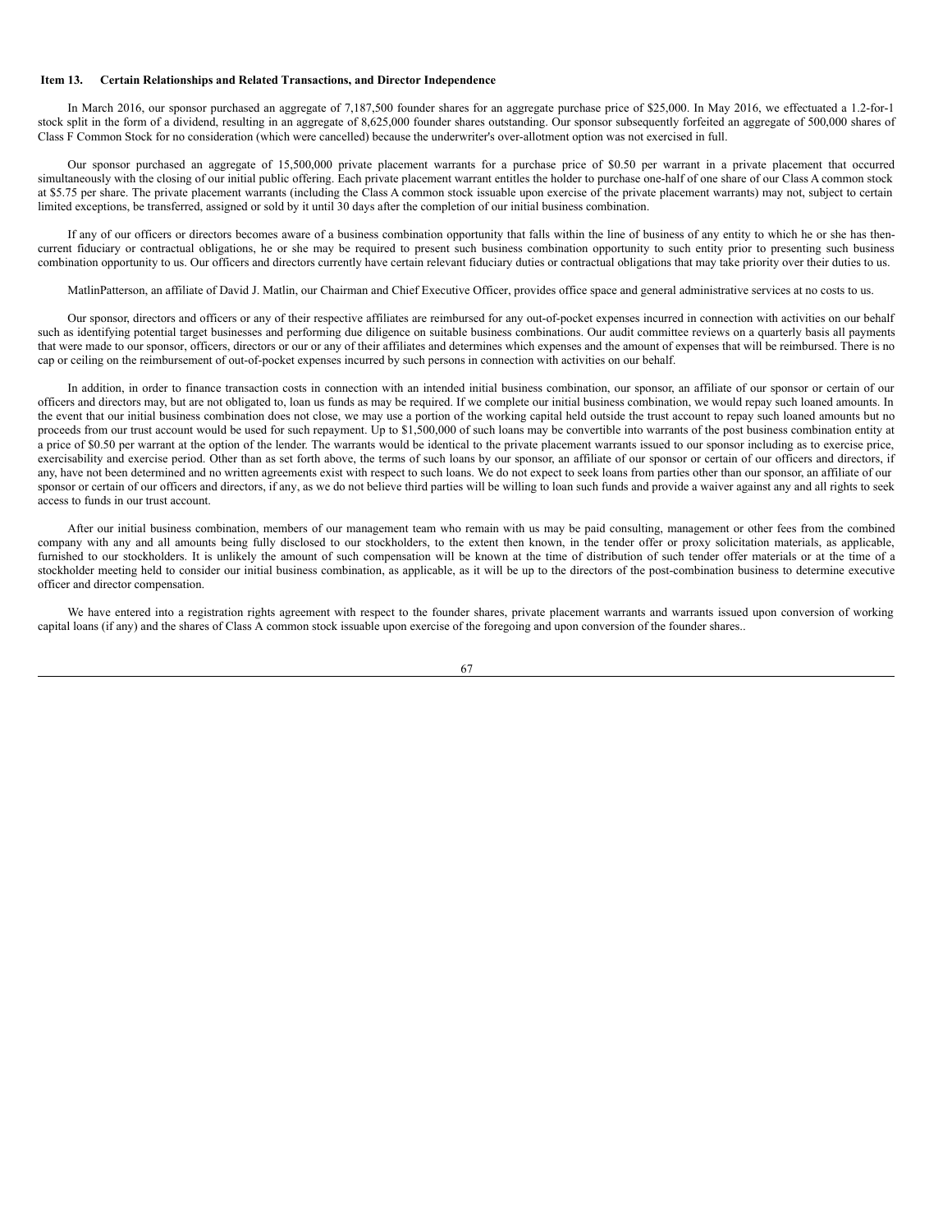## Item 13. Certain Relationships and Related Transactions, and Director Independence

In March 2016, our sponsor purchased an aggregate of 7,187,500 founder shares for an aggregate purchase price of $25,000. In May 2016, we effectuated a 1.2-for-1 stock split in the form of a dividend, resulting in an aggregate of 8,625,000 founder shares outstanding. Our sponsor subsequently forfeited an aggregate of 500,000 shares of Class F Common Stock for no consideration (which were cancelled) because the underwriter's over-allotment option was not exercised in full.

Our sponsor purchased an aggregate of 15,500,000 private placement warrants for a purchase price of $0.50 per warrant in a private placement that occurred simultaneously with the closing of our initial public offering. Each private placement warrant entitles the holder to purchase one-half of one share of our Class A common stock at $5.75 per share. The private placement warrants (including the Class A common stock issuable upon exercise of the private placement warrants) may not, subject to certain limited exceptions, be transferred, assigned or sold by it until 30 days after the completion of our initial business combination.

If any of our officers or directors becomes aware of a business combination opportunity that falls within the line of business of any entity to which he or she has then-current fiduciary or contractual obligations, he or she may be required to present such business combination opportunity to such entity prior to presenting such business combination opportunity to us. Our officers and directors currently have certain relevant fiduciary duties or contractual obligations that may take priority over their duties to us.

MatlinPatterson, an affiliate of David J. Matlin, our Chairman and Chief Executive Officer, provides office space and general administrative services at no costs to us.

Our sponsor, directors and officers or any of their respective affiliates are reimbursed for any out-of-pocket expenses incurred in connection with activities on our behalf such as identifying potential target businesses and performing due diligence on suitable business combinations. Our audit committee reviews on a quarterly basis all payments that were made to our sponsor, officers, directors or our or any of their affiliates and determines which expenses and the amount of expenses that will be reimbursed. There is no cap or ceiling on the reimbursement of out-of-pocket expenses incurred by such persons in connection with activities on our behalf.

In addition, in order to finance transaction costs in connection with an intended initial business combination, our sponsor, an affiliate of our sponsor or certain of our officers and directors may, but are not obligated to, loan us funds as may be required. If we complete our initial business combination, we would repay such loaned amounts. In the event that our initial business combination does not close, we may use a portion of the working capital held outside the trust account to repay such loaned amounts but no proceeds from our trust account would be used for such repayment. Up to $1,500,000 of such loans may be convertible into warrants of the post business combination entity at a price of $0.50 per warrant at the option of the lender. The warrants would be identical to the private placement warrants issued to our sponsor including as to exercise price, exercisability and exercise period. Other than as set forth above, the terms of such loans by our sponsor, an affiliate of our sponsor or certain of our officers and directors, if any, have not been determined and no written agreements exist with respect to such loans. We do not expect to seek loans from parties other than our sponsor, an affiliate of our sponsor or certain of our officers and directors, if any, as we do not believe third parties will be willing to loan such funds and provide a waiver against any and all rights to seek access to funds in our trust account.

After our initial business combination, members of our management team who remain with us may be paid consulting, management or other fees from the combined company with any and all amounts being fully disclosed to our stockholders, to the extent then known, in the tender offer or proxy solicitation materials, as applicable, furnished to our stockholders. It is unlikely the amount of such compensation will be known at the time of distribution of such tender offer materials or at the time of a stockholder meeting held to consider our initial business combination, as applicable, as it will be up to the directors of the post-combination business to determine executive officer and director compensation.

We have entered into a registration rights agreement with respect to the founder shares, private placement warrants and warrants issued upon conversion of working capital loans (if any) and the shares of Class A common stock issuable upon exercise of the foregoing and upon conversion of the founder shares..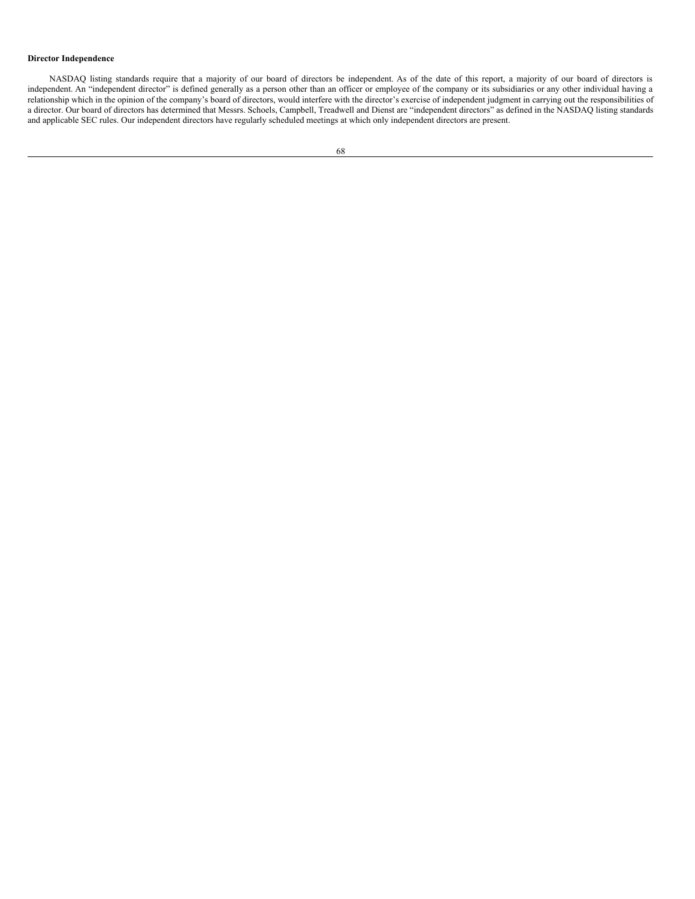**Director Independence**

NASDAQ listing standards require that a majority of our board of directors be independent. As of the date of this report, a majority of our board of directors is independent. An "independent director" is defined generally as a person other than an officer or employee of the company or its subsidiaries or any other individual having a relationship which in the opinion of the company's board of directors, would interfere with the director's exercise of independent judgment in carrying out the responsibilities of a director. Our board of directors has determined that Messrs. Schoels, Campbell, Treadwell and Dienst are "independent directors" as defined in the NASDAQ listing standards and applicable SEC rules. Our independent directors have regularly scheduled meetings at which only independent directors are present.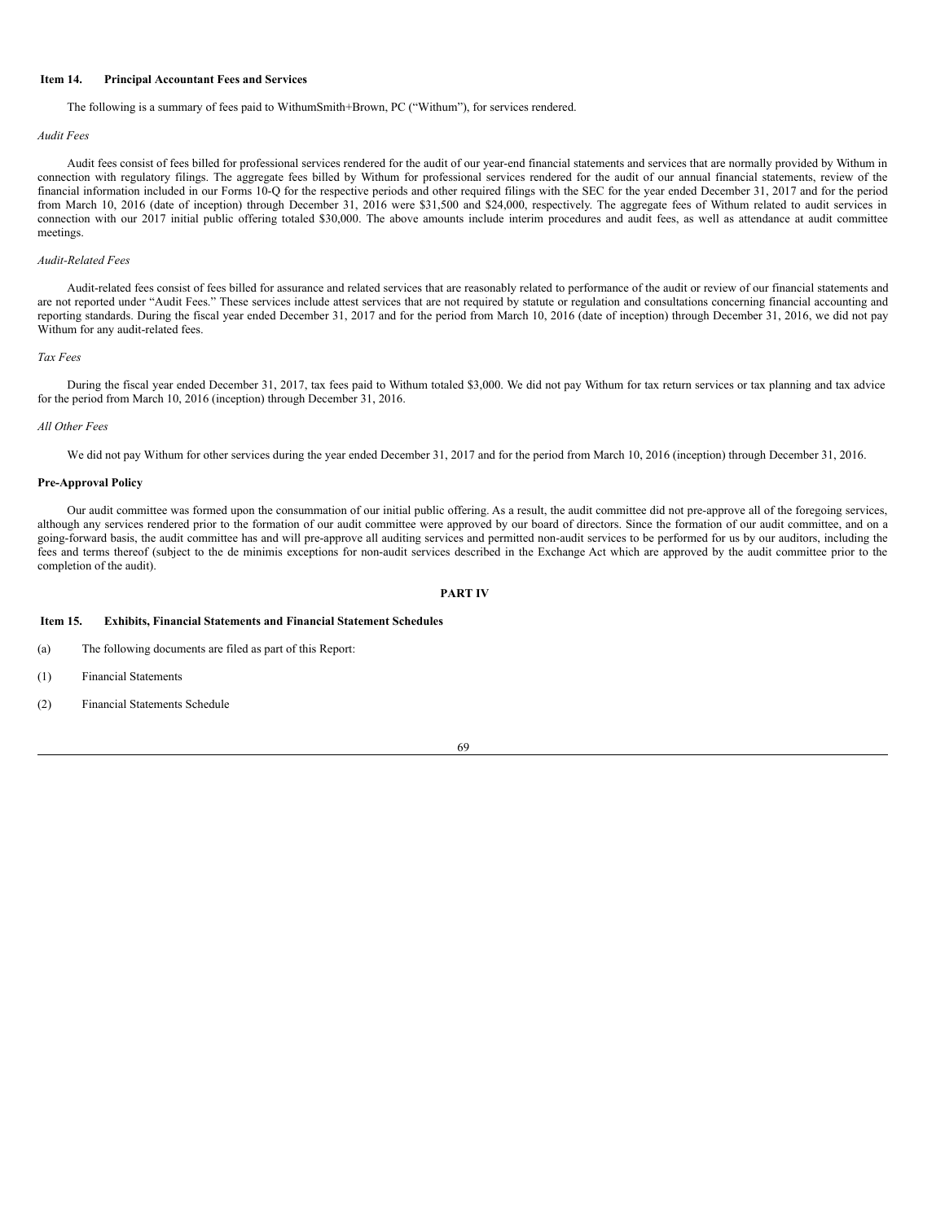## Item 14. Principal Accountant Fees and Services

The following is a summary of fees paid to WithumSmith+Brown, PC ("Withum"), for services rendered.

*Audit Fees*

Audit fees consist of fees billed for professional services rendered for the audit of our year-end financial statements and services that are normally provided by Withum in connection with regulatory filings. The aggregate fees billed by Withum for professional services rendered for the audit of our annual financial statements, review of the financial information included in our Forms 10-Q for the respective periods and other required filings with the SEC for the year ended December 31, 2017 and for the period from March 10, 2016 (date of inception) through December 31, 2016 were $31,500 and $24,000, respectively. The aggregate fees of Withum related to audit services in connection with our 2017 initial public offering totaled $30,000. The above amounts include interim procedures and audit fees, as well as attendance at audit committee meetings.

*Audit-Related Fees*

Audit-related fees consist of fees billed for assurance and related services that are reasonably related to performance of the audit or review of our financial statements and are not reported under "Audit Fees." These services include attest services that are not required by statute or regulation and consultations concerning financial accounting and reporting standards. During the fiscal year ended December 31, 2017 and for the period from March 10, 2016 (date of inception) through December 31, 2016, we did not pay Withum for any audit-related fees.

*Tax Fees*

During the fiscal year ended December 31, 2017, tax fees paid to Withum totaled $3,000. We did not pay Withum for tax return services or tax planning and tax advice for the period from March 10, 2016 (inception) through December 31, 2016.

*All Other Fees*

We did not pay Withum for other services during the year ended December 31, 2017 and for the period from March 10, 2016 (inception) through December 31, 2016.

**Pre-Approval Policy**

Our audit committee was formed upon the consummation of our initial public offering. As a result, the audit committee did not pre-approve all of the foregoing services, although any services rendered prior to the formation of our audit committee were approved by our board of directors. Since the formation of our audit committee, and on a going-forward basis, the audit committee has and will pre-approve all auditing services and permitted non-audit services to be performed for us by our auditors, including the fees and terms thereof (subject to the de minimis exceptions for non-audit services described in the Exchange Act which are approved by the audit committee prior to the completion of the audit).

# PART IV

## Item 15. Exhibits, Financial Statements and Financial Statement Schedules

(a) The following documents are filed as part of this Report:

(1) Financial Statements

(2) Financial Statements Schedule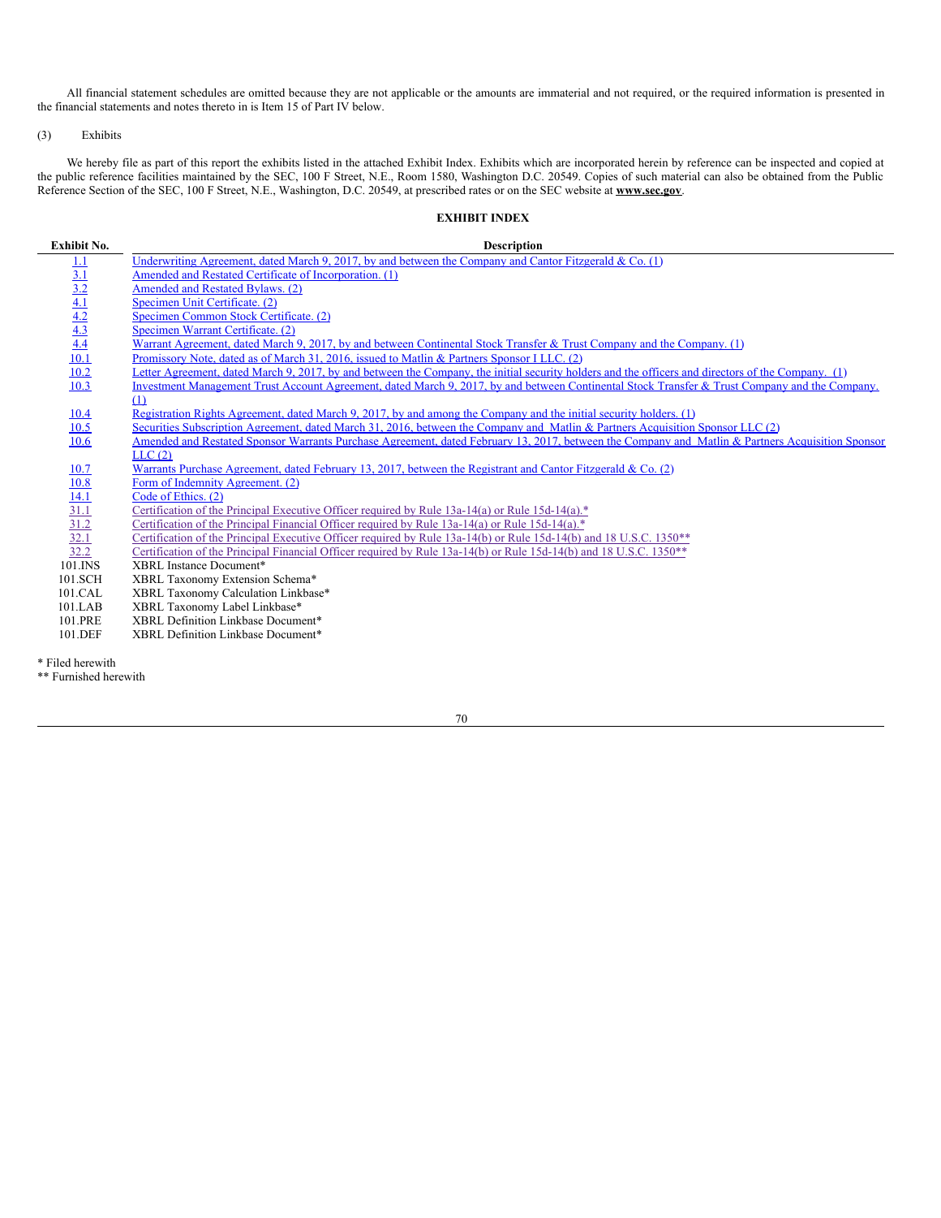All financial statement schedules are omitted because they are not applicable or the amounts are immaterial and not required, or the required information is presented in the financial statements and notes thereto in is Item 15 of Part IV below.

(3) Exhibits

We hereby file as part of this report the exhibits listed in the attached Exhibit Index. Exhibits which are incorporated herein by reference can be inspected and copied at the public reference facilities maintained by the SEC, 100 F Street, N.E., Room 1580, Washington D.C. 20549. Copies of such material can also be obtained from the Public Reference Section of the SEC, 100 F Street, N.E., Washington, D.C. 20549, at prescribed rates or on the SEC website at **www.sec.gov**.

## EXHIBIT INDEX

| Exhibit No. | Description |
|---|---|
| 1.1 | Underwriting Agreement, dated March 9, 2017, by and between the Company and Cantor Fitzgerald & Co. (1) |
| 3.1 | Amended and Restated Certificate of Incorporation. (1) |
| 3.2 | Amended and Restated Bylaws. (2) |
| 4.1 | Specimen Unit Certificate. (2) |
| 4.2 | Specimen Common Stock Certificate. (2) |
| 4.3 | Specimen Warrant Certificate. (2) |
| 4.4 | Warrant Agreement, dated March 9, 2017, by and between Continental Stock Transfer & Trust Company and the Company. (1) |
| 10.1 | Promissory Note, dated as of March 31, 2016, issued to Matlin & Partners Sponsor I LLC. (2) |
| 10.2 | Letter Agreement, dated March 9, 2017, by and between the Company, the initial security holders and the officers and directors of the Company. (1) |
| 10.3 | Investment Management Trust Account Agreement, dated March 9, 2017, by and between Continental Stock Transfer & Trust Company and the Company. (1) |
| 10.4 | Registration Rights Agreement, dated March 9, 2017, by and among the Company and the initial security holders. (1) |
| 10.5 | Securities Subscription Agreement, dated March 31, 2016, between the Company and Matlin & Partners Acquisition Sponsor LLC (2) |
| 10.6 | Amended and Restated Sponsor Warrants Purchase Agreement, dated February 13, 2017, between the Company and Matlin & Partners Acquisition Sponsor LLC (2) |
| 10.7 | Warrants Purchase Agreement, dated February 13, 2017, between the Registrant and Cantor Fitzgerald & Co. (2) |
| 10.8 | Form of Indemnity Agreement. (2) |
| 14.1 | Code of Ethics. (2) |
| 31.1 | Certification of the Principal Executive Officer required by Rule 13a-14(a) or Rule 15d-14(a).* |
| 31.2 | Certification of the Principal Financial Officer required by Rule 13a-14(a) or Rule 15d-14(a).* |
| 32.1 | Certification of the Principal Executive Officer required by Rule 13a-14(b) or Rule 15d-14(b) and 18 U.S.C. 1350** |
| 32.2 | Certification of the Principal Financial Officer required by Rule 13a-14(b) or Rule 15d-14(b) and 18 U.S.C. 1350** |
| 101.INS | XBRL Instance Document* |
| 101.SCH | XBRL Taxonomy Extension Schema* |
| 101.CAL | XBRL Taxonomy Calculation Linkbase* |
| 101.LAB | XBRL Taxonomy Label Linkbase* |
| 101.PRE | XBRL Definition Linkbase Document* |
| 101.DEF | XBRL Definition Linkbase Document* |

* Filed herewith

** Furnished herewith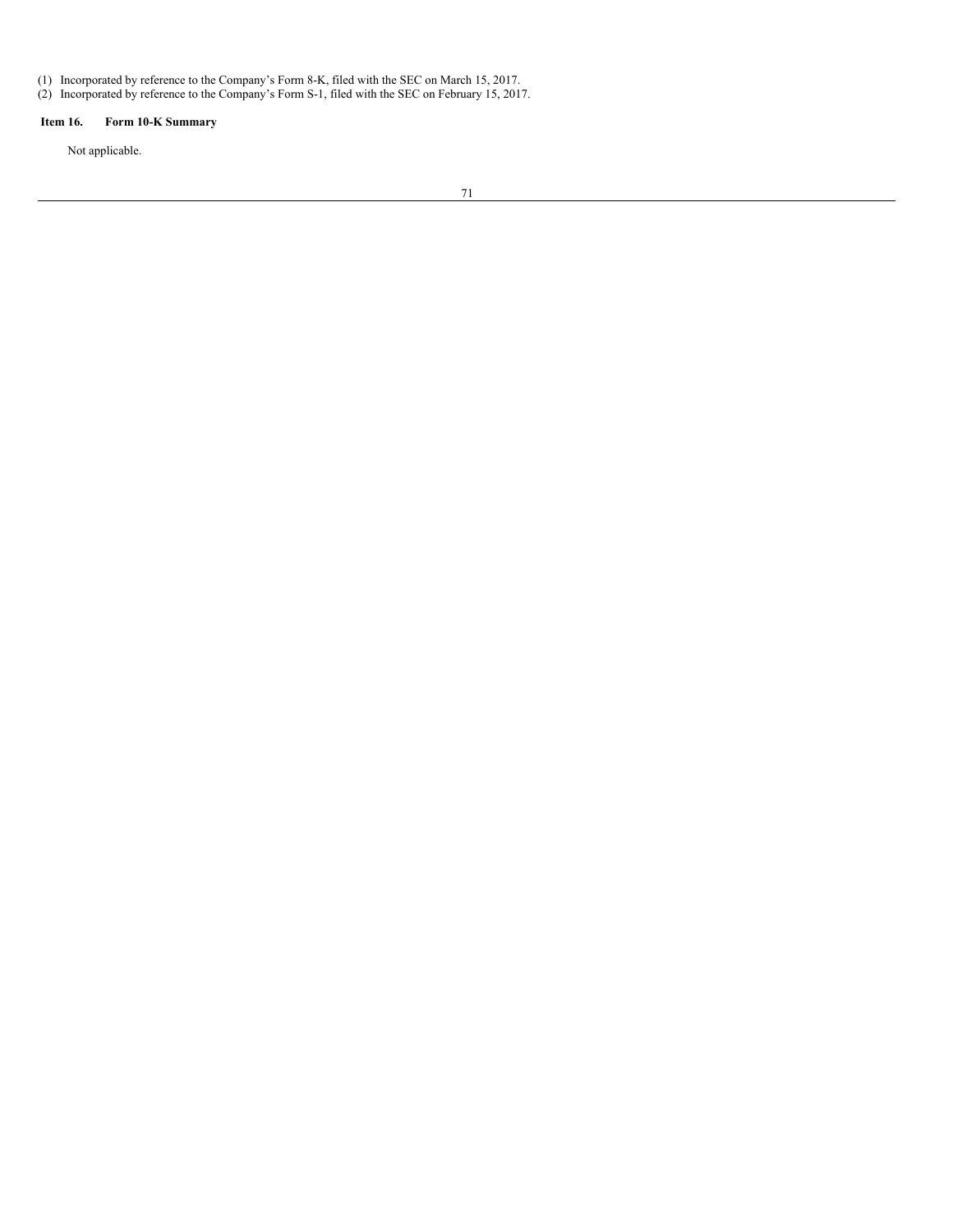(1) Incorporated by reference to the Company's Form 8-K, filed with the SEC on March 15, 2017.
(2) Incorporated by reference to the Company's Form S-1, filed with the SEC on February 15, 2017.

### Item 16. Form 10-K Summary

Not applicable.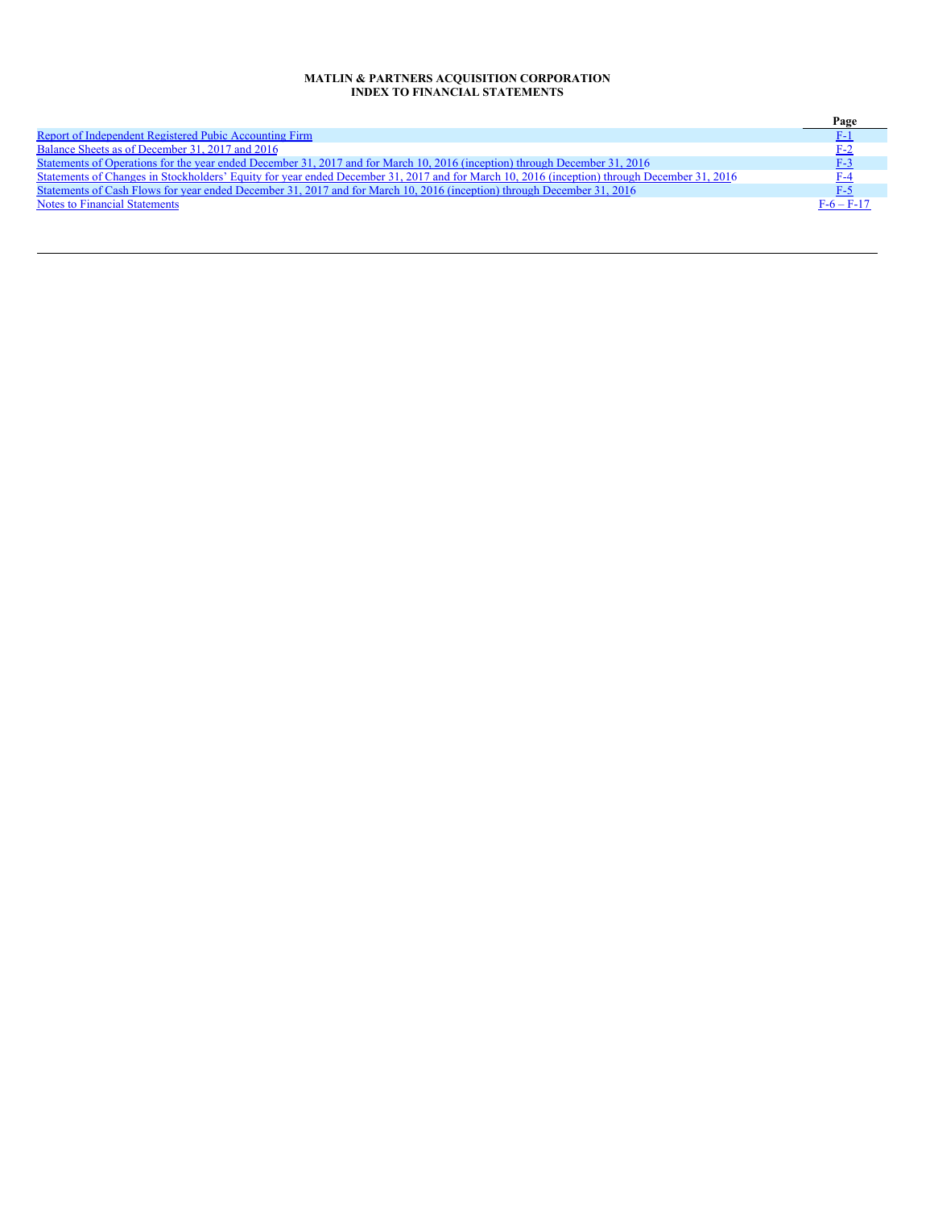**MATLIN & PARTNERS ACQUISITION CORPORATION**
**INDEX TO FINANCIAL STATEMENTS**

| | Page |
|---|---|
| Report of Independent Registered Pubic Accounting Firm | F-1 |
| Balance Sheets as of December 31, 2017 and 2016 | F-2 |
| Statements of Operations for the year ended December 31, 2017 and for March 10, 2016 (inception) through December 31, 2016 | F-3 |
| Statements of Changes in Stockholders' Equity for year ended December 31, 2017 and for March 10, 2016 (inception) through December 31, 2016 | F-4 |
| Statements of Cash Flows for year ended December 31, 2017 and for March 10, 2016 (inception) through December 31, 2016 | F-5 |
| Notes to Financial Statements | F-6 – F-17 |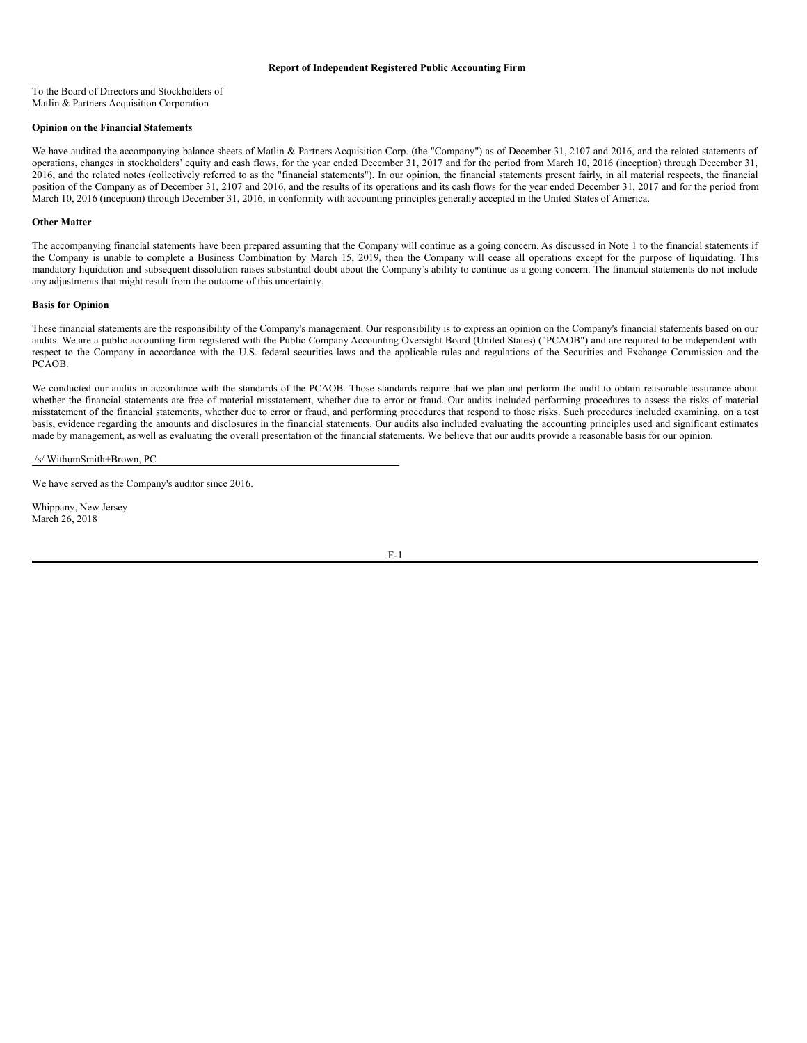**Report of Independent Registered Public Accounting Firm**

To the Board of Directors and Stockholders of
Matlin & Partners Acquisition Corporation

**Opinion on the Financial Statements**

We have audited the accompanying balance sheets of Matlin & Partners Acquisition Corp. (the "Company") as of December 31, 2107 and 2016, and the related statements of operations, changes in stockholders' equity and cash flows, for the year ended December 31, 2017 and for the period from March 10, 2016 (inception) through December 31, 2016, and the related notes (collectively referred to as the "financial statements"). In our opinion, the financial statements present fairly, in all material respects, the financial position of the Company as of December 31, 2107 and 2016, and the results of its operations and its cash flows for the year ended December 31, 2017 and for the period from March 10, 2016 (inception) through December 31, 2016, in conformity with accounting principles generally accepted in the United States of America.

**Other Matter**

The accompanying financial statements have been prepared assuming that the Company will continue as a going concern. As discussed in Note 1 to the financial statements if the Company is unable to complete a Business Combination by March 15, 2019, then the Company will cease all operations except for the purpose of liquidating. This mandatory liquidation and subsequent dissolution raises substantial doubt about the Company's ability to continue as a going concern. The financial statements do not include any adjustments that might result from the outcome of this uncertainty.

**Basis for Opinion**

These financial statements are the responsibility of the Company's management. Our responsibility is to express an opinion on the Company's financial statements based on our audits. We are a public accounting firm registered with the Public Company Accounting Oversight Board (United States) ("PCAOB") and are required to be independent with respect to the Company in accordance with the U.S. federal securities laws and the applicable rules and regulations of the Securities and Exchange Commission and the PCAOB.

We conducted our audits in accordance with the standards of the PCAOB. Those standards require that we plan and perform the audit to obtain reasonable assurance about whether the financial statements are free of material misstatement, whether due to error or fraud. Our audits included performing procedures to assess the risks of material misstatement of the financial statements, whether due to error or fraud, and performing procedures that respond to those risks. Such procedures included examining, on a test basis, evidence regarding the amounts and disclosures in the financial statements. Our audits also included evaluating the accounting principles used and significant estimates made by management, as well as evaluating the overall presentation of the financial statements. We believe that our audits provide a reasonable basis for our opinion.

/s/ WithumSmith+Brown, PC

We have served as the Company's auditor since 2016.

Whippany, New Jersey
March 26, 2018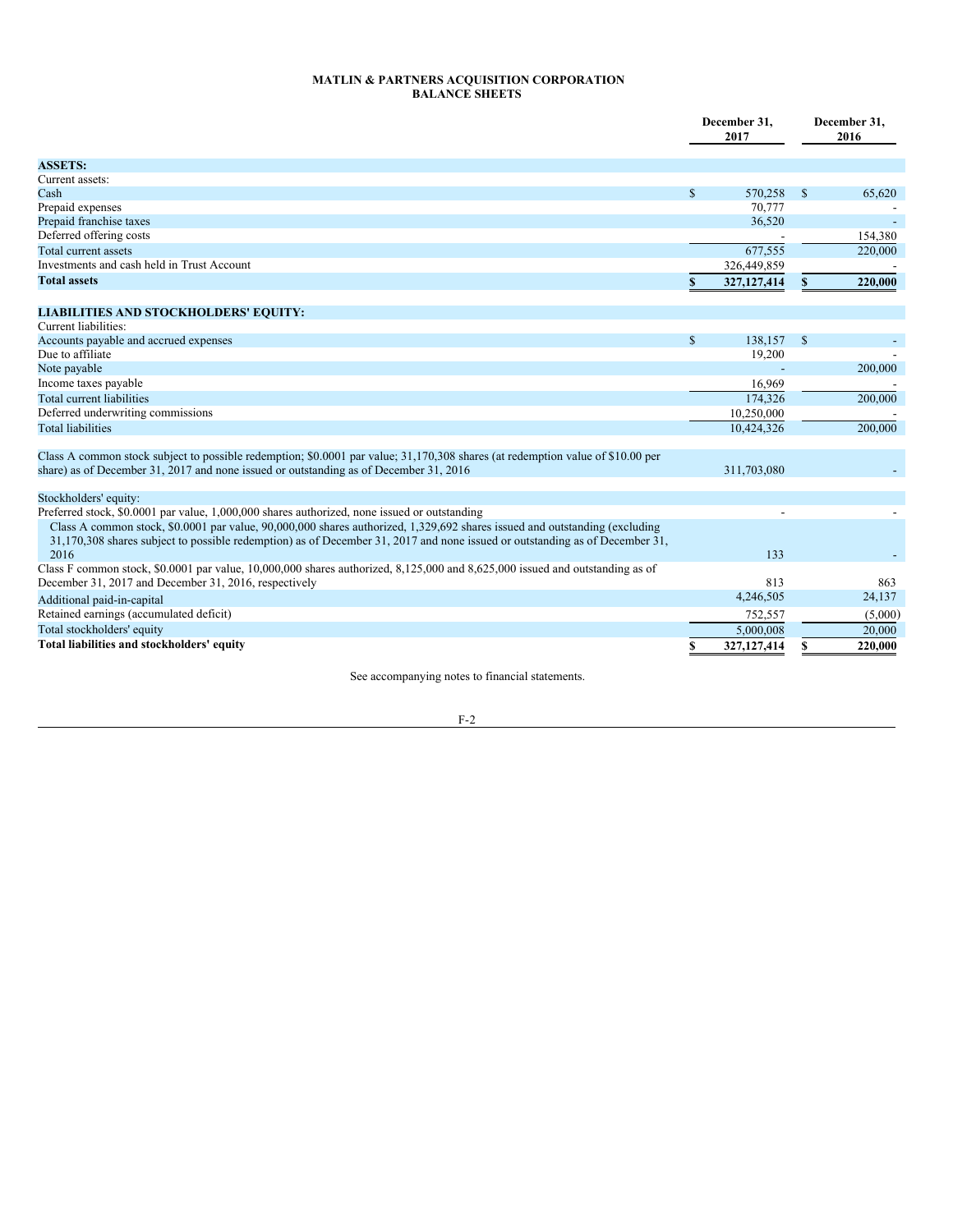**MATLIN & PARTNERS ACQUISITION CORPORATION**
**BALANCE SHEETS**

| | December 31, 2017 | December 31, 2016 |
|---|---|---|
| **ASSETS:** | | |
| Current assets: | | |
| Cash | $ 570,258 | $ 65,620 |
| Prepaid expenses | 70,777 | - |
| Prepaid franchise taxes | 36,520 | - |
| Deferred offering costs | - | 154,380 |
| Total current assets | 677,555 | 220,000 |
| Investments and cash held in Trust Account | 326,449,859 | - |
| **Total assets** | **$ 327,127,414** | **$ 220,000** |
| | | |
| **LIABILITIES AND STOCKHOLDERS' EQUITY:** | | |
| Current liabilities: | | |
| Accounts payable and accrued expenses | $ 138,157 | $ - |
| Due to affiliate | 19,200 | - |
| Note payable | - | 200,000 |
| Income taxes payable | 16,969 | - |
| Total current liabilities | 174,326 | 200,000 |
| Deferred underwriting commissions | 10,250,000 | - |
| Total liabilities | 10,424,326 | 200,000 |
| | | |
| Class A common stock subject to possible redemption; $0.0001 par value; 31,170,308 shares (at redemption value of $10.00 per share) as of December 31, 2017 and none issued or outstanding as of December 31, 2016 | 311,703,080 | - |
| | | |
| Stockholders' equity: | | |
| Preferred stock, $0.0001 par value, 1,000,000 shares authorized, none issued or outstanding | - | - |
| Class A common stock, $0.0001 par value, 90,000,000 shares authorized, 1,329,692 shares issued and outstanding (excluding 31,170,308 shares subject to possible redemption) as of December 31, 2017 and none issued or outstanding as of December 31, 2016 | 133 | - |
| Class F common stock, $0.0001 par value, 10,000,000 shares authorized, 8,125,000 and 8,625,000 issued and outstanding as of December 31, 2017 and December 31, 2016, respectively | 813 | 863 |
| Additional paid-in-capital | 4,246,505 | 24,137 |
| Retained earnings (accumulated deficit) | 752,557 | (5,000) |
| Total stockholders' equity | 5,000,008 | 20,000 |
| **Total liabilities and stockholders' equity** | **$ 327,127,414** | **$ 220,000** |

See accompanying notes to financial statements.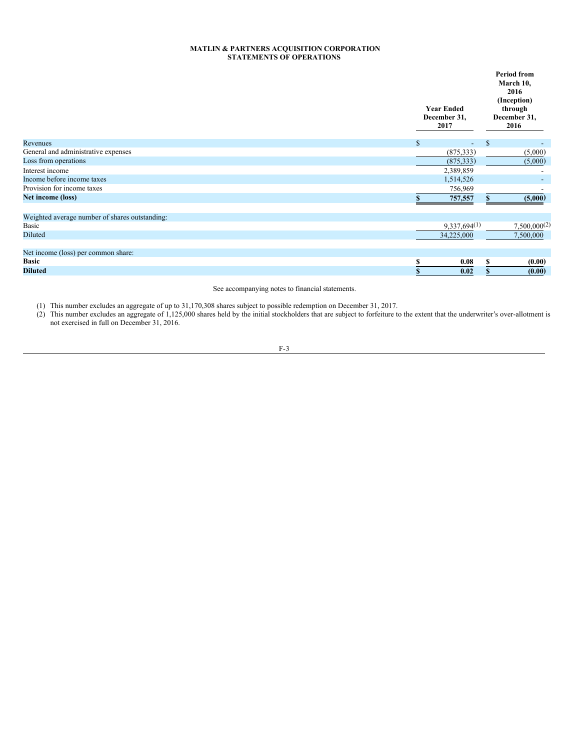**MATLIN & PARTNERS ACQUISITION CORPORATION**
**STATEMENTS OF OPERATIONS**

| | Year Ended December 31, 2017 | Period from March 10, 2016 (Inception) through December 31, 2016 |
|---|---|---|
| Revenues | $ - | $ - |
| General and administrative expenses | (875,333) | (5,000) |
| Loss from operations | (875,333) | (5,000) |
| Interest income | 2,389,859 | - |
| Income before income taxes | 1,514,526 | - |
| Provision for income taxes | 756,969 | - |
| **Net income (loss)** | **$ 757,557** | **$ (5,000)** |
| | | |
| Weighted average number of shares outstanding: | | |
| Basic | 9,337,694 (1) | 7,500,000 (2) |
| Diluted | 34,225,000 | 7,500,000 |
| | | |
| Net income (loss) per common share: | | |
| **Basic** | **$ 0.08** | **$ (0.00)** |
| **Diluted** | **$ 0.02** | **$ (0.00)** |

See accompanying notes to financial statements.

(1) This number excludes an aggregate of up to 31,170,308 shares subject to possible redemption on December 31, 2017.

(2) This number excludes an aggregate of 1,125,000 shares held by the initial stockholders that are subject to forfeiture to the extent that the underwriter's over-allotment is not exercised in full on December 31, 2016.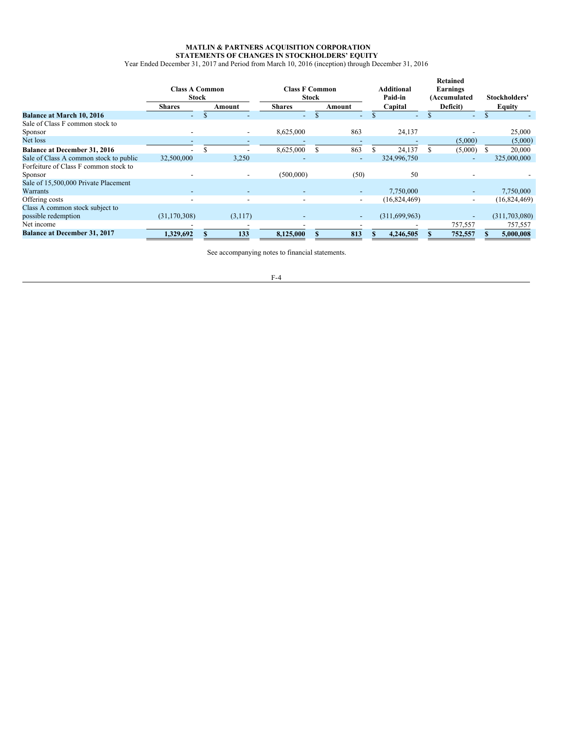**MATLIN & PARTNERS ACQUISITION CORPORATION**
**STATEMENTS OF CHANGES IN STOCKHOLDERS' EQUITY**
Year Ended December 31, 2017 and Period from March 10, 2016 (inception) through December 31, 2016

| | Class A Common Stock | | Class F Common Stock | | Additional Paid-in | Retained Earnings (Accumulated | Stockholders' |
|---|---|---|---|---|---|---|---|
| | Shares | Amount | Shares | Amount | Capital | Deficit) | Equity |
| **Balance at March 10, 2016** | - | $ - | - | $ - | $ - | $ - | $ - |
| Sale of Class F common stock to Sponsor | - | - | 8,625,000 | 863 | 24,137 | - | 25,000 |
| Net loss | - | - | - | - | - | (5,000) | (5,000) |
| **Balance at December 31, 2016** | - | $ - | 8,625,000 | $ 863 | $ 24,137 | $ (5,000) | $ 20,000 |
| Sale of Class A common stock to public | 32,500,000 | 3,250 | - | - | 324,996,750 | - | 325,000,000 |
| Forfeiture of Class F common stock to Sponsor | - | - | (500,000) | (50) | 50 | - | - |
| Sale of 15,500,000 Private Placement Warrants | - | - | - | - | 7,750,000 | - | 7,750,000 |
| Offering costs | - | - | - | - | (16,824,469) | - | (16,824,469) |
| Class A common stock subject to possible redemption | (31,170,308) | (3,117) | - | - | (311,699,963) | - | (311,703,080) |
| Net income | - | - | - | - | - | 757,557 | 757,557 |
| **Balance at December 31, 2017** | **1,329,692** | **$ 133** | **8,125,000** | **$ 813** | **$ 4,246,505** | **$ 752,557** | **$ 5,000,008** |

See accompanying notes to financial statements.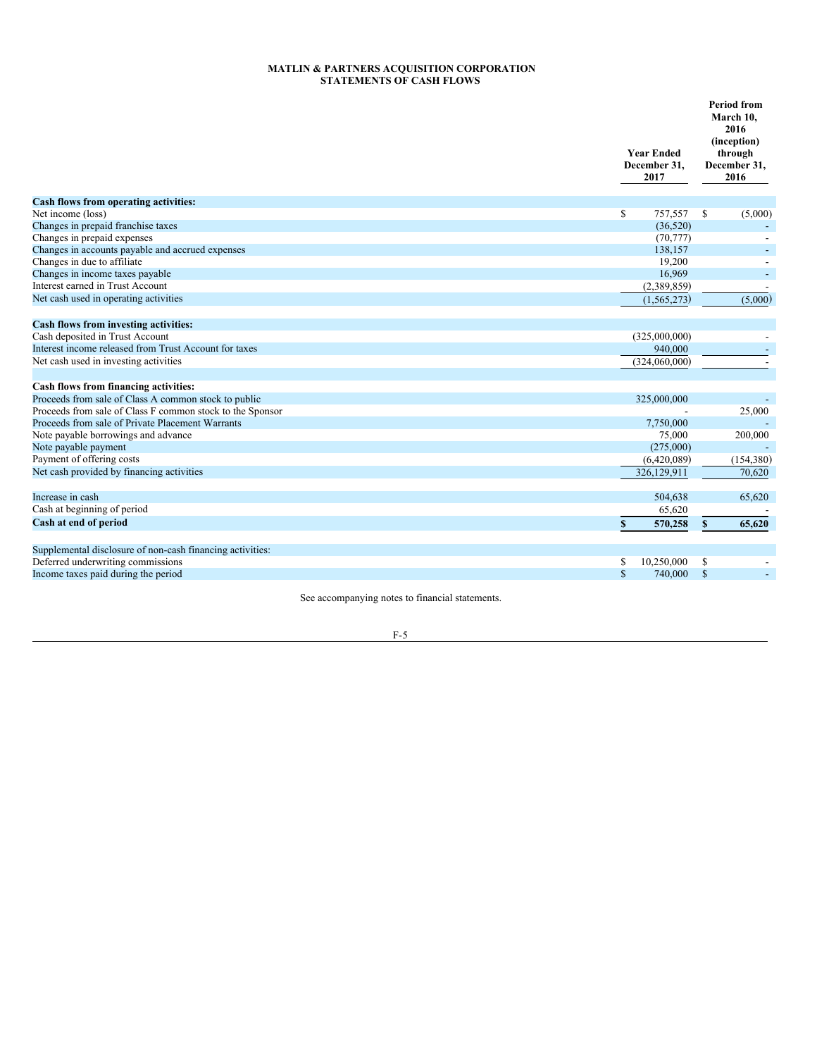**MATLIN & PARTNERS ACQUISITION CORPORATION**
**STATEMENTS OF CASH FLOWS**

| | Year Ended December 31, 2017 | Period from March 10, 2016 (inception) through December 31, 2016 |
|---|---|---|
| **Cash flows from operating activities:** | | |
| Net income (loss) | $ 757,557 | $ (5,000) |
| Changes in prepaid franchise taxes | (36,520) | - |
| Changes in prepaid expenses | (70,777) | - |
| Changes in accounts payable and accrued expenses | 138,157 | - |
| Changes in due to affiliate | 19,200 | - |
| Changes in income taxes payable | 16,969 | - |
| Interest earned in Trust Account | (2,389,859) | - |
| Net cash used in operating activities | (1,565,273) | (5,000) |
| | | |
| **Cash flows from investing activities:** | | |
| Cash deposited in Trust Account | (325,000,000) | - |
| Interest income released from Trust Account for taxes | 940,000 | - |
| Net cash used in investing activities | (324,060,000) | - |
| | | |
| **Cash flows from financing activities:** | | |
| Proceeds from sale of Class A common stock to public | 325,000,000 | - |
| Proceeds from sale of Class F common stock to the Sponsor | - | 25,000 |
| Proceeds from sale of Private Placement Warrants | 7,750,000 | - |
| Note payable borrowings and advance | 75,000 | 200,000 |
| Note payable payment | (275,000) | - |
| Payment of offering costs | (6,420,089) | (154,380) |
| Net cash provided by financing activities | 326,129,911 | 70,620 |
| | | |
| Increase in cash | 504,638 | 65,620 |
| Cash at beginning of period | 65,620 | - |
| **Cash at end of period** | **$ 570,258** | **$ 65,620** |
| | | |
| Supplemental disclosure of non-cash financing activities: | | |
| Deferred underwriting commissions | $ 10,250,000 | $ - |
| Income taxes paid during the period | $ 740,000 | $ - |

See accompanying notes to financial statements.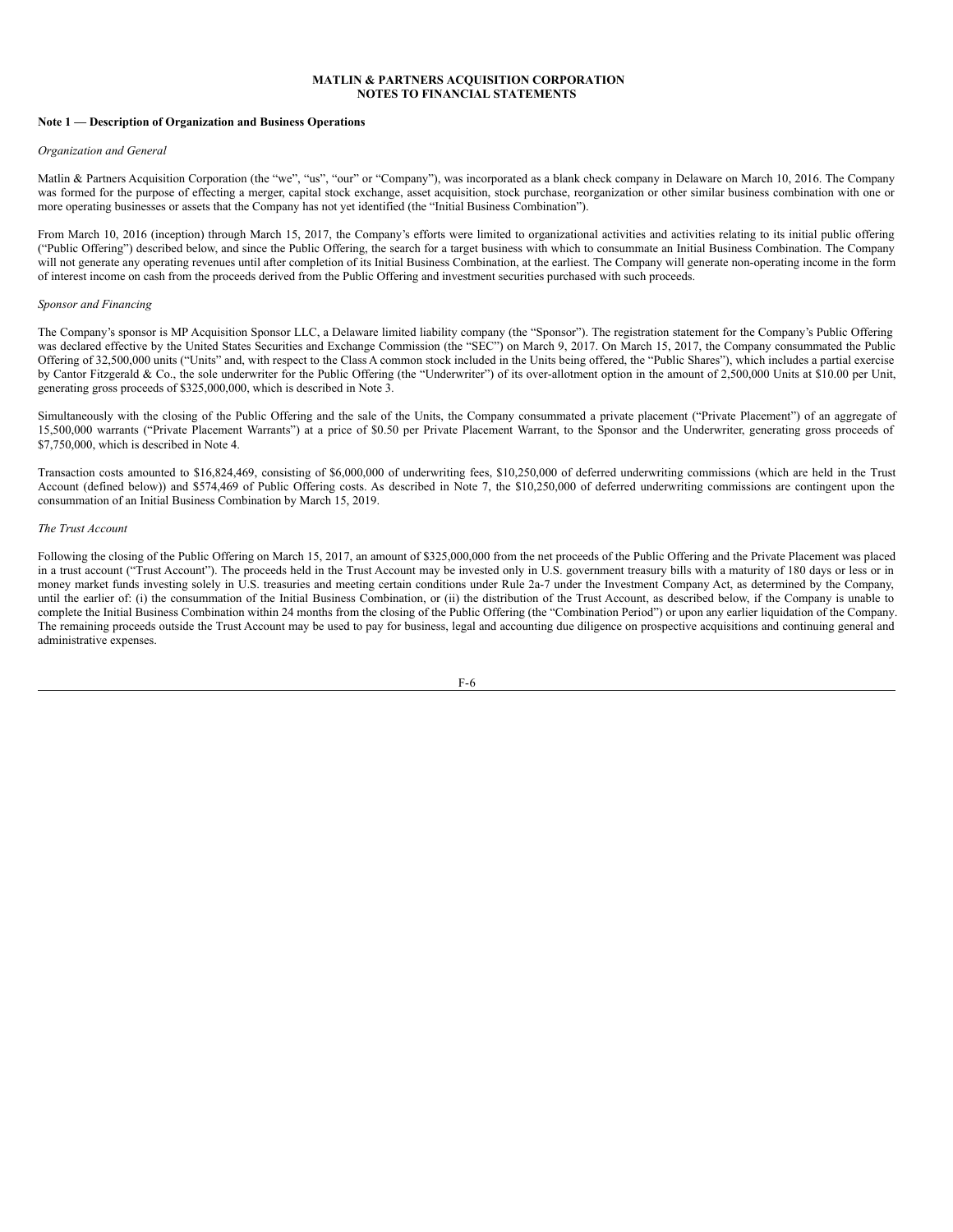**MATLIN & PARTNERS ACQUISITION CORPORATION**
**NOTES TO FINANCIAL STATEMENTS**

**Note 1 — Description of Organization and Business Operations**

*Organization and General*

Matlin & Partners Acquisition Corporation (the "we", "us", "our" or "Company"), was incorporated as a blank check company in Delaware on March 10, 2016. The Company was formed for the purpose of effecting a merger, capital stock exchange, asset acquisition, stock purchase, reorganization or other similar business combination with one or more operating businesses or assets that the Company has not yet identified (the "Initial Business Combination").

From March 10, 2016 (inception) through March 15, 2017, the Company's efforts were limited to organizational activities and activities relating to its initial public offering ("Public Offering") described below, and since the Public Offering, the search for a target business with which to consummate an Initial Business Combination. The Company will not generate any operating revenues until after completion of its Initial Business Combination, at the earliest. The Company will generate non-operating income in the form of interest income on cash from the proceeds derived from the Public Offering and investment securities purchased with such proceeds.

*Sponsor and Financing*

The Company's sponsor is MP Acquisition Sponsor LLC, a Delaware limited liability company (the "Sponsor"). The registration statement for the Company's Public Offering was declared effective by the United States Securities and Exchange Commission (the "SEC") on March 9, 2017. On March 15, 2017, the Company consummated the Public Offering of 32,500,000 units ("Units" and, with respect to the Class A common stock included in the Units being offered, the "Public Shares"), which includes a partial exercise by Cantor Fitzgerald & Co., the sole underwriter for the Public Offering (the "Underwriter") of its over-allotment option in the amount of 2,500,000 Units at $10.00 per Unit, generating gross proceeds of $325,000,000, which is described in Note 3.

Simultaneously with the closing of the Public Offering and the sale of the Units, the Company consummated a private placement ("Private Placement") of an aggregate of 15,500,000 warrants ("Private Placement Warrants") at a price of $0.50 per Private Placement Warrant, to the Sponsor and the Underwriter, generating gross proceeds of $7,750,000, which is described in Note 4.

Transaction costs amounted to $16,824,469, consisting of $6,000,000 of underwriting fees, $10,250,000 of deferred underwriting commissions (which are held in the Trust Account (defined below)) and $574,469 of Public Offering costs. As described in Note 7, the $10,250,000 of deferred underwriting commissions are contingent upon the consummation of an Initial Business Combination by March 15, 2019.

*The Trust Account*

Following the closing of the Public Offering on March 15, 2017, an amount of $325,000,000 from the net proceeds of the Public Offering and the Private Placement was placed in a trust account ("Trust Account"). The proceeds held in the Trust Account may be invested only in U.S. government treasury bills with a maturity of 180 days or less or in money market funds investing solely in U.S. treasuries and meeting certain conditions under Rule 2a-7 under the Investment Company Act, as determined by the Company, until the earlier of: (i) the consummation of the Initial Business Combination, or (ii) the distribution of the Trust Account, as described below, if the Company is unable to complete the Initial Business Combination within 24 months from the closing of the Public Offering (the "Combination Period") or upon any earlier liquidation of the Company. The remaining proceeds outside the Trust Account may be used to pay for business, legal and accounting due diligence on prospective acquisitions and continuing general and administrative expenses.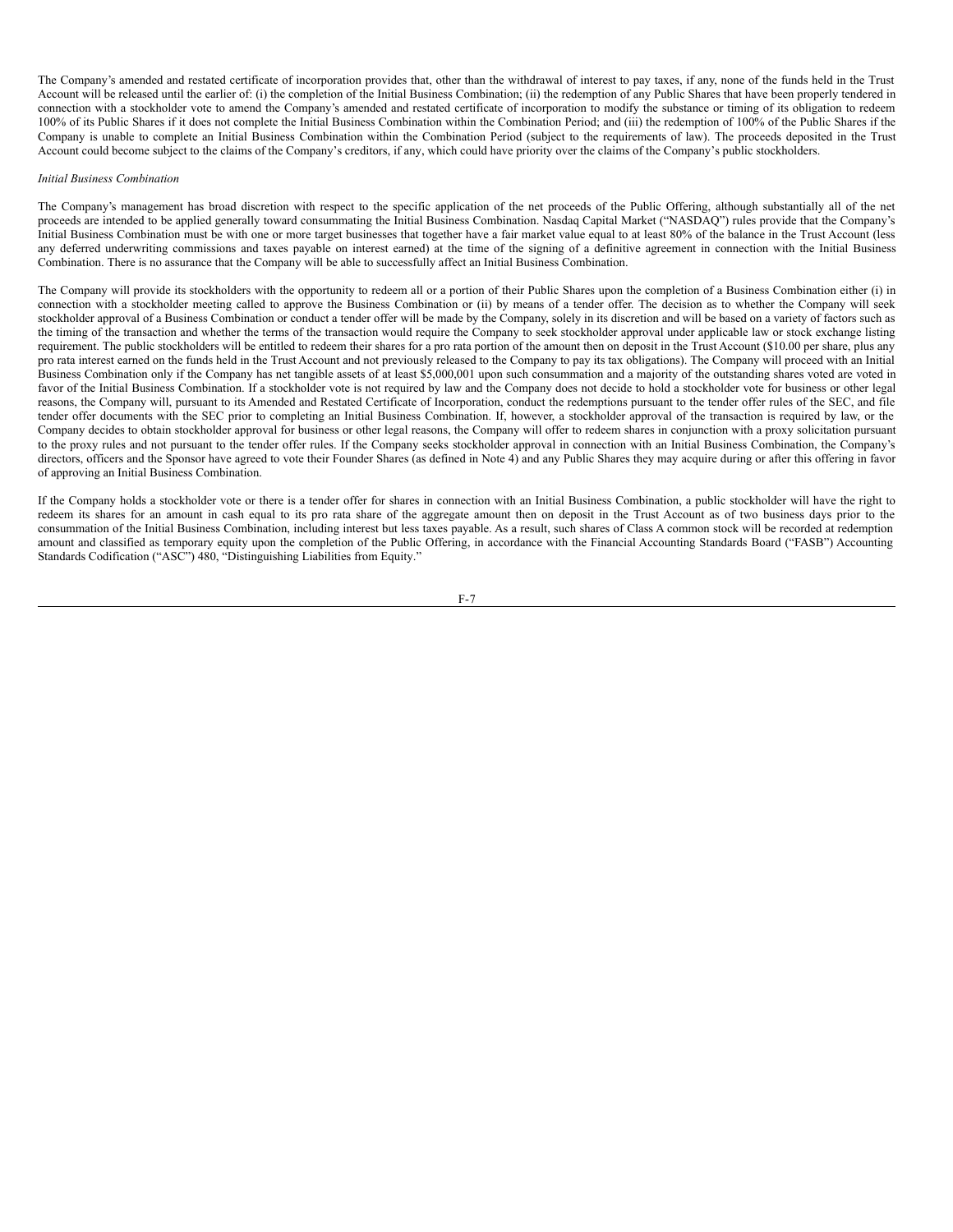The Company's amended and restated certificate of incorporation provides that, other than the withdrawal of interest to pay taxes, if any, none of the funds held in the Trust Account will be released until the earlier of: (i) the completion of the Initial Business Combination; (ii) the redemption of any Public Shares that have been properly tendered in connection with a stockholder vote to amend the Company's amended and restated certificate of incorporation to modify the substance or timing of its obligation to redeem 100% of its Public Shares if it does not complete the Initial Business Combination within the Combination Period; and (iii) the redemption of 100% of the Public Shares if the Company is unable to complete an Initial Business Combination within the Combination Period (subject to the requirements of law). The proceeds deposited in the Trust Account could become subject to the claims of the Company's creditors, if any, which could have priority over the claims of the Company's public stockholders.

*Initial Business Combination*

The Company's management has broad discretion with respect to the specific application of the net proceeds of the Public Offering, although substantially all of the net proceeds are intended to be applied generally toward consummating the Initial Business Combination. Nasdaq Capital Market ("NASDAQ") rules provide that the Company's Initial Business Combination must be with one or more target businesses that together have a fair market value equal to at least 80% of the balance in the Trust Account (less any deferred underwriting commissions and taxes payable on interest earned) at the time of the signing of a definitive agreement in connection with the Initial Business Combination. There is no assurance that the Company will be able to successfully affect an Initial Business Combination.

The Company will provide its stockholders with the opportunity to redeem all or a portion of their Public Shares upon the completion of a Business Combination either (i) in connection with a stockholder meeting called to approve the Business Combination or (ii) by means of a tender offer. The decision as to whether the Company will seek stockholder approval of a Business Combination or conduct a tender offer will be made by the Company, solely in its discretion and will be based on a variety of factors such as the timing of the transaction and whether the terms of the transaction would require the Company to seek stockholder approval under applicable law or stock exchange listing requirement. The public stockholders will be entitled to redeem their shares for a pro rata portion of the amount then on deposit in the Trust Account ($10.00 per share, plus any pro rata interest earned on the funds held in the Trust Account and not previously released to the Company to pay its tax obligations). The Company will proceed with an Initial Business Combination only if the Company has net tangible assets of at least $5,000,001 upon such consummation and a majority of the outstanding shares voted are voted in favor of the Initial Business Combination. If a stockholder vote is not required by law and the Company does not decide to hold a stockholder vote for business or other legal reasons, the Company will, pursuant to its Amended and Restated Certificate of Incorporation, conduct the redemptions pursuant to the tender offer rules of the SEC, and file tender offer documents with the SEC prior to completing an Initial Business Combination. If, however, a stockholder approval of the transaction is required by law, or the Company decides to obtain stockholder approval for business or other legal reasons, the Company will offer to redeem shares in conjunction with a proxy solicitation pursuant to the proxy rules and not pursuant to the tender offer rules. If the Company seeks stockholder approval in connection with an Initial Business Combination, the Company's directors, officers and the Sponsor have agreed to vote their Founder Shares (as defined in Note 4) and any Public Shares they may acquire during or after this offering in favor of approving an Initial Business Combination.

If the Company holds a stockholder vote or there is a tender offer for shares in connection with an Initial Business Combination, a public stockholder will have the right to redeem its shares for an amount in cash equal to its pro rata share of the aggregate amount then on deposit in the Trust Account as of two business days prior to the consummation of the Initial Business Combination, including interest but less taxes payable. As a result, such shares of Class A common stock will be recorded at redemption amount and classified as temporary equity upon the completion of the Public Offering, in accordance with the Financial Accounting Standards Board ("FASB") Accounting Standards Codification ("ASC") 480, "Distinguishing Liabilities from Equity."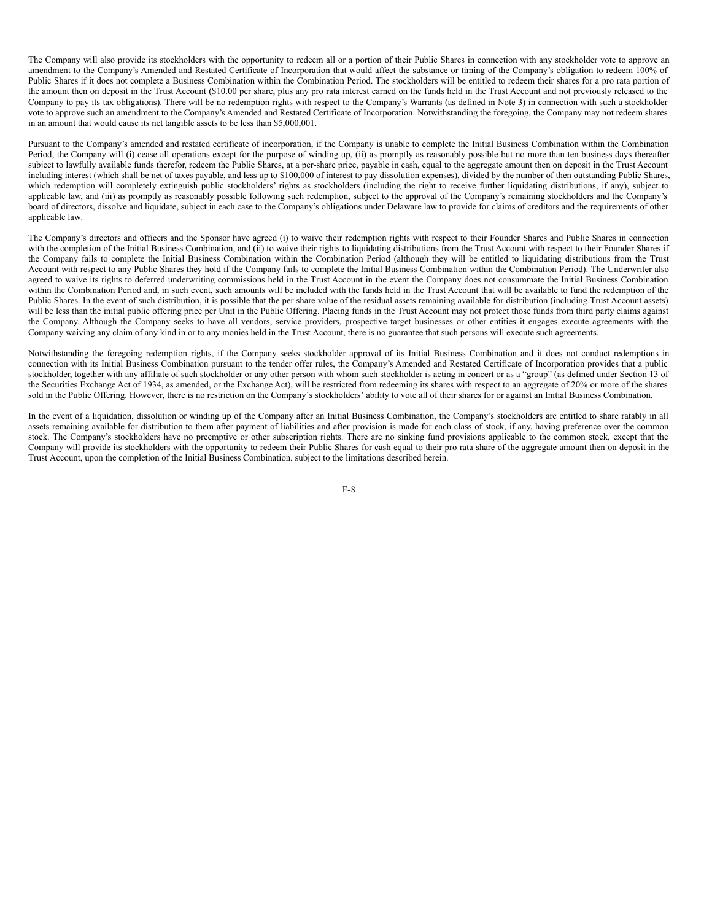The Company will also provide its stockholders with the opportunity to redeem all or a portion of their Public Shares in connection with any stockholder vote to approve an amendment to the Company's Amended and Restated Certificate of Incorporation that would affect the substance or timing of the Company's obligation to redeem 100% of Public Shares if it does not complete a Business Combination within the Combination Period. The stockholders will be entitled to redeem their shares for a pro rata portion of the amount then on deposit in the Trust Account ($10.00 per share, plus any pro rata interest earned on the funds held in the Trust Account and not previously released to the Company to pay its tax obligations). There will be no redemption rights with respect to the Company's Warrants (as defined in Note 3) in connection with such a stockholder vote to approve such an amendment to the Company's Amended and Restated Certificate of Incorporation. Notwithstanding the foregoing, the Company may not redeem shares in an amount that would cause its net tangible assets to be less than $5,000,001.

Pursuant to the Company's amended and restated certificate of incorporation, if the Company is unable to complete the Initial Business Combination within the Combination Period, the Company will (i) cease all operations except for the purpose of winding up, (ii) as promptly as reasonably possible but no more than ten business days thereafter subject to lawfully available funds therefor, redeem the Public Shares, at a per-share price, payable in cash, equal to the aggregate amount then on deposit in the Trust Account including interest (which shall be net of taxes payable, and less up to $100,000 of interest to pay dissolution expenses), divided by the number of then outstanding Public Shares, which redemption will completely extinguish public stockholders' rights as stockholders (including the right to receive further liquidating distributions, if any), subject to applicable law, and (iii) as promptly as reasonably possible following such redemption, subject to the approval of the Company's remaining stockholders and the Company's board of directors, dissolve and liquidate, subject in each case to the Company's obligations under Delaware law to provide for claims of creditors and the requirements of other applicable law.

The Company's directors and officers and the Sponsor have agreed (i) to waive their redemption rights with respect to their Founder Shares and Public Shares in connection with the completion of the Initial Business Combination, and (ii) to waive their rights to liquidating distributions from the Trust Account with respect to their Founder Shares if the Company fails to complete the Initial Business Combination within the Combination Period (although they will be entitled to liquidating distributions from the Trust Account with respect to any Public Shares they hold if the Company fails to complete the Initial Business Combination within the Combination Period). The Underwriter also agreed to waive its rights to deferred underwriting commissions held in the Trust Account in the event the Company does not consummate the Initial Business Combination within the Combination Period and, in such event, such amounts will be included with the funds held in the Trust Account that will be available to fund the redemption of the Public Shares. In the event of such distribution, it is possible that the per share value of the residual assets remaining available for distribution (including Trust Account assets) will be less than the initial public offering price per Unit in the Public Offering. Placing funds in the Trust Account may not protect those funds from third party claims against the Company. Although the Company seeks to have all vendors, service providers, prospective target businesses or other entities it engages execute agreements with the Company waiving any claim of any kind in or to any monies held in the Trust Account, there is no guarantee that such persons will execute such agreements.

Notwithstanding the foregoing redemption rights, if the Company seeks stockholder approval of its Initial Business Combination and it does not conduct redemptions in connection with its Initial Business Combination pursuant to the tender offer rules, the Company's Amended and Restated Certificate of Incorporation provides that a public stockholder, together with any affiliate of such stockholder or any other person with whom such stockholder is acting in concert or as a "group" (as defined under Section 13 of the Securities Exchange Act of 1934, as amended, or the Exchange Act), will be restricted from redeeming its shares with respect to an aggregate of 20% or more of the shares sold in the Public Offering. However, there is no restriction on the Company's stockholders' ability to vote all of their shares for or against an Initial Business Combination.

In the event of a liquidation, dissolution or winding up of the Company after an Initial Business Combination, the Company's stockholders are entitled to share ratably in all assets remaining available for distribution to them after payment of liabilities and after provision is made for each class of stock, if any, having preference over the common stock. The Company's stockholders have no preemptive or other subscription rights. There are no sinking fund provisions applicable to the common stock, except that the Company will provide its stockholders with the opportunity to redeem their Public Shares for cash equal to their pro rata share of the aggregate amount then on deposit in the Trust Account, upon the completion of the Initial Business Combination, subject to the limitations described herein.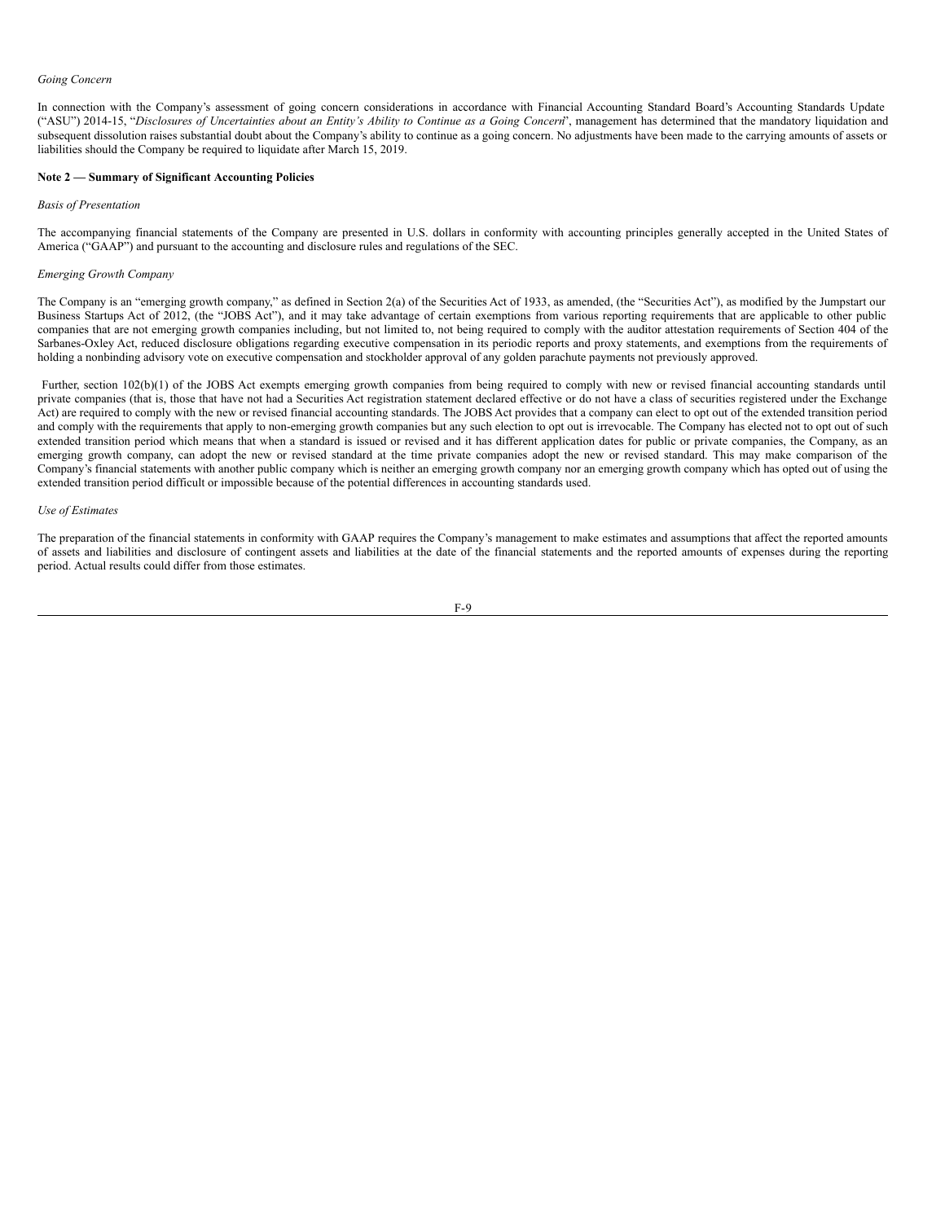*Going Concern*

In connection with the Company's assessment of going concern considerations in accordance with Financial Accounting Standard Board's Accounting Standards Update ("ASU") 2014-15, "*Disclosures of Uncertainties about an Entity's Ability to Continue as a Going Concern*", management has determined that the mandatory liquidation and subsequent dissolution raises substantial doubt about the Company's ability to continue as a going concern. No adjustments have been made to the carrying amounts of assets or liabilities should the Company be required to liquidate after March 15, 2019.

**Note 2 — Summary of Significant Accounting Policies**

*Basis of Presentation*

The accompanying financial statements of the Company are presented in U.S. dollars in conformity with accounting principles generally accepted in the United States of America ("GAAP") and pursuant to the accounting and disclosure rules and regulations of the SEC.

*Emerging Growth Company*

The Company is an "emerging growth company," as defined in Section 2(a) of the Securities Act of 1933, as amended, (the "Securities Act"), as modified by the Jumpstart our Business Startups Act of 2012, (the "JOBS Act"), and it may take advantage of certain exemptions from various reporting requirements that are applicable to other public companies that are not emerging growth companies including, but not limited to, not being required to comply with the auditor attestation requirements of Section 404 of the Sarbanes-Oxley Act, reduced disclosure obligations regarding executive compensation in its periodic reports and proxy statements, and exemptions from the requirements of holding a nonbinding advisory vote on executive compensation and stockholder approval of any golden parachute payments not previously approved.

Further, section 102(b)(1) of the JOBS Act exempts emerging growth companies from being required to comply with new or revised financial accounting standards until private companies (that is, those that have not had a Securities Act registration statement declared effective or do not have a class of securities registered under the Exchange Act) are required to comply with the new or revised financial accounting standards. The JOBS Act provides that a company can elect to opt out of the extended transition period and comply with the requirements that apply to non-emerging growth companies but any such election to opt out is irrevocable. The Company has elected not to opt out of such extended transition period which means that when a standard is issued or revised and it has different application dates for public or private companies, the Company, as an emerging growth company, can adopt the new or revised standard at the time private companies adopt the new or revised standard. This may make comparison of the Company's financial statements with another public company which is neither an emerging growth company nor an emerging growth company which has opted out of using the extended transition period difficult or impossible because of the potential differences in accounting standards used.

*Use of Estimates*

The preparation of the financial statements in conformity with GAAP requires the Company's management to make estimates and assumptions that affect the reported amounts of assets and liabilities and disclosure of contingent assets and liabilities at the date of the financial statements and the reported amounts of expenses during the reporting period. Actual results could differ from those estimates.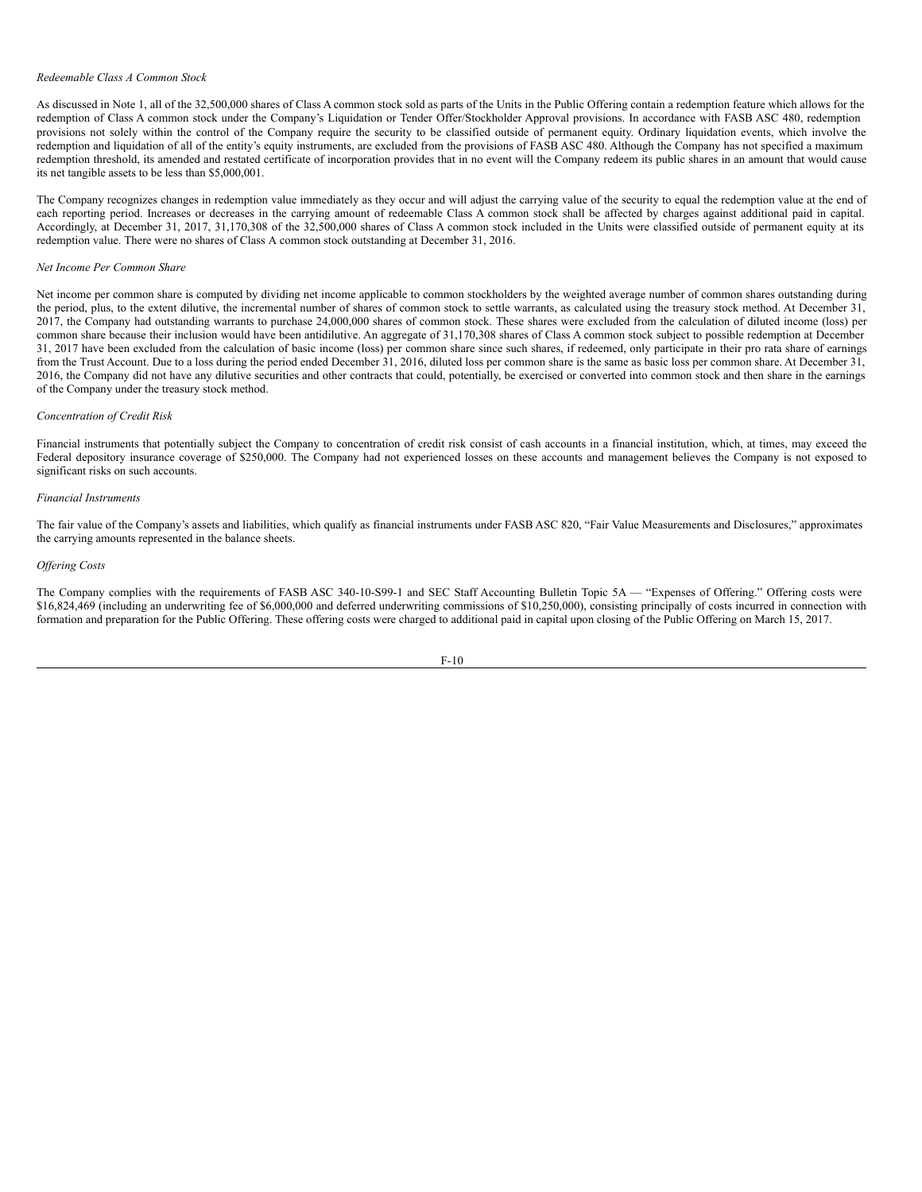*Redeemable Class A Common Stock*

As discussed in Note 1, all of the 32,500,000 shares of Class A common stock sold as parts of the Units in the Public Offering contain a redemption feature which allows for the redemption of Class A common stock under the Company's Liquidation or Tender Offer/Stockholder Approval provisions. In accordance with FASB ASC 480, redemption provisions not solely within the control of the Company require the security to be classified outside of permanent equity. Ordinary liquidation events, which involve the redemption and liquidation of all of the entity's equity instruments, are excluded from the provisions of FASB ASC 480. Although the Company has not specified a maximum redemption threshold, its amended and restated certificate of incorporation provides that in no event will the Company redeem its public shares in an amount that would cause its net tangible assets to be less than $5,000,001.

The Company recognizes changes in redemption value immediately as they occur and will adjust the carrying value of the security to equal the redemption value at the end of each reporting period. Increases or decreases in the carrying amount of redeemable Class A common stock shall be affected by charges against additional paid in capital. Accordingly, at December 31, 2017, 31,170,308 of the 32,500,000 shares of Class A common stock included in the Units were classified outside of permanent equity at its redemption value. There were no shares of Class A common stock outstanding at December 31, 2016.

*Net Income Per Common Share*

Net income per common share is computed by dividing net income applicable to common stockholders by the weighted average number of common shares outstanding during the period, plus, to the extent dilutive, the incremental number of shares of common stock to settle warrants, as calculated using the treasury stock method. At December 31, 2017, the Company had outstanding warrants to purchase 24,000,000 shares of common stock. These shares were excluded from the calculation of diluted income (loss) per common share because their inclusion would have been antidilutive. An aggregate of 31,170,308 shares of Class A common stock subject to possible redemption at December 31, 2017 have been excluded from the calculation of basic income (loss) per common share since such shares, if redeemed, only participate in their pro rata share of earnings from the Trust Account. Due to a loss during the period ended December 31, 2016, diluted loss per common share is the same as basic loss per common share. At December 31, 2016, the Company did not have any dilutive securities and other contracts that could, potentially, be exercised or converted into common stock and then share in the earnings of the Company under the treasury stock method.

*Concentration of Credit Risk*

Financial instruments that potentially subject the Company to concentration of credit risk consist of cash accounts in a financial institution, which, at times, may exceed the Federal depository insurance coverage of $250,000. The Company had not experienced losses on these accounts and management believes the Company is not exposed to significant risks on such accounts.

*Financial Instruments*

The fair value of the Company's assets and liabilities, which qualify as financial instruments under FASB ASC 820, "Fair Value Measurements and Disclosures," approximates the carrying amounts represented in the balance sheets.

*Offering Costs*

The Company complies with the requirements of FASB ASC 340-10-S99-1 and SEC Staff Accounting Bulletin Topic 5A — "Expenses of Offering." Offering costs were $16,824,469 (including an underwriting fee of $6,000,000 and deferred underwriting commissions of $10,250,000), consisting principally of costs incurred in connection with formation and preparation for the Public Offering. These offering costs were charged to additional paid in capital upon closing of the Public Offering on March 15, 2017.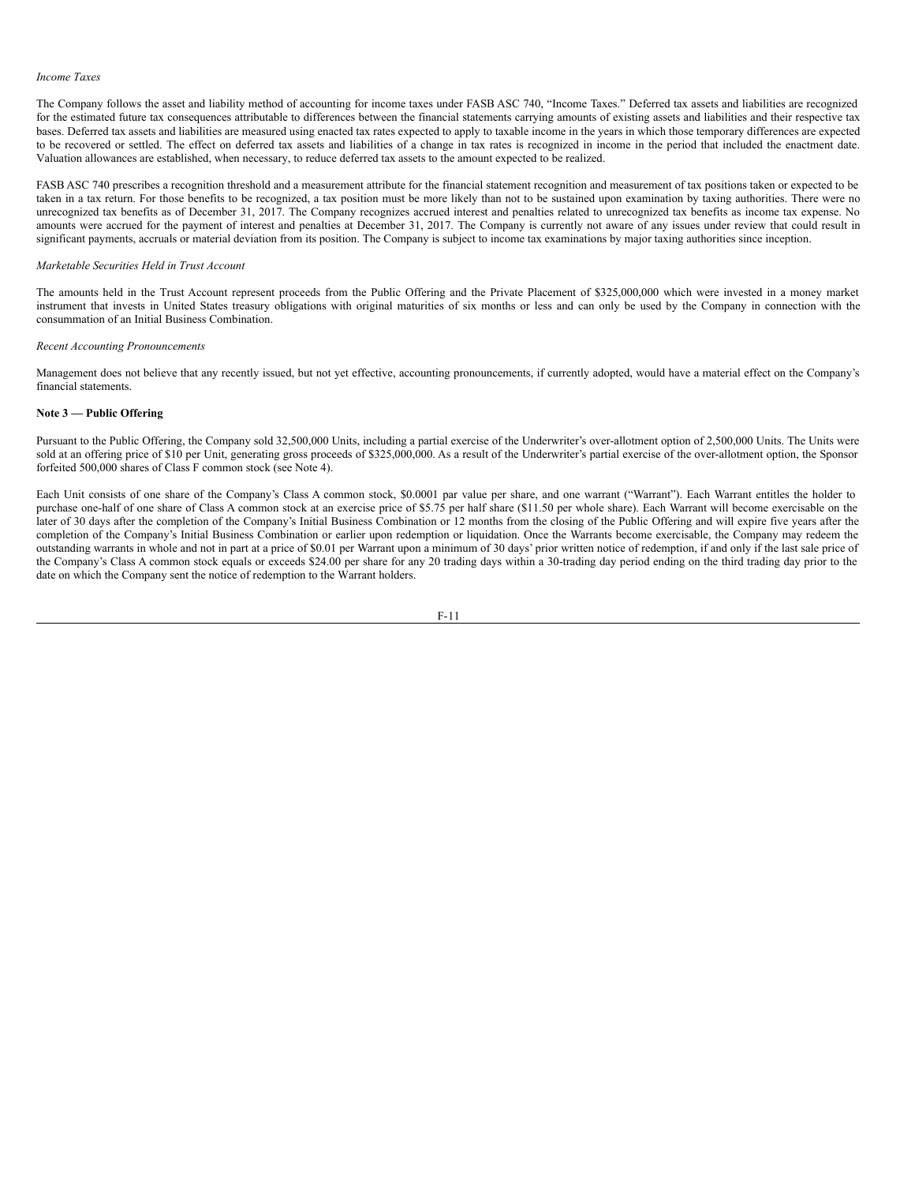*Income Taxes*

The Company follows the asset and liability method of accounting for income taxes under FASB ASC 740, "Income Taxes." Deferred tax assets and liabilities are recognized for the estimated future tax consequences attributable to differences between the financial statements carrying amounts of existing assets and liabilities and their respective tax bases. Deferred tax assets and liabilities are measured using enacted tax rates expected to apply to taxable income in the years in which those temporary differences are expected to be recovered or settled. The effect on deferred tax assets and liabilities of a change in tax rates is recognized in income in the period that included the enactment date. Valuation allowances are established, when necessary, to reduce deferred tax assets to the amount expected to be realized.

FASB ASC 740 prescribes a recognition threshold and a measurement attribute for the financial statement recognition and measurement of tax positions taken or expected to be taken in a tax return. For those benefits to be recognized, a tax position must be more likely than not to be sustained upon examination by taxing authorities. There were no unrecognized tax benefits as of December 31, 2017. The Company recognizes accrued interest and penalties related to unrecognized tax benefits as income tax expense. No amounts were accrued for the payment of interest and penalties at December 31, 2017. The Company is currently not aware of any issues under review that could result in significant payments, accruals or material deviation from its position. The Company is subject to income tax examinations by major taxing authorities since inception.

*Marketable Securities Held in Trust Account*

The amounts held in the Trust Account represent proceeds from the Public Offering and the Private Placement of $325,000,000 which were invested in a money market instrument that invests in United States treasury obligations with original maturities of six months or less and can only be used by the Company in connection with the consummation of an Initial Business Combination.

*Recent Accounting Pronouncements*

Management does not believe that any recently issued, but not yet effective, accounting pronouncements, if currently adopted, would have a material effect on the Company's financial statements.

**Note 3 — Public Offering**

Pursuant to the Public Offering, the Company sold 32,500,000 Units, including a partial exercise of the Underwriter's over-allotment option of 2,500,000 Units. The Units were sold at an offering price of $10 per Unit, generating gross proceeds of $325,000,000. As a result of the Underwriter's partial exercise of the over-allotment option, the Sponsor forfeited 500,000 shares of Class F common stock (see Note 4).

Each Unit consists of one share of the Company's Class A common stock, $0.0001 par value per share, and one warrant ("Warrant"). Each Warrant entitles the holder to purchase one-half of one share of Class A common stock at an exercise price of $5.75 per half share ($11.50 per whole share). Each Warrant will become exercisable on the later of 30 days after the completion of the Company's Initial Business Combination or 12 months from the closing of the Public Offering and will expire five years after the completion of the Company's Initial Business Combination or earlier upon redemption or liquidation. Once the Warrants become exercisable, the Company may redeem the outstanding warrants in whole and not in part at a price of $0.01 per Warrant upon a minimum of 30 days' prior written notice of redemption, if and only if the last sale price of the Company's Class A common stock equals or exceeds $24.00 per share for any 20 trading days within a 30-trading day period ending on the third trading day prior to the date on which the Company sent the notice of redemption to the Warrant holders.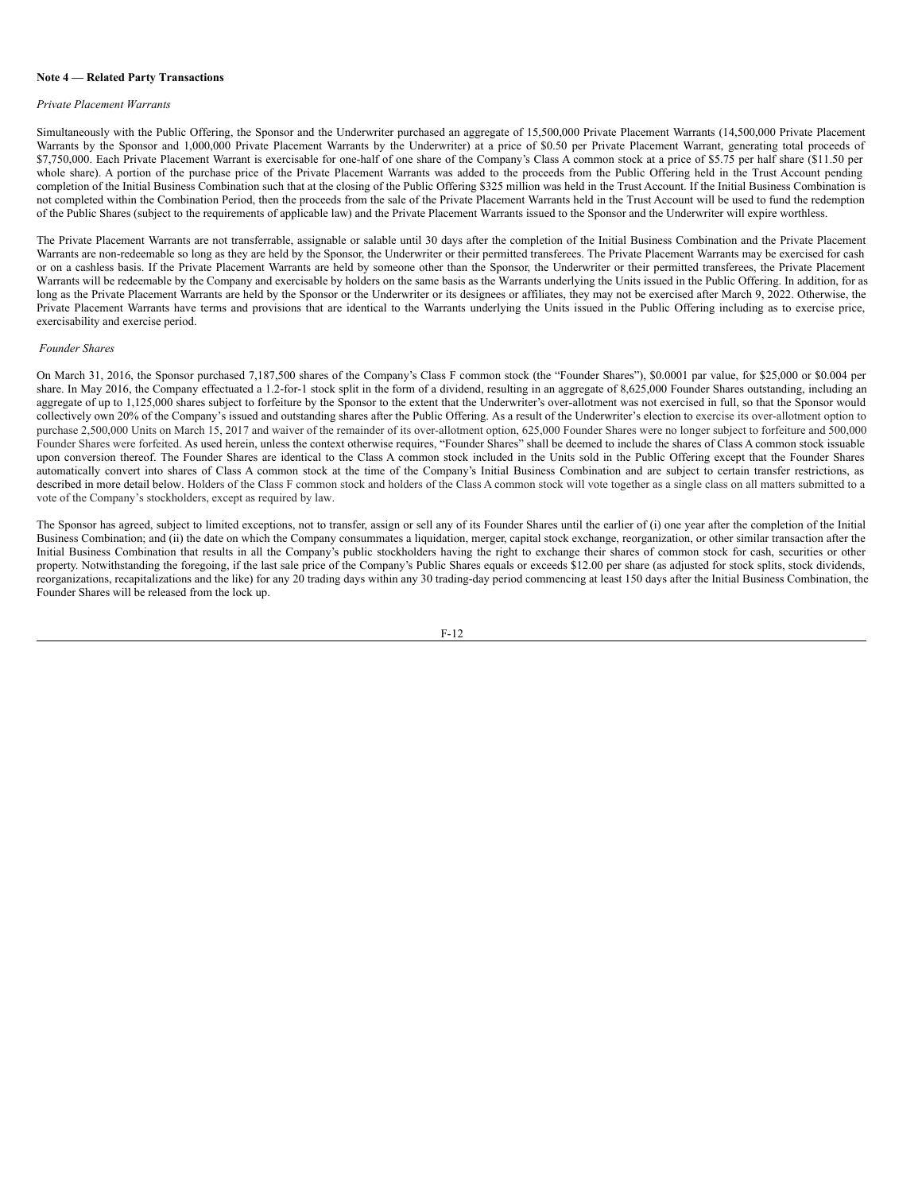**Note 4 — Related Party Transactions**

*Private Placement Warrants*

Simultaneously with the Public Offering, the Sponsor and the Underwriter purchased an aggregate of 15,500,000 Private Placement Warrants (14,500,000 Private Placement Warrants by the Sponsor and 1,000,000 Private Placement Warrants by the Underwriter) at a price of $0.50 per Private Placement Warrant, generating total proceeds of $7,750,000. Each Private Placement Warrant is exercisable for one-half of one share of the Company's Class A common stock at a price of $5.75 per half share ($11.50 per whole share). A portion of the purchase price of the Private Placement Warrants was added to the proceeds from the Public Offering held in the Trust Account pending completion of the Initial Business Combination such that at the closing of the Public Offering $325 million was held in the Trust Account. If the Initial Business Combination is not completed within the Combination Period, then the proceeds from the sale of the Private Placement Warrants held in the Trust Account will be used to fund the redemption of the Public Shares (subject to the requirements of applicable law) and the Private Placement Warrants issued to the Sponsor and the Underwriter will expire worthless.

The Private Placement Warrants are not transferrable, assignable or salable until 30 days after the completion of the Initial Business Combination and the Private Placement Warrants are non-redeemable so long as they are held by the Sponsor, the Underwriter or their permitted transferees. The Private Placement Warrants may be exercised for cash or on a cashless basis. If the Private Placement Warrants are held by someone other than the Sponsor, the Underwriter or their permitted transferees, the Private Placement Warrants will be redeemable by the Company and exercisable by holders on the same basis as the Warrants underlying the Units issued in the Public Offering. In addition, for as long as the Private Placement Warrants are held by the Sponsor or the Underwriter or its designees or affiliates, they may not be exercised after March 9, 2022. Otherwise, the Private Placement Warrants have terms and provisions that are identical to the Warrants underlying the Units issued in the Public Offering including as to exercise price, exercisability and exercise period.

*Founder Shares*

On March 31, 2016, the Sponsor purchased 7,187,500 shares of the Company's Class F common stock (the "Founder Shares"), $0.0001 par value, for $25,000 or $0.004 per share. In May 2016, the Company effectuated a 1.2-for-1 stock split in the form of a dividend, resulting in an aggregate of 8,625,000 Founder Shares outstanding, including an aggregate of up to 1,125,000 shares subject to forfeiture by the Sponsor to the extent that the Underwriter's over-allotment was not exercised in full, so that the Sponsor would collectively own 20% of the Company's issued and outstanding shares after the Public Offering. As a result of the Underwriter's election to exercise its over-allotment option to purchase 2,500,000 Units on March 15, 2017 and waiver of the remainder of its over-allotment option, 625,000 Founder Shares were no longer subject to forfeiture and 500,000 Founder Shares were forfeited. As used herein, unless the context otherwise requires, "Founder Shares" shall be deemed to include the shares of Class A common stock issuable upon conversion thereof. The Founder Shares are identical to the Class A common stock included in the Units sold in the Public Offering except that the Founder Shares automatically convert into shares of Class A common stock at the time of the Company's Initial Business Combination and are subject to certain transfer restrictions, as described in more detail below. Holders of the Class F common stock and holders of the Class A common stock will vote together as a single class on all matters submitted to a vote of the Company's stockholders, except as required by law.

The Sponsor has agreed, subject to limited exceptions, not to transfer, assign or sell any of its Founder Shares until the earlier of (i) one year after the completion of the Initial Business Combination; and (ii) the date on which the Company consummates a liquidation, merger, capital stock exchange, reorganization, or other similar transaction after the Initial Business Combination that results in all the Company's public stockholders having the right to exchange their shares of common stock for cash, securities or other property. Notwithstanding the foregoing, if the last sale price of the Company's Public Shares equals or exceeds $12.00 per share (as adjusted for stock splits, stock dividends, reorganizations, recapitalizations and the like) for any 20 trading days within any 30 trading-day period commencing at least 150 days after the Initial Business Combination, the Founder Shares will be released from the lock up.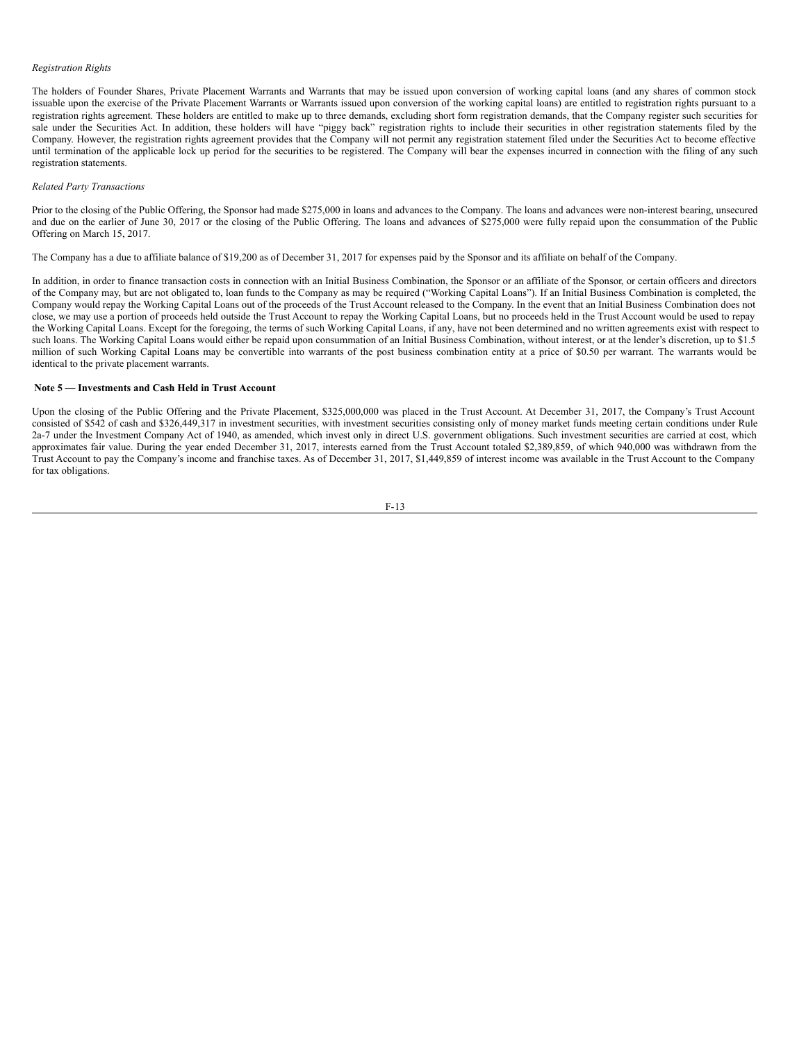*Registration Rights*

The holders of Founder Shares, Private Placement Warrants and Warrants that may be issued upon conversion of working capital loans (and any shares of common stock issuable upon the exercise of the Private Placement Warrants or Warrants issued upon conversion of the working capital loans) are entitled to registration rights pursuant to a registration rights agreement. These holders are entitled to make up to three demands, excluding short form registration demands, that the Company register such securities for sale under the Securities Act. In addition, these holders will have "piggy back" registration rights to include their securities in other registration statements filed by the Company. However, the registration rights agreement provides that the Company will not permit any registration statement filed under the Securities Act to become effective until termination of the applicable lock up period for the securities to be registered. The Company will bear the expenses incurred in connection with the filing of any such registration statements.

*Related Party Transactions*

Prior to the closing of the Public Offering, the Sponsor had made $275,000 in loans and advances to the Company. The loans and advances were non-interest bearing, unsecured and due on the earlier of June 30, 2017 or the closing of the Public Offering. The loans and advances of $275,000 were fully repaid upon the consummation of the Public Offering on March 15, 2017.

The Company has a due to affiliate balance of $19,200 as of December 31, 2017 for expenses paid by the Sponsor and its affiliate on behalf of the Company.

In addition, in order to finance transaction costs in connection with an Initial Business Combination, the Sponsor or an affiliate of the Sponsor, or certain officers and directors of the Company may, but are not obligated to, loan funds to the Company as may be required ("Working Capital Loans"). If an Initial Business Combination is completed, the Company would repay the Working Capital Loans out of the proceeds of the Trust Account released to the Company. In the event that an Initial Business Combination does not close, we may use a portion of proceeds held outside the Trust Account to repay the Working Capital Loans, but no proceeds held in the Trust Account would be used to repay the Working Capital Loans. Except for the foregoing, the terms of such Working Capital Loans, if any, have not been determined and no written agreements exist with respect to such loans. The Working Capital Loans would either be repaid upon consummation of an Initial Business Combination, without interest, or at the lender's discretion, up to $1.5 million of such Working Capital Loans may be convertible into warrants of the post business combination entity at a price of $0.50 per warrant. The warrants would be identical to the private placement warrants.

**Note 5 — Investments and Cash Held in Trust Account**

Upon the closing of the Public Offering and the Private Placement, $325,000,000 was placed in the Trust Account. At December 31, 2017, the Company's Trust Account consisted of $542 of cash and $326,449,317 in investment securities, with investment securities consisting only of money market funds meeting certain conditions under Rule 2a-7 under the Investment Company Act of 1940, as amended, which invest only in direct U.S. government obligations. Such investment securities are carried at cost, which approximates fair value. During the year ended December 31, 2017, interests earned from the Trust Account totaled $2,389,859, of which 940,000 was withdrawn from the Trust Account to pay the Company's income and franchise taxes. As of December 31, 2017, $1,449,859 of interest income was available in the Trust Account to the Company for tax obligations.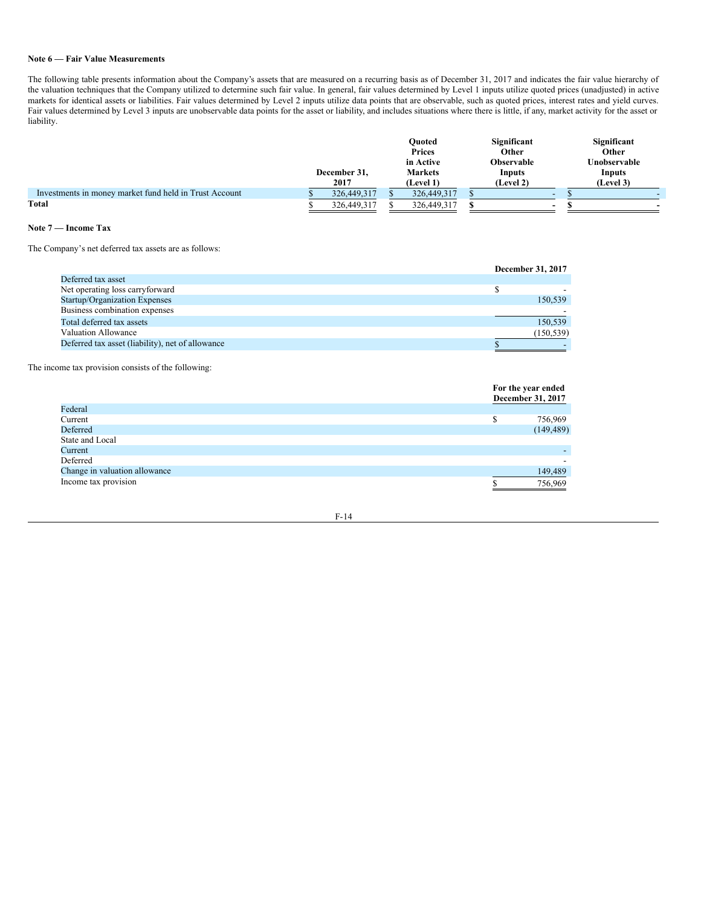**Note 6 — Fair Value Measurements**

The following table presents information about the Company's assets that are measured on a recurring basis as of December 31, 2017 and indicates the fair value hierarchy of the valuation techniques that the Company utilized to determine such fair value. In general, fair values determined by Level 1 inputs utilize quoted prices (unadjusted) in active markets for identical assets or liabilities. Fair values determined by Level 2 inputs utilize data points that are observable, such as quoted prices, interest rates and yield curves. Fair values determined by Level 3 inputs are unobservable data points for the asset or liability, and includes situations where there is little, if any, market activity for the asset or liability.

| | December 31, 2017 | Quoted Prices in Active Markets (Level 1) | Significant Other Observable Inputs (Level 2) | Significant Other Unobservable Inputs (Level 3) |
|---|---|---|---|---|
| Investments in money market fund held in Trust Account | $ 326,449,317 | $ 326,449,317 | $ - | $ - |
| **Total** | $ 326,449,317 | $ 326,449,317 | **$ -** | **$ -** |

**Note 7 — Income Tax**

The Company's net deferred tax assets are as follows:

| | December 31, 2017 |
|---|---|
| Deferred tax asset | |
| Net operating loss carryforward | $ - |
| Startup/Organization Expenses | 150,539 |
| Business combination expenses | - |
| Total deferred tax assets | 150,539 |
| Valuation Allowance | (150,539) |
| Deferred tax asset (liability), net of allowance | $ - |

The income tax provision consists of the following:

| | For the year ended December 31, 2017 |
|---|---|
| Federal | |
| Current | $ 756,969 |
| Deferred | (149,489) |
| State and Local | |
| Current | - |
| Deferred | - |
| Change in valuation allowance | 149,489 |
| Income tax provision | $ 756,969 |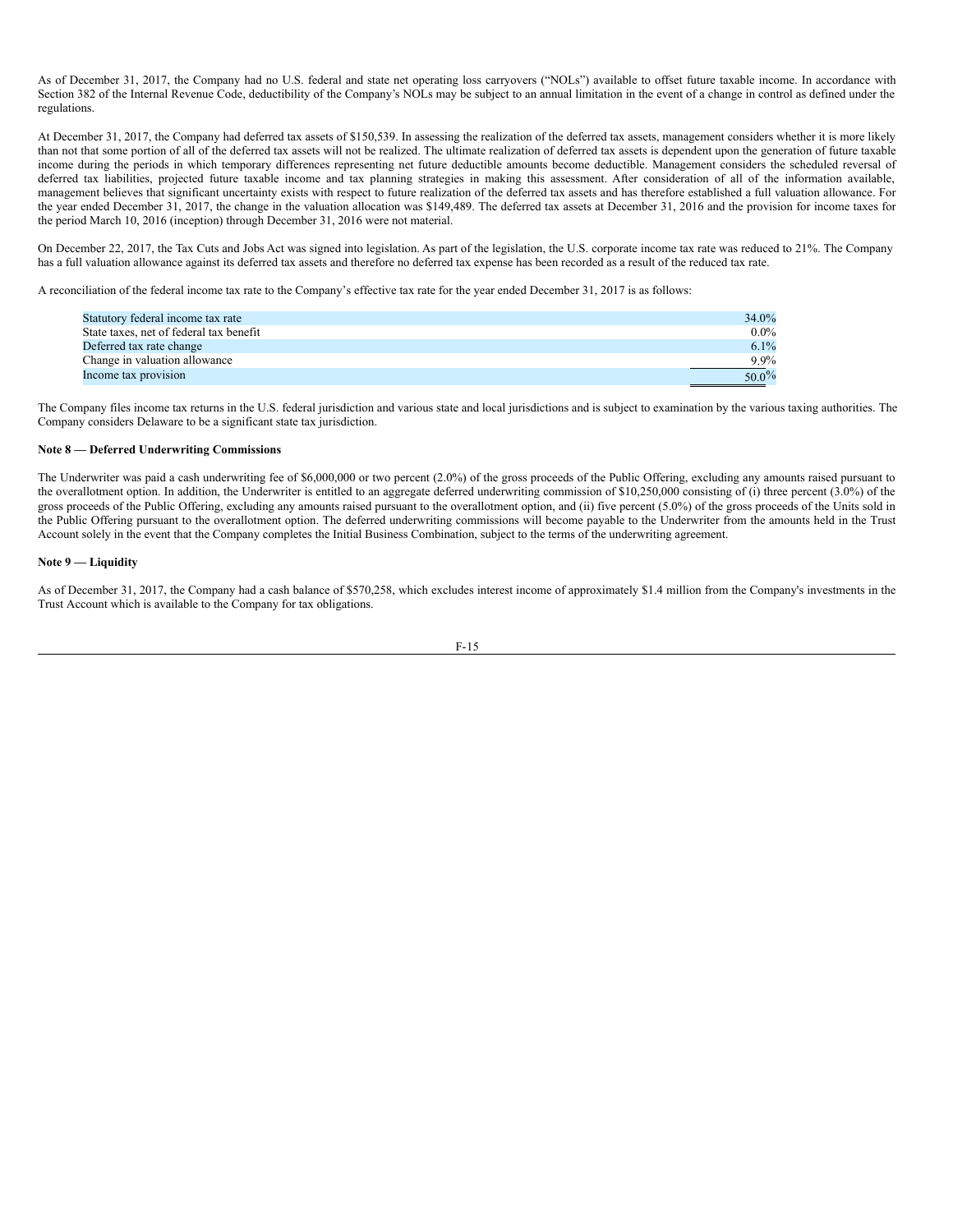As of December 31, 2017, the Company had no U.S. federal and state net operating loss carryovers ("NOLs") available to offset future taxable income. In accordance with Section 382 of the Internal Revenue Code, deductibility of the Company's NOLs may be subject to an annual limitation in the event of a change in control as defined under the regulations.

At December 31, 2017, the Company had deferred tax assets of $150,539. In assessing the realization of the deferred tax assets, management considers whether it is more likely than not that some portion of all of the deferred tax assets will not be realized. The ultimate realization of deferred tax assets is dependent upon the generation of future taxable income during the periods in which temporary differences representing net future deductible amounts become deductible. Management considers the scheduled reversal of deferred tax liabilities, projected future taxable income and tax planning strategies in making this assessment. After consideration of all of the information available, management believes that significant uncertainty exists with respect to future realization of the deferred tax assets and has therefore established a full valuation allowance. For the year ended December 31, 2017, the change in the valuation allocation was $149,489. The deferred tax assets at December 31, 2016 and the provision for income taxes for the period March 10, 2016 (inception) through December 31, 2016 were not material.

On December 22, 2017, the Tax Cuts and Jobs Act was signed into legislation. As part of the legislation, the U.S. corporate income tax rate was reduced to 21%. The Company has a full valuation allowance against its deferred tax assets and therefore no deferred tax expense has been recorded as a result of the reduced tax rate.

A reconciliation of the federal income tax rate to the Company's effective tax rate for the year ended December 31, 2017 is as follows:

| | |
|---|---|
| Statutory federal income tax rate | 34.0% |
| State taxes, net of federal tax benefit | 0.0% |
| Deferred tax rate change | 6.1% |
| Change in valuation allowance | 9.9% |
| Income tax provision | 50.0% |

The Company files income tax returns in the U.S. federal jurisdiction and various state and local jurisdictions and is subject to examination by the various taxing authorities. The Company considers Delaware to be a significant state tax jurisdiction.

**Note 8 — Deferred Underwriting Commissions**

The Underwriter was paid a cash underwriting fee of $6,000,000 or two percent (2.0%) of the gross proceeds of the Public Offering, excluding any amounts raised pursuant to the overallotment option. In addition, the Underwriter is entitled to an aggregate deferred underwriting commission of $10,250,000 consisting of (i) three percent (3.0%) of the gross proceeds of the Public Offering, excluding any amounts raised pursuant to the overallotment option, and (ii) five percent (5.0%) of the gross proceeds of the Units sold in the Public Offering pursuant to the overallotment option. The deferred underwriting commissions will become payable to the Underwriter from the amounts held in the Trust Account solely in the event that the Company completes the Initial Business Combination, subject to the terms of the underwriting agreement.

**Note 9 — Liquidity**

As of December 31, 2017, the Company had a cash balance of $570,258, which excludes interest income of approximately $1.4 million from the Company's investments in the Trust Account which is available to the Company for tax obligations.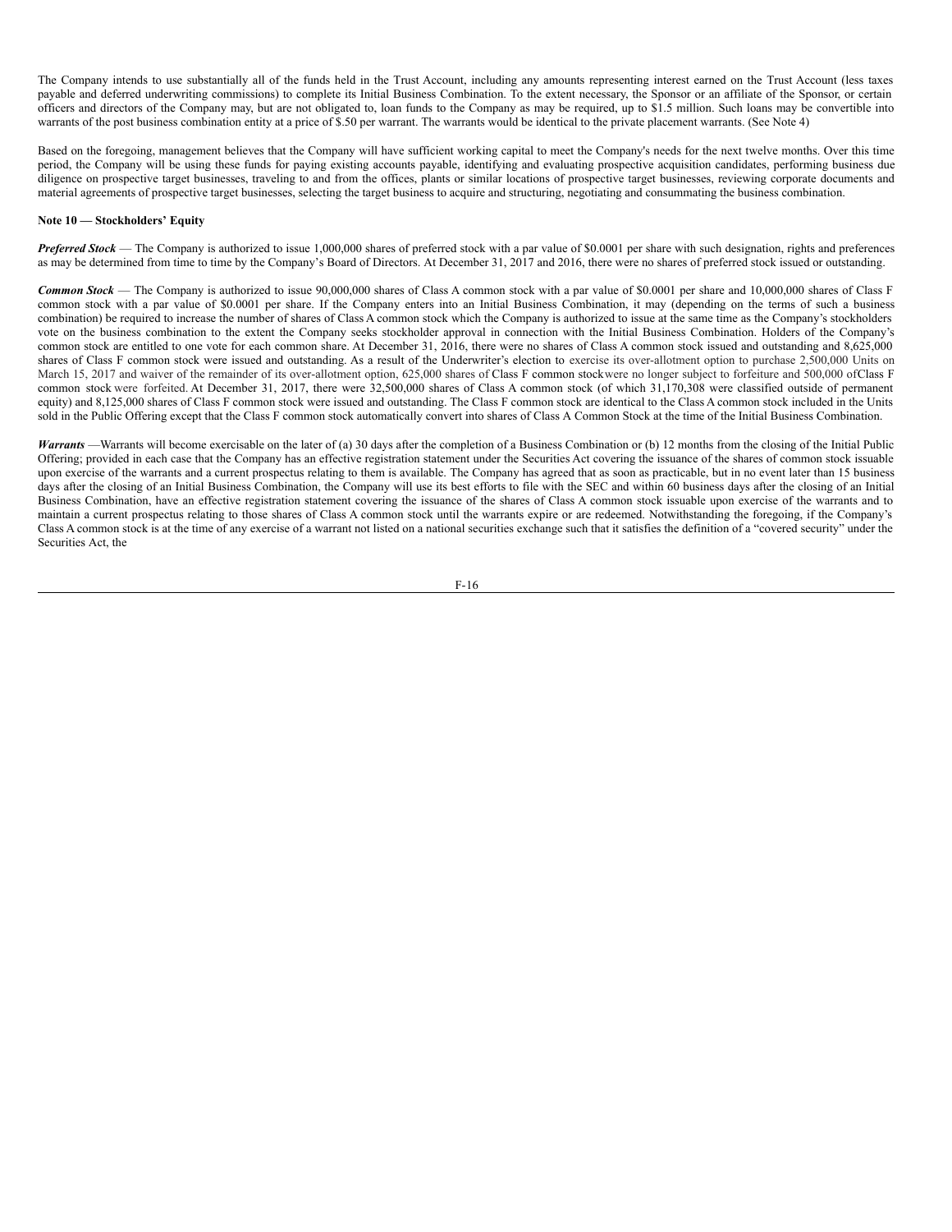The Company intends to use substantially all of the funds held in the Trust Account, including any amounts representing interest earned on the Trust Account (less taxes payable and deferred underwriting commissions) to complete its Initial Business Combination. To the extent necessary, the Sponsor or an affiliate of the Sponsor, or certain officers and directors of the Company may, but are not obligated to, loan funds to the Company as may be required, up to $1.5 million. Such loans may be convertible into warrants of the post business combination entity at a price of $.50 per warrant. The warrants would be identical to the private placement warrants. (See Note 4)

Based on the foregoing, management believes that the Company will have sufficient working capital to meet the Company's needs for the next twelve months. Over this time period, the Company will be using these funds for paying existing accounts payable, identifying and evaluating prospective acquisition candidates, performing business due diligence on prospective target businesses, traveling to and from the offices, plants or similar locations of prospective target businesses, reviewing corporate documents and material agreements of prospective target businesses, selecting the target business to acquire and structuring, negotiating and consummating the business combination.

**Note 10 — Stockholders' Equity**

***Preferred Stock*** — The Company is authorized to issue 1,000,000 shares of preferred stock with a par value of $0.0001 per share with such designation, rights and preferences as may be determined from time to time by the Company's Board of Directors. At December 31, 2017 and 2016, there were no shares of preferred stock issued or outstanding.

***Common Stock*** — The Company is authorized to issue 90,000,000 shares of Class A common stock with a par value of $0.0001 per share and 10,000,000 shares of Class F common stock with a par value of $0.0001 per share. If the Company enters into an Initial Business Combination, it may (depending on the terms of such a business combination) be required to increase the number of shares of Class A common stock which the Company is authorized to issue at the same time as the Company's stockholders vote on the business combination to the extent the Company seeks stockholder approval in connection with the Initial Business Combination. Holders of the Company's common stock are entitled to one vote for each common share. At December 31, 2016, there were no shares of Class A common stock issued and outstanding and 8,625,000 shares of Class F common stock were issued and outstanding. As a result of the Underwriter's election to exercise its over-allotment option to purchase 2,500,000 Units on March 15, 2017 and waiver of the remainder of its over-allotment option, 625,000 shares of Class F common stockwere no longer subject to forfeiture and 500,000 ofClass F common stock were forfeited. At December 31, 2017, there were 32,500,000 shares of Class A common stock (of which 31,170,308 were classified outside of permanent equity) and 8,125,000 shares of Class F common stock were issued and outstanding. The Class F common stock are identical to the Class A common stock included in the Units sold in the Public Offering except that the Class F common stock automatically convert into shares of Class A Common Stock at the time of the Initial Business Combination.

***Warrants*** —Warrants will become exercisable on the later of (a) 30 days after the completion of a Business Combination or (b) 12 months from the closing of the Initial Public Offering; provided in each case that the Company has an effective registration statement under the Securities Act covering the issuance of the shares of common stock issuable upon exercise of the warrants and a current prospectus relating to them is available. The Company has agreed that as soon as practicable, but in no event later than 15 business days after the closing of an Initial Business Combination, the Company will use its best efforts to file with the SEC and within 60 business days after the closing of an Initial Business Combination, have an effective registration statement covering the issuance of the shares of Class A common stock issuable upon exercise of the warrants and to maintain a current prospectus relating to those shares of Class A common stock until the warrants expire or are redeemed. Notwithstanding the foregoing, if the Company's Class A common stock is at the time of any exercise of a warrant not listed on a national securities exchange such that it satisfies the definition of a "covered security" under the Securities Act, the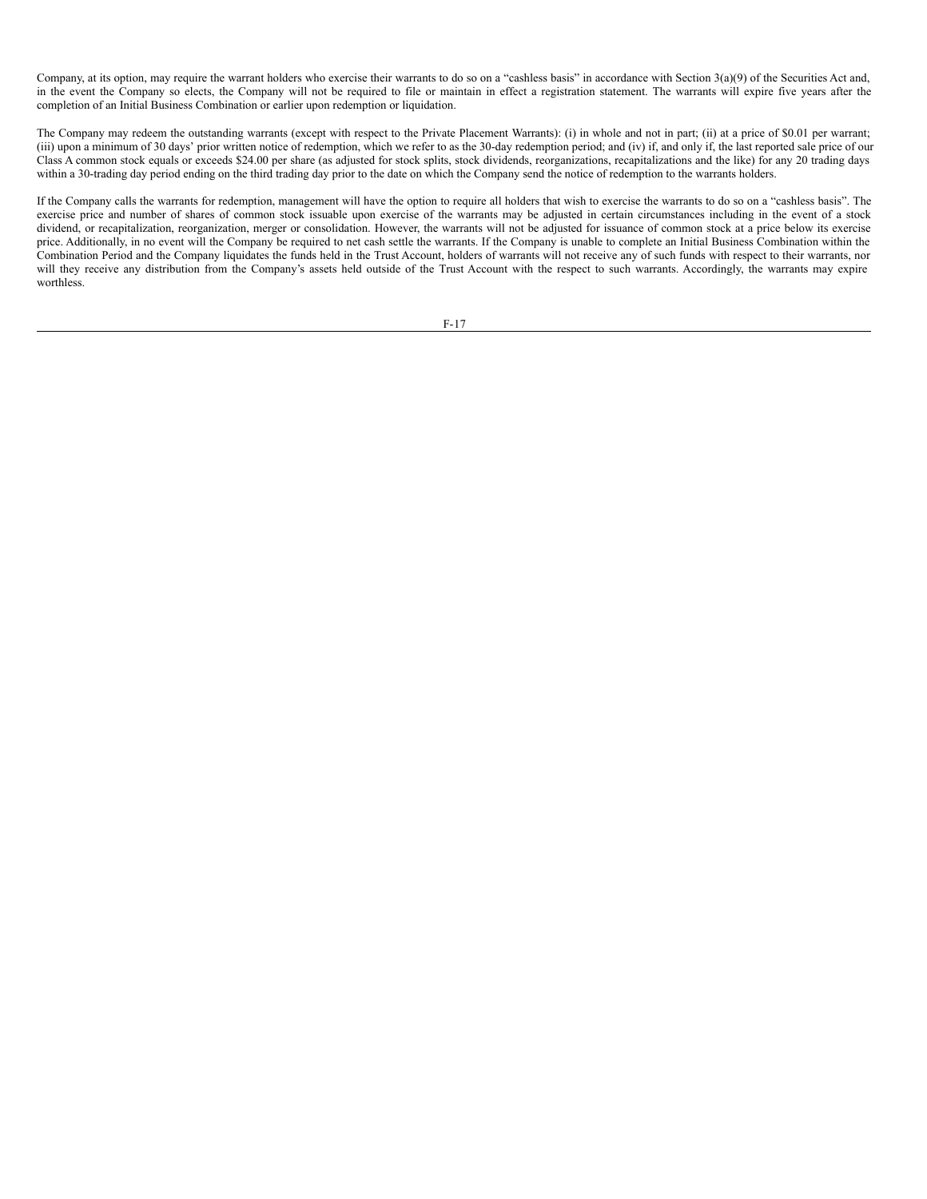Company, at its option, may require the warrant holders who exercise their warrants to do so on a "cashless basis" in accordance with Section 3(a)(9) of the Securities Act and, in the event the Company so elects, the Company will not be required to file or maintain in effect a registration statement. The warrants will expire five years after the completion of an Initial Business Combination or earlier upon redemption or liquidation.

The Company may redeem the outstanding warrants (except with respect to the Private Placement Warrants): (i) in whole and not in part; (ii) at a price of $0.01 per warrant; (iii) upon a minimum of 30 days' prior written notice of redemption, which we refer to as the 30-day redemption period; and (iv) if, and only if, the last reported sale price of our Class A common stock equals or exceeds $24.00 per share (as adjusted for stock splits, stock dividends, reorganizations, recapitalizations and the like) for any 20 trading days within a 30-trading day period ending on the third trading day prior to the date on which the Company send the notice of redemption to the warrants holders.

If the Company calls the warrants for redemption, management will have the option to require all holders that wish to exercise the warrants to do so on a "cashless basis". The exercise price and number of shares of common stock issuable upon exercise of the warrants may be adjusted in certain circumstances including in the event of a stock dividend, or recapitalization, reorganization, merger or consolidation. However, the warrants will not be adjusted for issuance of common stock at a price below its exercise price. Additionally, in no event will the Company be required to net cash settle the warrants. If the Company is unable to complete an Initial Business Combination within the Combination Period and the Company liquidates the funds held in the Trust Account, holders of warrants will not receive any of such funds with respect to their warrants, nor will they receive any distribution from the Company's assets held outside of the Trust Account with the respect to such warrants. Accordingly, the warrants may expire worthless.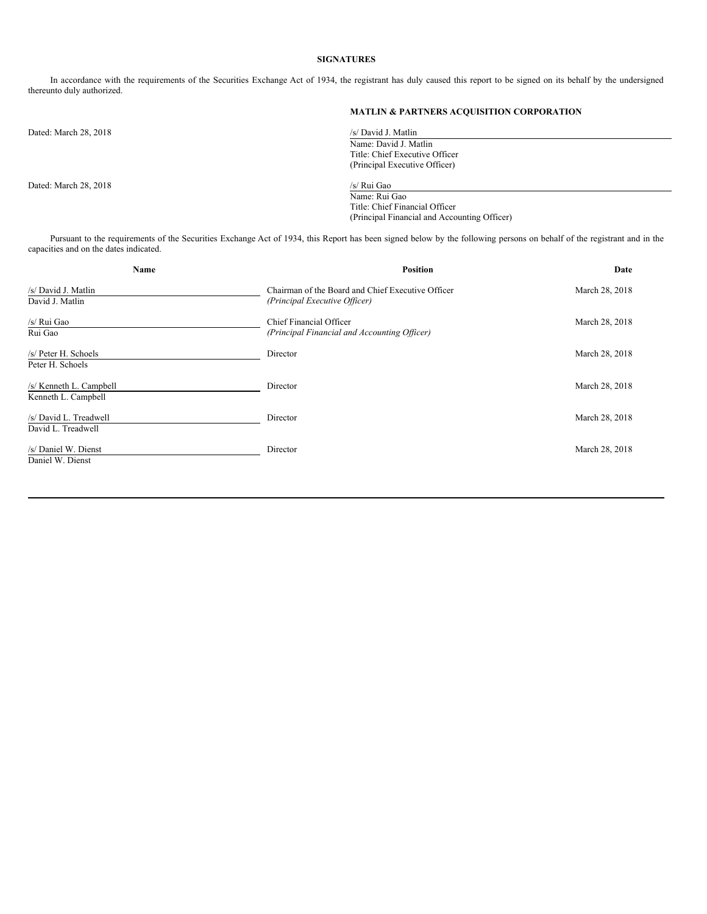## SIGNATURES

In accordance with the requirements of the Securities Exchange Act of 1934, the registrant has duly caused this report to be signed on its behalf by the undersigned thereunto duly authorized.

**MATLIN & PARTNERS ACQUISITION CORPORATION**

Dated: March 28, 2018

/s/ David J. Matlin
Name: David J. Matlin
Title: Chief Executive Officer
(Principal Executive Officer)

Dated: March 28, 2018

/s/ Rui Gao
Name: Rui Gao
Title: Chief Financial Officer
(Principal Financial and Accounting Officer)

Pursuant to the requirements of the Securities Exchange Act of 1934, this Report has been signed below by the following persons on behalf of the registrant and in the capacities and on the dates indicated.

| Name | Position | Date |
| --- | --- | --- |
| /s/ David J. Matlin<br>David J. Matlin | Chairman of the Board and Chief Executive Officer<br>*(Principal Executive Officer)* | March 28, 2018 |
| /s/ Rui Gao<br>Rui Gao | Chief Financial Officer<br>*(Principal Financial and Accounting Officer)* | March 28, 2018 |
| /s/ Peter H. Schoels<br>Peter H. Schoels | Director | March 28, 2018 |
| /s/ Kenneth L. Campbell<br>Kenneth L. Campbell | Director | March 28, 2018 |
| /s/ David L. Treadwell<br>David L. Treadwell | Director | March 28, 2018 |
| /s/ Daniel W. Dienst<br>Daniel W. Dienst | Director | March 28, 2018 |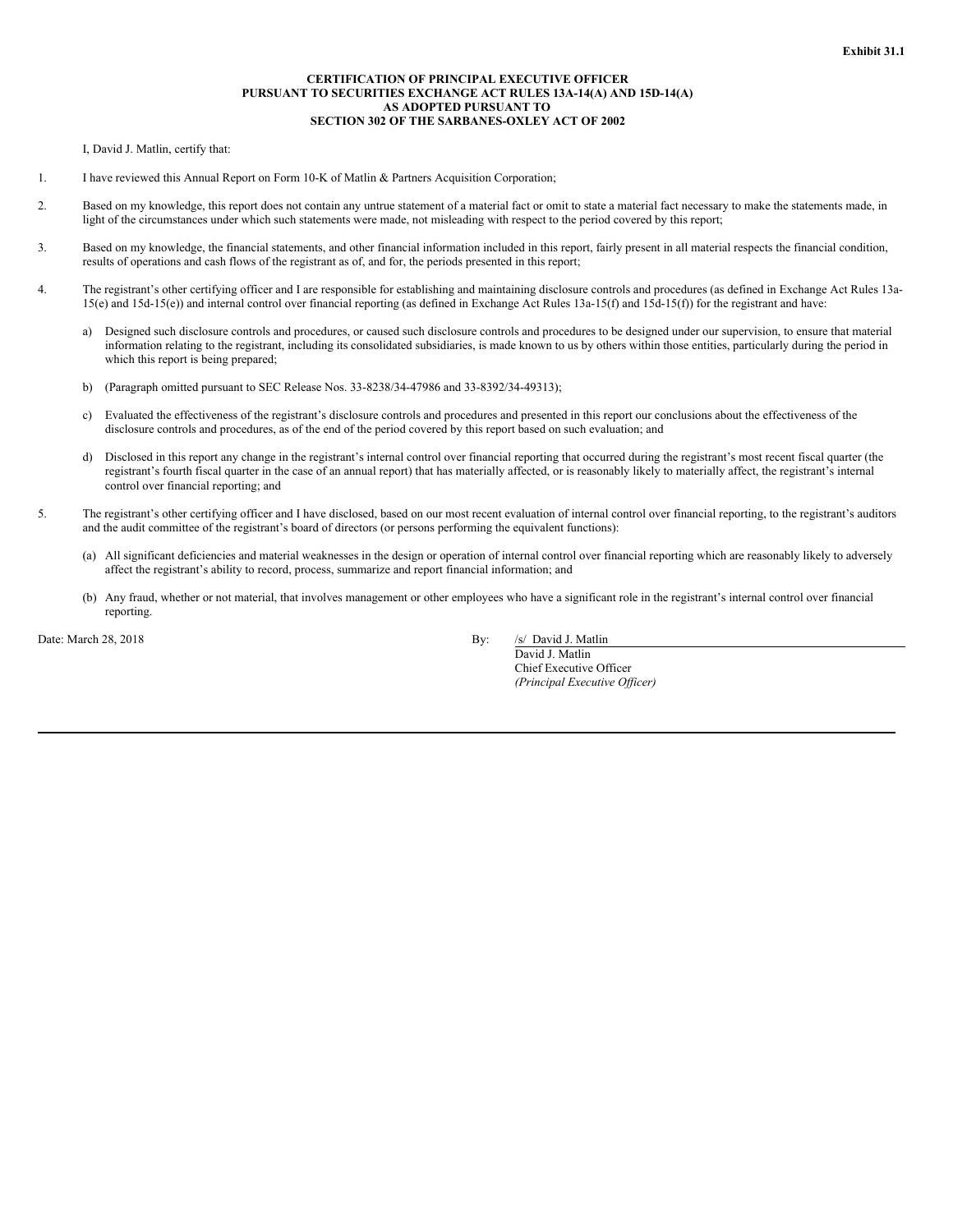**Exhibit 31.1**

**CERTIFICATION OF PRINCIPAL EXECUTIVE OFFICER**
**PURSUANT TO SECURITIES EXCHANGE ACT RULES 13A-14(A) AND 15D-14(A)**
**AS ADOPTED PURSUANT TO**
**SECTION 302 OF THE SARBANES-OXLEY ACT OF 2002**

I, David J. Matlin, certify that:

1. I have reviewed this Annual Report on Form 10-K of Matlin & Partners Acquisition Corporation;

2. Based on my knowledge, this report does not contain any untrue statement of a material fact or omit to state a material fact necessary to make the statements made, in light of the circumstances under which such statements were made, not misleading with respect to the period covered by this report;

3. Based on my knowledge, the financial statements, and other financial information included in this report, fairly present in all material respects the financial condition, results of operations and cash flows of the registrant as of, and for, the periods presented in this report;

4. The registrant's other certifying officer and I are responsible for establishing and maintaining disclosure controls and procedures (as defined in Exchange Act Rules 13a-15(e) and 15d-15(e)) and internal control over financial reporting (as defined in Exchange Act Rules 13a-15(f) and 15d-15(f)) for the registrant and have:

   a) Designed such disclosure controls and procedures, or caused such disclosure controls and procedures to be designed under our supervision, to ensure that material information relating to the registrant, including its consolidated subsidiaries, is made known to us by others within those entities, particularly during the period in which this report is being prepared;

   b) (Paragraph omitted pursuant to SEC Release Nos. 33-8238/34-47986 and 33-8392/34-49313);

   c) Evaluated the effectiveness of the registrant's disclosure controls and procedures and presented in this report our conclusions about the effectiveness of the disclosure controls and procedures, as of the end of the period covered by this report based on such evaluation; and

   d) Disclosed in this report any change in the registrant's internal control over financial reporting that occurred during the registrant's most recent fiscal quarter (the registrant's fourth fiscal quarter in the case of an annual report) that has materially affected, or is reasonably likely to materially affect, the registrant's internal control over financial reporting; and

5. The registrant's other certifying officer and I have disclosed, based on our most recent evaluation of internal control over financial reporting, to the registrant's auditors and the audit committee of the registrant's board of directors (or persons performing the equivalent functions):

   (a) All significant deficiencies and material weaknesses in the design or operation of internal control over financial reporting which are reasonably likely to adversely affect the registrant's ability to record, process, summarize and report financial information; and

   (b) Any fraud, whether or not material, that involves management or other employees who have a significant role in the registrant's internal control over financial reporting.

Date: March 28, 2018

By: /s/ David J. Matlin
David J. Matlin
Chief Executive Officer
*(Principal Executive Officer)*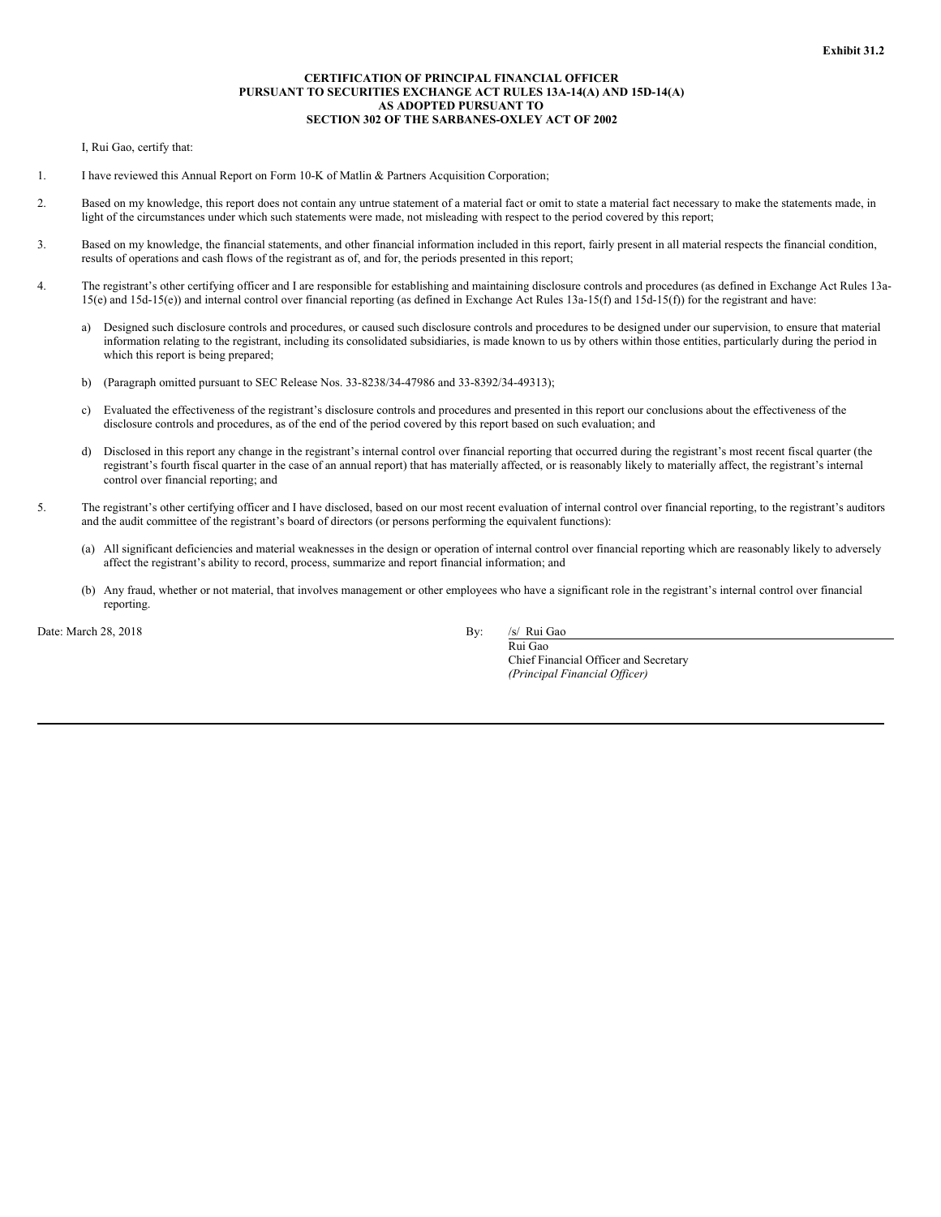Exhibit 31.2

**CERTIFICATION OF PRINCIPAL FINANCIAL OFFICER**
**PURSUANT TO SECURITIES EXCHANGE ACT RULES 13A-14(A) AND 15D-14(A)**
**AS ADOPTED PURSUANT TO**
**SECTION 302 OF THE SARBANES-OXLEY ACT OF 2002**

I, Rui Gao, certify that:

1. I have reviewed this Annual Report on Form 10-K of Matlin & Partners Acquisition Corporation;

2. Based on my knowledge, this report does not contain any untrue statement of a material fact or omit to state a material fact necessary to make the statements made, in light of the circumstances under which such statements were made, not misleading with respect to the period covered by this report;

3. Based on my knowledge, the financial statements, and other financial information included in this report, fairly present in all material respects the financial condition, results of operations and cash flows of the registrant as of, and for, the periods presented in this report;

4. The registrant's other certifying officer and I are responsible for establishing and maintaining disclosure controls and procedures (as defined in Exchange Act Rules 13a-15(e) and 15d-15(e)) and internal control over financial reporting (as defined in Exchange Act Rules 13a-15(f) and 15d-15(f)) for the registrant and have:

   a) Designed such disclosure controls and procedures, or caused such disclosure controls and procedures to be designed under our supervision, to ensure that material information relating to the registrant, including its consolidated subsidiaries, is made known to us by others within those entities, particularly during the period in which this report is being prepared;

   b) (Paragraph omitted pursuant to SEC Release Nos. 33-8238/34-47986 and 33-8392/34-49313);

   c) Evaluated the effectiveness of the registrant's disclosure controls and procedures and presented in this report our conclusions about the effectiveness of the disclosure controls and procedures, as of the end of the period covered by this report based on such evaluation; and

   d) Disclosed in this report any change in the registrant's internal control over financial reporting that occurred during the registrant's most recent fiscal quarter (the registrant's fourth fiscal quarter in the case of an annual report) that has materially affected, or is reasonably likely to materially affect, the registrant's internal control over financial reporting; and

5. The registrant's other certifying officer and I have disclosed, based on our most recent evaluation of internal control over financial reporting, to the registrant's auditors and the audit committee of the registrant's board of directors (or persons performing the equivalent functions):

   (a) All significant deficiencies and material weaknesses in the design or operation of internal control over financial reporting which are reasonably likely to adversely affect the registrant's ability to record, process, summarize and report financial information; and

   (b) Any fraud, whether or not material, that involves management or other employees who have a significant role in the registrant's internal control over financial reporting.

Date: March 28, 2018

By: /s/ Rui Gao
Rui Gao
Chief Financial Officer and Secretary
*(Principal Financial Officer)*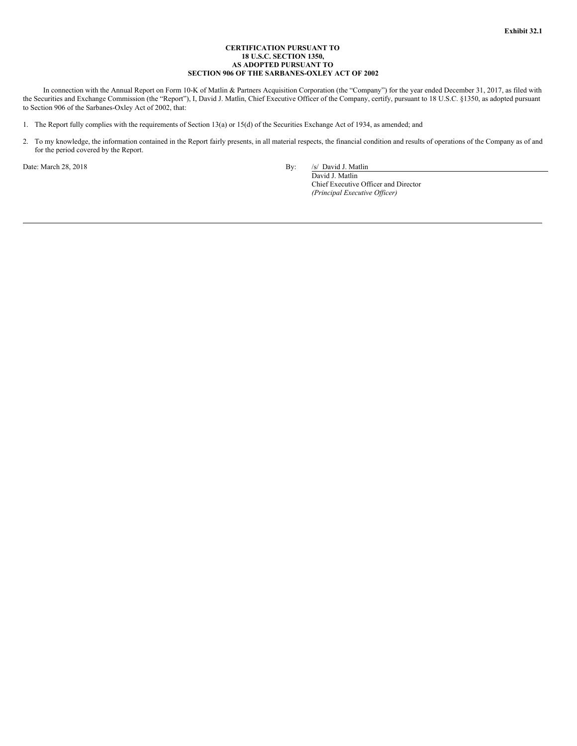**Exhibit 32.1**

**CERTIFICATION PURSUANT TO
18 U.S.C. SECTION 1350,
AS ADOPTED PURSUANT TO
SECTION 906 OF THE SARBANES-OXLEY ACT OF 2002**

In connection with the Annual Report on Form 10-K of Matlin & Partners Acquisition Corporation (the "Company") for the year ended December 31, 2017, as filed with the Securities and Exchange Commission (the "Report"), I, David J. Matlin, Chief Executive Officer of the Company, certify, pursuant to 18 U.S.C. §1350, as adopted pursuant to Section 906 of the Sarbanes-Oxley Act of 2002, that:

1. The Report fully complies with the requirements of Section 13(a) or 15(d) of the Securities Exchange Act of 1934, as amended; and

2. To my knowledge, the information contained in the Report fairly presents, in all material respects, the financial condition and results of operations of the Company as of and for the period covered by the Report.

Date: March 28, 2018

By: /s/ David J. Matlin
David J. Matlin
Chief Executive Officer and Director
*(Principal Executive Officer)*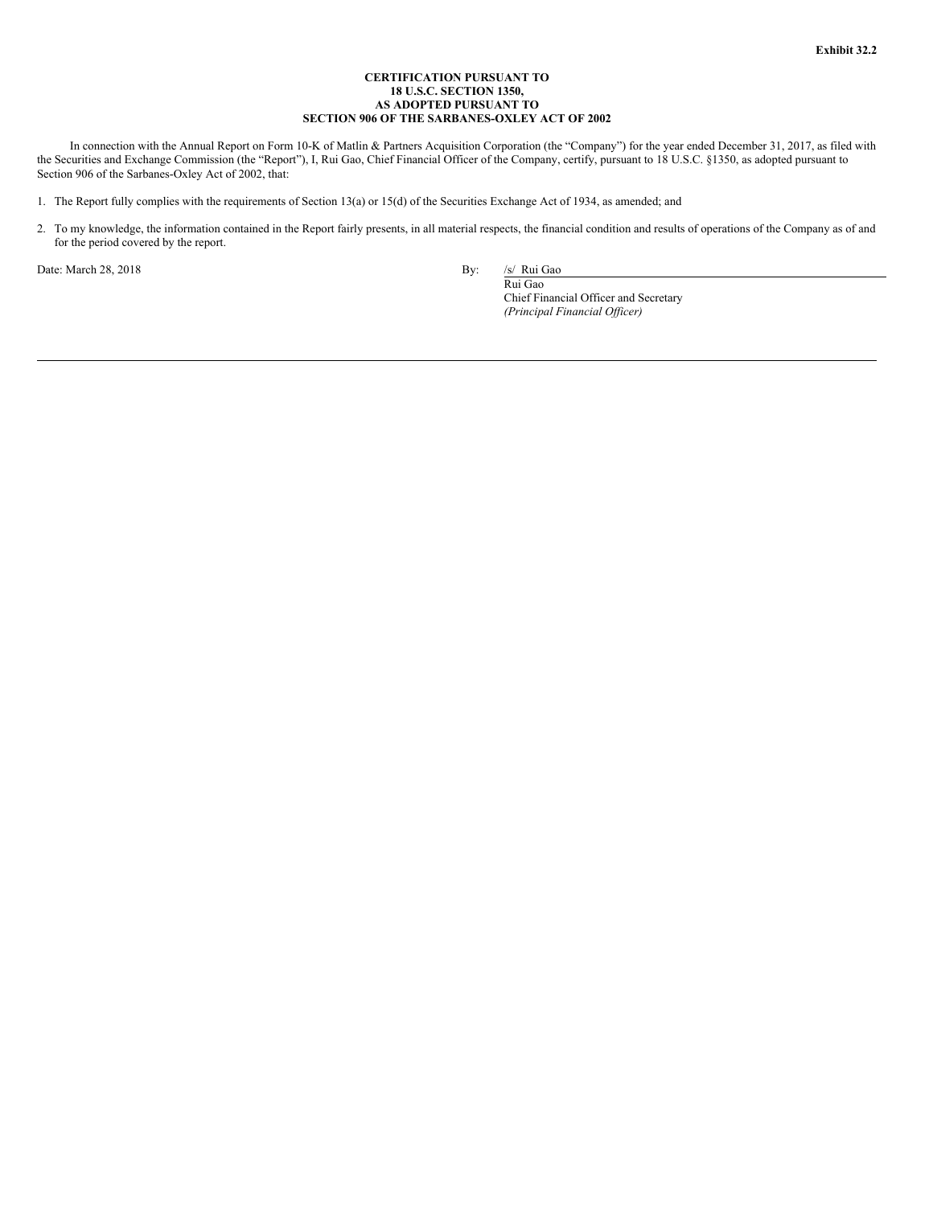**Exhibit 32.2**

**CERTIFICATION PURSUANT TO**
**18 U.S.C. SECTION 1350,**
**AS ADOPTED PURSUANT TO**
**SECTION 906 OF THE SARBANES-OXLEY ACT OF 2002**

In connection with the Annual Report on Form 10-K of Matlin & Partners Acquisition Corporation (the "Company") for the year ended December 31, 2017, as filed with the Securities and Exchange Commission (the "Report"), I, Rui Gao, Chief Financial Officer of the Company, certify, pursuant to 18 U.S.C. §1350, as adopted pursuant to Section 906 of the Sarbanes-Oxley Act of 2002, that:

1. The Report fully complies with the requirements of Section 13(a) or 15(d) of the Securities Exchange Act of 1934, as amended; and

2. To my knowledge, the information contained in the Report fairly presents, in all material respects, the financial condition and results of operations of the Company as of and for the period covered by the report.

Date: March 28, 2018

By: /s/ Rui Gao
Rui Gao
Chief Financial Officer and Secretary
*(Principal Financial Officer)*